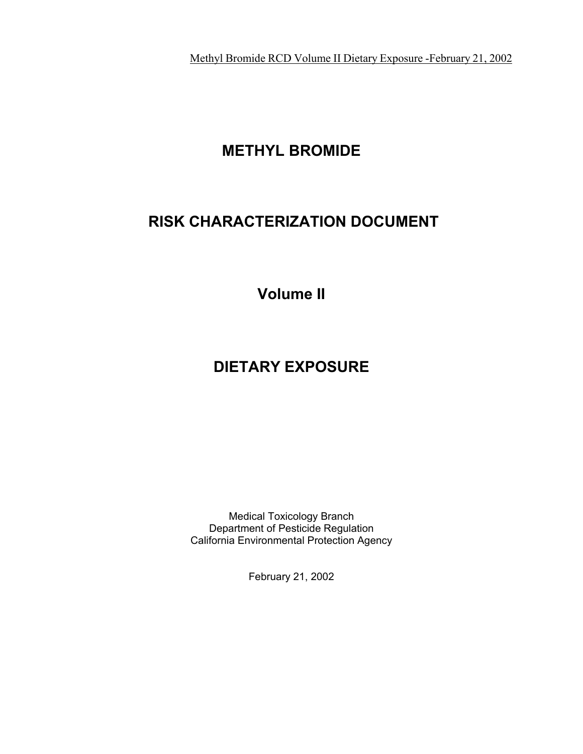# METHYL BROMIDE

# RISK CHARACTERIZATION DOCUMENT

# Volume II

# DIETARY EXPOSURE

Medical Toxicology Branch
Department of Pesticide Regulation
California Environmental Protection Agency

February 21, 2002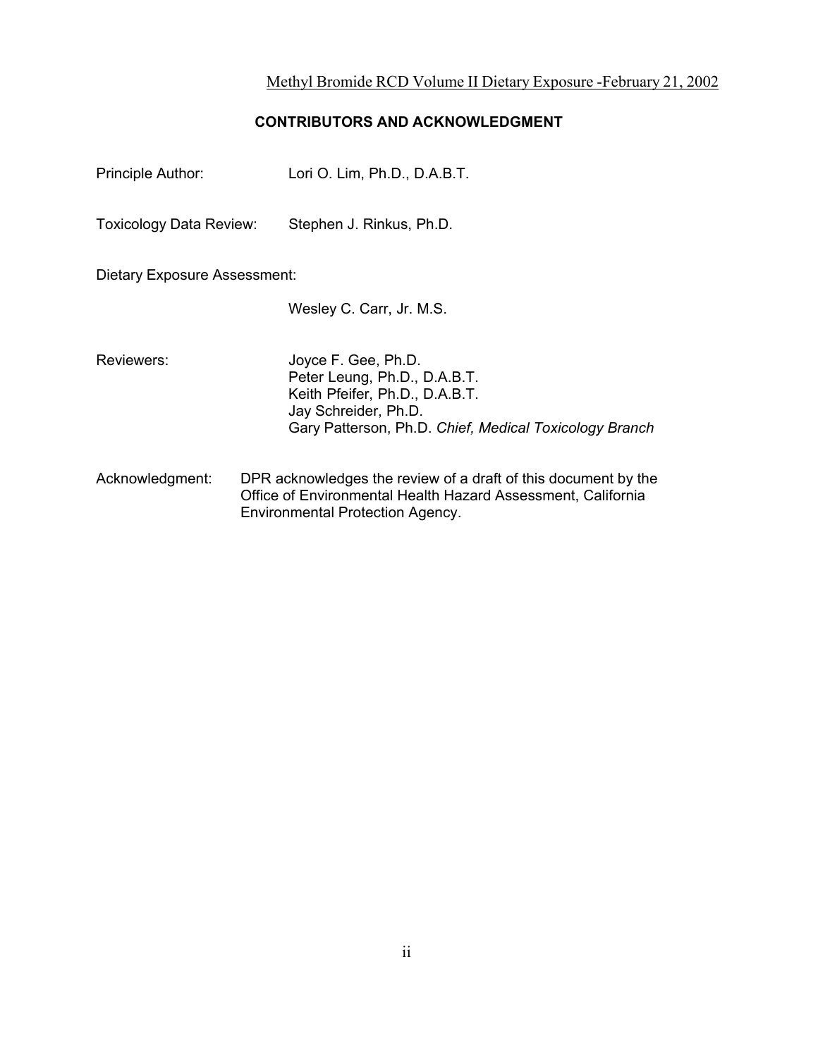## CONTRIBUTORS AND ACKNOWLEDGMENT

Principle Author: Lori O. Lim, Ph.D., D.A.B.T.

Toxicology Data Review: Stephen J. Rinkus, Ph.D.

Dietary Exposure Assessment:

Wesley C. Carr, Jr. M.S.

Reviewers:

Joyce F. Gee, Ph.D.
Peter Leung, Ph.D., D.A.B.T.
Keith Pfeifer, Ph.D., D.A.B.T.
Jay Schreider, Ph.D.
Gary Patterson, Ph.D. *Chief, Medical Toxicology Branch*

Acknowledgment: DPR acknowledges the review of a draft of this document by the Office of Environmental Health Hazard Assessment, California Environmental Protection Agency.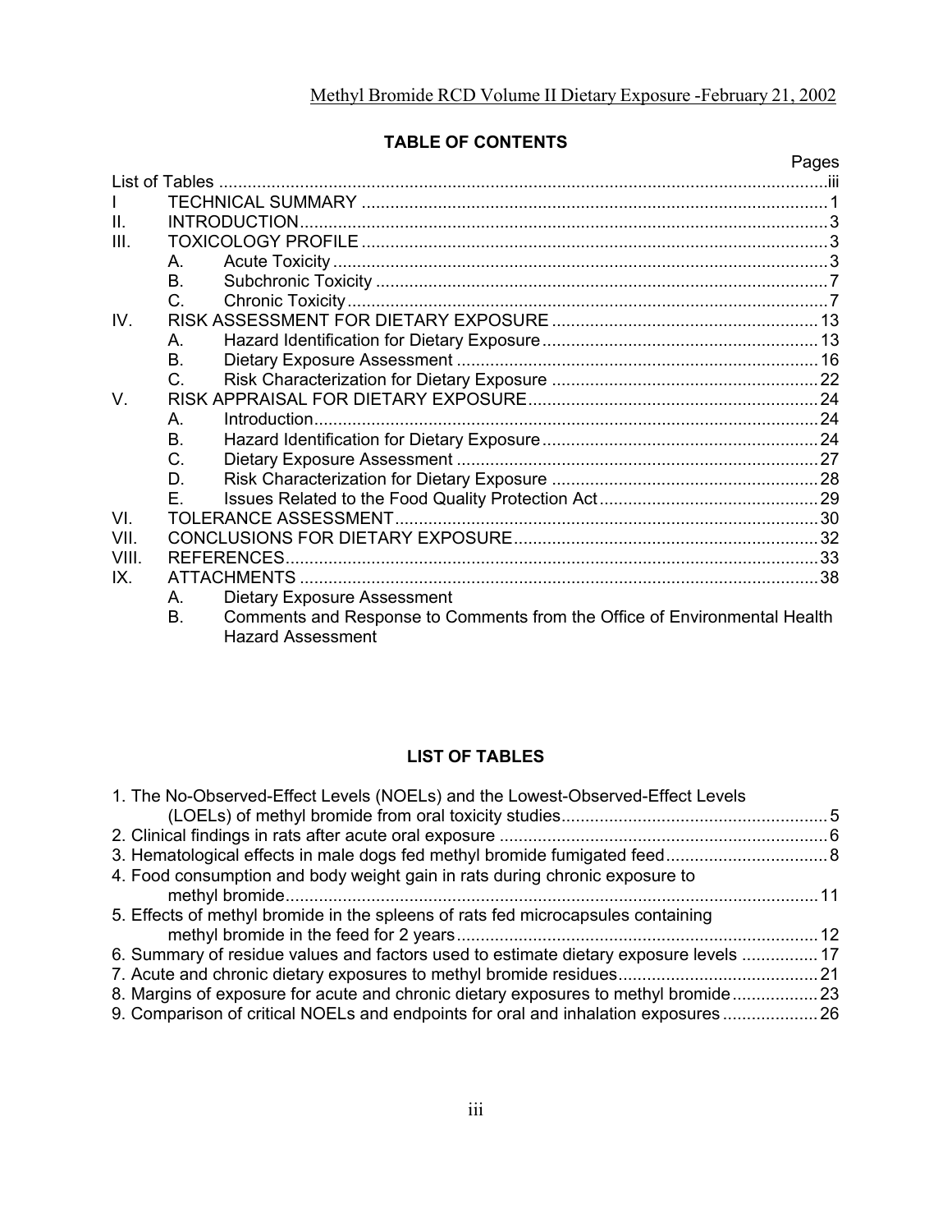## TABLE OF CONTENTS

| | | Pages |
|---|---|---|
| List of Tables | | iii |
| I | TECHNICAL SUMMARY | 1 |
| II. | INTRODUCTION | 3 |
| III. | TOXICOLOGY PROFILE | 3 |
| | A. Acute Toxicity | 3 |
| | B. Subchronic Toxicity | 7 |
| | C. Chronic Toxicity | 7 |
| IV. | RISK ASSESSMENT FOR DIETARY EXPOSURE | 13 |
| | A. Hazard Identification for Dietary Exposure | 13 |
| | B. Dietary Exposure Assessment | 16 |
| | C. Risk Characterization for Dietary Exposure | 22 |
| V. | RISK APPRAISAL FOR DIETARY EXPOSURE | 24 |
| | A. Introduction | 24 |
| | B. Hazard Identification for Dietary Exposure | 24 |
| | C. Dietary Exposure Assessment | 27 |
| | D. Risk Characterization for Dietary Exposure | 28 |
| | E. Issues Related to the Food Quality Protection Act | 29 |
| VI. | TOLERANCE ASSESSMENT | 30 |
| VII. | CONCLUSIONS FOR DIETARY EXPOSURE | 32 |
| VIII. | REFERENCES | 33 |
| IX. | ATTACHMENTS | 38 |
| | A. Dietary Exposure Assessment | |
| | B. Comments and Response to Comments from the Office of Environmental Health Hazard Assessment | |

## LIST OF TABLES

| | |
|---|---|
| 1. The No-Observed-Effect Levels (NOELs) and the Lowest-Observed-Effect Levels (LOELs) of methyl bromide from oral toxicity studies | 5 |
| 2. Clinical findings in rats after acute oral exposure | 6 |
| 3. Hematological effects in male dogs fed methyl bromide fumigated feed | 8 |
| 4. Food consumption and body weight gain in rats during chronic exposure to methyl bromide | 11 |
| 5. Effects of methyl bromide in the spleens of rats fed microcapsules containing methyl bromide in the feed for 2 years | 12 |
| 6. Summary of residue values and factors used to estimate dietary exposure levels | 17 |
| 7. Acute and chronic dietary exposures to methyl bromide residues | 21 |
| 8. Margins of exposure for acute and chronic dietary exposures to methyl bromide | 23 |
| 9. Comparison of critical NOELs and endpoints for oral and inhalation exposures | 26 |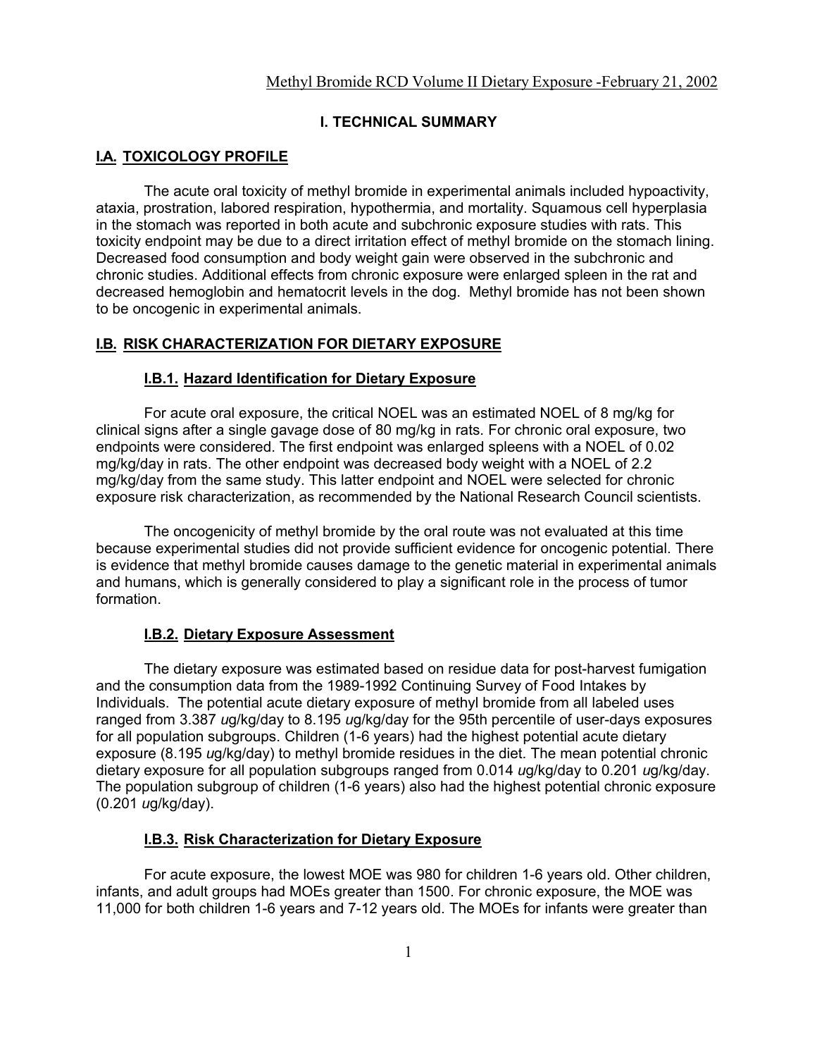# I. TECHNICAL SUMMARY

## I.A. TOXICOLOGY PROFILE

The acute oral toxicity of methyl bromide in experimental animals included hypoactivity, ataxia, prostration, labored respiration, hypothermia, and mortality. Squamous cell hyperplasia in the stomach was reported in both acute and subchronic exposure studies with rats. This toxicity endpoint may be due to a direct irritation effect of methyl bromide on the stomach lining. Decreased food consumption and body weight gain were observed in the subchronic and chronic studies. Additional effects from chronic exposure were enlarged spleen in the rat and decreased hemoglobin and hematocrit levels in the dog. Methyl bromide has not been shown to be oncogenic in experimental animals.

## I.B. RISK CHARACTERIZATION FOR DIETARY EXPOSURE

### I.B.1. Hazard Identification for Dietary Exposure

For acute oral exposure, the critical NOEL was an estimated NOEL of 8 mg/kg for clinical signs after a single gavage dose of 80 mg/kg in rats. For chronic oral exposure, two endpoints were considered. The first endpoint was enlarged spleens with a NOEL of 0.02 mg/kg/day in rats. The other endpoint was decreased body weight with a NOEL of 2.2 mg/kg/day from the same study. This latter endpoint and NOEL were selected for chronic exposure risk characterization, as recommended by the National Research Council scientists.

The oncogenicity of methyl bromide by the oral route was not evaluated at this time because experimental studies did not provide sufficient evidence for oncogenic potential. There is evidence that methyl bromide causes damage to the genetic material in experimental animals and humans, which is generally considered to play a significant role in the process of tumor formation.

### I.B.2. Dietary Exposure Assessment

The dietary exposure was estimated based on residue data for post-harvest fumigation and the consumption data from the 1989-1992 Continuing Survey of Food Intakes by Individuals. The potential acute dietary exposure of methyl bromide from all labeled uses ranged from 3.387 *u*g/kg/day to 8.195 *u*g/kg/day for the 95th percentile of user-days exposures for all population subgroups. Children (1-6 years) had the highest potential acute dietary exposure (8.195 *u*g/kg/day) to methyl bromide residues in the diet. The mean potential chronic dietary exposure for all population subgroups ranged from 0.014 *u*g/kg/day to 0.201 *u*g/kg/day. The population subgroup of children (1-6 years) also had the highest potential chronic exposure (0.201 *u*g/kg/day).

### I.B.3. Risk Characterization for Dietary Exposure

For acute exposure, the lowest MOE was 980 for children 1-6 years old. Other children, infants, and adult groups had MOEs greater than 1500. For chronic exposure, the MOE was 11,000 for both children 1-6 years and 7-12 years old. The MOEs for infants were greater than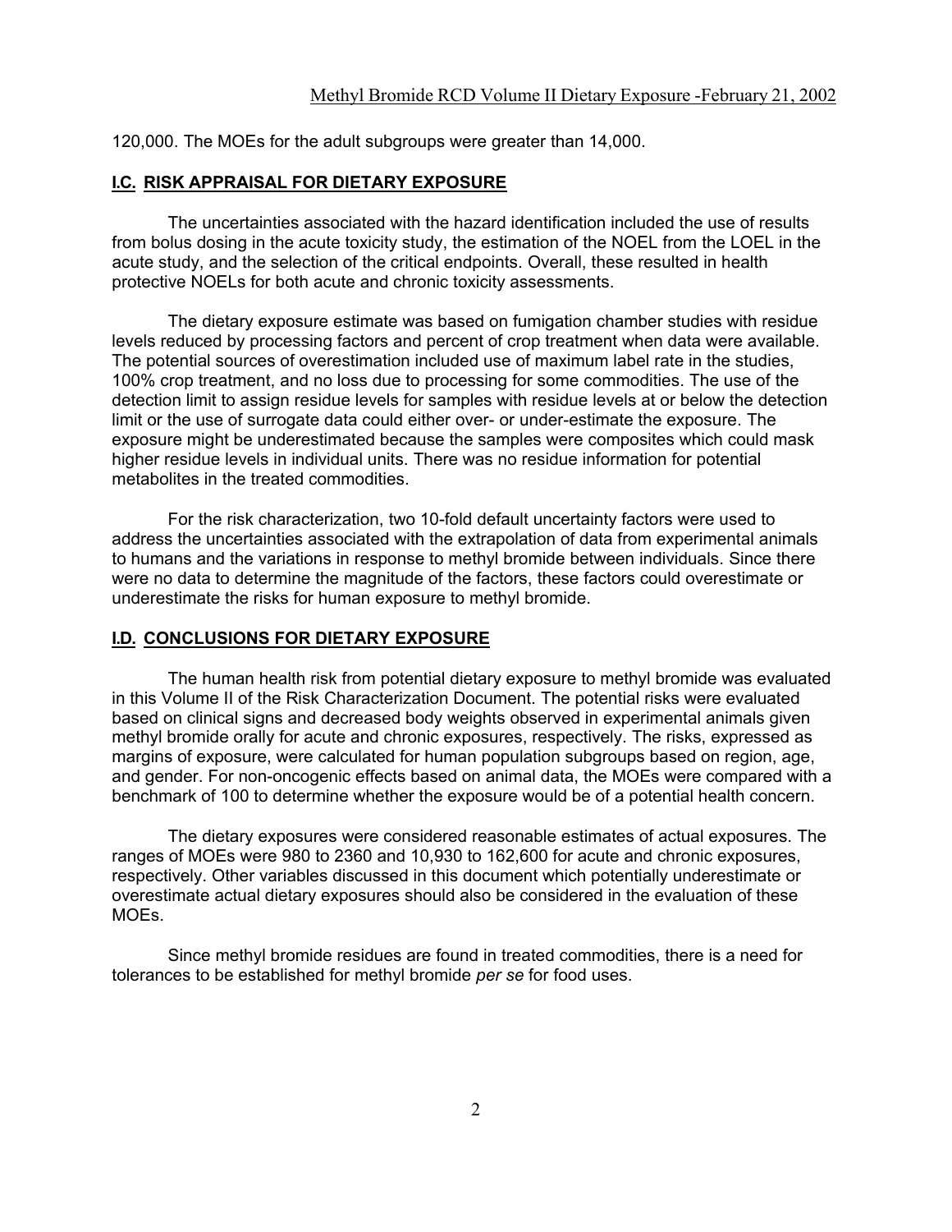120,000. The MOEs for the adult subgroups were greater than 14,000.

## I.C. RISK APPRAISAL FOR DIETARY EXPOSURE

The uncertainties associated with the hazard identification included the use of results from bolus dosing in the acute toxicity study, the estimation of the NOEL from the LOEL in the acute study, and the selection of the critical endpoints. Overall, these resulted in health protective NOELs for both acute and chronic toxicity assessments.

The dietary exposure estimate was based on fumigation chamber studies with residue levels reduced by processing factors and percent of crop treatment when data were available. The potential sources of overestimation included use of maximum label rate in the studies, 100% crop treatment, and no loss due to processing for some commodities. The use of the detection limit to assign residue levels for samples with residue levels at or below the detection limit or the use of surrogate data could either over- or under-estimate the exposure. The exposure might be underestimated because the samples were composites which could mask higher residue levels in individual units. There was no residue information for potential metabolites in the treated commodities.

For the risk characterization, two 10-fold default uncertainty factors were used to address the uncertainties associated with the extrapolation of data from experimental animals to humans and the variations in response to methyl bromide between individuals. Since there were no data to determine the magnitude of the factors, these factors could overestimate or underestimate the risks for human exposure to methyl bromide.

## I.D. CONCLUSIONS FOR DIETARY EXPOSURE

The human health risk from potential dietary exposure to methyl bromide was evaluated in this Volume II of the Risk Characterization Document. The potential risks were evaluated based on clinical signs and decreased body weights observed in experimental animals given methyl bromide orally for acute and chronic exposures, respectively. The risks, expressed as margins of exposure, were calculated for human population subgroups based on region, age, and gender. For non-oncogenic effects based on animal data, the MOEs were compared with a benchmark of 100 to determine whether the exposure would be of a potential health concern.

The dietary exposures were considered reasonable estimates of actual exposures. The ranges of MOEs were 980 to 2360 and 10,930 to 162,600 for acute and chronic exposures, respectively. Other variables discussed in this document which potentially underestimate or overestimate actual dietary exposures should also be considered in the evaluation of these MOEs.

Since methyl bromide residues are found in treated commodities, there is a need for tolerances to be established for methyl bromide *per se* for food uses.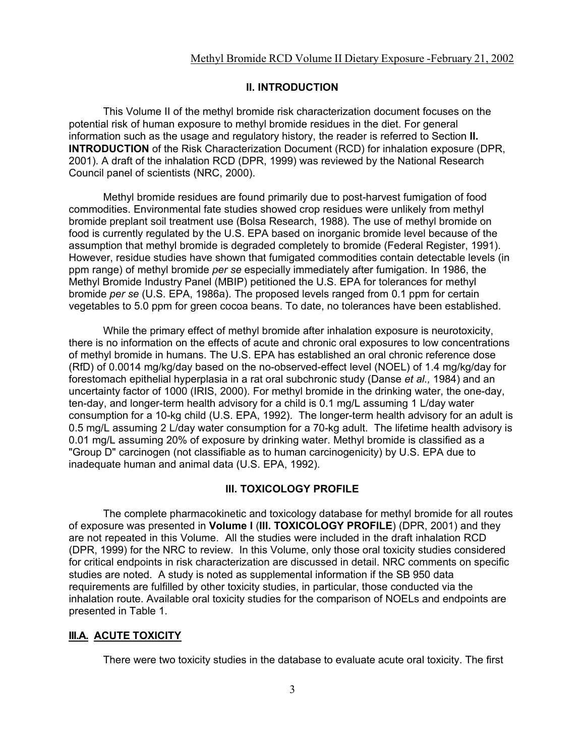## II. INTRODUCTION

This Volume II of the methyl bromide risk characterization document focuses on the potential risk of human exposure to methyl bromide residues in the diet. For general information such as the usage and regulatory history, the reader is referred to Section **II. INTRODUCTION** of the Risk Characterization Document (RCD) for inhalation exposure (DPR, 2001). A draft of the inhalation RCD (DPR, 1999) was reviewed by the National Research Council panel of scientists (NRC, 2000).

Methyl bromide residues are found primarily due to post-harvest fumigation of food commodities. Environmental fate studies showed crop residues were unlikely from methyl bromide preplant soil treatment use (Bolsa Research, 1988). The use of methyl bromide on food is currently regulated by the U.S. EPA based on inorganic bromide level because of the assumption that methyl bromide is degraded completely to bromide (Federal Register, 1991). However, residue studies have shown that fumigated commodities contain detectable levels (in ppm range) of methyl bromide *per se* especially immediately after fumigation. In 1986, the Methyl Bromide Industry Panel (MBIP) petitioned the U.S. EPA for tolerances for methyl bromide *per se* (U.S. EPA, 1986a). The proposed levels ranged from 0.1 ppm for certain vegetables to 5.0 ppm for green cocoa beans. To date, no tolerances have been established.

While the primary effect of methyl bromide after inhalation exposure is neurotoxicity, there is no information on the effects of acute and chronic oral exposures to low concentrations of methyl bromide in humans. The U.S. EPA has established an oral chronic reference dose (RfD) of 0.0014 mg/kg/day based on the no-observed-effect level (NOEL) of 1.4 mg/kg/day for forestomach epithelial hyperplasia in a rat oral subchronic study (Danse *et al.,* 1984) and an uncertainty factor of 1000 (IRIS, 2000). For methyl bromide in the drinking water, the one-day, ten-day, and longer-term health advisory for a child is 0.1 mg/L assuming 1 L/day water consumption for a 10-kg child (U.S. EPA, 1992). The longer-term health advisory for an adult is 0.5 mg/L assuming 2 L/day water consumption for a 70-kg adult. The lifetime health advisory is 0.01 mg/L assuming 20% of exposure by drinking water. Methyl bromide is classified as a "Group D" carcinogen (not classifiable as to human carcinogenicity) by U.S. EPA due to inadequate human and animal data (U.S. EPA, 1992).

## III. TOXICOLOGY PROFILE

The complete pharmacokinetic and toxicology database for methyl bromide for all routes of exposure was presented in **Volume I** (**III. TOXICOLOGY PROFILE**) (DPR, 2001) and they are not repeated in this Volume. All the studies were included in the draft inhalation RCD (DPR, 1999) for the NRC to review. In this Volume, only those oral toxicity studies considered for critical endpoints in risk characterization are discussed in detail. NRC comments on specific studies are noted. A study is noted as supplemental information if the SB 950 data requirements are fulfilled by other toxicity studies, in particular, those conducted via the inhalation route. Available oral toxicity studies for the comparison of NOELs and endpoints are presented in Table 1.

### III.A. ACUTE TOXICITY

There were two toxicity studies in the database to evaluate acute oral toxicity. The first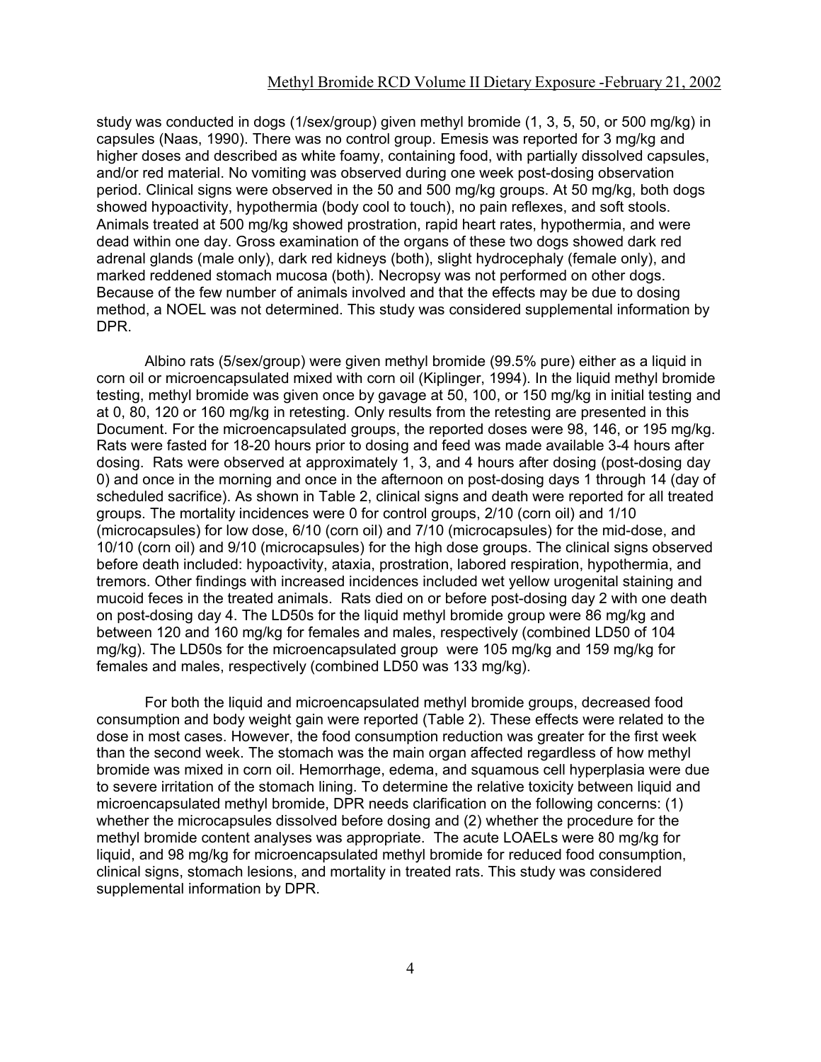study was conducted in dogs (1/sex/group) given methyl bromide (1, 3, 5, 50, or 500 mg/kg) in capsules (Naas, 1990). There was no control group. Emesis was reported for 3 mg/kg and higher doses and described as white foamy, containing food, with partially dissolved capsules, and/or red material. No vomiting was observed during one week post-dosing observation period. Clinical signs were observed in the 50 and 500 mg/kg groups. At 50 mg/kg, both dogs showed hypoactivity, hypothermia (body cool to touch), no pain reflexes, and soft stools. Animals treated at 500 mg/kg showed prostration, rapid heart rates, hypothermia, and were dead within one day. Gross examination of the organs of these two dogs showed dark red adrenal glands (male only), dark red kidneys (both), slight hydrocephaly (female only), and marked reddened stomach mucosa (both). Necropsy was not performed on other dogs. Because of the few number of animals involved and that the effects may be due to dosing method, a NOEL was not determined. This study was considered supplemental information by DPR.

Albino rats (5/sex/group) were given methyl bromide (99.5% pure) either as a liquid in corn oil or microencapsulated mixed with corn oil (Kiplinger, 1994). In the liquid methyl bromide testing, methyl bromide was given once by gavage at 50, 100, or 150 mg/kg in initial testing and at 0, 80, 120 or 160 mg/kg in retesting. Only results from the retesting are presented in this Document. For the microencapsulated groups, the reported doses were 98, 146, or 195 mg/kg. Rats were fasted for 18-20 hours prior to dosing and feed was made available 3-4 hours after dosing. Rats were observed at approximately 1, 3, and 4 hours after dosing (post-dosing day 0) and once in the morning and once in the afternoon on post-dosing days 1 through 14 (day of scheduled sacrifice). As shown in Table 2, clinical signs and death were reported for all treated groups. The mortality incidences were 0 for control groups, 2/10 (corn oil) and 1/10 (microcapsules) for low dose, 6/10 (corn oil) and 7/10 (microcapsules) for the mid-dose, and 10/10 (corn oil) and 9/10 (microcapsules) for the high dose groups. The clinical signs observed before death included: hypoactivity, ataxia, prostration, labored respiration, hypothermia, and tremors. Other findings with increased incidences included wet yellow urogenital staining and mucoid feces in the treated animals. Rats died on or before post-dosing day 2 with one death on post-dosing day 4. The LD50s for the liquid methyl bromide group were 86 mg/kg and between 120 and 160 mg/kg for females and males, respectively (combined LD50 of 104 mg/kg). The LD50s for the microencapsulated group were 105 mg/kg and 159 mg/kg for females and males, respectively (combined LD50 was 133 mg/kg).

For both the liquid and microencapsulated methyl bromide groups, decreased food consumption and body weight gain were reported (Table 2). These effects were related to the dose in most cases. However, the food consumption reduction was greater for the first week than the second week. The stomach was the main organ affected regardless of how methyl bromide was mixed in corn oil. Hemorrhage, edema, and squamous cell hyperplasia were due to severe irritation of the stomach lining. To determine the relative toxicity between liquid and microencapsulated methyl bromide, DPR needs clarification on the following concerns: (1) whether the microcapsules dissolved before dosing and (2) whether the procedure for the methyl bromide content analyses was appropriate. The acute LOAELs were 80 mg/kg for liquid, and 98 mg/kg for microencapsulated methyl bromide for reduced food consumption, clinical signs, stomach lesions, and mortality in treated rats. This study was considered supplemental information by DPR.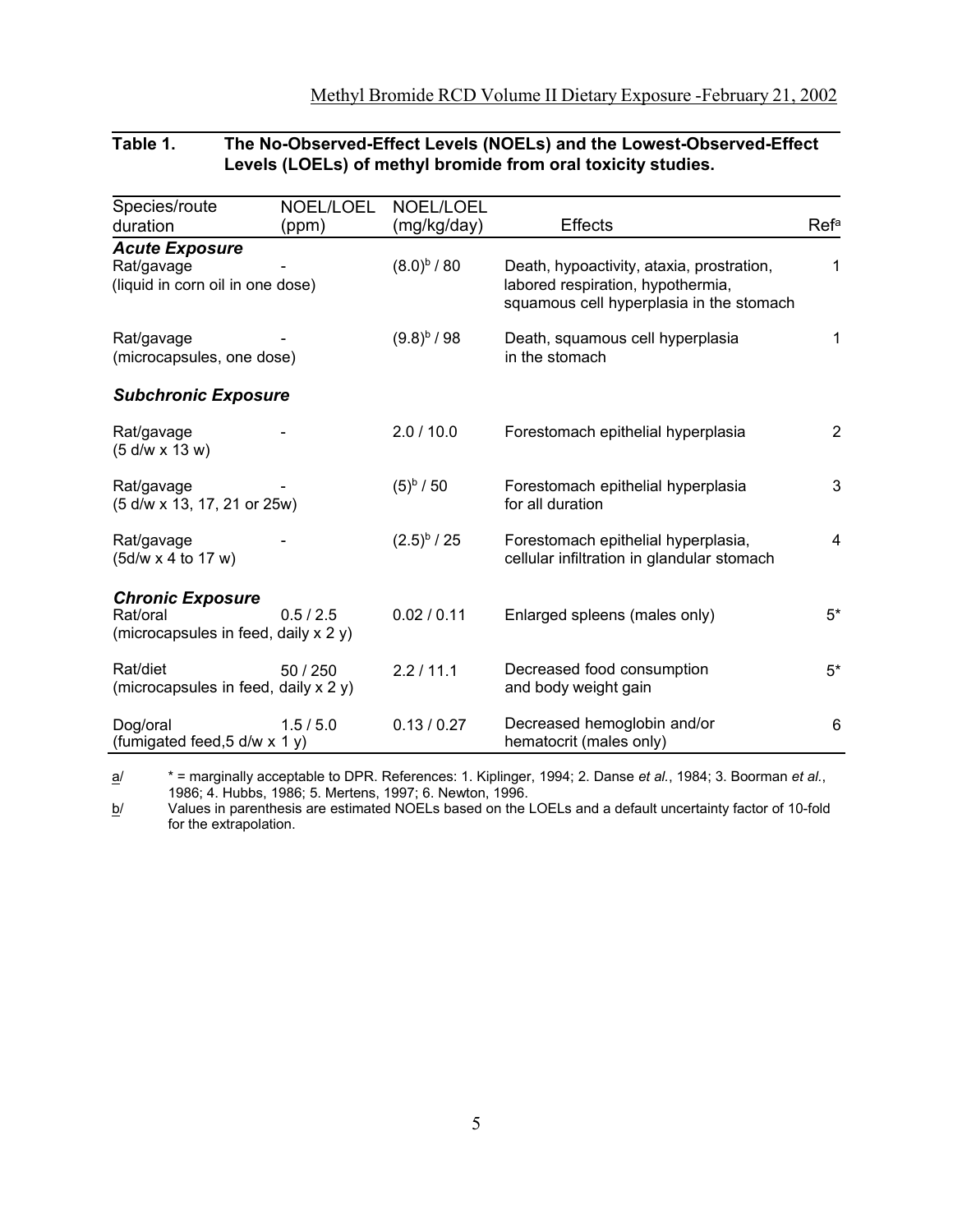**Table 1. The No-Observed-Effect Levels (NOELs) and the Lowest-Observed-Effect Levels (LOELs) of methyl bromide from oral toxicity studies.**

| Species/route duration | NOEL/LOEL (ppm) | NOEL/LOEL (mg/kg/day) | Effects | Ref[a] |
|---|---|---|---|---|
| ***Acute Exposure*** | | | | |
| Rat/gavage (liquid in corn oil in one dose) | - | (8.0)[b] / 80 | Death, hypoactivity, ataxia, prostration, labored respiration, hypothermia, squamous cell hyperplasia in the stomach | 1 |
| Rat/gavage (microcapsules, one dose) | - | (9.8)[b] / 98 | Death, squamous cell hyperplasia in the stomach | 1 |
| ***Subchronic Exposure*** | | | | |
| Rat/gavage (5 d/w x 13 w) | - | 2.0 / 10.0 | Forestomach epithelial hyperplasia | 2 |
| Rat/gavage (5 d/w x 13, 17, 21 or 25w) | - | (5)[b] / 50 | Forestomach epithelial hyperplasia for all duration | 3 |
| Rat/gavage (5d/w x 4 to 17 w) | - | (2.5)[b] / 25 | Forestomach epithelial hyperplasia, cellular infiltration in glandular stomach | 4 |
| ***Chronic Exposure*** | | | | |
| Rat/oral (microcapsules in feed, daily x 2 y) | 0.5 / 2.5 | 0.02 / 0.11 | Enlarged spleens (males only) | 5* |
| Rat/diet (microcapsules in feed, daily x 2 y) | 50 / 250 | 2.2 / 11.1 | Decreased food consumption and body weight gain | 5* |
| Dog/oral (fumigated feed,5 d/w x 1 y) | 1.5 / 5.0 | 0.13 / 0.27 | Decreased hemoglobin and/or hematocrit (males only) | 6 |

a/ * = marginally acceptable to DPR. References: 1. Kiplinger, 1994; 2. Danse *et al.*, 1984; 3. Boorman *et al.*, 1986; 4. Hubbs, 1986; 5. Mertens, 1997; 6. Newton, 1996.

b/ Values in parenthesis are estimated NOELs based on the LOELs and a default uncertainty factor of 10-fold for the extrapolation.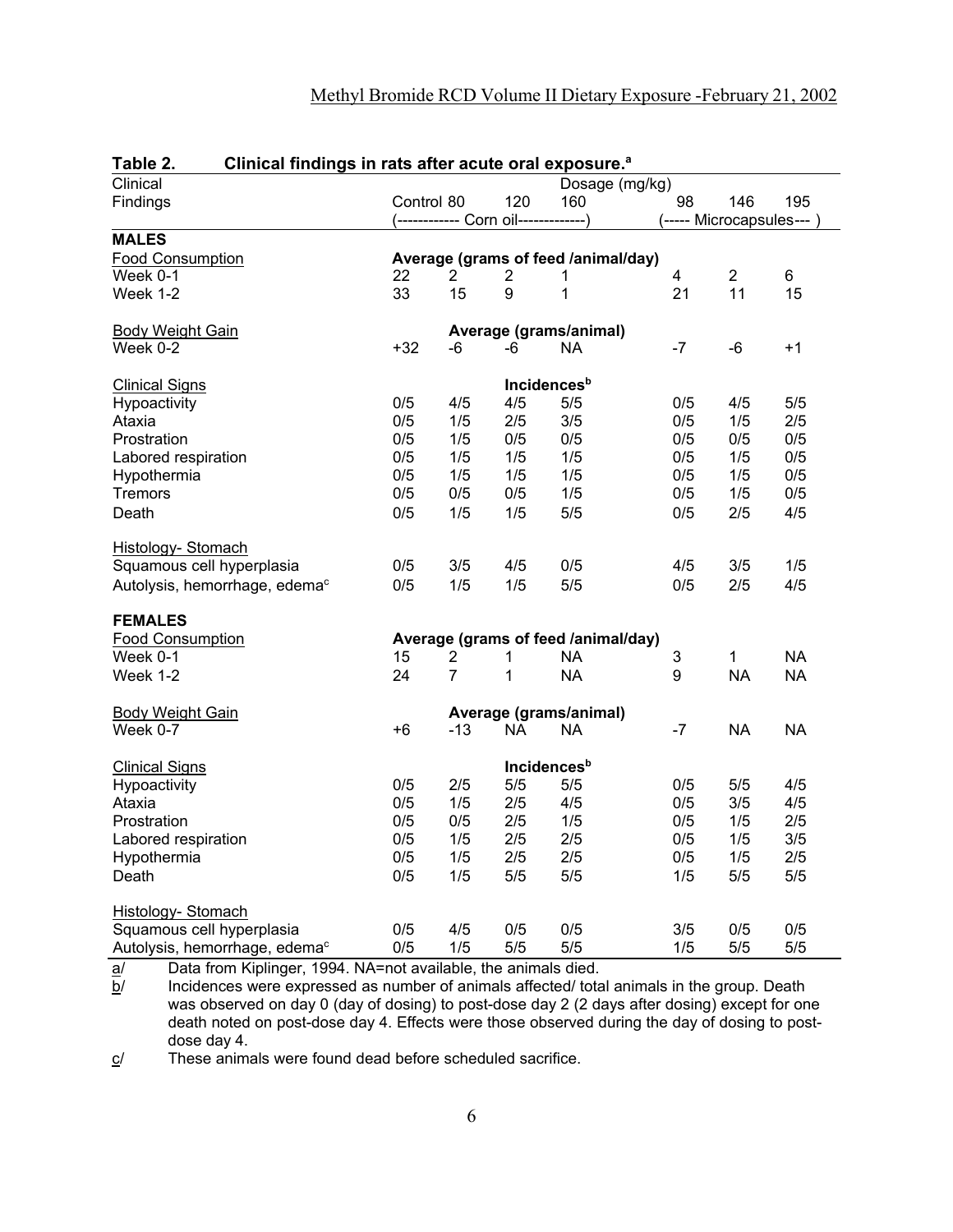**Table 2. Clinical findings in rats after acute oral exposure.[a]**

| Clinical Findings | Dosage (mg/kg) | | | | | | |
|---|---|---|---|---|---|---|---|
| | Control | 80 | 120 | 160 | 98 | 146 | 195 |
| | (------------ Corn oil-------------) | | | | (----- Microcapsules--- ) | | |
| **MALES** | | | | | | | |
| Food Consumption | Average (grams of feed /animal/day) | | | | | | |
| Week 0-1 | 22 | 2 | 2 | 1 | 4 | 2 | 6 |
| Week 1-2 | 33 | 15 | 9 | 1 | 21 | 11 | 15 |
| Body Weight Gain | Average (grams/animal) | | | | | | |
| Week 0-2 | +32 | -6 | -6 | NA | -7 | -6 | +1 |
| Clinical Signs | Incidences[b] | | | | | | |
| Hypoactivity | 0/5 | 4/5 | 4/5 | 5/5 | 0/5 | 4/5 | 5/5 |
| Ataxia | 0/5 | 1/5 | 2/5 | 3/5 | 0/5 | 1/5 | 2/5 |
| Prostration | 0/5 | 1/5 | 0/5 | 0/5 | 0/5 | 0/5 | 0/5 |
| Labored respiration | 0/5 | 1/5 | 1/5 | 1/5 | 0/5 | 1/5 | 0/5 |
| Hypothermia | 0/5 | 1/5 | 1/5 | 1/5 | 0/5 | 1/5 | 0/5 |
| Tremors | 0/5 | 0/5 | 0/5 | 1/5 | 0/5 | 1/5 | 0/5 |
| Death | 0/5 | 1/5 | 1/5 | 5/5 | 0/5 | 2/5 | 4/5 |
| Histology- Stomach | | | | | | | |
| Squamous cell hyperplasia | 0/5 | 3/5 | 4/5 | 0/5 | 4/5 | 3/5 | 1/5 |
| Autolysis, hemorrhage, edema[c] | 0/5 | 1/5 | 1/5 | 5/5 | 0/5 | 2/5 | 4/5 |
| **FEMALES** | | | | | | | |
| Food Consumption | Average (grams of feed /animal/day) | | | | | | |
| Week 0-1 | 15 | 2 | 1 | NA | 3 | 1 | NA |
| Week 1-2 | 24 | 7 | 1 | NA | 9 | NA | NA |
| Body Weight Gain | Average (grams/animal) | | | | | | |
| Week 0-7 | +6 | -13 | NA | NA | -7 | NA | NA |
| Clinical Signs | Incidences[b] | | | | | | |
| Hypoactivity | 0/5 | 2/5 | 5/5 | 5/5 | 0/5 | 5/5 | 4/5 |
| Ataxia | 0/5 | 1/5 | 2/5 | 4/5 | 0/5 | 3/5 | 4/5 |
| Prostration | 0/5 | 0/5 | 2/5 | 1/5 | 0/5 | 1/5 | 2/5 |
| Labored respiration | 0/5 | 1/5 | 2/5 | 2/5 | 0/5 | 1/5 | 3/5 |
| Hypothermia | 0/5 | 1/5 | 2/5 | 2/5 | 0/5 | 1/5 | 2/5 |
| Death | 0/5 | 1/5 | 5/5 | 5/5 | 1/5 | 5/5 | 5/5 |
| Histology- Stomach | | | | | | | |
| Squamous cell hyperplasia | 0/5 | 4/5 | 0/5 | 0/5 | 3/5 | 0/5 | 0/5 |
| Autolysis, hemorrhage, edema[c] | 0/5 | 1/5 | 5/5 | 5/5 | 1/5 | 5/5 | 5/5 |

a/ Data from Kiplinger, 1994. NA=not available, the animals died.

b/ Incidences were expressed as number of animals affected/ total animals in the group. Death was observed on day 0 (day of dosing) to post-dose day 2 (2 days after dosing) except for one death noted on post-dose day 4. Effects were those observed during the day of dosing to post-dose day 4.

c/ These animals were found dead before scheduled sacrifice.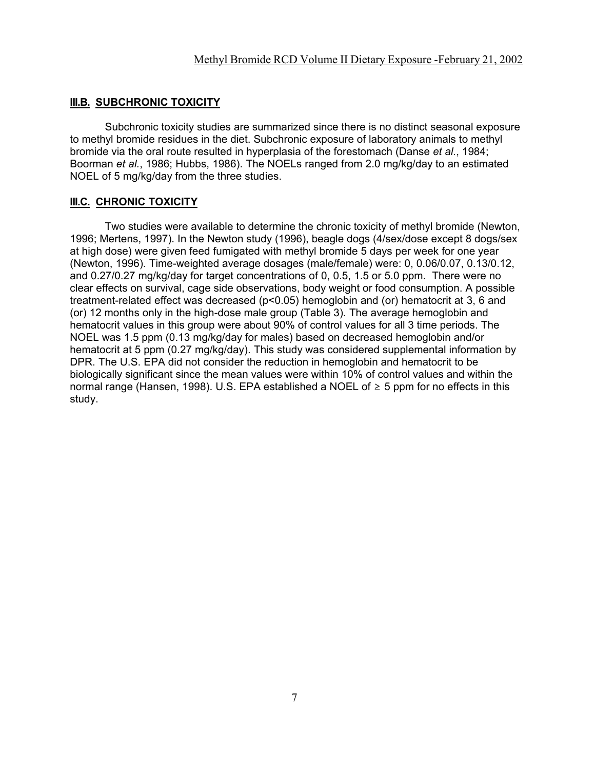### **III.B. SUBCHRONIC TOXICITY**

Subchronic toxicity studies are summarized since there is no distinct seasonal exposure to methyl bromide residues in the diet. Subchronic exposure of laboratory animals to methyl bromide via the oral route resulted in hyperplasia of the forestomach (Danse *et al.*, 1984; Boorman *et al.*, 1986; Hubbs, 1986). The NOELs ranged from 2.0 mg/kg/day to an estimated NOEL of 5 mg/kg/day from the three studies.

### **III.C. CHRONIC TOXICITY**

Two studies were available to determine the chronic toxicity of methyl bromide (Newton, 1996; Mertens, 1997). In the Newton study (1996), beagle dogs (4/sex/dose except 8 dogs/sex at high dose) were given feed fumigated with methyl bromide 5 days per week for one year (Newton, 1996). Time-weighted average dosages (male/female) were: 0, 0.06/0.07, 0.13/0.12, and 0.27/0.27 mg/kg/day for target concentrations of 0, 0.5, 1.5 or 5.0 ppm. There were no clear effects on survival, cage side observations, body weight or food consumption. A possible treatment-related effect was decreased ($p<0.05$) hemoglobin and (or) hematocrit at 3, 6 and (or) 12 months only in the high-dose male group (Table 3). The average hemoglobin and hematocrit values in this group were about 90% of control values for all 3 time periods. The NOEL was 1.5 ppm (0.13 mg/kg/day for males) based on decreased hemoglobin and/or hematocrit at 5 ppm (0.27 mg/kg/day). This study was considered supplemental information by DPR. The U.S. EPA did not consider the reduction in hemoglobin and hematocrit to be biologically significant since the mean values were within 10% of control values and within the normal range (Hansen, 1998). U.S. EPA established a NOEL of $\geq$ 5 ppm for no effects in this study.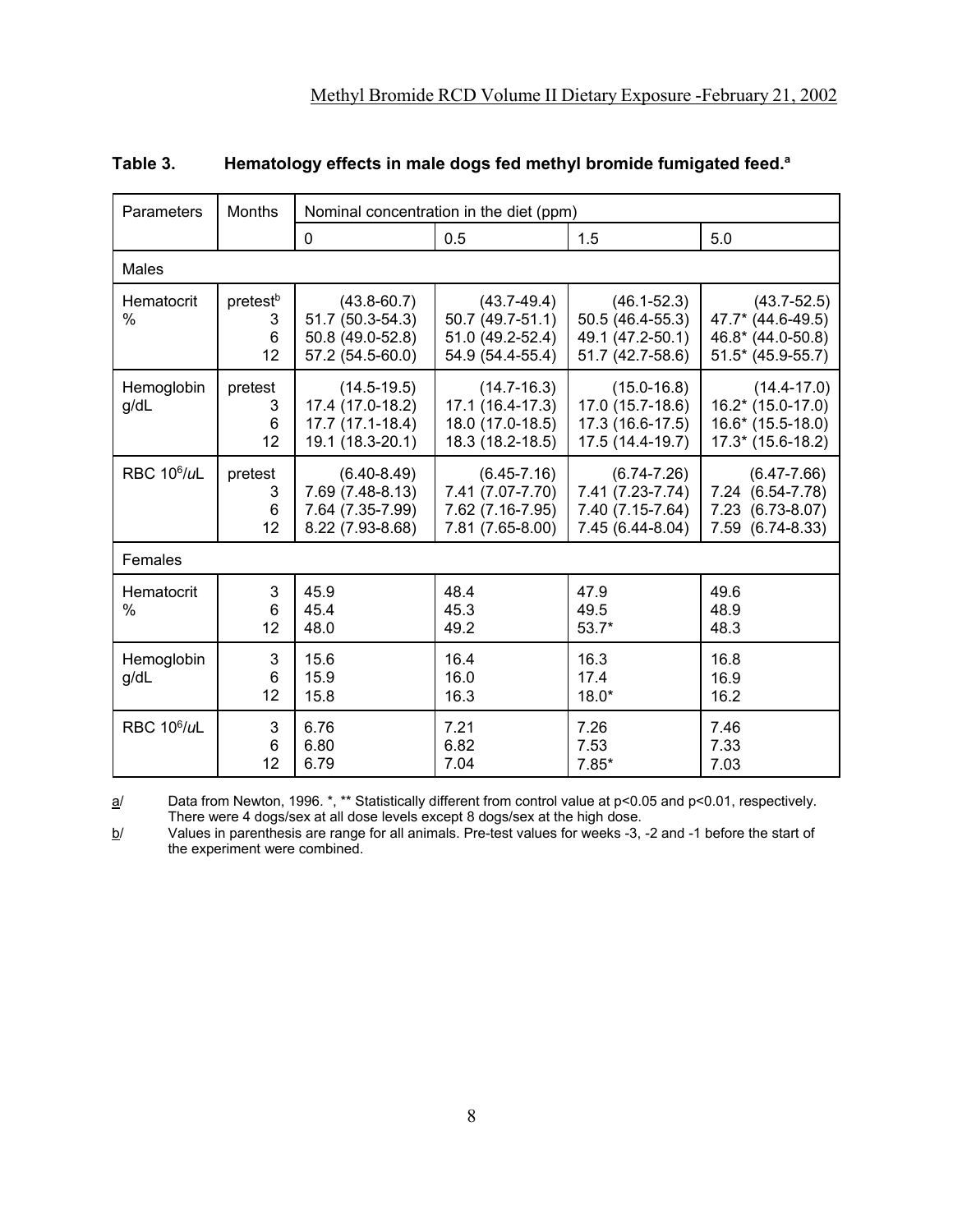**Table 3. Hematology effects in male dogs fed methyl bromide fumigated feed.[a]**

| Parameters | Months | Nominal concentration in the diet (ppm) | | | |
|---|---|---|---|---|---|
| | | 0 | 0.5 | 1.5 | 5.0 |
| **Males** | | | | | |
| Hematocrit % | pretest[b] | (43.8-60.7) | (43.7-49.4) | (46.1-52.3) | (43.7-52.5) |
| | 3 | 51.7 (50.3-54.3) | 50.7 (49.7-51.1) | 50.5 (46.4-55.3) | 47.7* (44.6-49.5) |
| | 6 | 50.8 (49.0-52.8) | 51.0 (49.2-52.4) | 49.1 (47.2-50.1) | 46.8* (44.0-50.8) |
| | 12 | 57.2 (54.5-60.0) | 54.9 (54.4-55.4) | 51.7 (42.7-58.6) | 51.5* (45.9-55.7) |
| Hemoglobin g/dL | pretest | (14.5-19.5) | (14.7-16.3) | (15.0-16.8) | (14.4-17.0) |
| | 3 | 17.4 (17.0-18.2) | 17.1 (16.4-17.3) | 17.0 (15.7-18.6) | 16.2* (15.0-17.0) |
| | 6 | 17.7 (17.1-18.4) | 18.0 (17.0-18.5) | 17.3 (16.6-17.5) | 16.6* (15.5-18.0) |
| | 12 | 19.1 (18.3-20.1) | 18.3 (18.2-18.5) | 17.5 (14.4-19.7) | 17.3* (15.6-18.2) |
| RBC $10^6$/uL | pretest | (6.40-8.49) | (6.45-7.16) | (6.74-7.26) | (6.47-7.66) |
| | 3 | 7.69 (7.48-8.13) | 7.41 (7.07-7.70) | 7.41 (7.23-7.74) | 7.24 (6.54-7.78) |
| | 6 | 7.64 (7.35-7.99) | 7.62 (7.16-7.95) | 7.40 (7.15-7.64) | 7.23 (6.73-8.07) |
| | 12 | 8.22 (7.93-8.68) | 7.81 (7.65-8.00) | 7.45 (6.44-8.04) | 7.59 (6.74-8.33) |
| **Females** | | | | | |
| Hematocrit % | 3 | 45.9 | 48.4 | 47.9 | 49.6 |
| | 6 | 45.4 | 45.3 | 49.5 | 48.9 |
| | 12 | 48.0 | 49.2 | 53.7* | 48.3 |
| Hemoglobin g/dL | 3 | 15.6 | 16.4 | 16.3 | 16.8 |
| | 6 | 15.9 | 16.0 | 17.4 | 16.9 |
| | 12 | 15.8 | 16.3 | 18.0* | 16.2 |
| RBC $10^6$/uL | 3 | 6.76 | 7.21 | 7.26 | 7.46 |
| | 6 | 6.80 | 6.82 | 7.53 | 7.33 |
| | 12 | 6.79 | 7.04 | 7.85* | 7.03 |

a/ Data from Newton, 1996. *, ** Statistically different from control value at $p<0.05$ and $p<0.01$, respectively. There were 4 dogs/sex at all dose levels except 8 dogs/sex at the high dose.

b/ Values in parenthesis are range for all animals. Pre-test values for weeks -3, -2 and -1 before the start of the experiment were combined.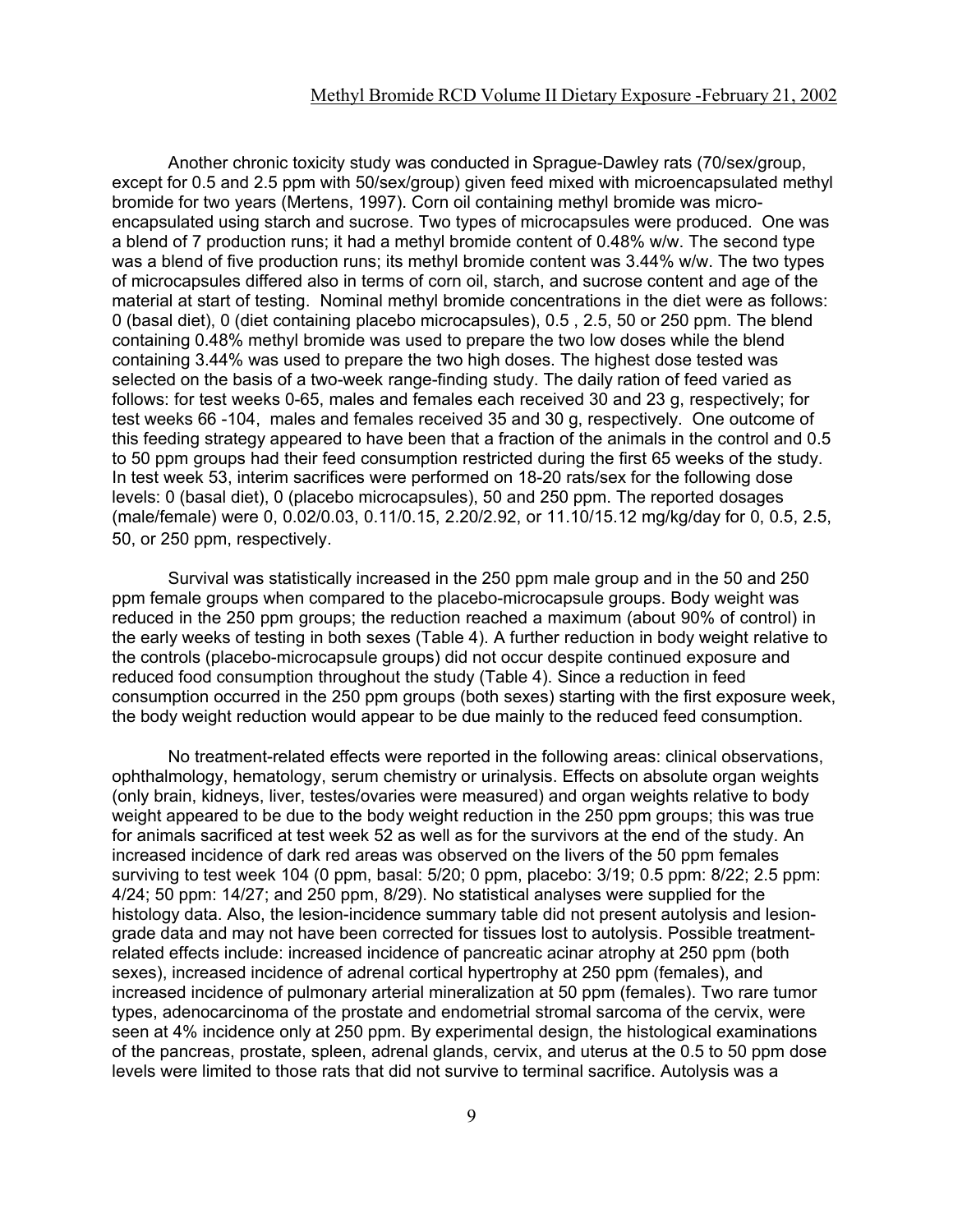Another chronic toxicity study was conducted in Sprague-Dawley rats (70/sex/group, except for 0.5 and 2.5 ppm with 50/sex/group) given feed mixed with microencapsulated methyl bromide for two years (Mertens, 1997). Corn oil containing methyl bromide was micro-encapsulated using starch and sucrose. Two types of microcapsules were produced. One was a blend of 7 production runs; it had a methyl bromide content of 0.48% w/w. The second type was a blend of five production runs; its methyl bromide content was 3.44% w/w. The two types of microcapsules differed also in terms of corn oil, starch, and sucrose content and age of the material at start of testing. Nominal methyl bromide concentrations in the diet were as follows: 0 (basal diet), 0 (diet containing placebo microcapsules), 0.5 , 2.5, 50 or 250 ppm. The blend containing 0.48% methyl bromide was used to prepare the two low doses while the blend containing 3.44% was used to prepare the two high doses. The highest dose tested was selected on the basis of a two-week range-finding study. The daily ration of feed varied as follows: for test weeks 0-65, males and females each received 30 and 23 g, respectively; for test weeks 66 -104, males and females received 35 and 30 g, respectively. One outcome of this feeding strategy appeared to have been that a fraction of the animals in the control and 0.5 to 50 ppm groups had their feed consumption restricted during the first 65 weeks of the study. In test week 53, interim sacrifices were performed on 18-20 rats/sex for the following dose levels: 0 (basal diet), 0 (placebo microcapsules), 50 and 250 ppm. The reported dosages (male/female) were 0, 0.02/0.03, 0.11/0.15, 2.20/2.92, or 11.10/15.12 mg/kg/day for 0, 0.5, 2.5, 50, or 250 ppm, respectively.

Survival was statistically increased in the 250 ppm male group and in the 50 and 250 ppm female groups when compared to the placebo-microcapsule groups. Body weight was reduced in the 250 ppm groups; the reduction reached a maximum (about 90% of control) in the early weeks of testing in both sexes (Table 4). A further reduction in body weight relative to the controls (placebo-microcapsule groups) did not occur despite continued exposure and reduced food consumption throughout the study (Table 4). Since a reduction in feed consumption occurred in the 250 ppm groups (both sexes) starting with the first exposure week, the body weight reduction would appear to be due mainly to the reduced feed consumption.

No treatment-related effects were reported in the following areas: clinical observations, ophthalmology, hematology, serum chemistry or urinalysis. Effects on absolute organ weights (only brain, kidneys, liver, testes/ovaries were measured) and organ weights relative to body weight appeared to be due to the body weight reduction in the 250 ppm groups; this was true for animals sacrificed at test week 52 as well as for the survivors at the end of the study. An increased incidence of dark red areas was observed on the livers of the 50 ppm females surviving to test week 104 (0 ppm, basal: 5/20; 0 ppm, placebo: 3/19; 0.5 ppm: 8/22; 2.5 ppm: 4/24; 50 ppm: 14/27; and 250 ppm, 8/29). No statistical analyses were supplied for the histology data. Also, the lesion-incidence summary table did not present autolysis and lesion-grade data and may not have been corrected for tissues lost to autolysis. Possible treatment-related effects include: increased incidence of pancreatic acinar atrophy at 250 ppm (both sexes), increased incidence of adrenal cortical hypertrophy at 250 ppm (females), and increased incidence of pulmonary arterial mineralization at 50 ppm (females). Two rare tumor types, adenocarcinoma of the prostate and endometrial stromal sarcoma of the cervix, were seen at 4% incidence only at 250 ppm. By experimental design, the histological examinations of the pancreas, prostate, spleen, adrenal glands, cervix, and uterus at the 0.5 to 50 ppm dose levels were limited to those rats that did not survive to terminal sacrifice. Autolysis was a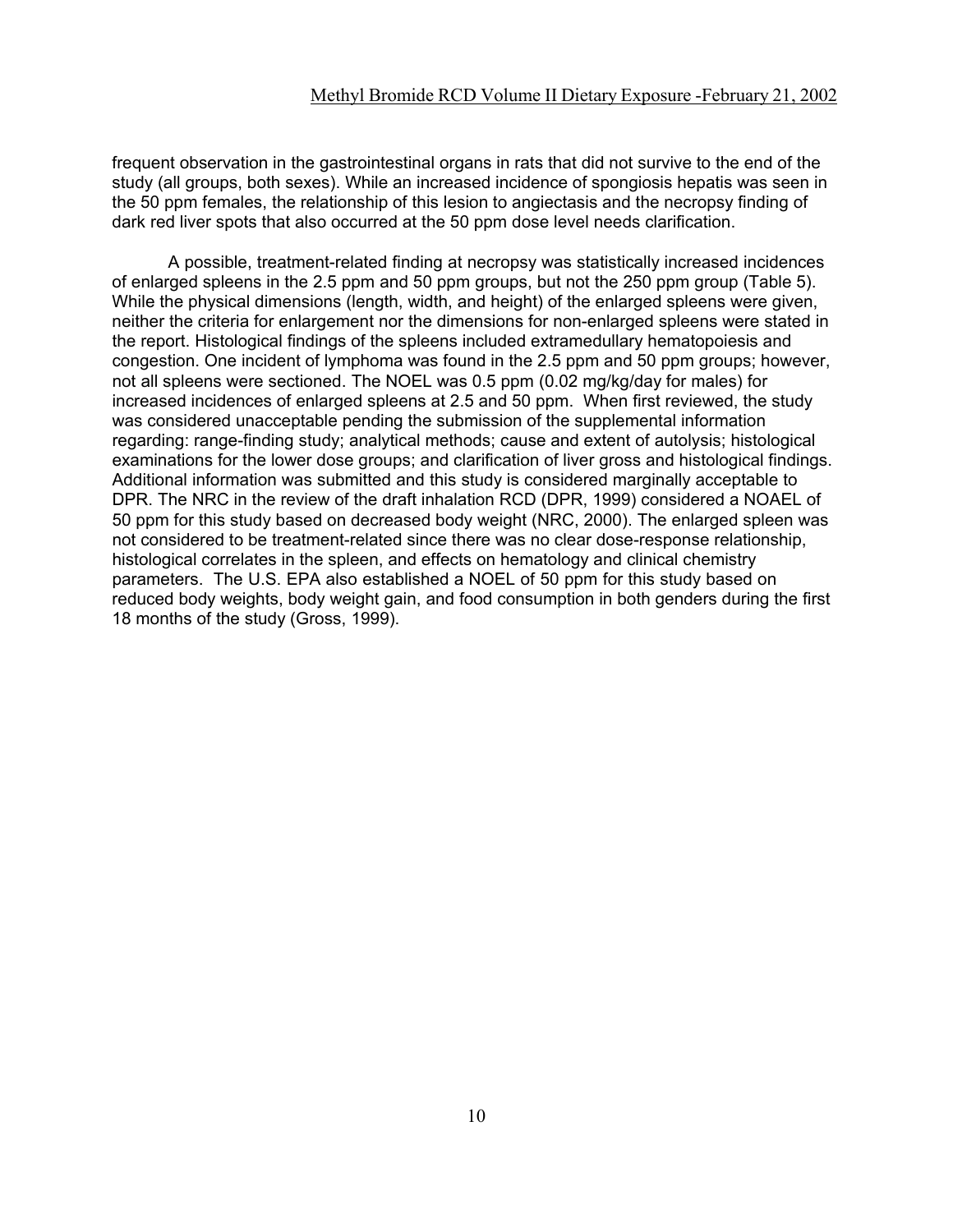frequent observation in the gastrointestinal organs in rats that did not survive to the end of the study (all groups, both sexes). While an increased incidence of spongiosis hepatis was seen in the 50 ppm females, the relationship of this lesion to angiectasis and the necropsy finding of dark red liver spots that also occurred at the 50 ppm dose level needs clarification.

A possible, treatment-related finding at necropsy was statistically increased incidences of enlarged spleens in the 2.5 ppm and 50 ppm groups, but not the 250 ppm group (Table 5). While the physical dimensions (length, width, and height) of the enlarged spleens were given, neither the criteria for enlargement nor the dimensions for non-enlarged spleens were stated in the report. Histological findings of the spleens included extramedullary hematopoiesis and congestion. One incident of lymphoma was found in the 2.5 ppm and 50 ppm groups; however, not all spleens were sectioned. The NOEL was 0.5 ppm (0.02 mg/kg/day for males) for increased incidences of enlarged spleens at 2.5 and 50 ppm. When first reviewed, the study was considered unacceptable pending the submission of the supplemental information regarding: range-finding study; analytical methods; cause and extent of autolysis; histological examinations for the lower dose groups; and clarification of liver gross and histological findings. Additional information was submitted and this study is considered marginally acceptable to DPR. The NRC in the review of the draft inhalation RCD (DPR, 1999) considered a NOAEL of 50 ppm for this study based on decreased body weight (NRC, 2000). The enlarged spleen was not considered to be treatment-related since there was no clear dose-response relationship, histological correlates in the spleen, and effects on hematology and clinical chemistry parameters. The U.S. EPA also established a NOEL of 50 ppm for this study based on reduced body weights, body weight gain, and food consumption in both genders during the first 18 months of the study (Gross, 1999).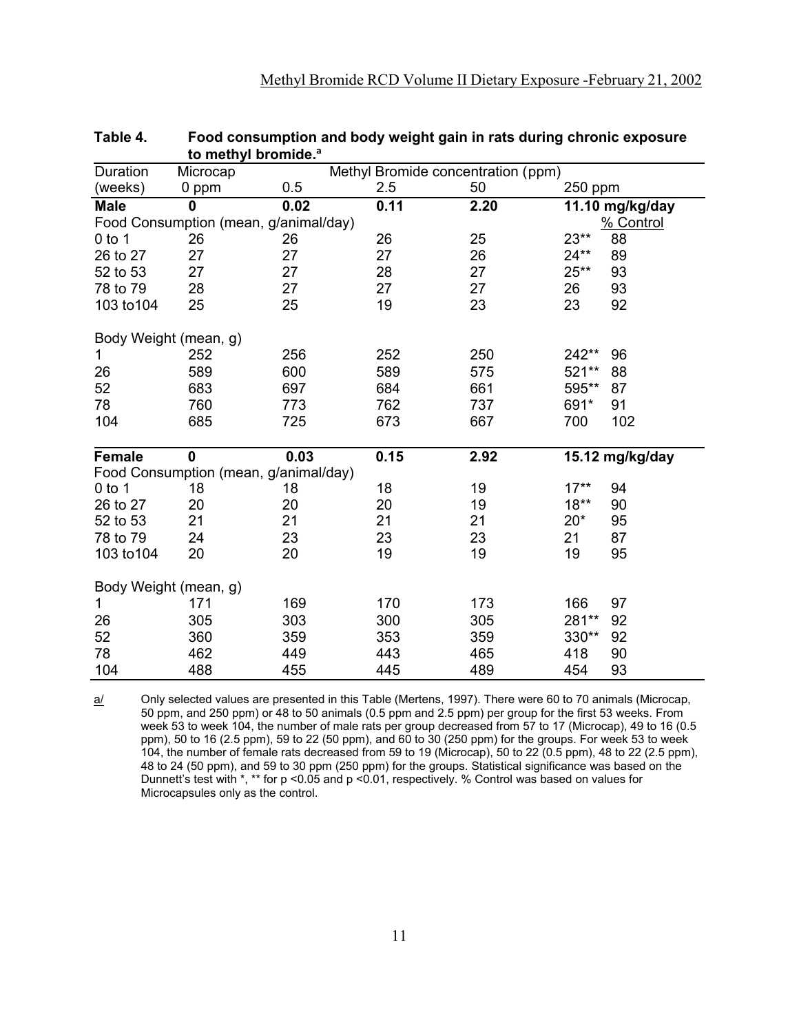**Table 4. Food consumption and body weight gain in rats during chronic exposure to methyl bromide.[a]**

| Duration | Microcap | Methyl Bromide concentration (ppm) | | | | |
|---|---|---|---|---|---|---|
| (weeks) | 0 ppm | 0.5 | 2.5 | 50 | 250 ppm | |
| **Male** | **0** | **0.02** | **0.11** | **2.20** | **11.10 mg/kg/day** | |
| Food Consumption (mean, g/animal/day) | | | | | | % Control |
| 0 to 1 | 26 | 26 | 26 | 25 | 23** | 88 |
| 26 to 27 | 27 | 27 | 27 | 26 | 24** | 89 |
| 52 to 53 | 27 | 27 | 28 | 27 | 25** | 93 |
| 78 to 79 | 28 | 27 | 27 | 27 | 26 | 93 |
| 103 to104 | 25 | 25 | 19 | 23 | 23 | 92 |
| Body Weight (mean, g) | | | | | | |
| 1 | 252 | 256 | 252 | 250 | 242** | 96 |
| 26 | 589 | 600 | 589 | 575 | 521** | 88 |
| 52 | 683 | 697 | 684 | 661 | 595** | 87 |
| 78 | 760 | 773 | 762 | 737 | 691* | 91 |
| 104 | 685 | 725 | 673 | 667 | 700 | 102 |
| **Female** | **0** | **0.03** | **0.15** | **2.92** | **15.12 mg/kg/day** | |
| Food Consumption (mean, g/animal/day) | | | | | | |
| 0 to 1 | 18 | 18 | 18 | 19 | 17** | 94 |
| 26 to 27 | 20 | 20 | 20 | 19 | 18** | 90 |
| 52 to 53 | 21 | 21 | 21 | 21 | 20* | 95 |
| 78 to 79 | 24 | 23 | 23 | 23 | 21 | 87 |
| 103 to104 | 20 | 20 | 19 | 19 | 19 | 95 |
| Body Weight (mean, g) | | | | | | |
| 1 | 171 | 169 | 170 | 173 | 166 | 97 |
| 26 | 305 | 303 | 300 | 305 | 281** | 92 |
| 52 | 360 | 359 | 353 | 359 | 330** | 92 |
| 78 | 462 | 449 | 443 | 465 | 418 | 90 |
| 104 | 488 | 455 | 445 | 489 | 454 | 93 |

a/ Only selected values are presented in this Table (Mertens, 1997). There were 60 to 70 animals (Microcap, 50 ppm, and 250 ppm) or 48 to 50 animals (0.5 ppm and 2.5 ppm) per group for the first 53 weeks. From week 53 to week 104, the number of male rats per group decreased from 57 to 17 (Microcap), 49 to 16 (0.5 ppm), 50 to 16 (2.5 ppm), 59 to 22 (50 ppm), and 60 to 30 (250 ppm) for the groups. For week 53 to week 104, the number of female rats decreased from 59 to 19 (Microcap), 50 to 22 (0.5 ppm), 48 to 22 (2.5 ppm), 48 to 24 (50 ppm), and 59 to 30 ppm (250 ppm) for the groups. Statistical significance was based on the Dunnett's test with *, ** for $p < 0.05$ and $p < 0.01$, respectively. % Control was based on values for Microcapsules only as the control.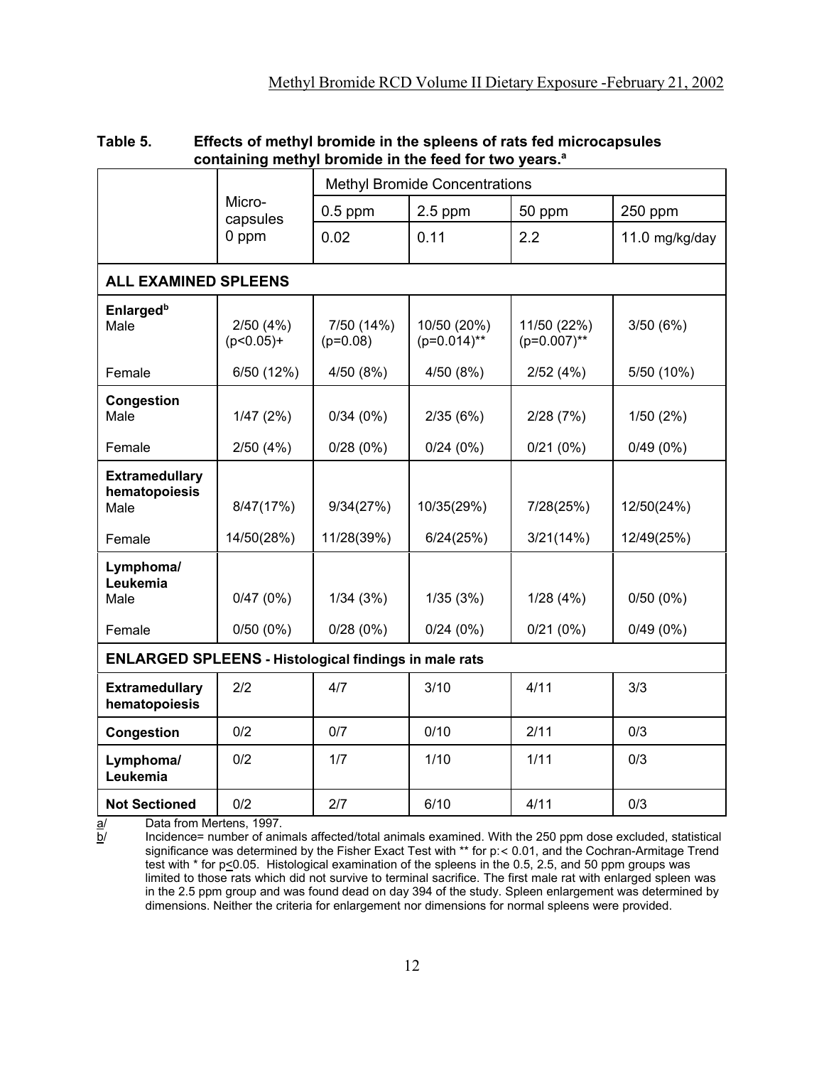**Table 5. Effects of methyl bromide in the spleens of rats fed microcapsules containing methyl bromide in the feed for two years.[a]**

| | Micro-capsules 0 ppm | Methyl Bromide Concentrations | | | |
|---|---|---|---|---|---|
| | | 0.5 ppm | 2.5 ppm | 50 ppm | 250 ppm |
| | | 0.02 | 0.11 | 2.2 | 11.0 mg/kg/day |
| **ALL EXAMINED SPLEENS** | | | | | |
| **Enlarged[b]** Male | 2/50 (4%) ($p<0.05$)+ | 7/50 (14%) ($p=0.08$) | 10/50 (20%) ($p=0.014$)** | 11/50 (22%) ($p=0.007$)** | 3/50 (6%) |
| Female | 6/50 (12%) | 4/50 (8%) | 4/50 (8%) | 2/52 (4%) | 5/50 (10%) |
| **Congestion** Male | 1/47 (2%) | 0/34 (0%) | 2/35 (6%) | 2/28 (7%) | 1/50 (2%) |
| Female | 2/50 (4%) | 0/28 (0%) | 0/24 (0%) | 0/21 (0%) | 0/49 (0%) |
| **Extramedullary hematopoiesis** Male | 8/47(17%) | 9/34(27%) | 10/35(29%) | 7/28(25%) | 12/50(24%) |
| Female | 14/50(28%) | 11/28(39%) | 6/24(25%) | 3/21(14%) | 12/49(25%) |
| **Lymphoma/ Leukemia** Male | 0/47 (0%) | 1/34 (3%) | 1/35 (3%) | 1/28 (4%) | 0/50 (0%) |
| Female | 0/50 (0%) | 0/28 (0%) | 0/24 (0%) | 0/21 (0%) | 0/49 (0%) |
| **ENLARGED SPLEENS - Histological findings in male rats** | | | | | |
| **Extramedullary hematopoiesis** | 2/2 | 4/7 | 3/10 | 4/11 | 3/3 |
| **Congestion** | 0/2 | 0/7 | 0/10 | 2/11 | 0/3 |
| **Lymphoma/ Leukemia** | 0/2 | 1/7 | 1/10 | 1/11 | 0/3 |
| **Not Sectioned** | 0/2 | 2/7 | 6/10 | 4/11 | 0/3 |

a/ Data from Mertens, 1997.

b/ Incidence= number of animals affected/total animals examined. With the 250 ppm dose excluded, statistical significance was determined by the Fisher Exact Test with ** for $p < 0.01$, and the Cochran-Armitage Trend test with * for $p \leq 0.05$. Histological examination of the spleens in the 0.5, 2.5, and 50 ppm groups was limited to those rats which did not survive to terminal sacrifice. The first male rat with enlarged spleen was in the 2.5 ppm group and was found dead on day 394 of the study. Spleen enlargement was determined by dimensions. Neither the criteria for enlargement nor dimensions for normal spleens were provided.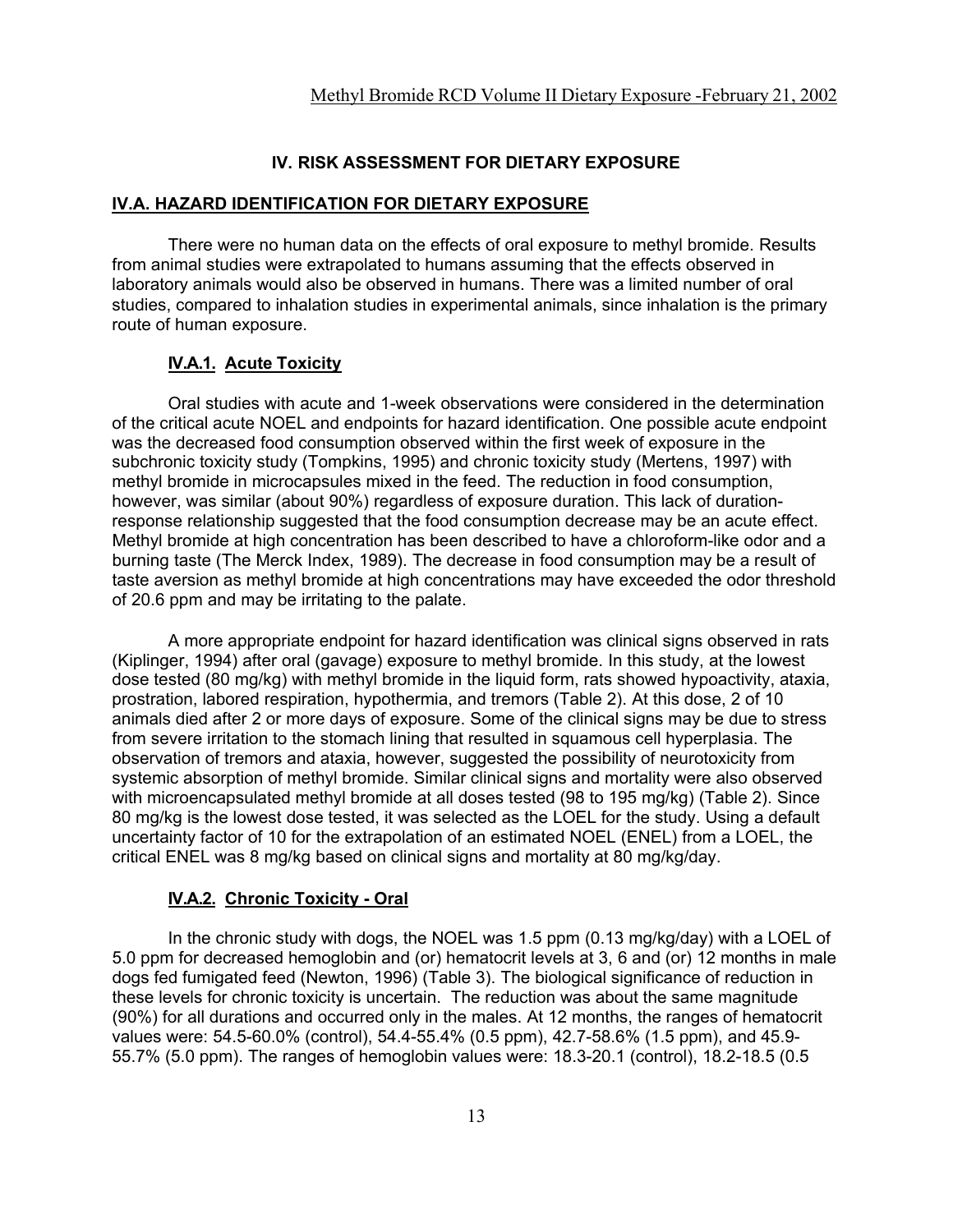# IV. RISK ASSESSMENT FOR DIETARY EXPOSURE

## IV.A. HAZARD IDENTIFICATION FOR DIETARY EXPOSURE

There were no human data on the effects of oral exposure to methyl bromide. Results from animal studies were extrapolated to humans assuming that the effects observed in laboratory animals would also be observed in humans. There was a limited number of oral studies, compared to inhalation studies in experimental animals, since inhalation is the primary route of human exposure.

### IV.A.1. Acute Toxicity

Oral studies with acute and 1-week observations were considered in the determination of the critical acute NOEL and endpoints for hazard identification. One possible acute endpoint was the decreased food consumption observed within the first week of exposure in the subchronic toxicity study (Tompkins, 1995) and chronic toxicity study (Mertens, 1997) with methyl bromide in microcapsules mixed in the feed. The reduction in food consumption, however, was similar (about 90%) regardless of exposure duration. This lack of duration-response relationship suggested that the food consumption decrease may be an acute effect. Methyl bromide at high concentration has been described to have a chloroform-like odor and a burning taste (The Merck Index, 1989). The decrease in food consumption may be a result of taste aversion as methyl bromide at high concentrations may have exceeded the odor threshold of 20.6 ppm and may be irritating to the palate.

A more appropriate endpoint for hazard identification was clinical signs observed in rats (Kiplinger, 1994) after oral (gavage) exposure to methyl bromide. In this study, at the lowest dose tested (80 mg/kg) with methyl bromide in the liquid form, rats showed hypoactivity, ataxia, prostration, labored respiration, hypothermia, and tremors (Table 2). At this dose, 2 of 10 animals died after 2 or more days of exposure. Some of the clinical signs may be due to stress from severe irritation to the stomach lining that resulted in squamous cell hyperplasia. The observation of tremors and ataxia, however, suggested the possibility of neurotoxicity from systemic absorption of methyl bromide. Similar clinical signs and mortality were also observed with microencapsulated methyl bromide at all doses tested (98 to 195 mg/kg) (Table 2). Since 80 mg/kg is the lowest dose tested, it was selected as the LOEL for the study. Using a default uncertainty factor of 10 for the extrapolation of an estimated NOEL (ENEL) from a LOEL, the critical ENEL was 8 mg/kg based on clinical signs and mortality at 80 mg/kg/day.

### IV.A.2. Chronic Toxicity - Oral

In the chronic study with dogs, the NOEL was 1.5 ppm (0.13 mg/kg/day) with a LOEL of 5.0 ppm for decreased hemoglobin and (or) hematocrit levels at 3, 6 and (or) 12 months in male dogs fed fumigated feed (Newton, 1996) (Table 3). The biological significance of reduction in these levels for chronic toxicity is uncertain. The reduction was about the same magnitude (90%) for all durations and occurred only in the males. At 12 months, the ranges of hematocrit values were: 54.5-60.0% (control), 54.4-55.4% (0.5 ppm), 42.7-58.6% (1.5 ppm), and 45.9-55.7% (5.0 ppm). The ranges of hemoglobin values were: 18.3-20.1 (control), 18.2-18.5 (0.5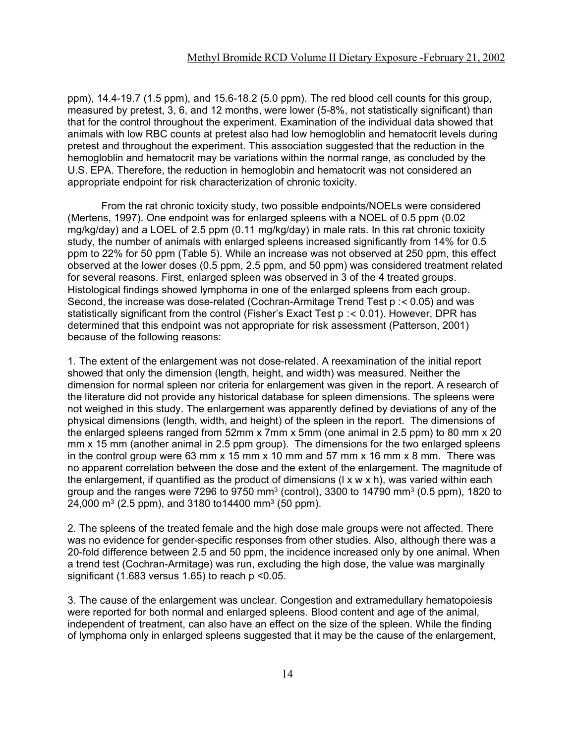ppm), 14.4-19.7 (1.5 ppm), and 15.6-18.2 (5.0 ppm). The red blood cell counts for this group, measured by pretest, 3, 6, and 12 months, were lower (5-8%, not statistically significant) than that for the control throughout the experiment. Examination of the individual data showed that animals with low RBC counts at pretest also had low hemogloblin and hematocrit levels during pretest and throughout the experiment. This association suggested that the reduction in the hemogloblin and hematocrit may be variations within the normal range, as concluded by the U.S. EPA. Therefore, the reduction in hemoglobin and hematocrit was not considered an appropriate endpoint for risk characterization of chronic toxicity.

From the rat chronic toxicity study, two possible endpoints/NOELs were considered (Mertens, 1997). One endpoint was for enlarged spleens with a NOEL of 0.5 ppm (0.02 mg/kg/day) and a LOEL of 2.5 ppm (0.11 mg/kg/day) in male rats. In this rat chronic toxicity study, the number of animals with enlarged spleens increased significantly from 14% for 0.5 ppm to 22% for 50 ppm (Table 5). While an increase was not observed at 250 ppm, this effect observed at the lower doses (0.5 ppm, 2.5 ppm, and 50 ppm) was considered treatment related for several reasons. First, enlarged spleen was observed in 3 of the 4 treated groups. Histological findings showed lymphoma in one of the enlarged spleens from each group. Second, the increase was dose-related (Cochran-Armitage Trend Test p :< 0.05) and was statistically significant from the control (Fisher's Exact Test p :< 0.01). However, DPR has determined that this endpoint was not appropriate for risk assessment (Patterson, 2001) because of the following reasons:

1. The extent of the enlargement was not dose-related. A reexamination of the initial report showed that only the dimension (length, height, and width) was measured. Neither the dimension for normal spleen nor criteria for enlargement was given in the report. A research of the literature did not provide any historical database for spleen dimensions. The spleens were not weighed in this study. The enlargement was apparently defined by deviations of any of the physical dimensions (length, width, and height) of the spleen in the report. The dimensions of the enlarged spleens ranged from 52mm x 7mm x 5mm (one animal in 2.5 ppm) to 80 mm x 20 mm x 15 mm (another animal in 2.5 ppm group). The dimensions for the two enlarged spleens in the control group were 63 mm x 15 mm x 10 mm and 57 mm x 16 mm x 8 mm. There was no apparent correlation between the dose and the extent of the enlargement. The magnitude of the enlargement, if quantified as the product of dimensions (l x w x h), was varied within each group and the ranges were 7296 to 9750 $mm^3$ (control), 3300 to 14790 $mm^3$ (0.5 ppm), 1820 to 24,000 $m^3$ (2.5 ppm), and 3180 to14400 $mm^3$ (50 ppm).

2. The spleens of the treated female and the high dose male groups were not affected. There was no evidence for gender-specific responses from other studies. Also, although there was a 20-fold difference between 2.5 and 50 ppm, the incidence increased only by one animal. When a trend test (Cochran-Armitage) was run, excluding the high dose, the value was marginally significant (1.683 versus 1.65) to reach $p < 0.05$.

3. The cause of the enlargement was unclear. Congestion and extramedullary hematopoiesis were reported for both normal and enlarged spleens. Blood content and age of the animal, independent of treatment, can also have an effect on the size of the spleen. While the finding of lymphoma only in enlarged spleens suggested that it may be the cause of the enlargement,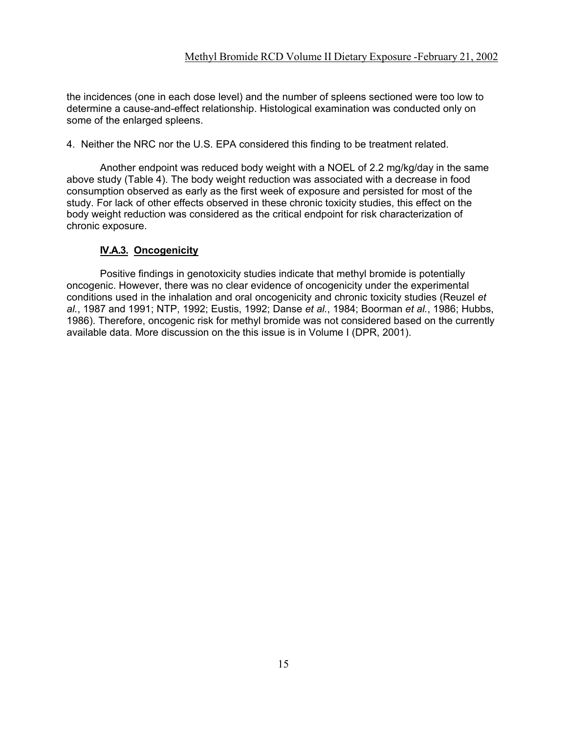the incidences (one in each dose level) and the number of spleens sectioned were too low to determine a cause-and-effect relationship. Histological examination was conducted only on some of the enlarged spleens.

4. Neither the NRC nor the U.S. EPA considered this finding to be treatment related.

Another endpoint was reduced body weight with a NOEL of 2.2 mg/kg/day in the same above study (Table 4). The body weight reduction was associated with a decrease in food consumption observed as early as the first week of exposure and persisted for most of the study. For lack of other effects observed in these chronic toxicity studies, this effect on the body weight reduction was considered as the critical endpoint for risk characterization of chronic exposure.

### **IV.A.3. Oncogenicity**

Positive findings in genotoxicity studies indicate that methyl bromide is potentially oncogenic. However, there was no clear evidence of oncogenicity under the experimental conditions used in the inhalation and oral oncogenicity and chronic toxicity studies (Reuzel *et al.*, 1987 and 1991; NTP, 1992; Eustis, 1992; Danse *et al.*, 1984; Boorman *et al.*, 1986; Hubbs, 1986). Therefore, oncogenic risk for methyl bromide was not considered based on the currently available data. More discussion on the this issue is in Volume I (DPR, 2001).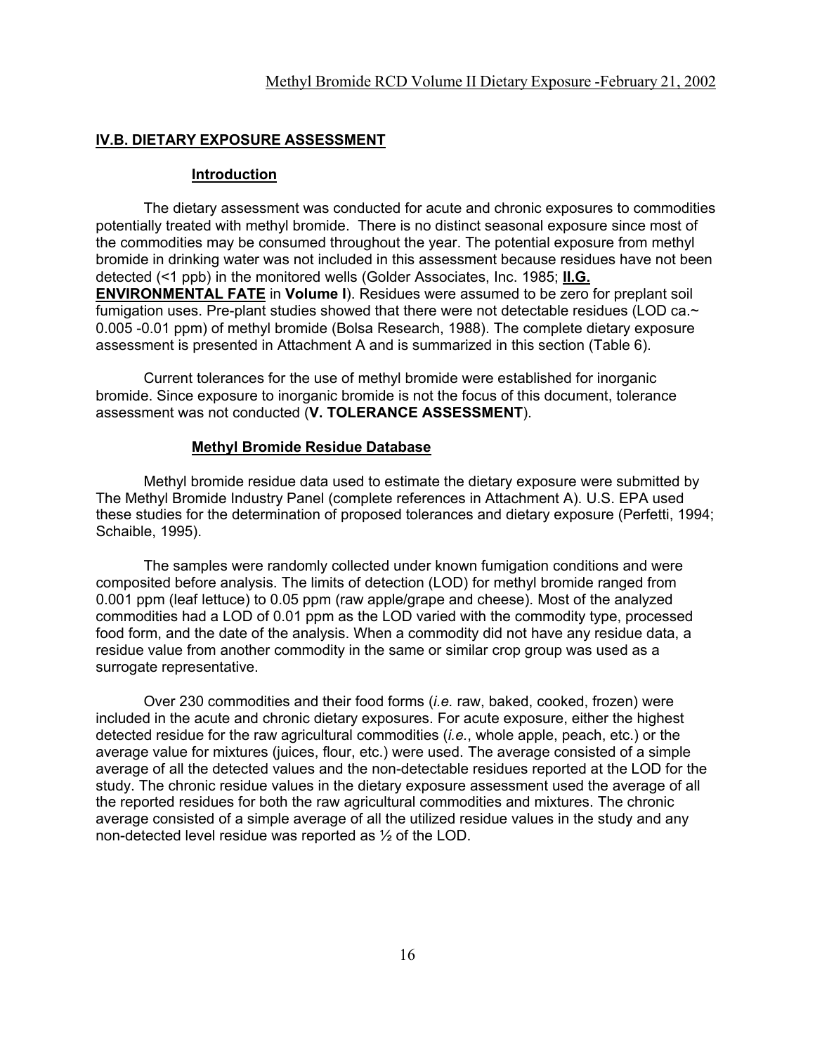## IV.B. DIETARY EXPOSURE ASSESSMENT

### Introduction

The dietary assessment was conducted for acute and chronic exposures to commodities potentially treated with methyl bromide. There is no distinct seasonal exposure since most of the commodities may be consumed throughout the year. The potential exposure from methyl bromide in drinking water was not included in this assessment because residues have not been detected (<1 ppb) in the monitored wells (Golder Associates, Inc. 1985; **II.G. ENVIRONMENTAL FATE** in **Volume I**). Residues were assumed to be zero for preplant soil fumigation uses. Pre-plant studies showed that there were not detectable residues (LOD ca.~ 0.005 -0.01 ppm) of methyl bromide (Bolsa Research, 1988). The complete dietary exposure assessment is presented in Attachment A and is summarized in this section (Table 6).

Current tolerances for the use of methyl bromide were established for inorganic bromide. Since exposure to inorganic bromide is not the focus of this document, tolerance assessment was not conducted (**V. TOLERANCE ASSESSMENT**).

### Methyl Bromide Residue Database

Methyl bromide residue data used to estimate the dietary exposure were submitted by The Methyl Bromide Industry Panel (complete references in Attachment A). U.S. EPA used these studies for the determination of proposed tolerances and dietary exposure (Perfetti, 1994; Schaible, 1995).

The samples were randomly collected under known fumigation conditions and were composited before analysis. The limits of detection (LOD) for methyl bromide ranged from 0.001 ppm (leaf lettuce) to 0.05 ppm (raw apple/grape and cheese). Most of the analyzed commodities had a LOD of 0.01 ppm as the LOD varied with the commodity type, processed food form, and the date of the analysis. When a commodity did not have any residue data, a residue value from another commodity in the same or similar crop group was used as a surrogate representative.

Over 230 commodities and their food forms (*i.e.* raw, baked, cooked, frozen) were included in the acute and chronic dietary exposures. For acute exposure, either the highest detected residue for the raw agricultural commodities (*i.e.*, whole apple, peach, etc.) or the average value for mixtures (juices, flour, etc.) were used. The average consisted of a simple average of all the detected values and the non-detectable residues reported at the LOD for the study. The chronic residue values in the dietary exposure assessment used the average of all the reported residues for both the raw agricultural commodities and mixtures. The chronic average consisted of a simple average of all the utilized residue values in the study and any non-detected level residue was reported as ½ of the LOD.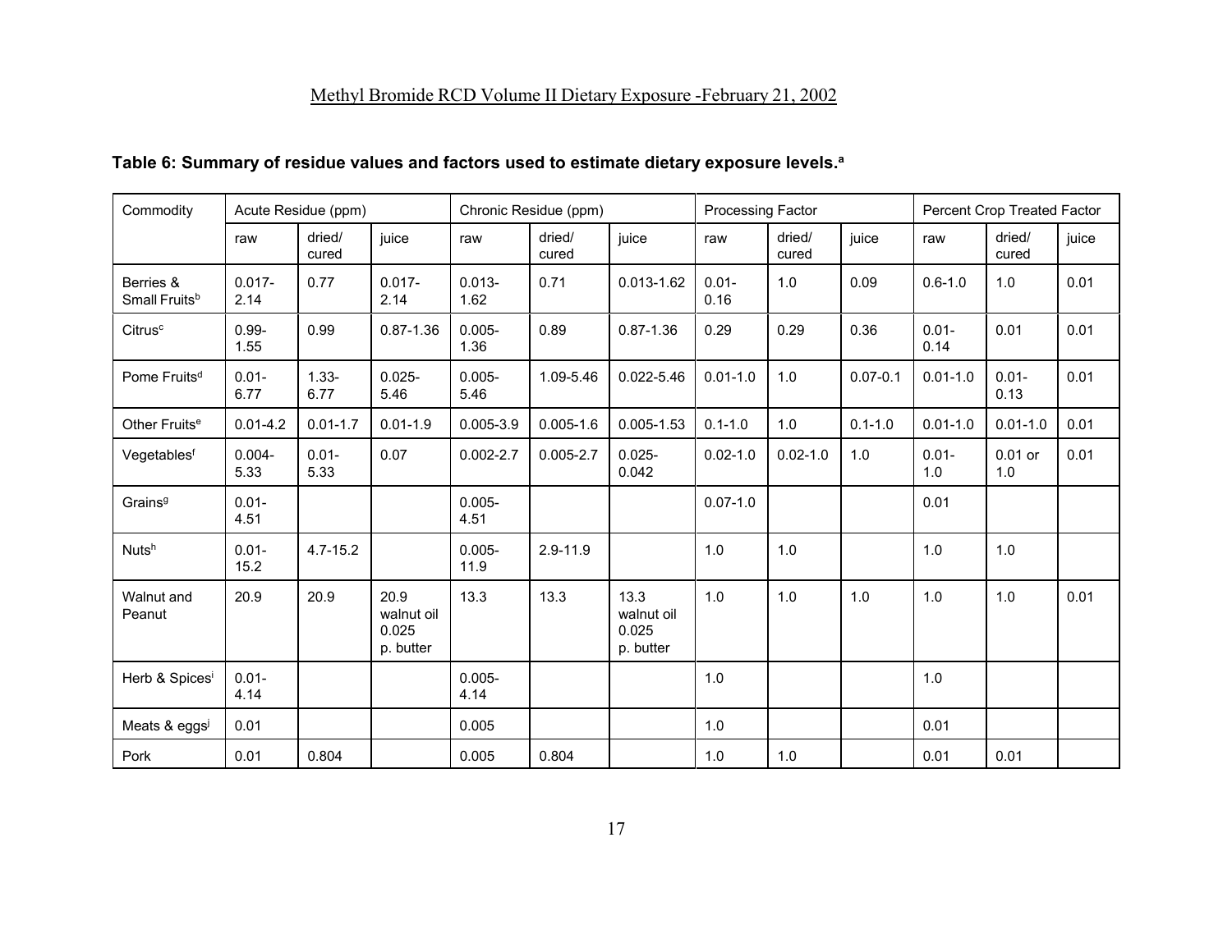**Table 6: Summary of residue values and factors used to estimate dietary exposure levels.[a]**

| Commodity | Acute Residue (ppm) | | | Chronic Residue (ppm) | | | Processing Factor | | | Percent Crop Treated Factor | | |
|---|---|---|---|---|---|---|---|---|---|---|---|---|
| | raw | dried/ cured | juice | raw | dried/ cured | juice | raw | dried/ cured | juice | raw | dried/ cured | juice |
| Berries & Small Fruits[b] | 0.017-2.14 | 0.77 | 0.017-2.14 | 0.013-1.62 | 0.71 | 0.013-1.62 | 0.01-0.16 | 1.0 | 0.09 | 0.6-1.0 | 1.0 | 0.01 |
| Citrus[c] | 0.99-1.55 | 0.99 | 0.87-1.36 | 0.005-1.36 | 0.89 | 0.87-1.36 | 0.29 | 0.29 | 0.36 | 0.01-0.14 | 0.01 | 0.01 |
| Pome Fruits[d] | 0.01-6.77 | 1.33-6.77 | 0.025-5.46 | 0.005-5.46 | 1.09-5.46 | 0.022-5.46 | 0.01-1.0 | 1.0 | 0.07-0.1 | 0.01-1.0 | 0.01-0.13 | 0.01 |
| Other Fruits[e] | 0.01-4.2 | 0.01-1.7 | 0.01-1.9 | 0.005-3.9 | 0.005-1.6 | 0.005-1.53 | 0.1-1.0 | 1.0 | 0.1-1.0 | 0.01-1.0 | 0.01-1.0 | 0.01 |
| Vegetables[f] | 0.004-5.33 | 0.01-5.33 | 0.07 | 0.002-2.7 | 0.005-2.7 | 0.025-0.042 | 0.02-1.0 | 0.02-1.0 | 1.0 | 0.01-1.0 | 0.01 or 1.0 | 0.01 |
| Grains[g] | 0.01-4.51 | | | 0.005-4.51 | | | 0.07-1.0 | | | 0.01 | | |
| Nuts[h] | 0.01-15.2 | 4.7-15.2 | | 0.005-11.9 | 2.9-11.9 | | 1.0 | 1.0 | | 1.0 | 1.0 | |
| Walnut and Peanut | 20.9 | 20.9 | 20.9 walnut oil 0.025 p. butter | 13.3 | 13.3 | 13.3 walnut oil 0.025 p. butter | 1.0 | 1.0 | 1.0 | 1.0 | 1.0 | 0.01 |
| Herb & Spices[i] | 0.01-4.14 | | | 0.005-4.14 | | | 1.0 | | | 1.0 | | |
| Meats & eggs[j] | 0.01 | | | 0.005 | | | 1.0 | | | 0.01 | | |
| Pork | 0.01 | 0.804 | | 0.005 | 0.804 | | 1.0 | 1.0 | | 0.01 | 0.01 | |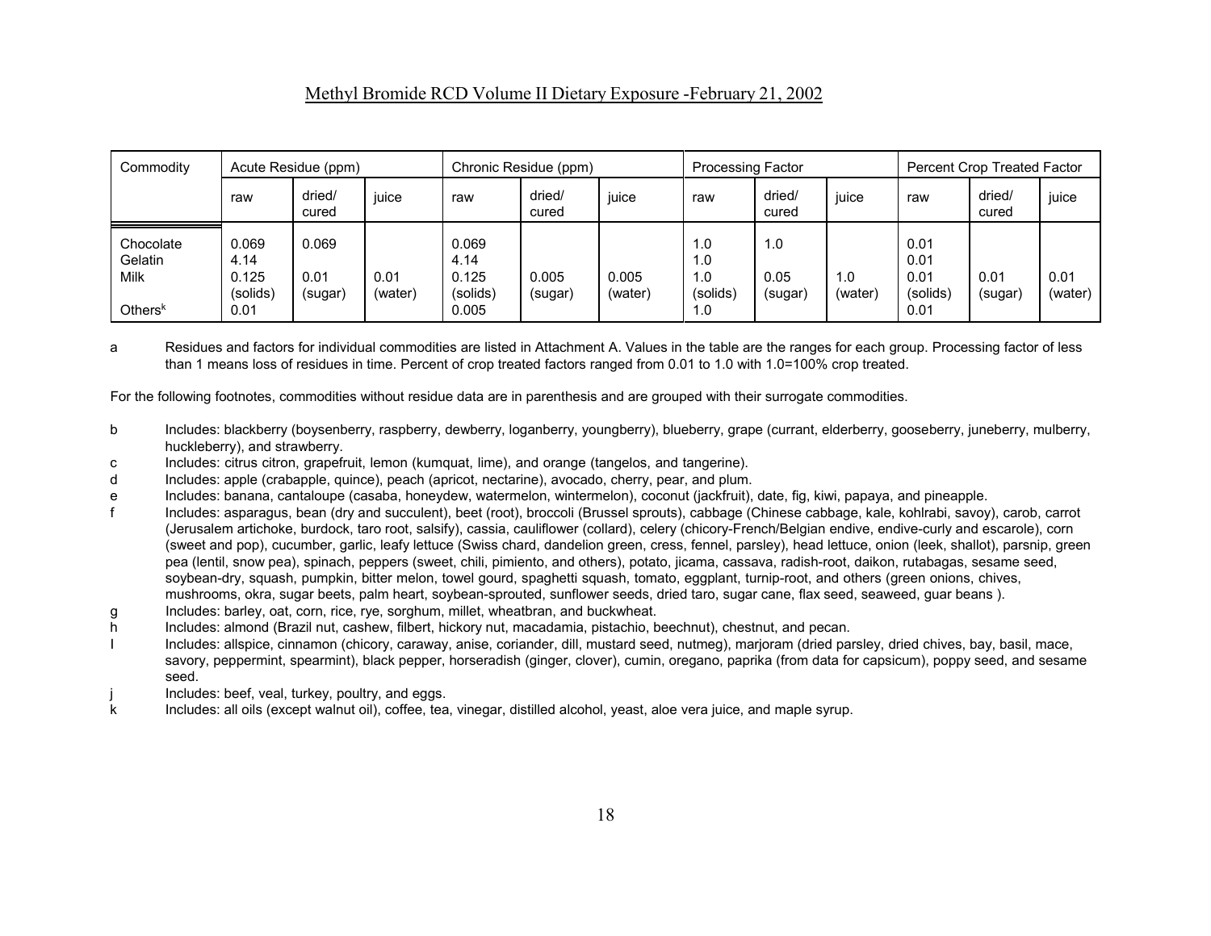| Commodity | Acute Residue (ppm) | | | Chronic Residue (ppm) | | | Processing Factor | | | Percent Crop Treated Factor | | |
|---|---|---|---|---|---|---|---|---|---|---|---|---|
| | raw | dried/ cured | juice | raw | dried/ cured | juice | raw | dried/ cured | juice | raw | dried/ cured | juice |
| Chocolate | 0.069 | 0.069 | | 0.069 | | | 1.0 | 1.0 | | 0.01 | | |
| Gelatin | 4.14 | | | 4.14 | | | 1.0 | | | 0.01 | | |
| Milk | 0.125 (solids) | 0.01 (sugar) | 0.01 (water) | 0.125 (solids) | 0.005 (sugar) | 0.005 (water) | 1.0 (solids) | 0.05 (sugar) | 1.0 (water) | 0.01 (solids) | 0.01 (sugar) | 0.01 (water) |
| Others[k] | 0.01 | | | 0.005 | | | 1.0 | | | 0.01 | | |

a Residues and factors for individual commodities are listed in Attachment A. Values in the table are the ranges for each group. Processing factor of less than 1 means loss of residues in time. Percent of crop treated factors ranged from 0.01 to 1.0 with 1.0=100% crop treated.

For the following footnotes, commodities without residue data are in parenthesis and are grouped with their surrogate commodities.

b Includes: blackberry (boysenberry, raspberry, dewberry, loganberry, youngberry), blueberry, grape (currant, elderberry, gooseberry, juneberry, mulberry, huckleberry), and strawberry.

c Includes: citrus citron, grapefruit, lemon (kumquat, lime), and orange (tangelos, and tangerine).

d Includes: apple (crabapple, quince), peach (apricot, nectarine), avocado, cherry, pear, and plum.

e Includes: banana, cantaloupe (casaba, honeydew, watermelon, wintermelon), coconut (jackfruit), date, fig, kiwi, papaya, and pineapple.

f Includes: asparagus, bean (dry and succulent), beet (root), broccoli (Brussel sprouts), cabbage (Chinese cabbage, kale, kohlrabi, savoy), carob, carrot (Jerusalem artichoke, burdock, taro root, salsify), cassia, cauliflower (collard), celery (chicory-French/Belgian endive, endive-curly and escarole), corn (sweet and pop), cucumber, garlic, leafy lettuce (Swiss chard, dandelion green, cress, fennel, parsley), head lettuce, onion (leek, shallot), parsnip, green pea (lentil, snow pea), spinach, peppers (sweet, chili, pimiento, and others), potato, jicama, cassava, radish-root, daikon, rutabagas, sesame seed, soybean-dry, squash, pumpkin, bitter melon, towel gourd, spaghetti squash, tomato, eggplant, turnip-root, and others (green onions, chives, mushrooms, okra, sugar beets, palm heart, soybean-sprouted, sunflower seeds, dried taro, sugar cane, flax seed, seaweed, guar beans ).

g Includes: barley, oat, corn, rice, rye, sorghum, millet, wheatbran, and buckwheat.

h Includes: almond (Brazil nut, cashew, filbert, hickory nut, macadamia, pistachio, beechnut), chestnut, and pecan.

I Includes: allspice, cinnamon (chicory, caraway, anise, coriander, dill, mustard seed, nutmeg), marjoram (dried parsley, dried chives, bay, basil, mace, savory, peppermint, spearmint), black pepper, horseradish (ginger, clover), cumin, oregano, paprika (from data for capsicum), poppy seed, and sesame seed.

j Includes: beef, veal, turkey, poultry, and eggs.

k Includes: all oils (except walnut oil), coffee, tea, vinegar, distilled alcohol, yeast, aloe vera juice, and maple syrup.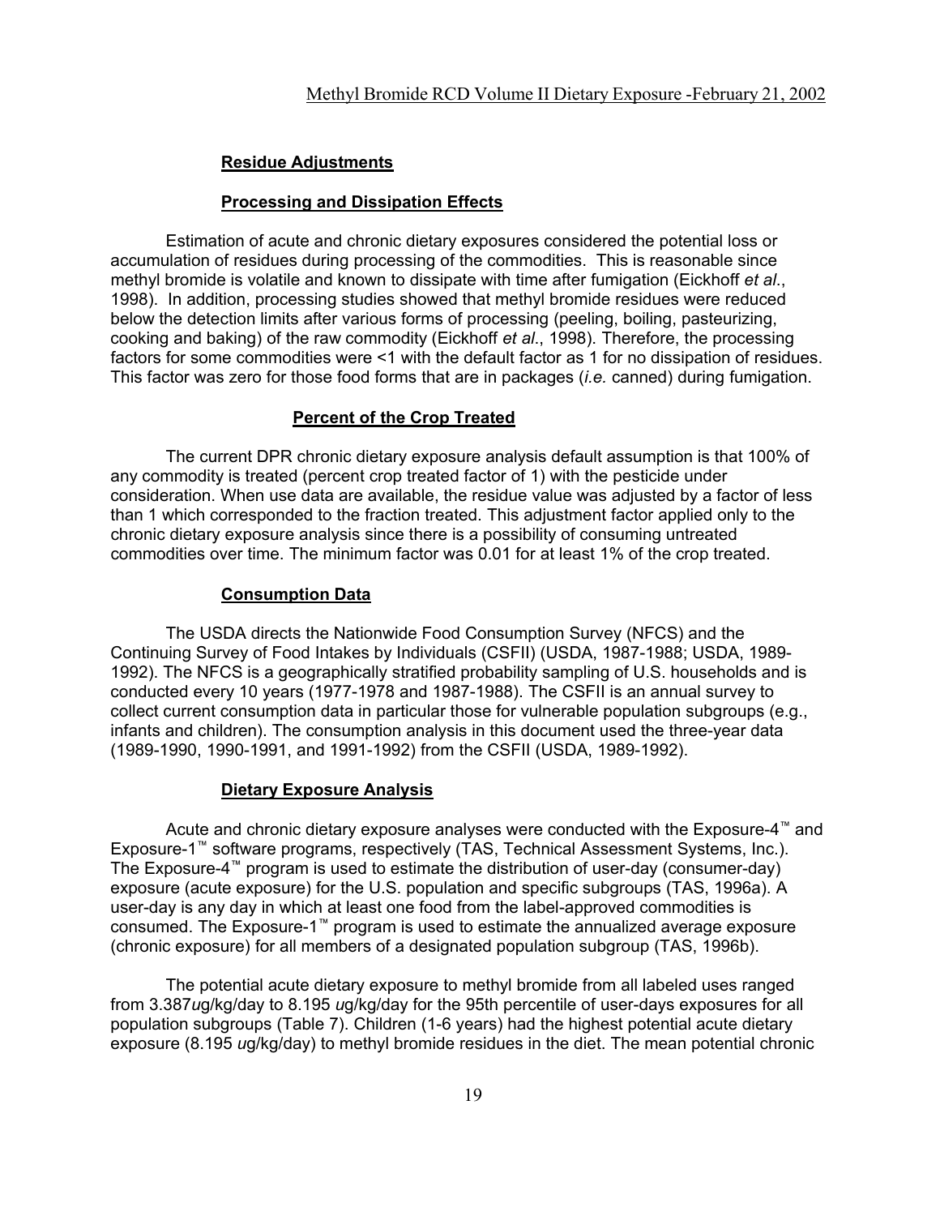## Residue Adjustments

### Processing and Dissipation Effects

Estimation of acute and chronic dietary exposures considered the potential loss or accumulation of residues during processing of the commodities. This is reasonable since methyl bromide is volatile and known to dissipate with time after fumigation (Eickhoff *et al*., 1998). In addition, processing studies showed that methyl bromide residues were reduced below the detection limits after various forms of processing (peeling, boiling, pasteurizing, cooking and baking) of the raw commodity (Eickhoff *et al*., 1998). Therefore, the processing factors for some commodities were <1 with the default factor as 1 for no dissipation of residues. This factor was zero for those food forms that are in packages (*i.e.* canned) during fumigation.

### Percent of the Crop Treated

The current DPR chronic dietary exposure analysis default assumption is that 100% of any commodity is treated (percent crop treated factor of 1) with the pesticide under consideration. When use data are available, the residue value was adjusted by a factor of less than 1 which corresponded to the fraction treated. This adjustment factor applied only to the chronic dietary exposure analysis since there is a possibility of consuming untreated commodities over time. The minimum factor was 0.01 for at least 1% of the crop treated.

### Consumption Data

The USDA directs the Nationwide Food Consumption Survey (NFCS) and the Continuing Survey of Food Intakes by Individuals (CSFII) (USDA, 1987-1988; USDA, 1989-1992). The NFCS is a geographically stratified probability sampling of U.S. households and is conducted every 10 years (1977-1978 and 1987-1988). The CSFII is an annual survey to collect current consumption data in particular those for vulnerable population subgroups (e.g., infants and children). The consumption analysis in this document used the three-year data (1989-1990, 1990-1991, and 1991-1992) from the CSFII (USDA, 1989-1992).

### Dietary Exposure Analysis

Acute and chronic dietary exposure analyses were conducted with the Exposure-4™ and Exposure-1™ software programs, respectively (TAS, Technical Assessment Systems, Inc.). The Exposure-4™ program is used to estimate the distribution of user-day (consumer-day) exposure (acute exposure) for the U.S. population and specific subgroups (TAS, 1996a). A user-day is any day in which at least one food from the label-approved commodities is consumed. The Exposure-1™ program is used to estimate the annualized average exposure (chronic exposure) for all members of a designated population subgroup (TAS, 1996b).

The potential acute dietary exposure to methyl bromide from all labeled uses ranged from 3.387*u*g/kg/day to 8.195 *u*g/kg/day for the 95th percentile of user-days exposures for all population subgroups (Table 7). Children (1-6 years) had the highest potential acute dietary exposure (8.195 *u*g/kg/day) to methyl bromide residues in the diet. The mean potential chronic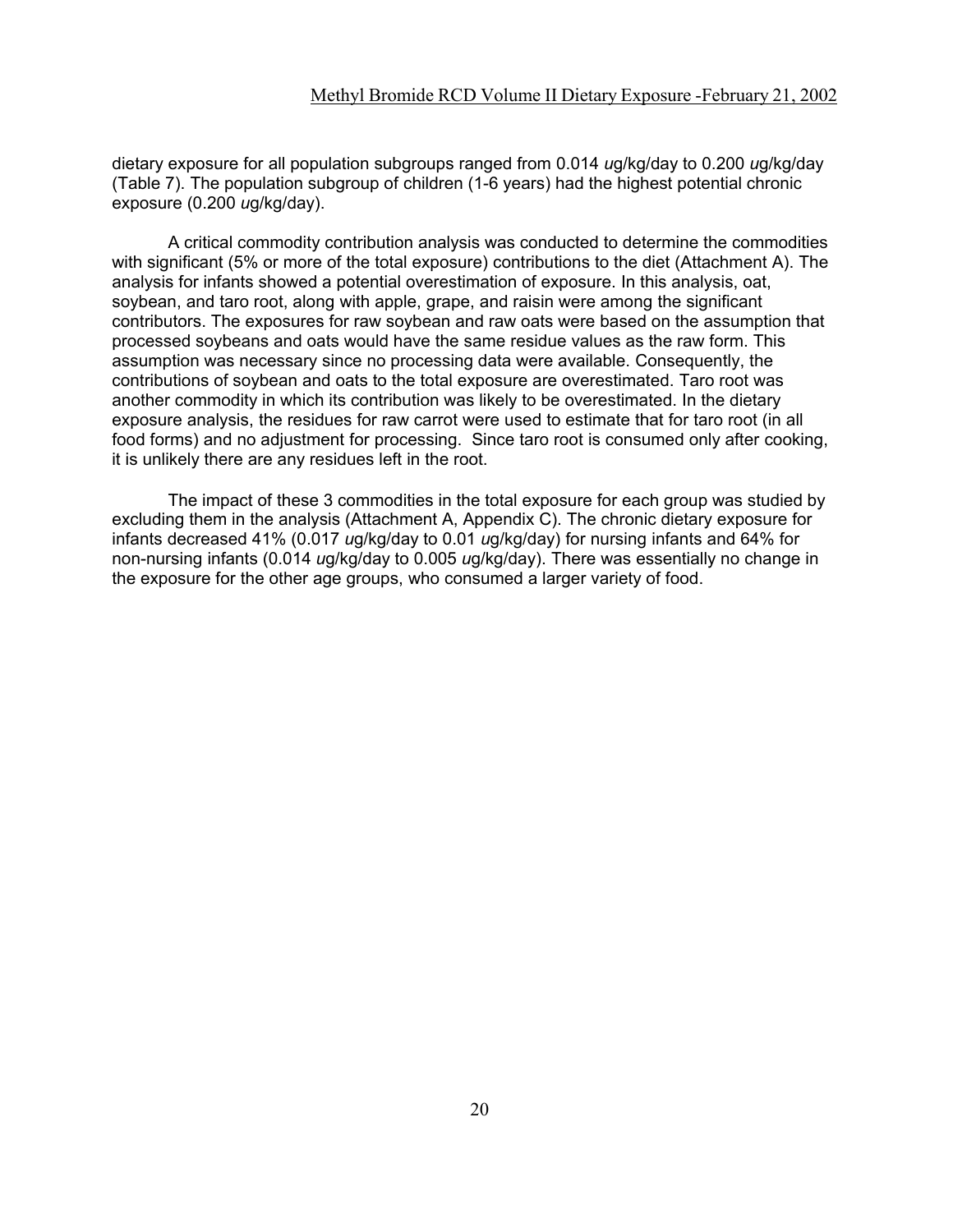dietary exposure for all population subgroups ranged from 0.014 *u*g/kg/day to 0.200 *u*g/kg/day (Table 7). The population subgroup of children (1-6 years) had the highest potential chronic exposure (0.200 *u*g/kg/day).

A critical commodity contribution analysis was conducted to determine the commodities with significant (5% or more of the total exposure) contributions to the diet (Attachment A). The analysis for infants showed a potential overestimation of exposure. In this analysis, oat, soybean, and taro root, along with apple, grape, and raisin were among the significant contributors. The exposures for raw soybean and raw oats were based on the assumption that processed soybeans and oats would have the same residue values as the raw form. This assumption was necessary since no processing data were available. Consequently, the contributions of soybean and oats to the total exposure are overestimated. Taro root was another commodity in which its contribution was likely to be overestimated. In the dietary exposure analysis, the residues for raw carrot were used to estimate that for taro root (in all food forms) and no adjustment for processing. Since taro root is consumed only after cooking, it is unlikely there are any residues left in the root.

The impact of these 3 commodities in the total exposure for each group was studied by excluding them in the analysis (Attachment A, Appendix C). The chronic dietary exposure for infants decreased 41% (0.017 *u*g/kg/day to 0.01 *u*g/kg/day) for nursing infants and 64% for non-nursing infants (0.014 *u*g/kg/day to 0.005 *u*g/kg/day). There was essentially no change in the exposure for the other age groups, who consumed a larger variety of food.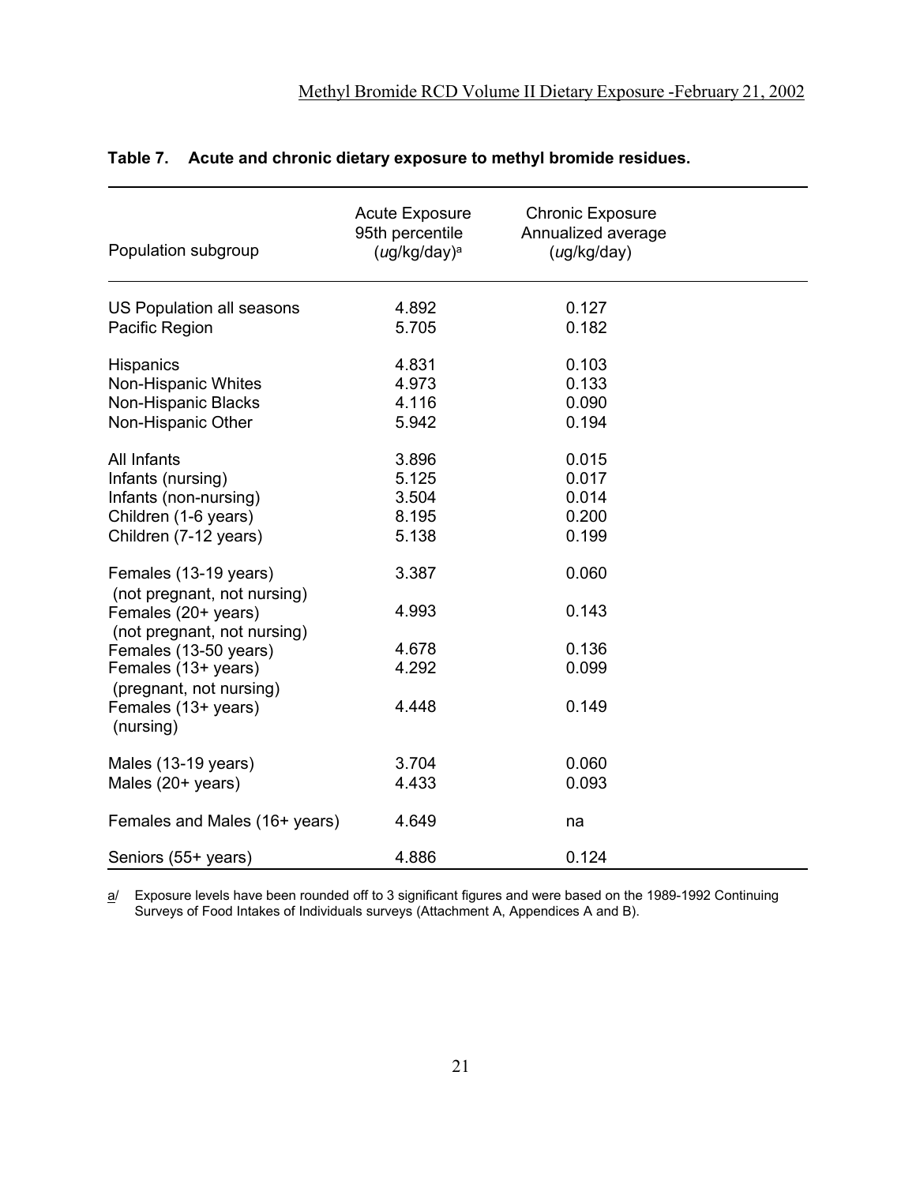**Table 7. Acute and chronic dietary exposure to methyl bromide residues.**

| Population subgroup | Acute Exposure 95th percentile (*u*g/kg/day)[a] | Chronic Exposure Annualized average (*u*g/kg/day) |
|---|---|---|
| US Population all seasons | 4.892 | 0.127 |
| Pacific Region | 5.705 | 0.182 |
| Hispanics | 4.831 | 0.103 |
| Non-Hispanic Whites | 4.973 | 0.133 |
| Non-Hispanic Blacks | 4.116 | 0.090 |
| Non-Hispanic Other | 5.942 | 0.194 |
| All Infants | 3.896 | 0.015 |
| Infants (nursing) | 5.125 | 0.017 |
| Infants (non-nursing) | 3.504 | 0.014 |
| Children (1-6 years) | 8.195 | 0.200 |
| Children (7-12 years) | 5.138 | 0.199 |
| Females (13-19 years) (not pregnant, not nursing) | 3.387 | 0.060 |
| Females (20+ years) (not pregnant, not nursing) | 4.993 | 0.143 |
| Females (13-50 years) | 4.678 | 0.136 |
| Females (13+ years) (pregnant, not nursing) | 4.292 | 0.099 |
| Females (13+ years) (nursing) | 4.448 | 0.149 |
| Males (13-19 years) | 3.704 | 0.060 |
| Males (20+ years) | 4.433 | 0.093 |
| Females and Males (16+ years) | 4.649 | na |
| Seniors (55+ years) | 4.886 | 0.124 |

a/ Exposure levels have been rounded off to 3 significant figures and were based on the 1989-1992 Continuing Surveys of Food Intakes of Individuals surveys (Attachment A, Appendices A and B).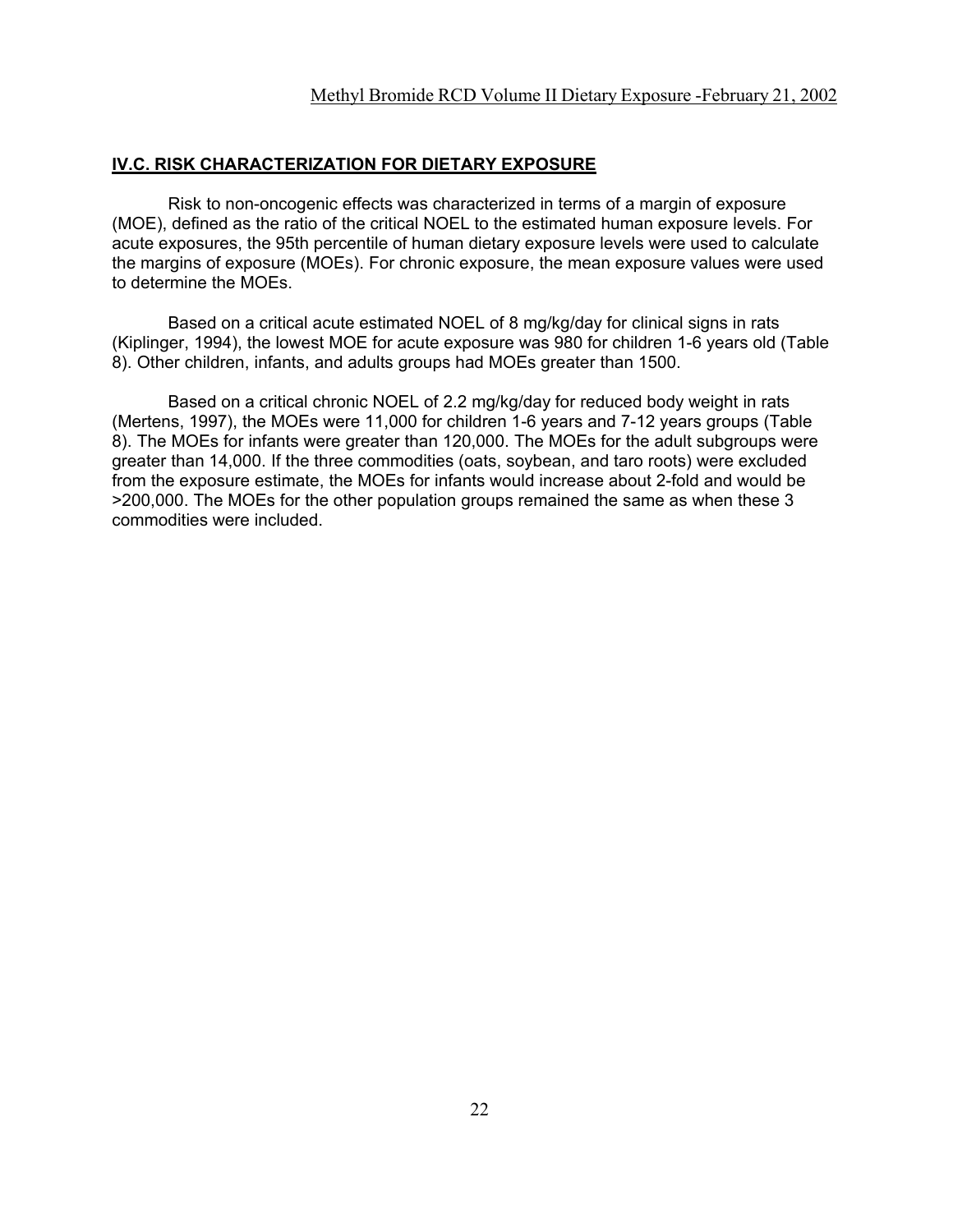## IV.C. RISK CHARACTERIZATION FOR DIETARY EXPOSURE

Risk to non-oncogenic effects was characterized in terms of a margin of exposure (MOE), defined as the ratio of the critical NOEL to the estimated human exposure levels. For acute exposures, the 95th percentile of human dietary exposure levels were used to calculate the margins of exposure (MOEs). For chronic exposure, the mean exposure values were used to determine the MOEs.

Based on a critical acute estimated NOEL of 8 mg/kg/day for clinical signs in rats (Kiplinger, 1994), the lowest MOE for acute exposure was 980 for children 1-6 years old (Table 8). Other children, infants, and adults groups had MOEs greater than 1500.

Based on a critical chronic NOEL of 2.2 mg/kg/day for reduced body weight in rats (Mertens, 1997), the MOEs were 11,000 for children 1-6 years and 7-12 years groups (Table 8). The MOEs for infants were greater than 120,000. The MOEs for the adult subgroups were greater than 14,000. If the three commodities (oats, soybean, and taro roots) were excluded from the exposure estimate, the MOEs for infants would increase about 2-fold and would be >200,000. The MOEs for the other population groups remained the same as when these 3 commodities were included.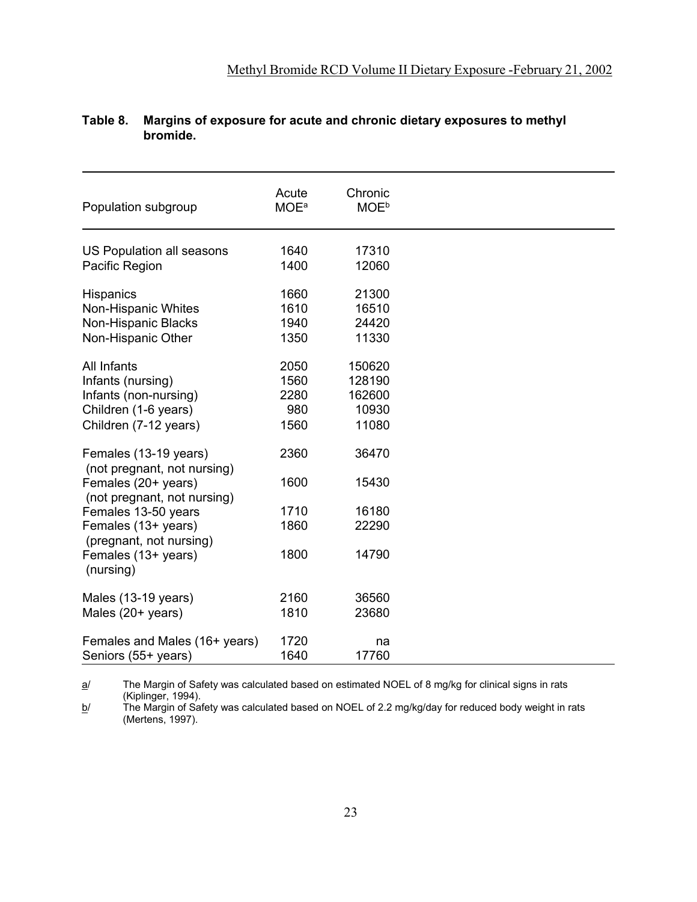**Table 8. Margins of exposure for acute and chronic dietary exposures to methyl bromide.**

| Population subgroup | Acute MOE[a] | Chronic MOE[b] |
|---|---|---|
| US Population all seasons | 1640 | 17310 |
| Pacific Region | 1400 | 12060 |
| Hispanics | 1660 | 21300 |
| Non-Hispanic Whites | 1610 | 16510 |
| Non-Hispanic Blacks | 1940 | 24420 |
| Non-Hispanic Other | 1350 | 11330 |
| All Infants | 2050 | 150620 |
| Infants (nursing) | 1560 | 128190 |
| Infants (non-nursing) | 2280 | 162600 |
| Children (1-6 years) | 980 | 10930 |
| Children (7-12 years) | 1560 | 11080 |
| Females (13-19 years) (not pregnant, not nursing) | 2360 | 36470 |
| Females (20+ years) (not pregnant, not nursing) | 1600 | 15430 |
| Females 13-50 years | 1710 | 16180 |
| Females (13+ years) (pregnant, not nursing) | 1860 | 22290 |
| Females (13+ years) (nursing) | 1800 | 14790 |
| Males (13-19 years) | 2160 | 36560 |
| Males (20+ years) | 1810 | 23680 |
| Females and Males (16+ years) | 1720 | na |
| Seniors (55+ years) | 1640 | 17760 |

a/ The Margin of Safety was calculated based on estimated NOEL of 8 mg/kg for clinical signs in rats (Kiplinger, 1994).

b/ The Margin of Safety was calculated based on NOEL of 2.2 mg/kg/day for reduced body weight in rats (Mertens, 1997).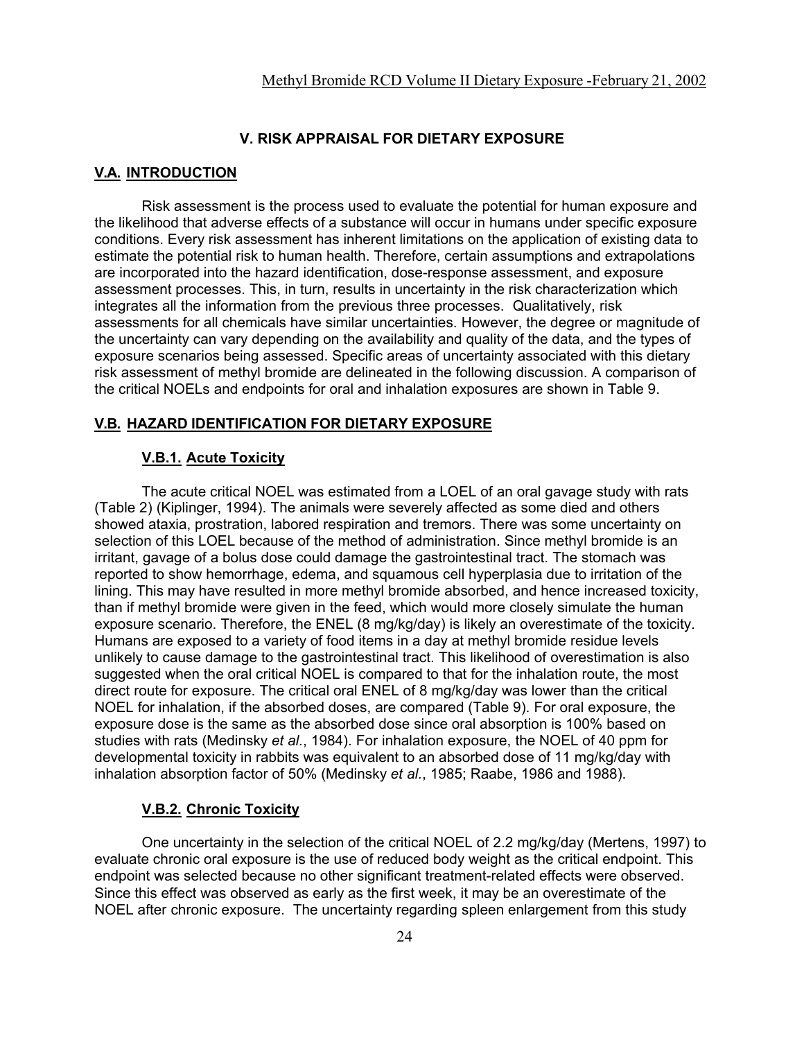## V. RISK APPRAISAL FOR DIETARY EXPOSURE

### V.A. INTRODUCTION

Risk assessment is the process used to evaluate the potential for human exposure and the likelihood that adverse effects of a substance will occur in humans under specific exposure conditions. Every risk assessment has inherent limitations on the application of existing data to estimate the potential risk to human health. Therefore, certain assumptions and extrapolations are incorporated into the hazard identification, dose-response assessment, and exposure assessment processes. This, in turn, results in uncertainty in the risk characterization which integrates all the information from the previous three processes. Qualitatively, risk assessments for all chemicals have similar uncertainties. However, the degree or magnitude of the uncertainty can vary depending on the availability and quality of the data, and the types of exposure scenarios being assessed. Specific areas of uncertainty associated with this dietary risk assessment of methyl bromide are delineated in the following discussion. A comparison of the critical NOELs and endpoints for oral and inhalation exposures are shown in Table 9.

### V.B. HAZARD IDENTIFICATION FOR DIETARY EXPOSURE

#### V.B.1. Acute Toxicity

The acute critical NOEL was estimated from a LOEL of an oral gavage study with rats (Table 2) (Kiplinger, 1994). The animals were severely affected as some died and others showed ataxia, prostration, labored respiration and tremors. There was some uncertainty on selection of this LOEL because of the method of administration. Since methyl bromide is an irritant, gavage of a bolus dose could damage the gastrointestinal tract. The stomach was reported to show hemorrhage, edema, and squamous cell hyperplasia due to irritation of the lining. This may have resulted in more methyl bromide absorbed, and hence increased toxicity, than if methyl bromide were given in the feed, which would more closely simulate the human exposure scenario. Therefore, the ENEL (8 mg/kg/day) is likely an overestimate of the toxicity. Humans are exposed to a variety of food items in a day at methyl bromide residue levels unlikely to cause damage to the gastrointestinal tract. This likelihood of overestimation is also suggested when the oral critical NOEL is compared to that for the inhalation route, the most direct route for exposure. The critical oral ENEL of 8 mg/kg/day was lower than the critical NOEL for inhalation, if the absorbed doses, are compared (Table 9). For oral exposure, the exposure dose is the same as the absorbed dose since oral absorption is 100% based on studies with rats (Medinsky *et al.*, 1984). For inhalation exposure, the NOEL of 40 ppm for developmental toxicity in rabbits was equivalent to an absorbed dose of 11 mg/kg/day with inhalation absorption factor of 50% (Medinsky *et al.*, 1985; Raabe, 1986 and 1988).

#### V.B.2. Chronic Toxicity

One uncertainty in the selection of the critical NOEL of 2.2 mg/kg/day (Mertens, 1997) to evaluate chronic oral exposure is the use of reduced body weight as the critical endpoint. This endpoint was selected because no other significant treatment-related effects were observed. Since this effect was observed as early as the first week, it may be an overestimate of the NOEL after chronic exposure. The uncertainty regarding spleen enlargement from this study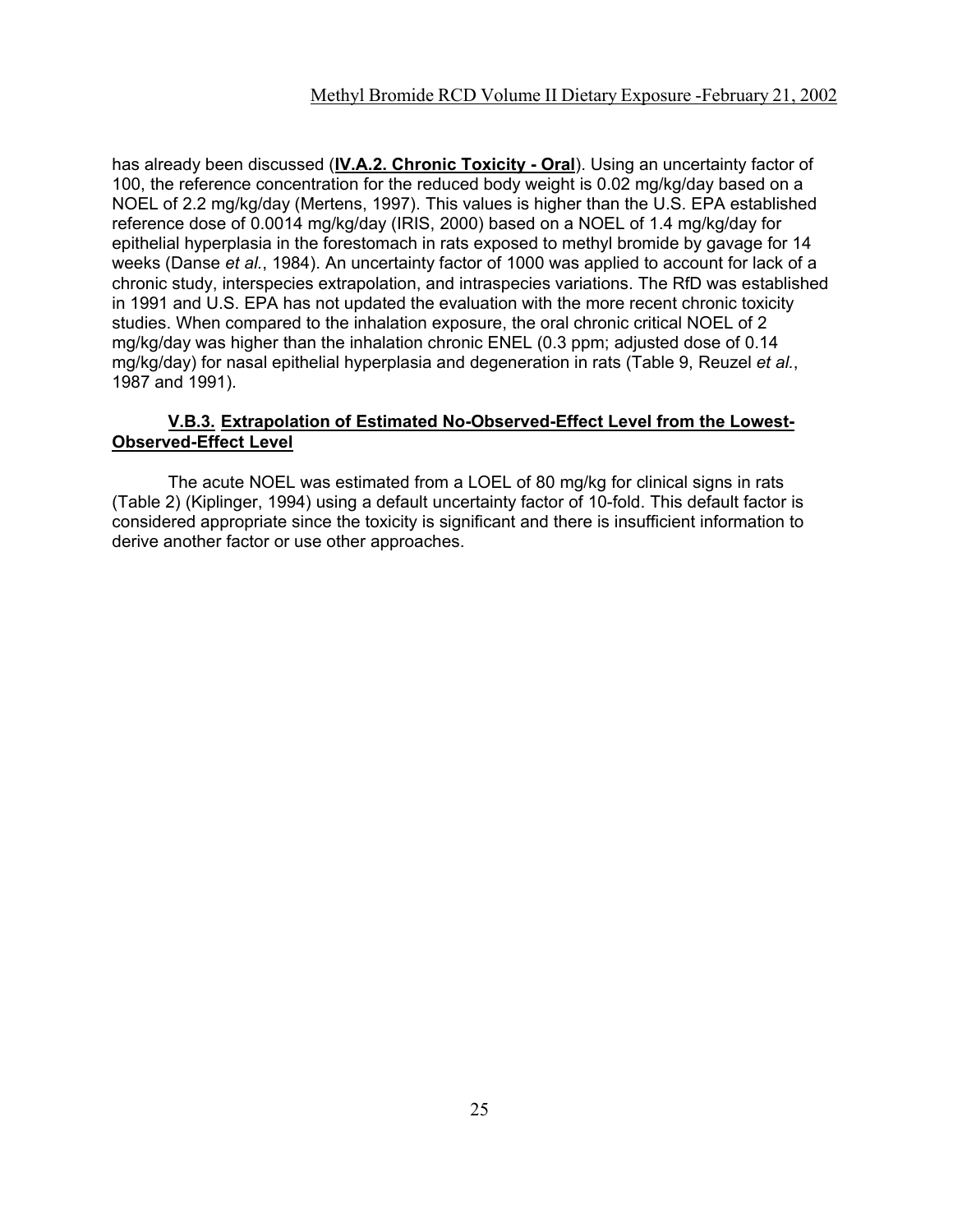has already been discussed (**IV.A.2. Chronic Toxicity - Oral**). Using an uncertainty factor of 100, the reference concentration for the reduced body weight is 0.02 mg/kg/day based on a NOEL of 2.2 mg/kg/day (Mertens, 1997). This values is higher than the U.S. EPA established reference dose of 0.0014 mg/kg/day (IRIS, 2000) based on a NOEL of 1.4 mg/kg/day for epithelial hyperplasia in the forestomach in rats exposed to methyl bromide by gavage for 14 weeks (Danse *et al.*, 1984). An uncertainty factor of 1000 was applied to account for lack of a chronic study, interspecies extrapolation, and intraspecies variations. The RfD was established in 1991 and U.S. EPA has not updated the evaluation with the more recent chronic toxicity studies. When compared to the inhalation exposure, the oral chronic critical NOEL of 2 mg/kg/day was higher than the inhalation chronic ENEL (0.3 ppm; adjusted dose of 0.14 mg/kg/day) for nasal epithelial hyperplasia and degeneration in rats (Table 9, Reuzel *et al.*, 1987 and 1991).

### V.B.3. Extrapolation of Estimated No-Observed-Effect Level from the Lowest-Observed-Effect Level

The acute NOEL was estimated from a LOEL of 80 mg/kg for clinical signs in rats (Table 2) (Kiplinger, 1994) using a default uncertainty factor of 10-fold. This default factor is considered appropriate since the toxicity is significant and there is insufficient information to derive another factor or use other approaches.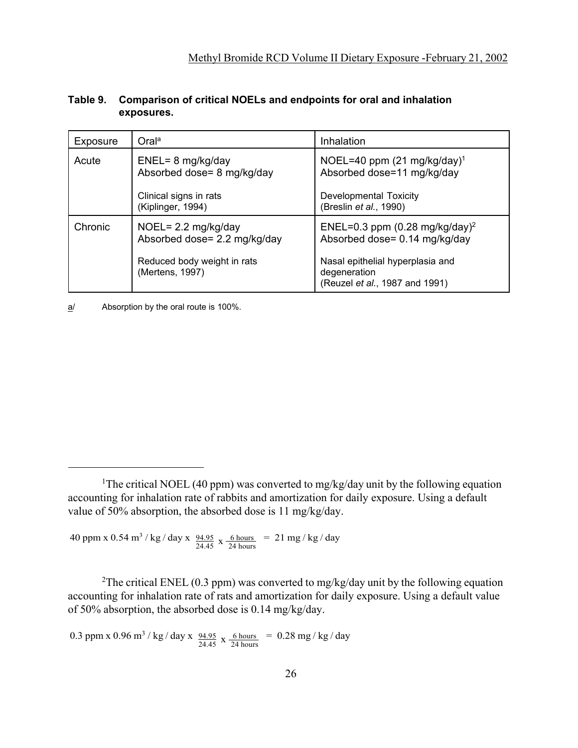**Table 9. Comparison of critical NOELs and endpoints for oral and inhalation exposures.**

| Exposure | Oral[a] | Inhalation |
|---|---|---|
| Acute | ENEL= 8 mg/kg/day<br>Absorbed dose= 8 mg/kg/day<br><br>Clinical signs in rats<br>(Kiplinger, 1994) | NOEL=40 ppm (21 mg/kg/day)[1]<br>Absorbed dose=11 mg/kg/day<br><br>Developmental Toxicity<br>(Breslin *et al.*, 1990) |
| Chronic | NOEL= 2.2 mg/kg/day<br>Absorbed dose= 2.2 mg/kg/day<br><br>Reduced body weight in rats<br>(Mertens, 1997) | ENEL=0.3 ppm (0.28 mg/kg/day)[2]<br>Absorbed dose= 0.14 mg/kg/day<br><br>Nasal epithelial hyperplasia and degeneration<br>(Reuzel *et al.*, 1987 and 1991) |

a/ Absorption by the oral route is 100%.

---

[1]The critical NOEL (40 ppm) was converted to mg/kg/day unit by the following equation accounting for inhalation rate of rabbits and amortization for daily exposure. Using a default value of 50% absorption, the absorbed dose is 11 mg/kg/day.

$$40 \text{ ppm} \times 0.54 \text{ m}^3/\text{kg}/\text{day} \times \frac{94.95}{24.45} \times \frac{6 \text{ hours}}{24 \text{ hours}} = 21 \text{ mg}/\text{kg}/\text{day}$$

[2]The critical ENEL (0.3 ppm) was converted to mg/kg/day unit by the following equation accounting for inhalation rate of rats and amortization for daily exposure. Using a default value of 50% absorption, the absorbed dose is 0.14 mg/kg/day.

$$0.3 \text{ ppm} \times 0.96 \text{ m}^3/\text{kg}/\text{day} \times \frac{94.95}{24.45} \times \frac{6 \text{ hours}}{24 \text{ hours}} = 0.28 \text{ mg}/\text{kg}/\text{day}$$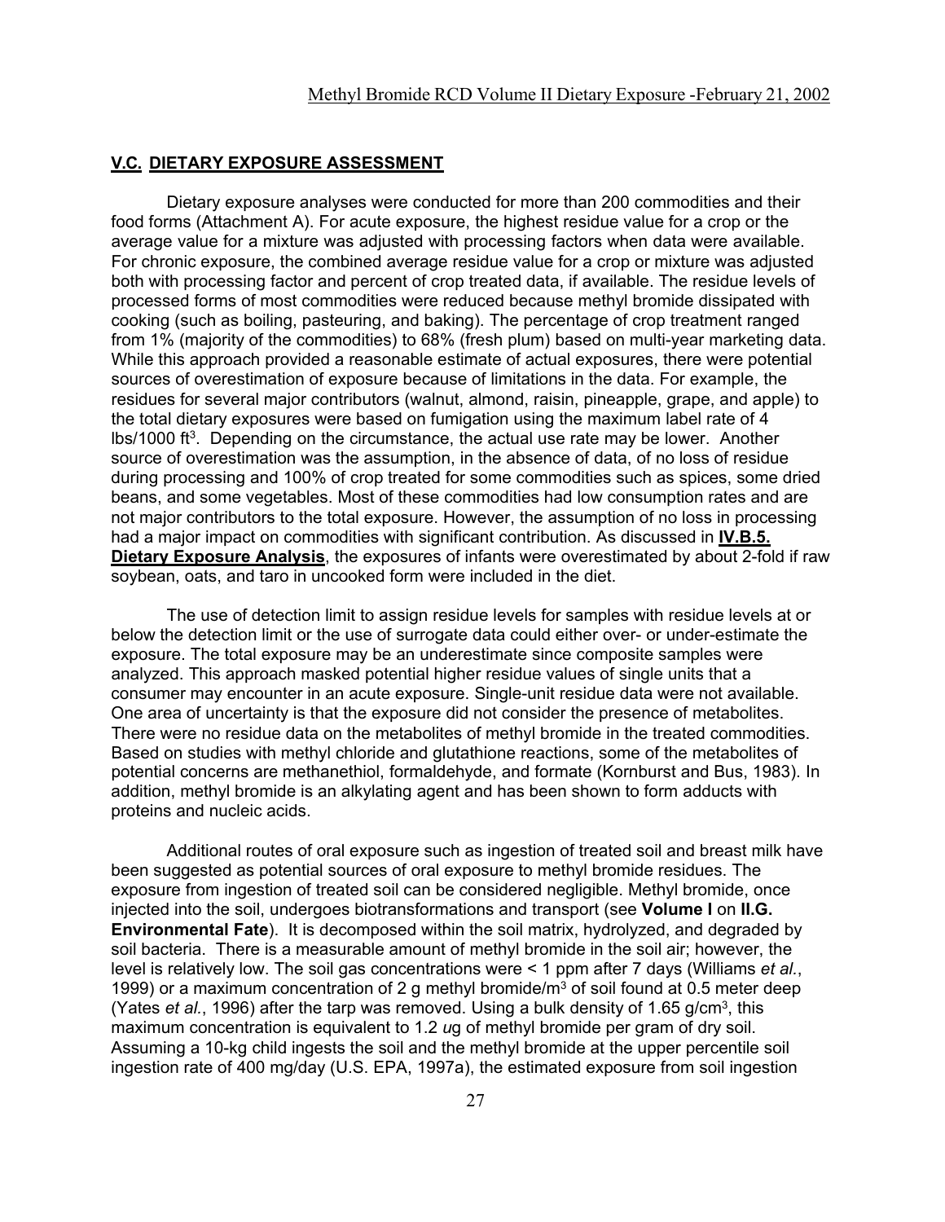## **V.C. DIETARY EXPOSURE ASSESSMENT**

Dietary exposure analyses were conducted for more than 200 commodities and their food forms (Attachment A). For acute exposure, the highest residue value for a crop or the average value for a mixture was adjusted with processing factors when data were available. For chronic exposure, the combined average residue value for a crop or mixture was adjusted both with processing factor and percent of crop treated data, if available. The residue levels of processed forms of most commodities were reduced because methyl bromide dissipated with cooking (such as boiling, pasteuring, and baking). The percentage of crop treatment ranged from 1% (majority of the commodities) to 68% (fresh plum) based on multi-year marketing data. While this approach provided a reasonable estimate of actual exposures, there were potential sources of overestimation of exposure because of limitations in the data. For example, the residues for several major contributors (walnut, almond, raisin, pineapple, grape, and apple) to the total dietary exposures were based on fumigation using the maximum label rate of 4 lbs/1000 $ft^3$. Depending on the circumstance, the actual use rate may be lower. Another source of overestimation was the assumption, in the absence of data, of no loss of residue during processing and 100% of crop treated for some commodities such as spices, some dried beans, and some vegetables. Most of these commodities had low consumption rates and are not major contributors to the total exposure. However, the assumption of no loss in processing had a major impact on commodities with significant contribution. As discussed in **IV.B.5. Dietary Exposure Analysis**, the exposures of infants were overestimated by about 2-fold if raw soybean, oats, and taro in uncooked form were included in the diet.

The use of detection limit to assign residue levels for samples with residue levels at or below the detection limit or the use of surrogate data could either over- or under-estimate the exposure. The total exposure may be an underestimate since composite samples were analyzed. This approach masked potential higher residue values of single units that a consumer may encounter in an acute exposure. Single-unit residue data were not available. One area of uncertainty is that the exposure did not consider the presence of metabolites. There were no residue data on the metabolites of methyl bromide in the treated commodities. Based on studies with methyl chloride and glutathione reactions, some of the metabolites of potential concerns are methanethiol, formaldehyde, and formate (Kornburst and Bus, 1983). In addition, methyl bromide is an alkylating agent and has been shown to form adducts with proteins and nucleic acids.

Additional routes of oral exposure such as ingestion of treated soil and breast milk have been suggested as potential sources of oral exposure to methyl bromide residues. The exposure from ingestion of treated soil can be considered negligible. Methyl bromide, once injected into the soil, undergoes biotransformations and transport (see **Volume I** on **II.G. Environmental Fate**). It is decomposed within the soil matrix, hydrolyzed, and degraded by soil bacteria. There is a measurable amount of methyl bromide in the soil air; however, the level is relatively low. The soil gas concentrations were < 1 ppm after 7 days (Williams *et al.*, 1999) or a maximum concentration of 2 g methyl bromide/$m^3$ of soil found at 0.5 meter deep (Yates *et al.*, 1996) after the tarp was removed. Using a bulk density of 1.65 g/$cm^3$, this maximum concentration is equivalent to 1.2 *u*g of methyl bromide per gram of dry soil. Assuming a 10-kg child ingests the soil and the methyl bromide at the upper percentile soil ingestion rate of 400 mg/day (U.S. EPA, 1997a), the estimated exposure from soil ingestion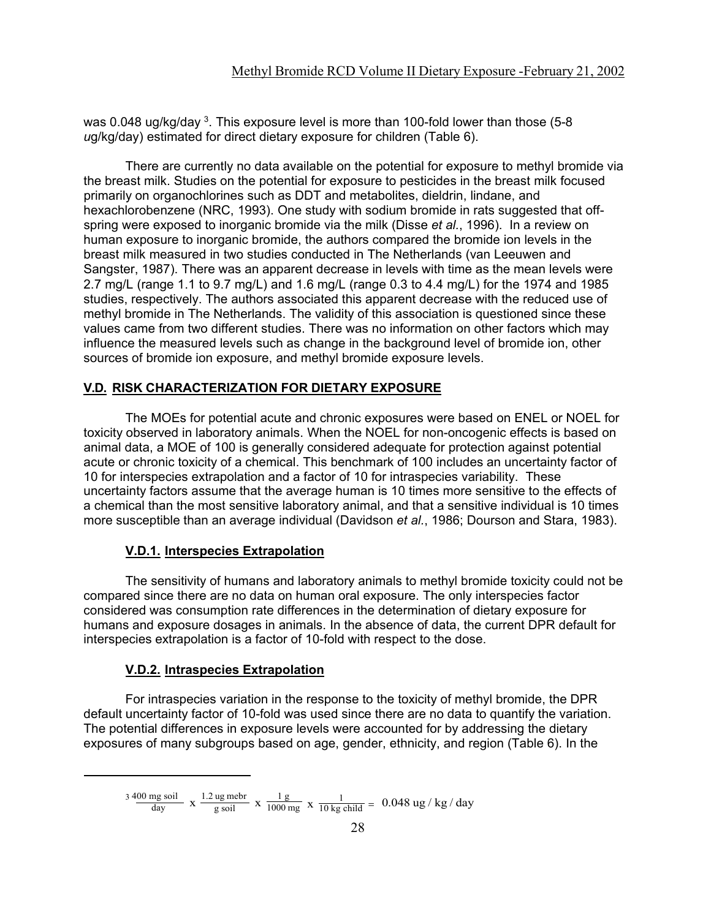was 0.048 ug/kg/day [3]. This exposure level is more than 100-fold lower than those (5-8 *u*g/kg/day) estimated for direct dietary exposure for children (Table 6).

There are currently no data available on the potential for exposure to methyl bromide via the breast milk. Studies on the potential for exposure to pesticides in the breast milk focused primarily on organochlorines such as DDT and metabolites, dieldrin, lindane, and hexachlorobenzene (NRC, 1993). One study with sodium bromide in rats suggested that off-spring were exposed to inorganic bromide via the milk (Disse *et al.*, 1996). In a review on human exposure to inorganic bromide, the authors compared the bromide ion levels in the breast milk measured in two studies conducted in The Netherlands (van Leeuwen and Sangster, 1987). There was an apparent decrease in levels with time as the mean levels were 2.7 mg/L (range 1.1 to 9.7 mg/L) and 1.6 mg/L (range 0.3 to 4.4 mg/L) for the 1974 and 1985 studies, respectively. The authors associated this apparent decrease with the reduced use of methyl bromide in The Netherlands. The validity of this association is questioned since these values came from two different studies. There was no information on other factors which may influence the measured levels such as change in the background level of bromide ion, other sources of bromide ion exposure, and methyl bromide exposure levels.

## V.D. RISK CHARACTERIZATION FOR DIETARY EXPOSURE

The MOEs for potential acute and chronic exposures were based on ENEL or NOEL for toxicity observed in laboratory animals. When the NOEL for non-oncogenic effects is based on animal data, a MOE of 100 is generally considered adequate for protection against potential acute or chronic toxicity of a chemical. This benchmark of 100 includes an uncertainty factor of 10 for interspecies extrapolation and a factor of 10 for intraspecies variability. These uncertainty factors assume that the average human is 10 times more sensitive to the effects of a chemical than the most sensitive laboratory animal, and that a sensitive individual is 10 times more susceptible than an average individual (Davidson *et al.*, 1986; Dourson and Stara, 1983).

### V.D.1. Interspecies Extrapolation

The sensitivity of humans and laboratory animals to methyl bromide toxicity could not be compared since there are no data on human oral exposure. The only interspecies factor considered was consumption rate differences in the determination of dietary exposure for humans and exposure dosages in animals. In the absence of data, the current DPR default for interspecies extrapolation is a factor of 10-fold with respect to the dose.

### V.D.2. Intraspecies Extrapolation

For intraspecies variation in the response to the toxicity of methyl bromide, the DPR default uncertainty factor of 10-fold was used since there are no data to quantify the variation. The potential differences in exposure levels were accounted for by addressing the dietary exposures of many subgroups based on age, gender, ethnicity, and region (Table 6). In the

---

[3] $\frac{400 \text{ mg soil}}{\text{day}} \times \frac{1.2 \text{ ug mebr}}{\text{g soil}} \times \frac{1 \text{ g}}{1000 \text{ mg}} \times \frac{1}{10 \text{ kg child}} = 0.048 \text{ ug / kg / day}$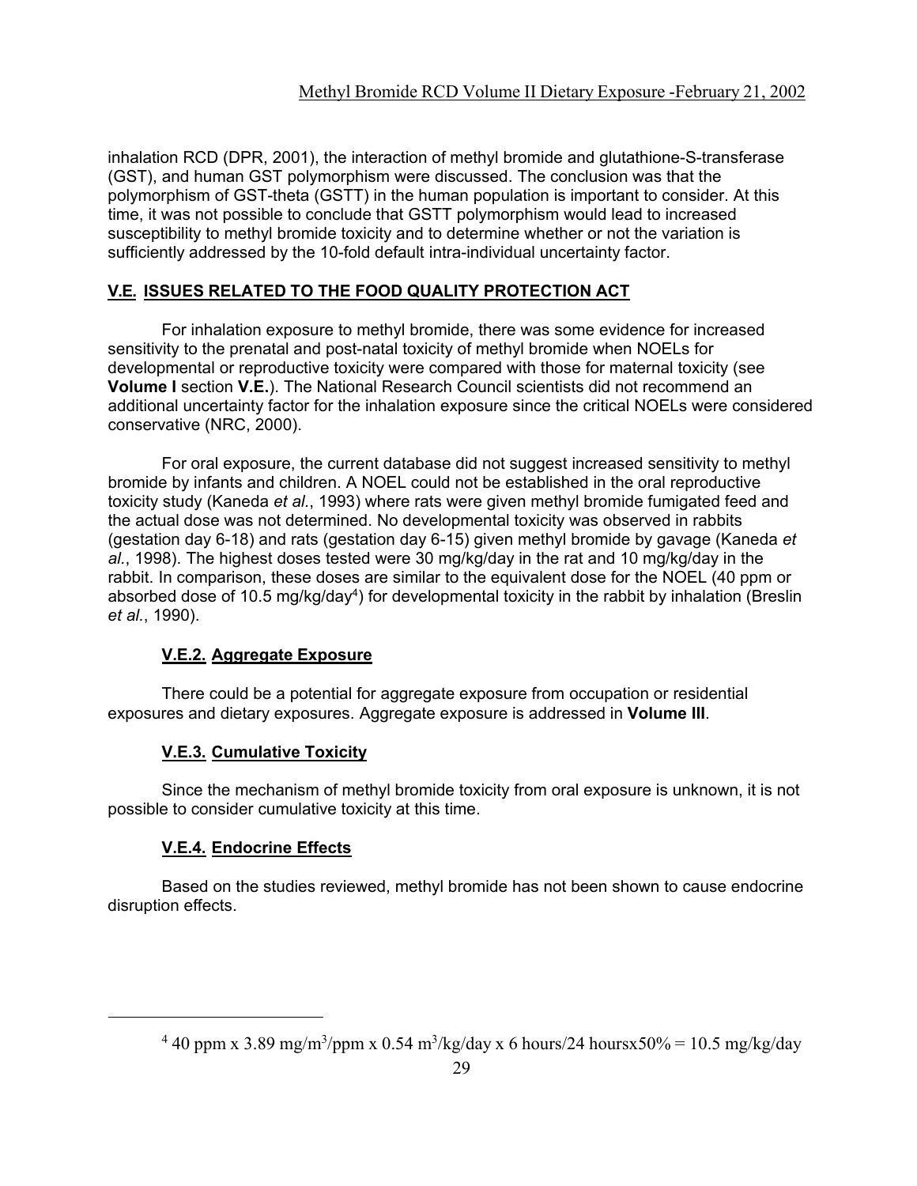inhalation RCD (DPR, 2001), the interaction of methyl bromide and glutathione-S-transferase (GST), and human GST polymorphism were discussed. The conclusion was that the polymorphism of GST-theta (GSTT) in the human population is important to consider. At this time, it was not possible to conclude that GSTT polymorphism would lead to increased susceptibility to methyl bromide toxicity and to determine whether or not the variation is sufficiently addressed by the 10-fold default intra-individual uncertainty factor.

## V.E. ISSUES RELATED TO THE FOOD QUALITY PROTECTION ACT

For inhalation exposure to methyl bromide, there was some evidence for increased sensitivity to the prenatal and post-natal toxicity of methyl bromide when NOELs for developmental or reproductive toxicity were compared with those for maternal toxicity (see **Volume I** section **V.E.**). The National Research Council scientists did not recommend an additional uncertainty factor for the inhalation exposure since the critical NOELs were considered conservative (NRC, 2000).

For oral exposure, the current database did not suggest increased sensitivity to methyl bromide by infants and children. A NOEL could not be established in the oral reproductive toxicity study (Kaneda *et al.*, 1993) where rats were given methyl bromide fumigated feed and the actual dose was not determined. No developmental toxicity was observed in rabbits (gestation day 6-18) and rats (gestation day 6-15) given methyl bromide by gavage (Kaneda *et al.*, 1998). The highest doses tested were 30 mg/kg/day in the rat and 10 mg/kg/day in the rabbit. In comparison, these doses are similar to the equivalent dose for the NOEL (40 ppm or absorbed dose of 10.5 mg/kg/day[4]) for developmental toxicity in the rabbit by inhalation (Breslin *et al.*, 1990).

### V.E.2. Aggregate Exposure

There could be a potential for aggregate exposure from occupation or residential exposures and dietary exposures. Aggregate exposure is addressed in **Volume III**.

### V.E.3. Cumulative Toxicity

Since the mechanism of methyl bromide toxicity from oral exposure is unknown, it is not possible to consider cumulative toxicity at this time.

### V.E.4. Endocrine Effects

Based on the studies reviewed, methyl bromide has not been shown to cause endocrine disruption effects.

---

[4] 40 ppm x 3.89 $mg/m^3$/ppm x 0.54 $m^3$/kg/day x 6 hours/24 hoursx50% = 10.5 mg/kg/day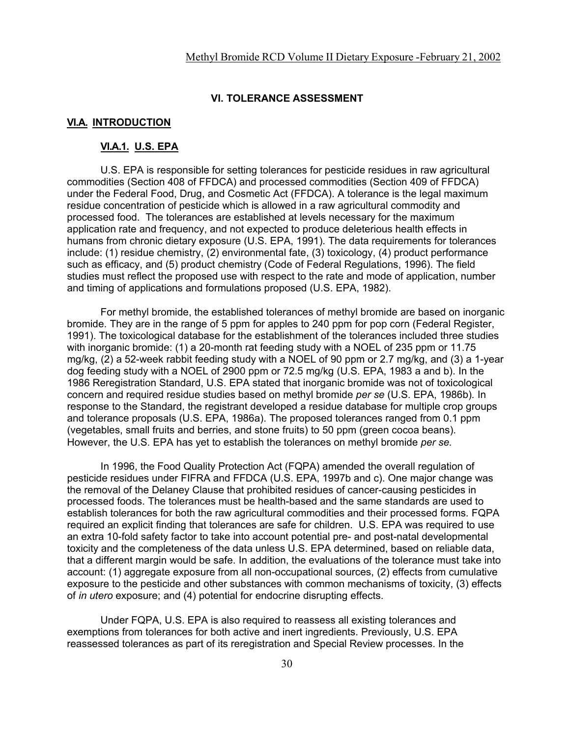## VI. TOLERANCE ASSESSMENT

### VI.A. INTRODUCTION

#### VI.A.1. U.S. EPA

U.S. EPA is responsible for setting tolerances for pesticide residues in raw agricultural commodities (Section 408 of FFDCA) and processed commodities (Section 409 of FFDCA) under the Federal Food, Drug, and Cosmetic Act (FFDCA). A tolerance is the legal maximum residue concentration of pesticide which is allowed in a raw agricultural commodity and processed food. The tolerances are established at levels necessary for the maximum application rate and frequency, and not expected to produce deleterious health effects in humans from chronic dietary exposure (U.S. EPA, 1991). The data requirements for tolerances include: (1) residue chemistry, (2) environmental fate, (3) toxicology, (4) product performance such as efficacy, and (5) product chemistry (Code of Federal Regulations, 1996). The field studies must reflect the proposed use with respect to the rate and mode of application, number and timing of applications and formulations proposed (U.S. EPA, 1982).

For methyl bromide, the established tolerances of methyl bromide are based on inorganic bromide. They are in the range of 5 ppm for apples to 240 ppm for pop corn (Federal Register, 1991). The toxicological database for the establishment of the tolerances included three studies with inorganic bromide: (1) a 20-month rat feeding study with a NOEL of 235 ppm or 11.75 mg/kg, (2) a 52-week rabbit feeding study with a NOEL of 90 ppm or 2.7 mg/kg, and (3) a 1-year dog feeding study with a NOEL of 2900 ppm or 72.5 mg/kg (U.S. EPA, 1983 a and b). In the 1986 Reregistration Standard, U.S. EPA stated that inorganic bromide was not of toxicological concern and required residue studies based on methyl bromide *per se* (U.S. EPA, 1986b). In response to the Standard, the registrant developed a residue database for multiple crop groups and tolerance proposals (U.S. EPA, 1986a). The proposed tolerances ranged from 0.1 ppm (vegetables, small fruits and berries, and stone fruits) to 50 ppm (green cocoa beans). However, the U.S. EPA has yet to establish the tolerances on methyl bromide *per se.*

In 1996, the Food Quality Protection Act (FQPA) amended the overall regulation of pesticide residues under FIFRA and FFDCA (U.S. EPA, 1997b and c). One major change was the removal of the Delaney Clause that prohibited residues of cancer-causing pesticides in processed foods. The tolerances must be health-based and the same standards are used to establish tolerances for both the raw agricultural commodities and their processed forms. FQPA required an explicit finding that tolerances are safe for children. U.S. EPA was required to use an extra 10-fold safety factor to take into account potential pre- and post-natal developmental toxicity and the completeness of the data unless U.S. EPA determined, based on reliable data, that a different margin would be safe. In addition, the evaluations of the tolerance must take into account: (1) aggregate exposure from all non-occupational sources, (2) effects from cumulative exposure to the pesticide and other substances with common mechanisms of toxicity, (3) effects of *in utero* exposure; and (4) potential for endocrine disrupting effects.

Under FQPA, U.S. EPA is also required to reassess all existing tolerances and exemptions from tolerances for both active and inert ingredients. Previously, U.S. EPA reassessed tolerances as part of its reregistration and Special Review processes. In the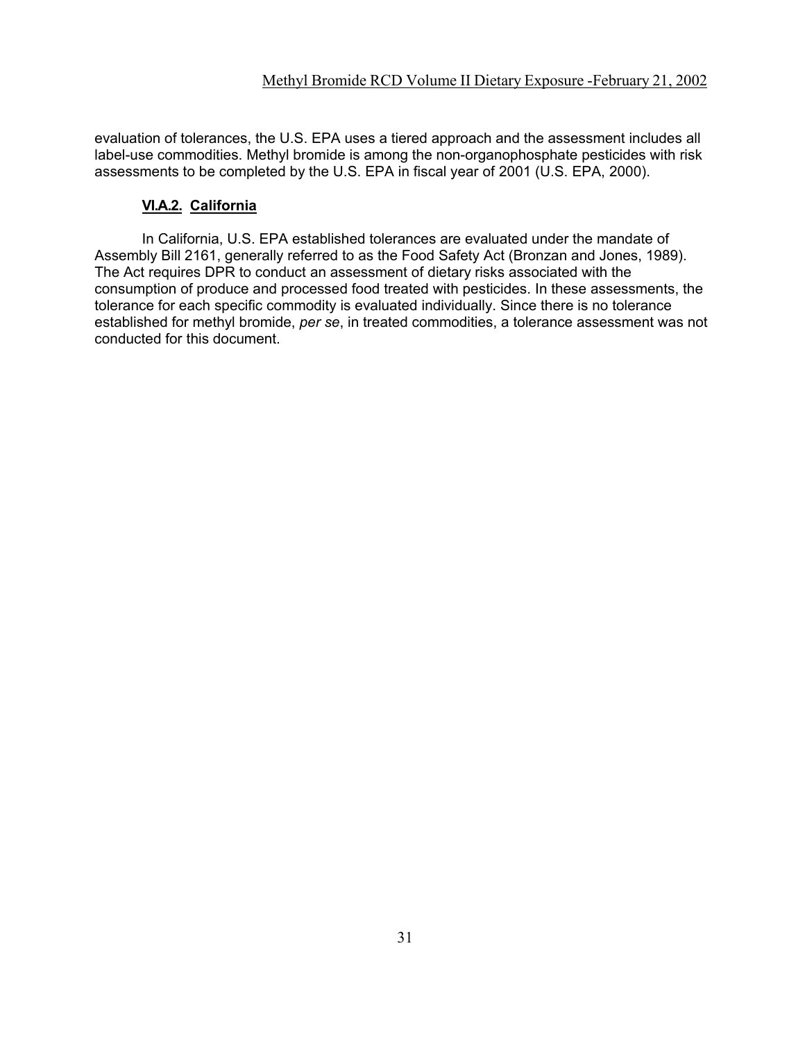evaluation of tolerances, the U.S. EPA uses a tiered approach and the assessment includes all label-use commodities. Methyl bromide is among the non-organophosphate pesticides with risk assessments to be completed by the U.S. EPA in fiscal year of 2001 (U.S. EPA, 2000).

### VI.A.2. California

In California, U.S. EPA established tolerances are evaluated under the mandate of Assembly Bill 2161, generally referred to as the Food Safety Act (Bronzan and Jones, 1989). The Act requires DPR to conduct an assessment of dietary risks associated with the consumption of produce and processed food treated with pesticides. In these assessments, the tolerance for each specific commodity is evaluated individually. Since there is no tolerance established for methyl bromide, *per se*, in treated commodities, a tolerance assessment was not conducted for this document.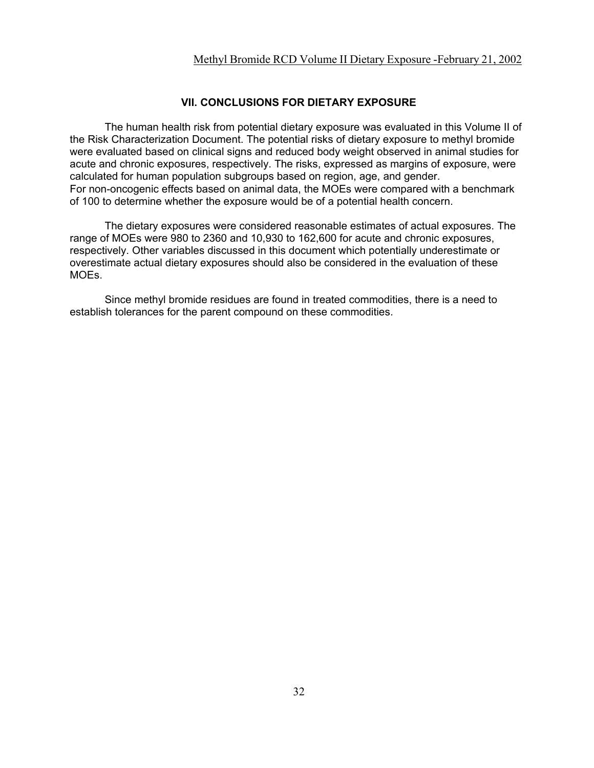## VII. CONCLUSIONS FOR DIETARY EXPOSURE

The human health risk from potential dietary exposure was evaluated in this Volume II of the Risk Characterization Document. The potential risks of dietary exposure to methyl bromide were evaluated based on clinical signs and reduced body weight observed in animal studies for acute and chronic exposures, respectively. The risks, expressed as margins of exposure, were calculated for human population subgroups based on region, age, and gender.
For non-oncogenic effects based on animal data, the MOEs were compared with a benchmark of 100 to determine whether the exposure would be of a potential health concern.

The dietary exposures were considered reasonable estimates of actual exposures. The range of MOEs were 980 to 2360 and 10,930 to 162,600 for acute and chronic exposures, respectively. Other variables discussed in this document which potentially underestimate or overestimate actual dietary exposures should also be considered in the evaluation of these MOEs.

Since methyl bromide residues are found in treated commodities, there is a need to establish tolerances for the parent compound on these commodities.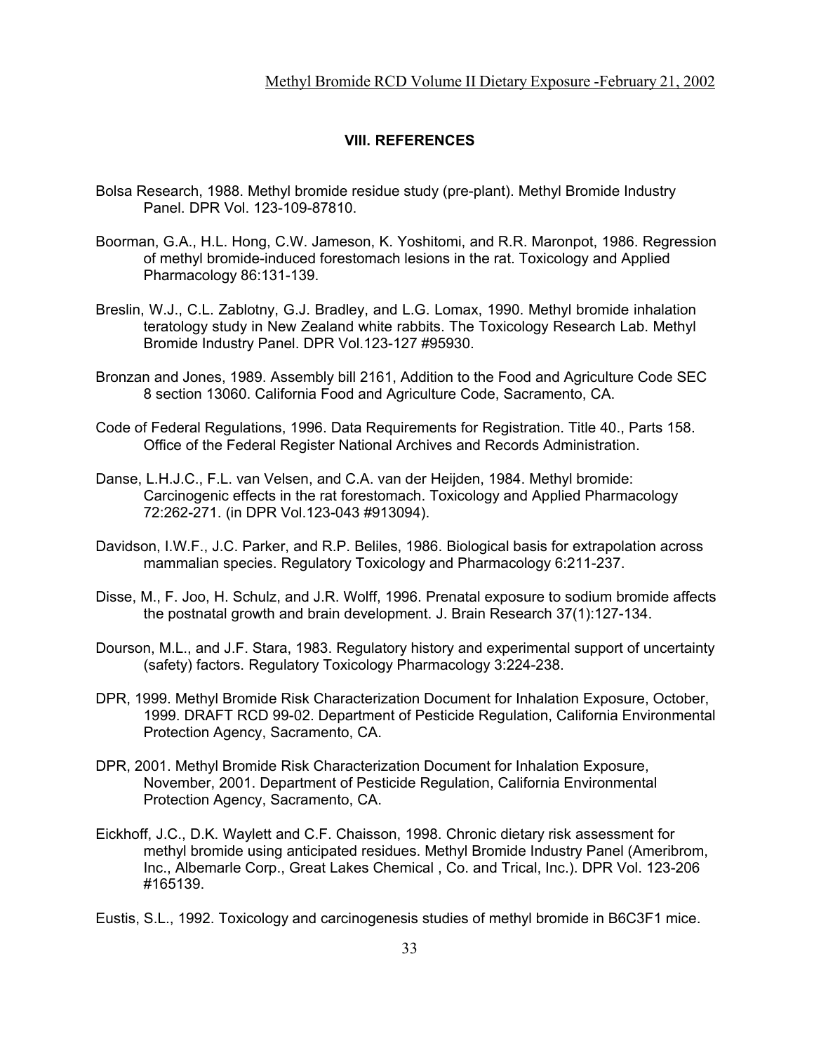## VIII. REFERENCES

Bolsa Research, 1988. Methyl bromide residue study (pre-plant). Methyl Bromide Industry Panel. DPR Vol. 123-109-87810.

Boorman, G.A., H.L. Hong, C.W. Jameson, K. Yoshitomi, and R.R. Maronpot, 1986. Regression of methyl bromide-induced forestomach lesions in the rat. Toxicology and Applied Pharmacology 86:131-139.

Breslin, W.J., C.L. Zablotny, G.J. Bradley, and L.G. Lomax, 1990. Methyl bromide inhalation teratology study in New Zealand white rabbits. The Toxicology Research Lab. Methyl Bromide Industry Panel. DPR Vol.123-127 #95930.

Bronzan and Jones, 1989. Assembly bill 2161, Addition to the Food and Agriculture Code SEC 8 section 13060. California Food and Agriculture Code, Sacramento, CA.

Code of Federal Regulations, 1996. Data Requirements for Registration. Title 40., Parts 158. Office of the Federal Register National Archives and Records Administration.

Danse, L.H.J.C., F.L. van Velsen, and C.A. van der Heijden, 1984. Methyl bromide: Carcinogenic effects in the rat forestomach. Toxicology and Applied Pharmacology 72:262-271. (in DPR Vol.123-043 #913094).

Davidson, I.W.F., J.C. Parker, and R.P. Beliles, 1986. Biological basis for extrapolation across mammalian species. Regulatory Toxicology and Pharmacology 6:211-237.

Disse, M., F. Joo, H. Schulz, and J.R. Wolff, 1996. Prenatal exposure to sodium bromide affects the postnatal growth and brain development. J. Brain Research 37(1):127-134.

Dourson, M.L., and J.F. Stara, 1983. Regulatory history and experimental support of uncertainty (safety) factors. Regulatory Toxicology Pharmacology 3:224-238.

DPR, 1999. Methyl Bromide Risk Characterization Document for Inhalation Exposure, October, 1999. DRAFT RCD 99-02. Department of Pesticide Regulation, California Environmental Protection Agency, Sacramento, CA.

DPR, 2001. Methyl Bromide Risk Characterization Document for Inhalation Exposure, November, 2001. Department of Pesticide Regulation, California Environmental Protection Agency, Sacramento, CA.

Eickhoff, J.C., D.K. Waylett and C.F. Chaisson, 1998. Chronic dietary risk assessment for methyl bromide using anticipated residues. Methyl Bromide Industry Panel (Ameribrom, Inc., Albemarle Corp., Great Lakes Chemical , Co. and Trical, Inc.). DPR Vol. 123-206 #165139.

Eustis, S.L., 1992. Toxicology and carcinogenesis studies of methyl bromide in B6C3F1 mice.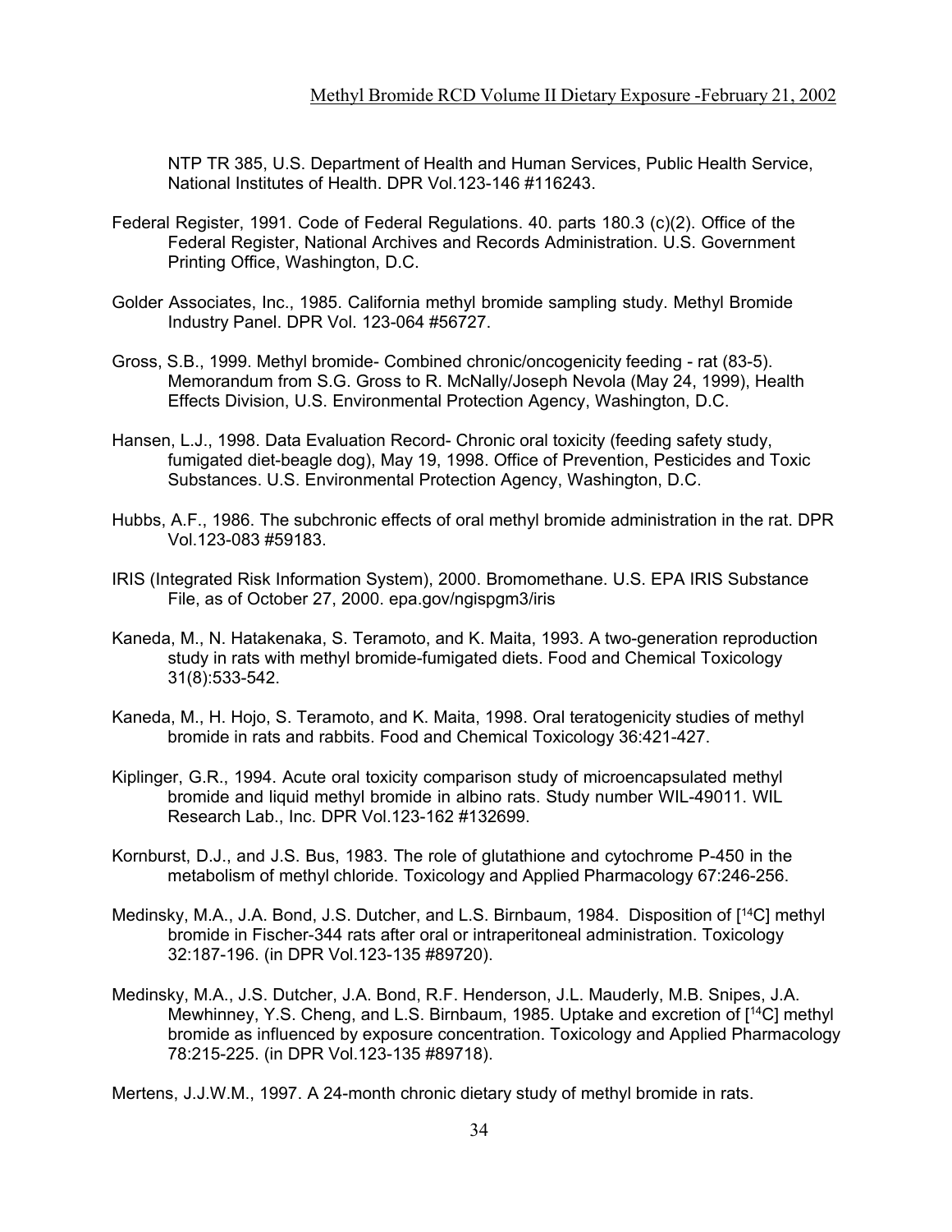NTP TR 385, U.S. Department of Health and Human Services, Public Health Service, National Institutes of Health. DPR Vol.123-146 #116243.

Federal Register, 1991. Code of Federal Regulations. 40. parts 180.3 (c)(2). Office of the Federal Register, National Archives and Records Administration. U.S. Government Printing Office, Washington, D.C.

Golder Associates, Inc., 1985. California methyl bromide sampling study. Methyl Bromide Industry Panel. DPR Vol. 123-064 #56727.

Gross, S.B., 1999. Methyl bromide- Combined chronic/oncogenicity feeding - rat (83-5). Memorandum from S.G. Gross to R. McNally/Joseph Nevola (May 24, 1999), Health Effects Division, U.S. Environmental Protection Agency, Washington, D.C.

Hansen, L.J., 1998. Data Evaluation Record- Chronic oral toxicity (feeding safety study, fumigated diet-beagle dog), May 19, 1998. Office of Prevention, Pesticides and Toxic Substances. U.S. Environmental Protection Agency, Washington, D.C.

Hubbs, A.F., 1986. The subchronic effects of oral methyl bromide administration in the rat. DPR Vol.123-083 #59183.

IRIS (Integrated Risk Information System), 2000. Bromomethane. U.S. EPA IRIS Substance File, as of October 27, 2000. epa.gov/ngispgm3/iris

Kaneda, M., N. Hatakenaka, S. Teramoto, and K. Maita, 1993. A two-generation reproduction study in rats with methyl bromide-fumigated diets. Food and Chemical Toxicology 31(8):533-542.

Kaneda, M., H. Hojo, S. Teramoto, and K. Maita, 1998. Oral teratogenicity studies of methyl bromide in rats and rabbits. Food and Chemical Toxicology 36:421-427.

Kiplinger, G.R., 1994. Acute oral toxicity comparison study of microencapsulated methyl bromide and liquid methyl bromide in albino rats. Study number WIL-49011. WIL Research Lab., Inc. DPR Vol.123-162 #132699.

Kornburst, D.J., and J.S. Bus, 1983. The role of glutathione and cytochrome P-450 in the metabolism of methyl chloride. Toxicology and Applied Pharmacology 67:246-256.

Medinsky, M.A., J.A. Bond, J.S. Dutcher, and L.S. Birnbaum, 1984. Disposition of [$^{14}$C] methyl bromide in Fischer-344 rats after oral or intraperitoneal administration. Toxicology 32:187-196. (in DPR Vol.123-135 #89720).

Medinsky, M.A., J.S. Dutcher, J.A. Bond, R.F. Henderson, J.L. Mauderly, M.B. Snipes, J.A. Mewhinney, Y.S. Cheng, and L.S. Birnbaum, 1985. Uptake and excretion of [$^{14}$C] methyl bromide as influenced by exposure concentration. Toxicology and Applied Pharmacology 78:215-225. (in DPR Vol.123-135 #89718).

Mertens, J.J.W.M., 1997. A 24-month chronic dietary study of methyl bromide in rats.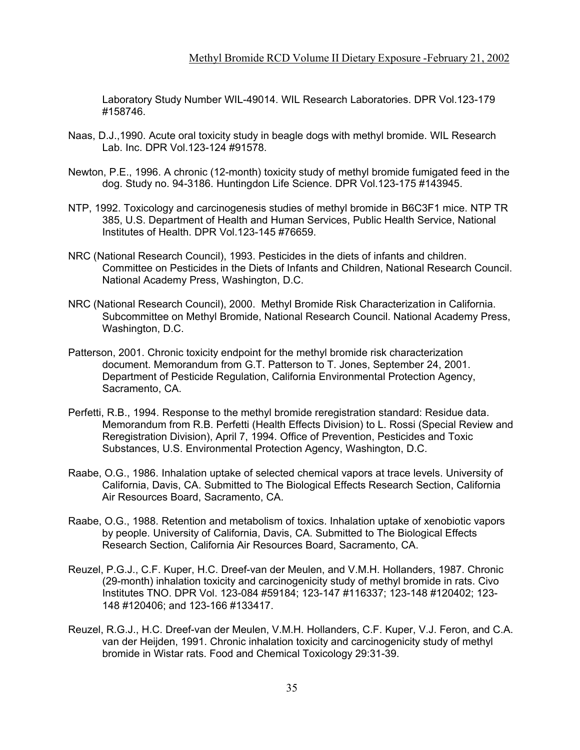Laboratory Study Number WIL-49014. WIL Research Laboratories. DPR Vol.123-179 #158746.

Naas, D.J.,1990. Acute oral toxicity study in beagle dogs with methyl bromide. WIL Research Lab. Inc. DPR Vol.123-124 #91578.

Newton, P.E., 1996. A chronic (12-month) toxicity study of methyl bromide fumigated feed in the dog. Study no. 94-3186. Huntingdon Life Science. DPR Vol.123-175 #143945.

NTP, 1992. Toxicology and carcinogenesis studies of methyl bromide in B6C3F1 mice. NTP TR 385, U.S. Department of Health and Human Services, Public Health Service, National Institutes of Health. DPR Vol.123-145 #76659.

NRC (National Research Council), 1993. Pesticides in the diets of infants and children. Committee on Pesticides in the Diets of Infants and Children, National Research Council. National Academy Press, Washington, D.C.

NRC (National Research Council), 2000. Methyl Bromide Risk Characterization in California. Subcommittee on Methyl Bromide, National Research Council. National Academy Press, Washington, D.C.

Patterson, 2001. Chronic toxicity endpoint for the methyl bromide risk characterization document. Memorandum from G.T. Patterson to T. Jones, September 24, 2001. Department of Pesticide Regulation, California Environmental Protection Agency, Sacramento, CA.

Perfetti, R.B., 1994. Response to the methyl bromide reregistration standard: Residue data. Memorandum from R.B. Perfetti (Health Effects Division) to L. Rossi (Special Review and Reregistration Division), April 7, 1994. Office of Prevention, Pesticides and Toxic Substances, U.S. Environmental Protection Agency, Washington, D.C.

Raabe, O.G., 1986. Inhalation uptake of selected chemical vapors at trace levels. University of California, Davis, CA. Submitted to The Biological Effects Research Section, California Air Resources Board, Sacramento, CA.

Raabe, O.G., 1988. Retention and metabolism of toxics. Inhalation uptake of xenobiotic vapors by people. University of California, Davis, CA. Submitted to The Biological Effects Research Section, California Air Resources Board, Sacramento, CA.

Reuzel, P.G.J., C.F. Kuper, H.C. Dreef-van der Meulen, and V.M.H. Hollanders, 1987. Chronic (29-month) inhalation toxicity and carcinogenicity study of methyl bromide in rats. Civo Institutes TNO. DPR Vol. 123-084 #59184; 123-147 #116337; 123-148 #120402; 123-148 #120406; and 123-166 #133417.

Reuzel, R.G.J., H.C. Dreef-van der Meulen, V.M.H. Hollanders, C.F. Kuper, V.J. Feron, and C.A. van der Heijden, 1991. Chronic inhalation toxicity and carcinogenicity study of methyl bromide in Wistar rats. Food and Chemical Toxicology 29:31-39.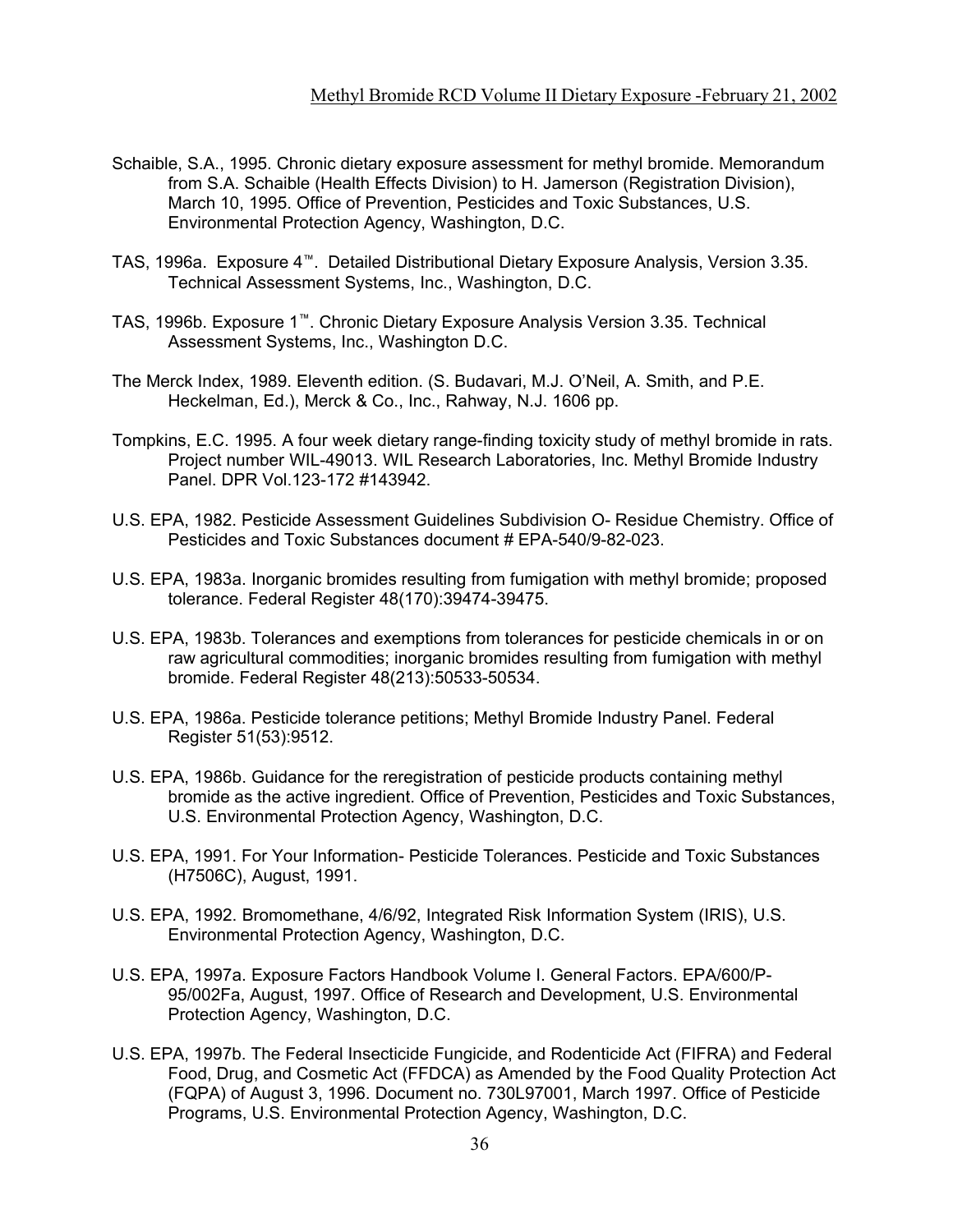Schaible, S.A., 1995. Chronic dietary exposure assessment for methyl bromide. Memorandum from S.A. Schaible (Health Effects Division) to H. Jamerson (Registration Division), March 10, 1995. Office of Prevention, Pesticides and Toxic Substances, U.S. Environmental Protection Agency, Washington, D.C.

TAS, 1996a. Exposure 4™. Detailed Distributional Dietary Exposure Analysis, Version 3.35. Technical Assessment Systems, Inc., Washington, D.C.

TAS, 1996b. Exposure 1™. Chronic Dietary Exposure Analysis Version 3.35. Technical Assessment Systems, Inc., Washington D.C.

The Merck Index, 1989. Eleventh edition. (S. Budavari, M.J. O'Neil, A. Smith, and P.E. Heckelman, Ed.), Merck & Co., Inc., Rahway, N.J. 1606 pp.

Tompkins, E.C. 1995. A four week dietary range-finding toxicity study of methyl bromide in rats. Project number WIL-49013. WIL Research Laboratories, Inc. Methyl Bromide Industry Panel. DPR Vol.123-172 #143942.

U.S. EPA, 1982. Pesticide Assessment Guidelines Subdivision O- Residue Chemistry. Office of Pesticides and Toxic Substances document # EPA-540/9-82-023.

U.S. EPA, 1983a. Inorganic bromides resulting from fumigation with methyl bromide; proposed tolerance. Federal Register 48(170):39474-39475.

U.S. EPA, 1983b. Tolerances and exemptions from tolerances for pesticide chemicals in or on raw agricultural commodities; inorganic bromides resulting from fumigation with methyl bromide. Federal Register 48(213):50533-50534.

U.S. EPA, 1986a. Pesticide tolerance petitions; Methyl Bromide Industry Panel. Federal Register 51(53):9512.

U.S. EPA, 1986b. Guidance for the reregistration of pesticide products containing methyl bromide as the active ingredient. Office of Prevention, Pesticides and Toxic Substances, U.S. Environmental Protection Agency, Washington, D.C.

U.S. EPA, 1991. For Your Information- Pesticide Tolerances. Pesticide and Toxic Substances (H7506C), August, 1991.

U.S. EPA, 1992. Bromomethane, 4/6/92, Integrated Risk Information System (IRIS), U.S. Environmental Protection Agency, Washington, D.C.

U.S. EPA, 1997a. Exposure Factors Handbook Volume I. General Factors. EPA/600/P-95/002Fa, August, 1997. Office of Research and Development, U.S. Environmental Protection Agency, Washington, D.C.

U.S. EPA, 1997b. The Federal Insecticide Fungicide, and Rodenticide Act (FIFRA) and Federal Food, Drug, and Cosmetic Act (FFDCA) as Amended by the Food Quality Protection Act (FQPA) of August 3, 1996. Document no. 730L97001, March 1997. Office of Pesticide Programs, U.S. Environmental Protection Agency, Washington, D.C.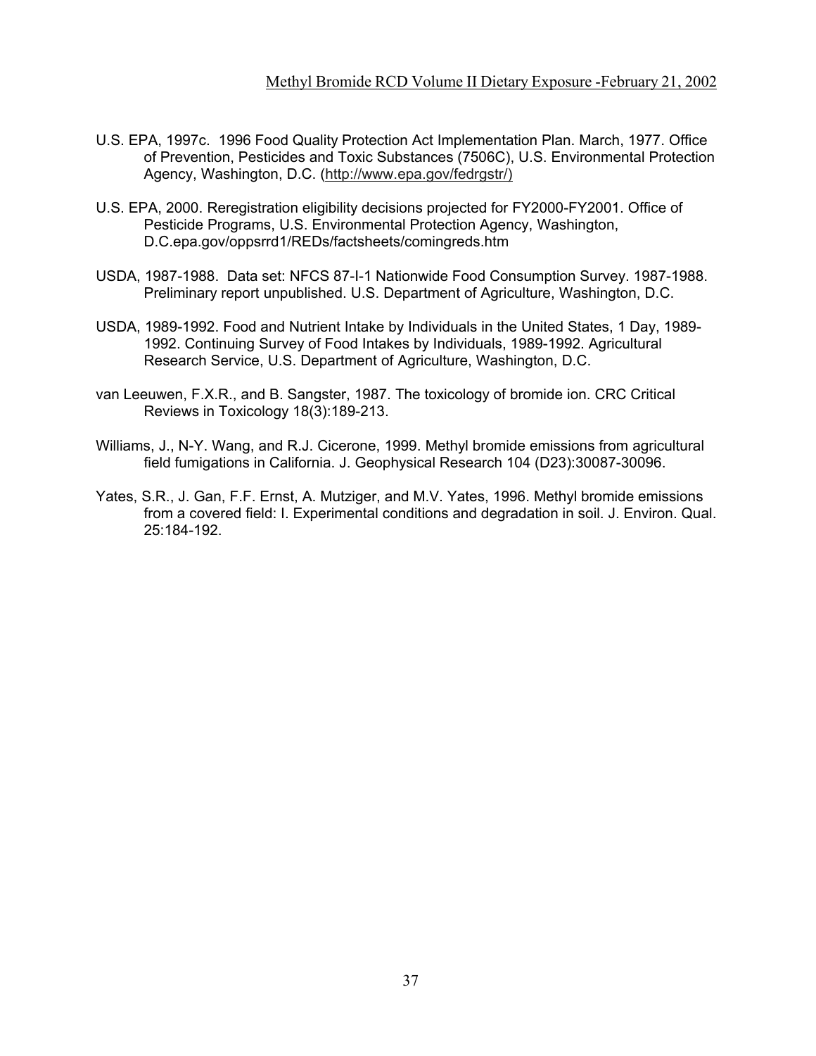U.S. EPA, 1997c. 1996 Food Quality Protection Act Implementation Plan. March, 1977. Office of Prevention, Pesticides and Toxic Substances (7506C), U.S. Environmental Protection Agency, Washington, D.C. (http://www.epa.gov/fedrgstr/)

U.S. EPA, 2000. Reregistration eligibility decisions projected for FY2000-FY2001. Office of Pesticide Programs, U.S. Environmental Protection Agency, Washington, D.C.epa.gov/oppsrrd1/REDs/factsheets/comingreds.htm

USDA, 1987-1988. Data set: NFCS 87-I-1 Nationwide Food Consumption Survey. 1987-1988. Preliminary report unpublished. U.S. Department of Agriculture, Washington, D.C.

USDA, 1989-1992. Food and Nutrient Intake by Individuals in the United States, 1 Day, 1989-1992. Continuing Survey of Food Intakes by Individuals, 1989-1992. Agricultural Research Service, U.S. Department of Agriculture, Washington, D.C.

van Leeuwen, F.X.R., and B. Sangster, 1987. The toxicology of bromide ion. CRC Critical Reviews in Toxicology 18(3):189-213.

Williams, J., N-Y. Wang, and R.J. Cicerone, 1999. Methyl bromide emissions from agricultural field fumigations in California. J. Geophysical Research 104 (D23):30087-30096.

Yates, S.R., J. Gan, F.F. Ernst, A. Mutziger, and M.V. Yates, 1996. Methyl bromide emissions from a covered field: I. Experimental conditions and degradation in soil. J. Environ. Qual. 25:184-192.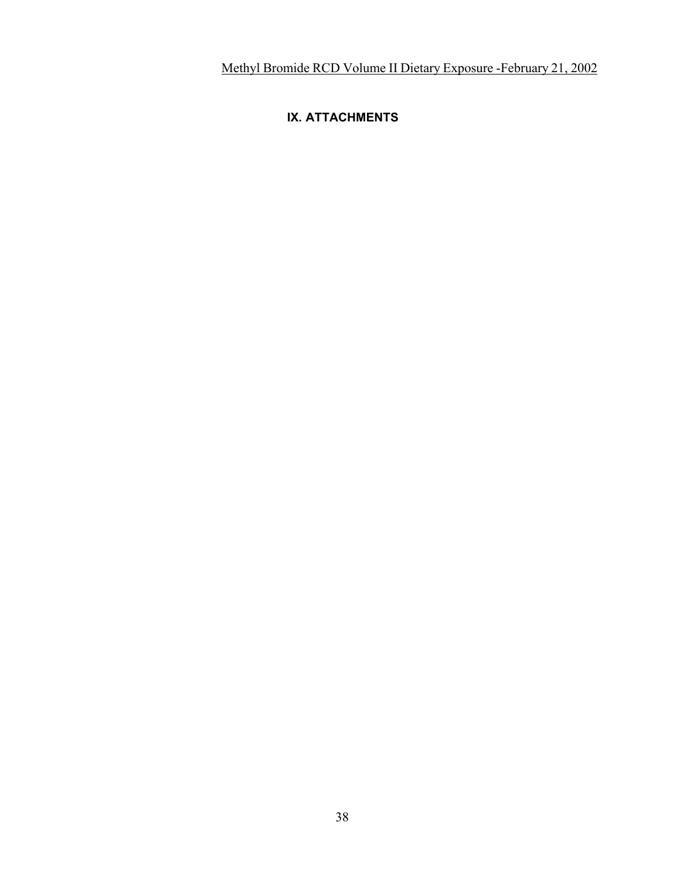## IX. ATTACHMENTS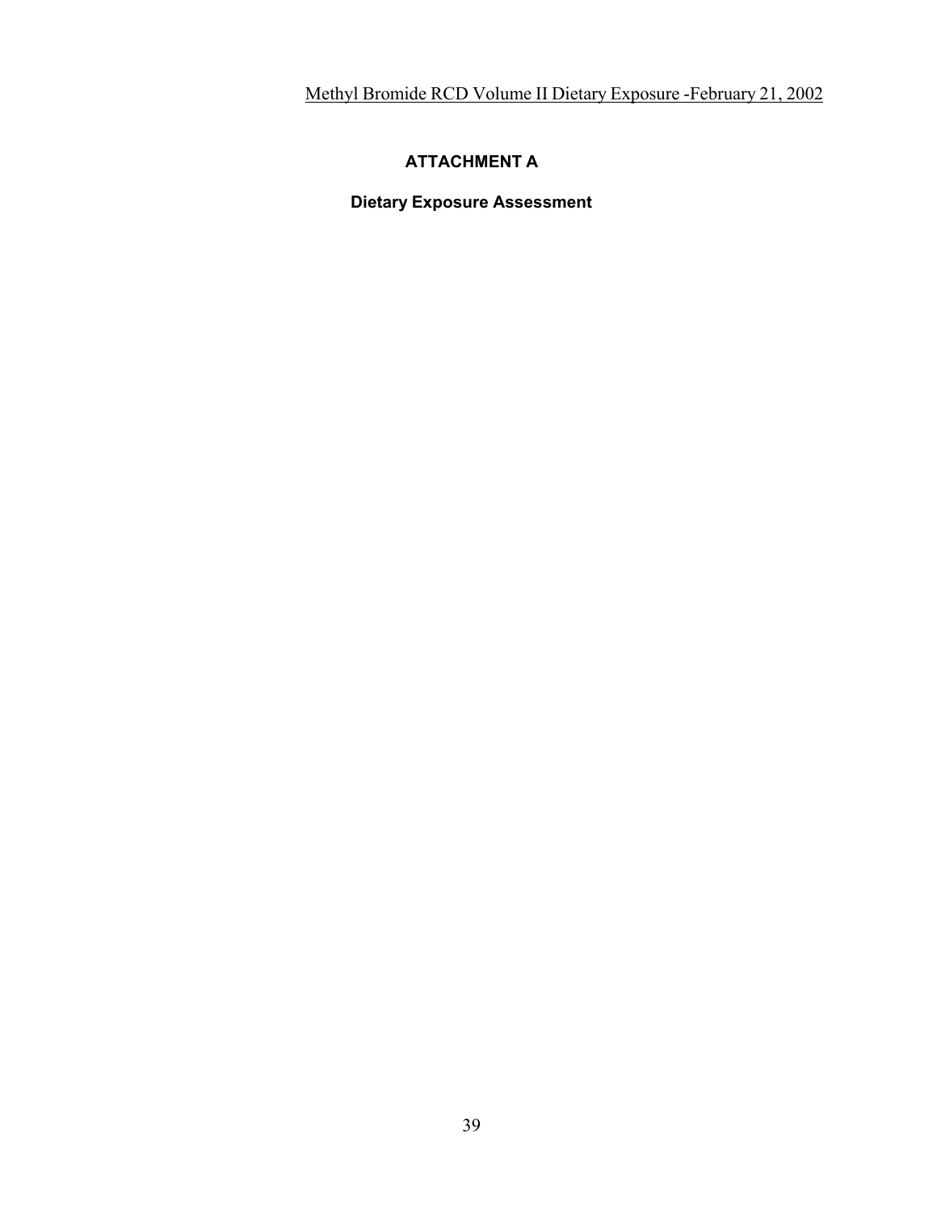## ATTACHMENT A

### Dietary Exposure Assessment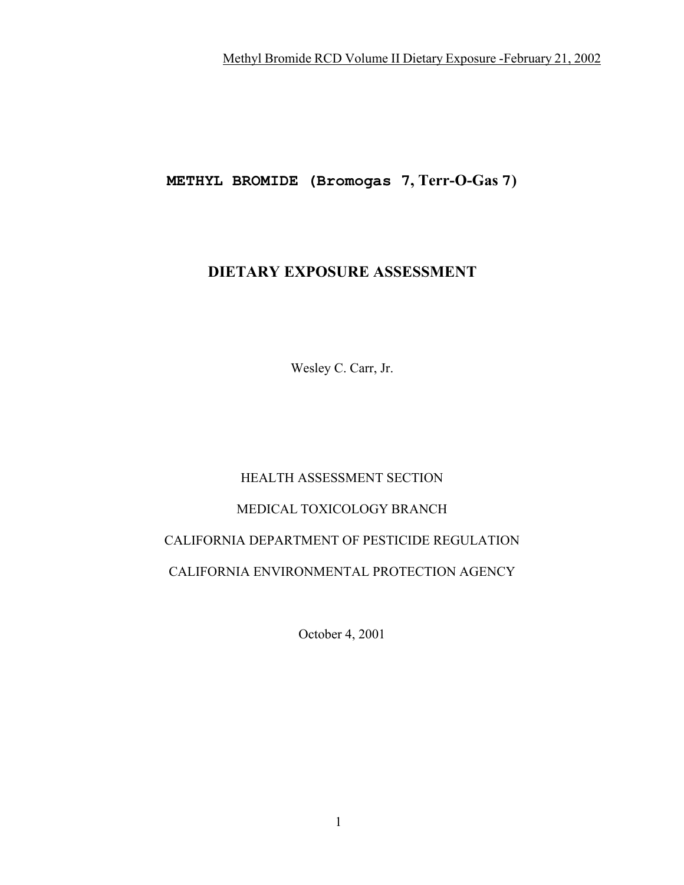# METHYL BROMIDE (Bromogas 7, Terr-O-Gas 7)

## DIETARY EXPOSURE ASSESSMENT

Wesley C. Carr, Jr.

HEALTH ASSESSMENT SECTION

MEDICAL TOXICOLOGY BRANCH

CALIFORNIA DEPARTMENT OF PESTICIDE REGULATION

CALIFORNIA ENVIRONMENTAL PROTECTION AGENCY

October 4, 2001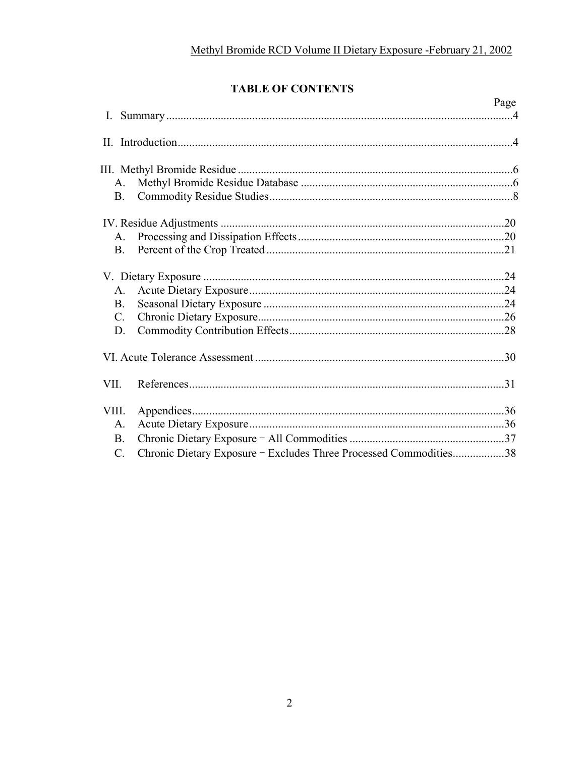## TABLE OF CONTENTS

| | Page |
|---|---|
| I. Summary | 4 |
| II. Introduction | 4 |
| III. Methyl Bromide Residue | 6 |
| A. Methyl Bromide Residue Database | 6 |
| B. Commodity Residue Studies | 8 |
| IV. Residue Adjustments | 20 |
| A. Processing and Dissipation Effects | 20 |
| B. Percent of the Crop Treated | 21 |
| V. Dietary Exposure | 24 |
| A. Acute Dietary Exposure | 24 |
| B. Seasonal Dietary Exposure | 24 |
| C. Chronic Dietary Exposure | 26 |
| D. Commodity Contribution Effects | 28 |
| VI. Acute Tolerance Assessment | 30 |
| VII. References | 31 |
| VIII. Appendices | 36 |
| A. Acute Dietary Exposure | 36 |
| B. Chronic Dietary Exposure − All Commodities | 37 |
| C. Chronic Dietary Exposure − Excludes Three Processed Commodities | 38 |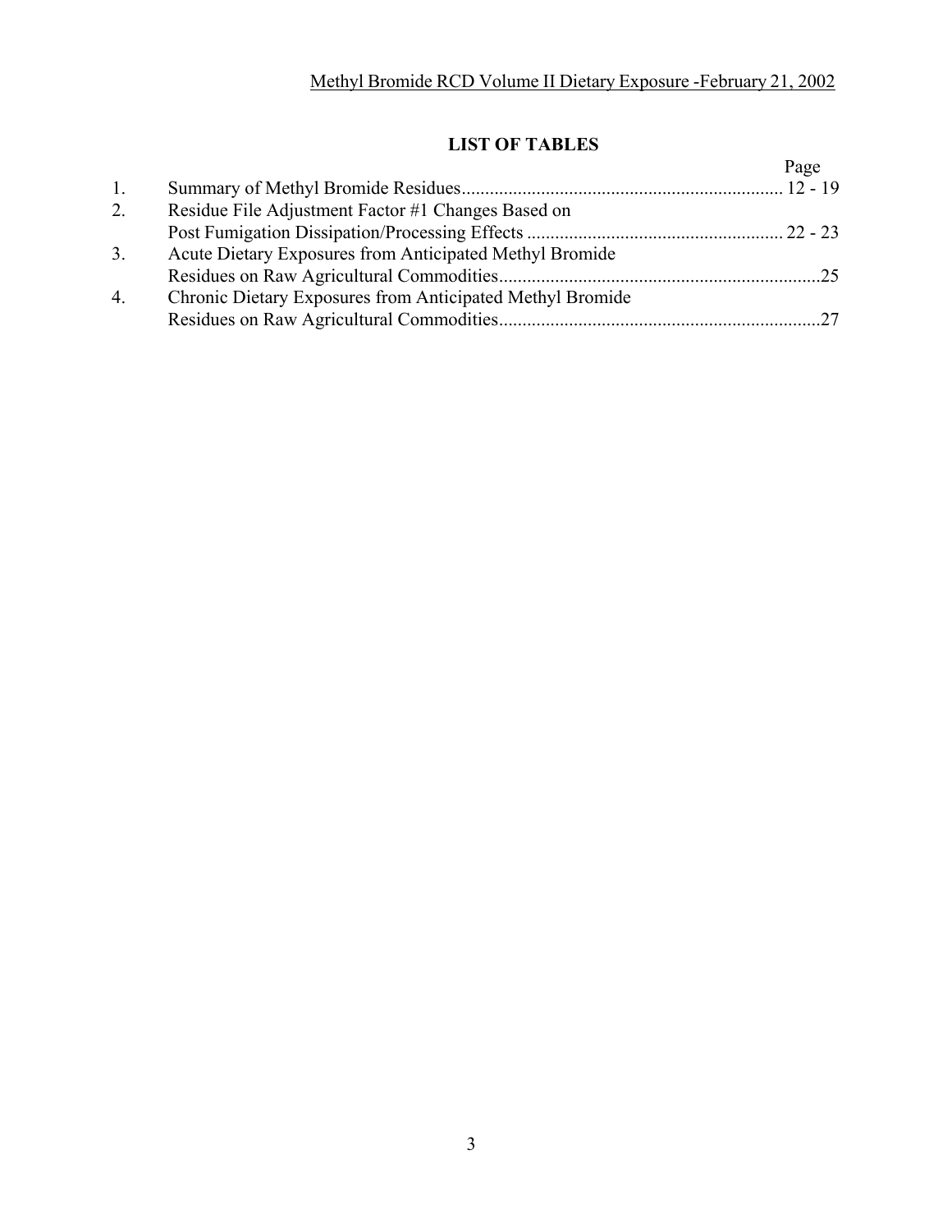## LIST OF TABLES

| | | Page |
|---|---|---|
| 1. | Summary of Methyl Bromide Residues | 12 - 19 |
| 2. | Residue File Adjustment Factor #1 Changes Based on Post Fumigation Dissipation/Processing Effects | 22 - 23 |
| 3. | Acute Dietary Exposures from Anticipated Methyl Bromide Residues on Raw Agricultural Commodities | 25 |
| 4. | Chronic Dietary Exposures from Anticipated Methyl Bromide Residues on Raw Agricultural Commodities | 27 |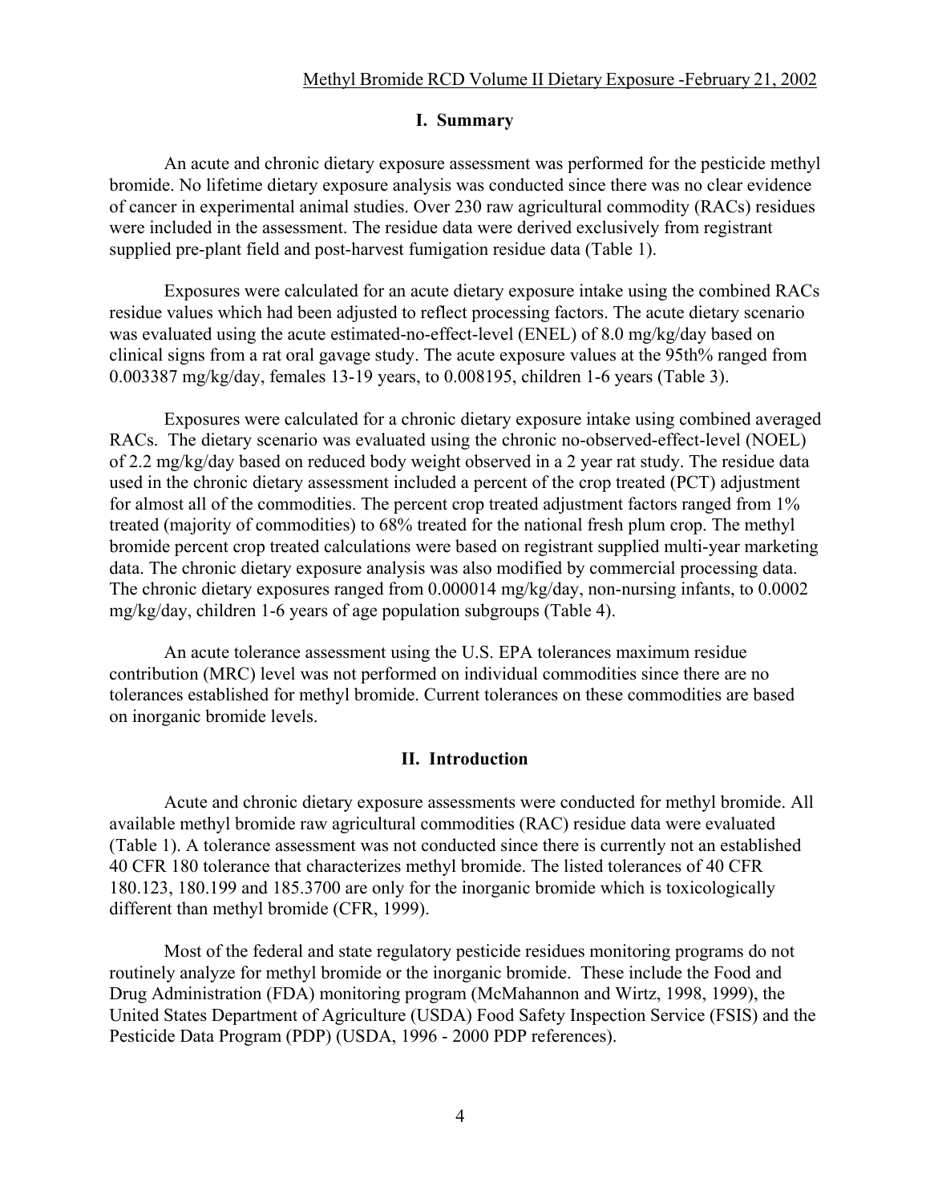## I. Summary

An acute and chronic dietary exposure assessment was performed for the pesticide methyl bromide. No lifetime dietary exposure analysis was conducted since there was no clear evidence of cancer in experimental animal studies. Over 230 raw agricultural commodity (RACs) residues were included in the assessment. The residue data were derived exclusively from registrant supplied pre-plant field and post-harvest fumigation residue data (Table 1).

Exposures were calculated for an acute dietary exposure intake using the combined RACs residue values which had been adjusted to reflect processing factors. The acute dietary scenario was evaluated using the acute estimated-no-effect-level (ENEL) of 8.0 mg/kg/day based on clinical signs from a rat oral gavage study. The acute exposure values at the 95th% ranged from 0.003387 mg/kg/day, females 13-19 years, to 0.008195, children 1-6 years (Table 3).

Exposures were calculated for a chronic dietary exposure intake using combined averaged RACs. The dietary scenario was evaluated using the chronic no-observed-effect-level (NOEL) of 2.2 mg/kg/day based on reduced body weight observed in a 2 year rat study. The residue data used in the chronic dietary assessment included a percent of the crop treated (PCT) adjustment for almost all of the commodities. The percent crop treated adjustment factors ranged from 1% treated (majority of commodities) to 68% treated for the national fresh plum crop. The methyl bromide percent crop treated calculations were based on registrant supplied multi-year marketing data. The chronic dietary exposure analysis was also modified by commercial processing data. The chronic dietary exposures ranged from 0.000014 mg/kg/day, non-nursing infants, to 0.0002 mg/kg/day, children 1-6 years of age population subgroups (Table 4).

An acute tolerance assessment using the U.S. EPA tolerances maximum residue contribution (MRC) level was not performed on individual commodities since there are no tolerances established for methyl bromide. Current tolerances on these commodities are based on inorganic bromide levels.

## II. Introduction

Acute and chronic dietary exposure assessments were conducted for methyl bromide. All available methyl bromide raw agricultural commodities (RAC) residue data were evaluated (Table 1). A tolerance assessment was not conducted since there is currently not an established 40 CFR 180 tolerance that characterizes methyl bromide. The listed tolerances of 40 CFR 180.123, 180.199 and 185.3700 are only for the inorganic bromide which is toxicologically different than methyl bromide (CFR, 1999).

Most of the federal and state regulatory pesticide residues monitoring programs do not routinely analyze for methyl bromide or the inorganic bromide. These include the Food and Drug Administration (FDA) monitoring program (McMahannon and Wirtz, 1998, 1999), the United States Department of Agriculture (USDA) Food Safety Inspection Service (FSIS) and the Pesticide Data Program (PDP) (USDA, 1996 - 2000 PDP references).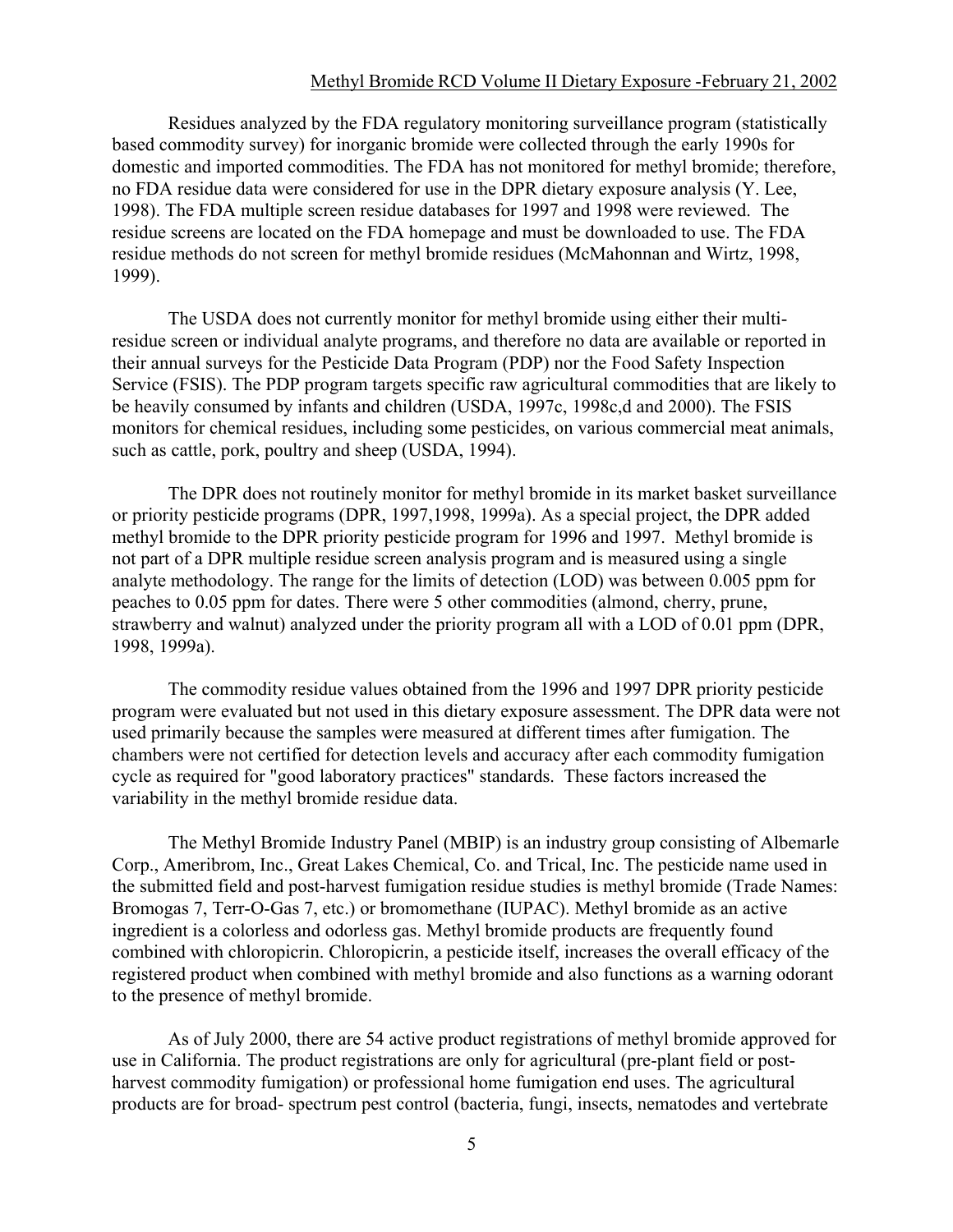Residues analyzed by the FDA regulatory monitoring surveillance program (statistically based commodity survey) for inorganic bromide were collected through the early 1990s for domestic and imported commodities. The FDA has not monitored for methyl bromide; therefore, no FDA residue data were considered for use in the DPR dietary exposure analysis (Y. Lee, 1998). The FDA multiple screen residue databases for 1997 and 1998 were reviewed. The residue screens are located on the FDA homepage and must be downloaded to use. The FDA residue methods do not screen for methyl bromide residues (McMahonnan and Wirtz, 1998, 1999).

The USDA does not currently monitor for methyl bromide using either their multi-residue screen or individual analyte programs, and therefore no data are available or reported in their annual surveys for the Pesticide Data Program (PDP) nor the Food Safety Inspection Service (FSIS). The PDP program targets specific raw agricultural commodities that are likely to be heavily consumed by infants and children (USDA, 1997c, 1998c,d and 2000). The FSIS monitors for chemical residues, including some pesticides, on various commercial meat animals, such as cattle, pork, poultry and sheep (USDA, 1994).

The DPR does not routinely monitor for methyl bromide in its market basket surveillance or priority pesticide programs (DPR, 1997,1998, 1999a). As a special project, the DPR added methyl bromide to the DPR priority pesticide program for 1996 and 1997. Methyl bromide is not part of a DPR multiple residue screen analysis program and is measured using a single analyte methodology. The range for the limits of detection (LOD) was between 0.005 ppm for peaches to 0.05 ppm for dates. There were 5 other commodities (almond, cherry, prune, strawberry and walnut) analyzed under the priority program all with a LOD of 0.01 ppm (DPR, 1998, 1999a).

The commodity residue values obtained from the 1996 and 1997 DPR priority pesticide program were evaluated but not used in this dietary exposure assessment. The DPR data were not used primarily because the samples were measured at different times after fumigation. The chambers were not certified for detection levels and accuracy after each commodity fumigation cycle as required for "good laboratory practices" standards. These factors increased the variability in the methyl bromide residue data.

The Methyl Bromide Industry Panel (MBIP) is an industry group consisting of Albemarle Corp., Ameribrom, Inc., Great Lakes Chemical, Co. and Trical, Inc. The pesticide name used in the submitted field and post-harvest fumigation residue studies is methyl bromide (Trade Names: Bromogas 7, Terr-O-Gas 7, etc.) or bromomethane (IUPAC). Methyl bromide as an active ingredient is a colorless and odorless gas. Methyl bromide products are frequently found combined with chloropicrin. Chloropicrin, a pesticide itself, increases the overall efficacy of the registered product when combined with methyl bromide and also functions as a warning odorant to the presence of methyl bromide.

As of July 2000, there are 54 active product registrations of methyl bromide approved for use in California. The product registrations are only for agricultural (pre-plant field or post-harvest commodity fumigation) or professional home fumigation end uses. The agricultural products are for broad- spectrum pest control (bacteria, fungi, insects, nematodes and vertebrate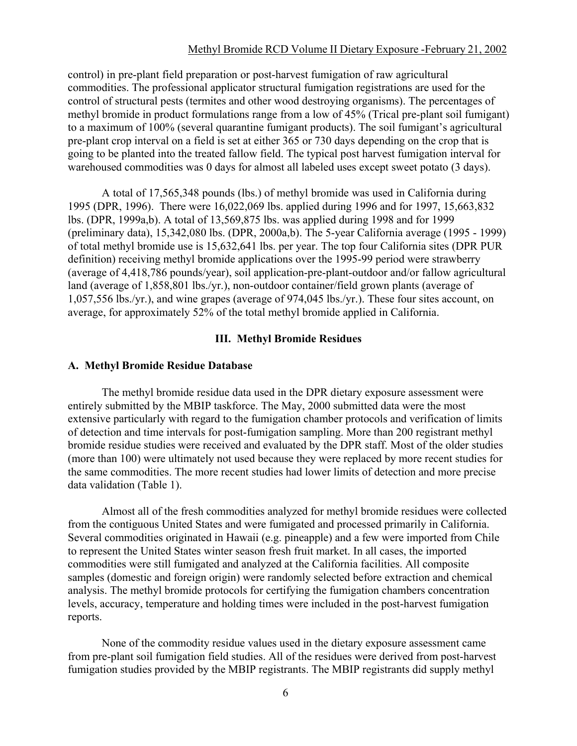control) in pre-plant field preparation or post-harvest fumigation of raw agricultural commodities. The professional applicator structural fumigation registrations are used for the control of structural pests (termites and other wood destroying organisms). The percentages of methyl bromide in product formulations range from a low of 45% (Trical pre-plant soil fumigant) to a maximum of 100% (several quarantine fumigant products). The soil fumigant's agricultural pre-plant crop interval on a field is set at either 365 or 730 days depending on the crop that is going to be planted into the treated fallow field. The typical post harvest fumigation interval for warehoused commodities was 0 days for almost all labeled uses except sweet potato (3 days).

A total of 17,565,348 pounds (lbs.) of methyl bromide was used in California during 1995 (DPR, 1996). There were 16,022,069 lbs. applied during 1996 and for 1997, 15,663,832 lbs. (DPR, 1999a,b). A total of 13,569,875 lbs. was applied during 1998 and for 1999 (preliminary data), 15,342,080 lbs. (DPR, 2000a,b). The 5-year California average (1995 - 1999) of total methyl bromide use is 15,632,641 lbs. per year. The top four California sites (DPR PUR definition) receiving methyl bromide applications over the 1995-99 period were strawberry (average of 4,418,786 pounds/year), soil application-pre-plant-outdoor and/or fallow agricultural land (average of 1,858,801 lbs./yr.), non-outdoor container/field grown plants (average of 1,057,556 lbs./yr.), and wine grapes (average of 974,045 lbs./yr.). These four sites account, on average, for approximately 52% of the total methyl bromide applied in California.

## III. Methyl Bromide Residues

### A. Methyl Bromide Residue Database

The methyl bromide residue data used in the DPR dietary exposure assessment were entirely submitted by the MBIP taskforce. The May, 2000 submitted data were the most extensive particularly with regard to the fumigation chamber protocols and verification of limits of detection and time intervals for post-fumigation sampling. More than 200 registrant methyl bromide residue studies were received and evaluated by the DPR staff. Most of the older studies (more than 100) were ultimately not used because they were replaced by more recent studies for the same commodities. The more recent studies had lower limits of detection and more precise data validation (Table 1).

Almost all of the fresh commodities analyzed for methyl bromide residues were collected from the contiguous United States and were fumigated and processed primarily in California. Several commodities originated in Hawaii (e.g. pineapple) and a few were imported from Chile to represent the United States winter season fresh fruit market. In all cases, the imported commodities were still fumigated and analyzed at the California facilities. All composite samples (domestic and foreign origin) were randomly selected before extraction and chemical analysis. The methyl bromide protocols for certifying the fumigation chambers concentration levels, accuracy, temperature and holding times were included in the post-harvest fumigation reports.

None of the commodity residue values used in the dietary exposure assessment came from pre-plant soil fumigation field studies. All of the residues were derived from post-harvest fumigation studies provided by the MBIP registrants. The MBIP registrants did supply methyl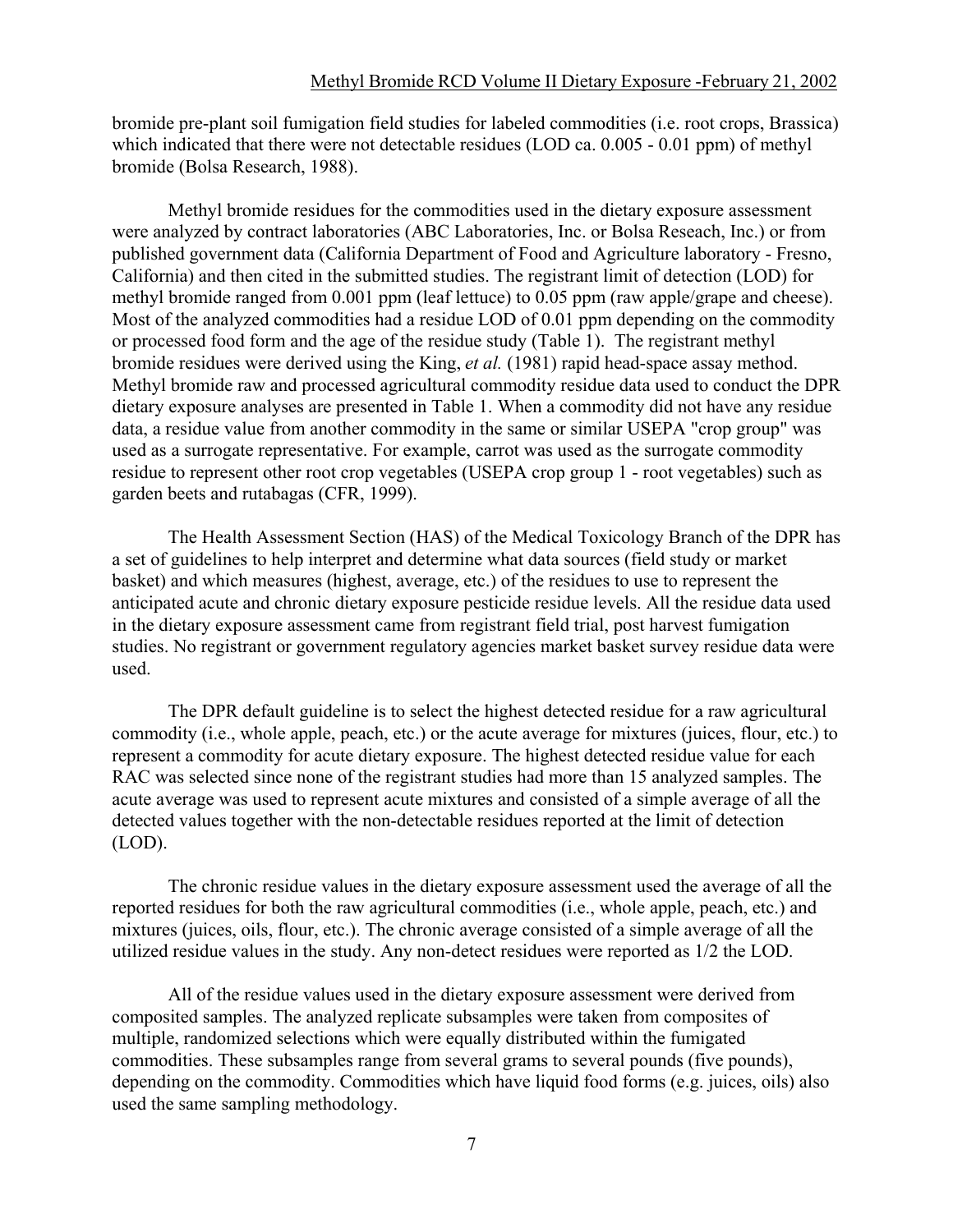bromide pre-plant soil fumigation field studies for labeled commodities (i.e. root crops, Brassica) which indicated that there were not detectable residues (LOD ca. 0.005 - 0.01 ppm) of methyl bromide (Bolsa Research, 1988).

Methyl bromide residues for the commodities used in the dietary exposure assessment were analyzed by contract laboratories (ABC Laboratories, Inc. or Bolsa Reseach, Inc.) or from published government data (California Department of Food and Agriculture laboratory - Fresno, California) and then cited in the submitted studies. The registrant limit of detection (LOD) for methyl bromide ranged from 0.001 ppm (leaf lettuce) to 0.05 ppm (raw apple/grape and cheese). Most of the analyzed commodities had a residue LOD of 0.01 ppm depending on the commodity or processed food form and the age of the residue study (Table 1). The registrant methyl bromide residues were derived using the King, *et al.* (1981) rapid head-space assay method. Methyl bromide raw and processed agricultural commodity residue data used to conduct the DPR dietary exposure analyses are presented in Table 1. When a commodity did not have any residue data, a residue value from another commodity in the same or similar USEPA "crop group" was used as a surrogate representative. For example, carrot was used as the surrogate commodity residue to represent other root crop vegetables (USEPA crop group 1 - root vegetables) such as garden beets and rutabagas (CFR, 1999).

The Health Assessment Section (HAS) of the Medical Toxicology Branch of the DPR has a set of guidelines to help interpret and determine what data sources (field study or market basket) and which measures (highest, average, etc.) of the residues to use to represent the anticipated acute and chronic dietary exposure pesticide residue levels. All the residue data used in the dietary exposure assessment came from registrant field trial, post harvest fumigation studies. No registrant or government regulatory agencies market basket survey residue data were used.

The DPR default guideline is to select the highest detected residue for a raw agricultural commodity (i.e., whole apple, peach, etc.) or the acute average for mixtures (juices, flour, etc.) to represent a commodity for acute dietary exposure. The highest detected residue value for each RAC was selected since none of the registrant studies had more than 15 analyzed samples. The acute average was used to represent acute mixtures and consisted of a simple average of all the detected values together with the non-detectable residues reported at the limit of detection (LOD).

The chronic residue values in the dietary exposure assessment used the average of all the reported residues for both the raw agricultural commodities (i.e., whole apple, peach, etc.) and mixtures (juices, oils, flour, etc.). The chronic average consisted of a simple average of all the utilized residue values in the study. Any non-detect residues were reported as 1/2 the LOD.

All of the residue values used in the dietary exposure assessment were derived from composited samples. The analyzed replicate subsamples were taken from composites of multiple, randomized selections which were equally distributed within the fumigated commodities. These subsamples range from several grams to several pounds (five pounds), depending on the commodity. Commodities which have liquid food forms (e.g. juices, oils) also used the same sampling methodology.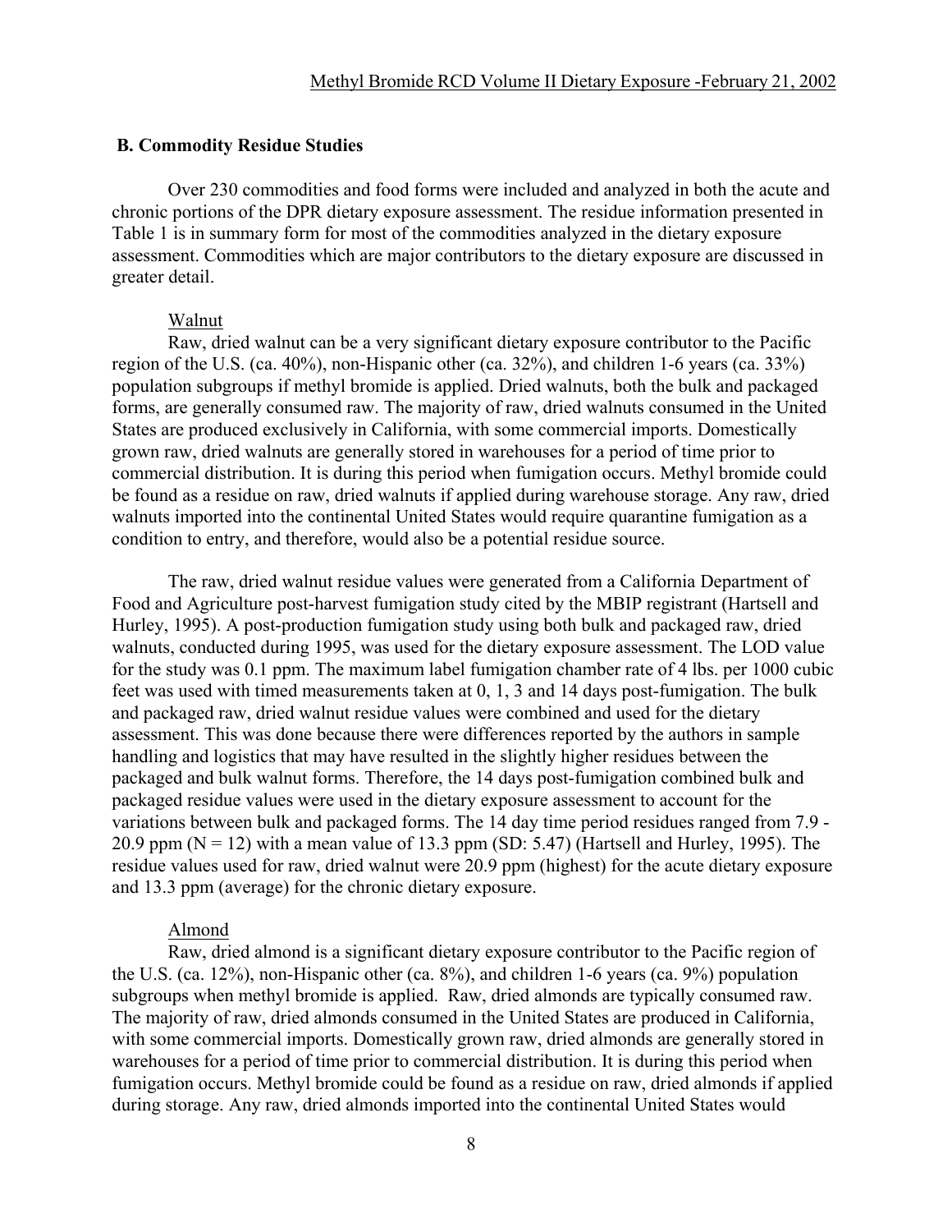### B. Commodity Residue Studies

Over 230 commodities and food forms were included and analyzed in both the acute and chronic portions of the DPR dietary exposure assessment. The residue information presented in Table 1 is in summary form for most of the commodities analyzed in the dietary exposure assessment. Commodities which are major contributors to the dietary exposure are discussed in greater detail.

#### Walnut

Raw, dried walnut can be a very significant dietary exposure contributor to the Pacific region of the U.S. (ca. 40%), non-Hispanic other (ca. 32%), and children 1-6 years (ca. 33%) population subgroups if methyl bromide is applied. Dried walnuts, both the bulk and packaged forms, are generally consumed raw. The majority of raw, dried walnuts consumed in the United States are produced exclusively in California, with some commercial imports. Domestically grown raw, dried walnuts are generally stored in warehouses for a period of time prior to commercial distribution. It is during this period when fumigation occurs. Methyl bromide could be found as a residue on raw, dried walnuts if applied during warehouse storage. Any raw, dried walnuts imported into the continental United States would require quarantine fumigation as a condition to entry, and therefore, would also be a potential residue source.

The raw, dried walnut residue values were generated from a California Department of Food and Agriculture post-harvest fumigation study cited by the MBIP registrant (Hartsell and Hurley, 1995). A post-production fumigation study using both bulk and packaged raw, dried walnuts, conducted during 1995, was used for the dietary exposure assessment. The LOD value for the study was 0.1 ppm. The maximum label fumigation chamber rate of 4 lbs. per 1000 cubic feet was used with timed measurements taken at 0, 1, 3 and 14 days post-fumigation. The bulk and packaged raw, dried walnut residue values were combined and used for the dietary assessment. This was done because there were differences reported by the authors in sample handling and logistics that may have resulted in the slightly higher residues between the packaged and bulk walnut forms. Therefore, the 14 days post-fumigation combined bulk and packaged residue values were used in the dietary exposure assessment to account for the variations between bulk and packaged forms. The 14 day time period residues ranged from 7.9 - 20.9 ppm ($N = 12$) with a mean value of 13.3 ppm (SD: 5.47) (Hartsell and Hurley, 1995). The residue values used for raw, dried walnut were 20.9 ppm (highest) for the acute dietary exposure and 13.3 ppm (average) for the chronic dietary exposure.

#### Almond

Raw, dried almond is a significant dietary exposure contributor to the Pacific region of the U.S. (ca. 12%), non-Hispanic other (ca. 8%), and children 1-6 years (ca. 9%) population subgroups when methyl bromide is applied. Raw, dried almonds are typically consumed raw. The majority of raw, dried almonds consumed in the United States are produced in California, with some commercial imports. Domestically grown raw, dried almonds are generally stored in warehouses for a period of time prior to commercial distribution. It is during this period when fumigation occurs. Methyl bromide could be found as a residue on raw, dried almonds if applied during storage. Any raw, dried almonds imported into the continental United States would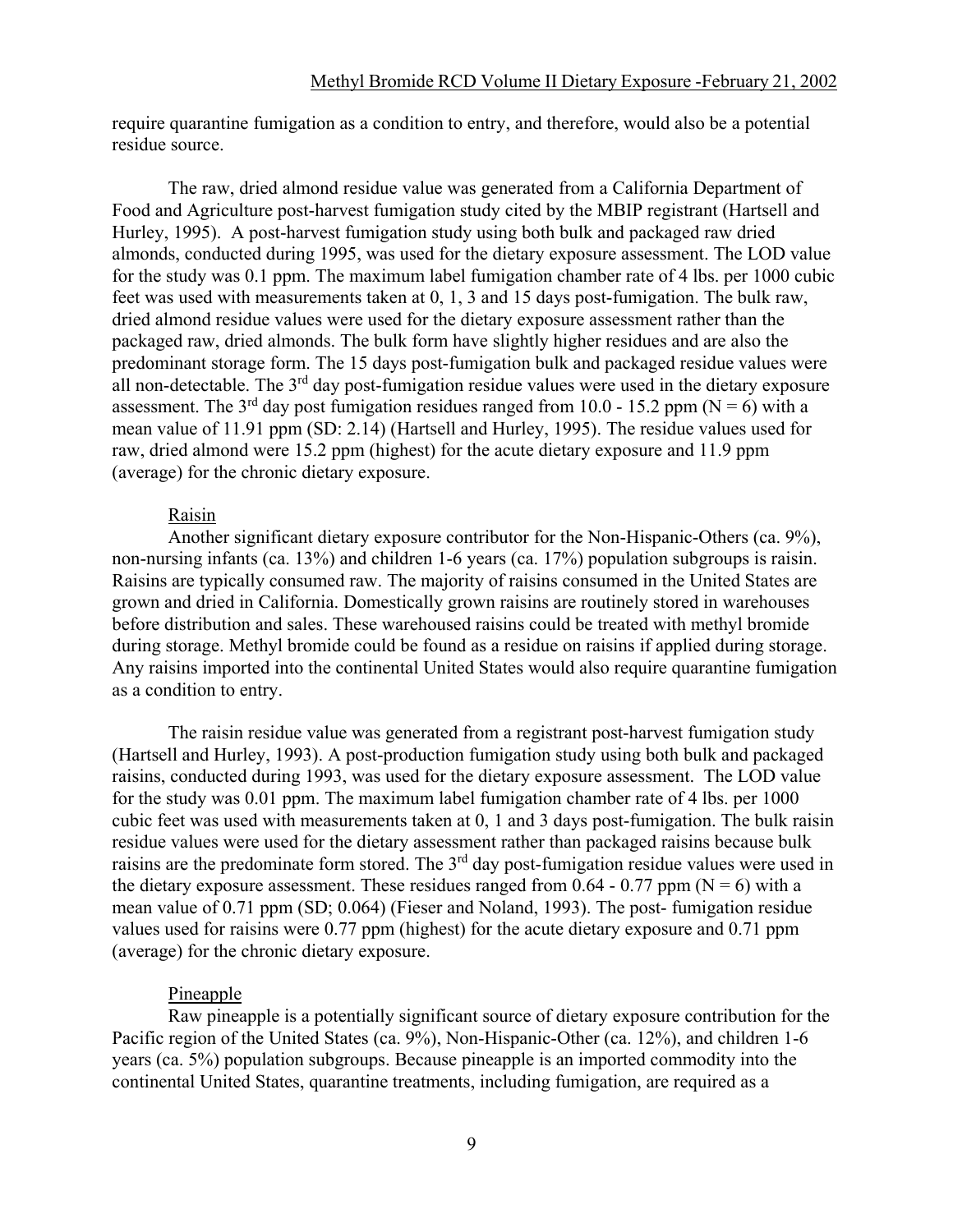require quarantine fumigation as a condition to entry, and therefore, would also be a potential residue source.

The raw, dried almond residue value was generated from a California Department of Food and Agriculture post-harvest fumigation study cited by the MBIP registrant (Hartsell and Hurley, 1995). A post-harvest fumigation study using both bulk and packaged raw dried almonds, conducted during 1995, was used for the dietary exposure assessment. The LOD value for the study was 0.1 ppm. The maximum label fumigation chamber rate of 4 lbs. per 1000 cubic feet was used with measurements taken at 0, 1, 3 and 15 days post-fumigation. The bulk raw, dried almond residue values were used for the dietary exposure assessment rather than the packaged raw, dried almonds. The bulk form have slightly higher residues and are also the predominant storage form. The 15 days post-fumigation bulk and packaged residue values were all non-detectable. The 3rd day post-fumigation residue values were used in the dietary exposure assessment. The 3rd day post fumigation residues ranged from 10.0 - 15.2 ppm (N = 6) with a mean value of 11.91 ppm (SD: 2.14) (Hartsell and Hurley, 1995). The residue values used for raw, dried almond were 15.2 ppm (highest) for the acute dietary exposure and 11.9 ppm (average) for the chronic dietary exposure.

Raisin

Another significant dietary exposure contributor for the Non-Hispanic-Others (ca. 9%), non-nursing infants (ca. 13%) and children 1-6 years (ca. 17%) population subgroups is raisin. Raisins are typically consumed raw. The majority of raisins consumed in the United States are grown and dried in California. Domestically grown raisins are routinely stored in warehouses before distribution and sales. These warehoused raisins could be treated with methyl bromide during storage. Methyl bromide could be found as a residue on raisins if applied during storage. Any raisins imported into the continental United States would also require quarantine fumigation as a condition to entry.

The raisin residue value was generated from a registrant post-harvest fumigation study (Hartsell and Hurley, 1993). A post-production fumigation study using both bulk and packaged raisins, conducted during 1993, was used for the dietary exposure assessment. The LOD value for the study was 0.01 ppm. The maximum label fumigation chamber rate of 4 lbs. per 1000 cubic feet was used with measurements taken at 0, 1 and 3 days post-fumigation. The bulk raisin residue values were used for the dietary assessment rather than packaged raisins because bulk raisins are the predominate form stored. The 3rd day post-fumigation residue values were used in the dietary exposure assessment. These residues ranged from 0.64 - 0.77 ppm (N = 6) with a mean value of 0.71 ppm (SD; 0.064) (Fieser and Noland, 1993). The post- fumigation residue values used for raisins were 0.77 ppm (highest) for the acute dietary exposure and 0.71 ppm (average) for the chronic dietary exposure.

Pineapple

Raw pineapple is a potentially significant source of dietary exposure contribution for the Pacific region of the United States (ca. 9%), Non-Hispanic-Other (ca. 12%), and children 1-6 years (ca. 5%) population subgroups. Because pineapple is an imported commodity into the continental United States, quarantine treatments, including fumigation, are required as a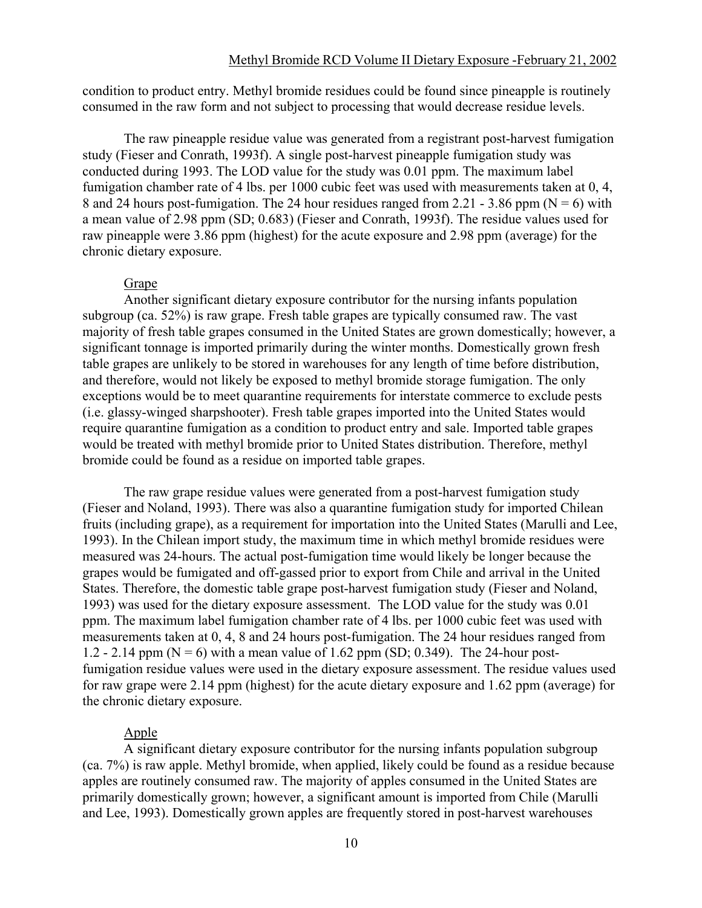condition to product entry. Methyl bromide residues could be found since pineapple is routinely consumed in the raw form and not subject to processing that would decrease residue levels.

The raw pineapple residue value was generated from a registrant post-harvest fumigation study (Fieser and Conrath, 1993f). A single post-harvest pineapple fumigation study was conducted during 1993. The LOD value for the study was 0.01 ppm. The maximum label fumigation chamber rate of 4 lbs. per 1000 cubic feet was used with measurements taken at 0, 4, 8 and 24 hours post-fumigation. The 24 hour residues ranged from 2.21 - 3.86 ppm (N = 6) with a mean value of 2.98 ppm (SD; 0.683) (Fieser and Conrath, 1993f). The residue values used for raw pineapple were 3.86 ppm (highest) for the acute exposure and 2.98 ppm (average) for the chronic dietary exposure.

Grape

Another significant dietary exposure contributor for the nursing infants population subgroup (ca. 52%) is raw grape. Fresh table grapes are typically consumed raw. The vast majority of fresh table grapes consumed in the United States are grown domestically; however, a significant tonnage is imported primarily during the winter months. Domestically grown fresh table grapes are unlikely to be stored in warehouses for any length of time before distribution, and therefore, would not likely be exposed to methyl bromide storage fumigation. The only exceptions would be to meet quarantine requirements for interstate commerce to exclude pests (i.e. glassy-winged sharpshooter). Fresh table grapes imported into the United States would require quarantine fumigation as a condition to product entry and sale. Imported table grapes would be treated with methyl bromide prior to United States distribution. Therefore, methyl bromide could be found as a residue on imported table grapes.

The raw grape residue values were generated from a post-harvest fumigation study (Fieser and Noland, 1993). There was also a quarantine fumigation study for imported Chilean fruits (including grape), as a requirement for importation into the United States (Marulli and Lee, 1993). In the Chilean import study, the maximum time in which methyl bromide residues were measured was 24-hours. The actual post-fumigation time would likely be longer because the grapes would be fumigated and off-gassed prior to export from Chile and arrival in the United States. Therefore, the domestic table grape post-harvest fumigation study (Fieser and Noland, 1993) was used for the dietary exposure assessment. The LOD value for the study was 0.01 ppm. The maximum label fumigation chamber rate of 4 lbs. per 1000 cubic feet was used with measurements taken at 0, 4, 8 and 24 hours post-fumigation. The 24 hour residues ranged from 1.2 - 2.14 ppm (N = 6) with a mean value of 1.62 ppm (SD; 0.349). The 24-hour post-fumigation residue values were used in the dietary exposure assessment. The residue values used for raw grape were 2.14 ppm (highest) for the acute dietary exposure and 1.62 ppm (average) for the chronic dietary exposure.

Apple

A significant dietary exposure contributor for the nursing infants population subgroup (ca. 7%) is raw apple. Methyl bromide, when applied, likely could be found as a residue because apples are routinely consumed raw. The majority of apples consumed in the United States are primarily domestically grown; however, a significant amount is imported from Chile (Marulli and Lee, 1993). Domestically grown apples are frequently stored in post-harvest warehouses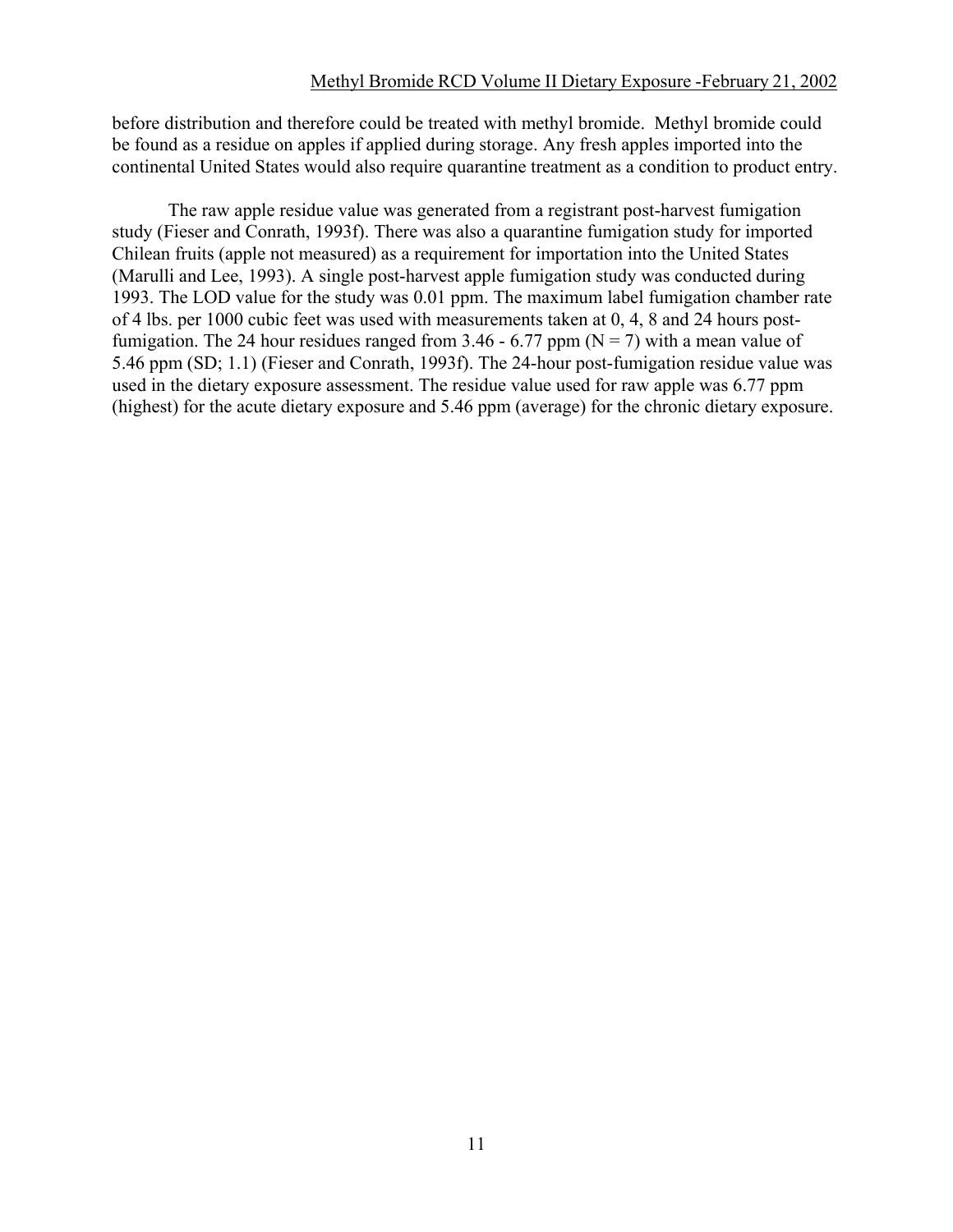before distribution and therefore could be treated with methyl bromide. Methyl bromide could be found as a residue on apples if applied during storage. Any fresh apples imported into the continental United States would also require quarantine treatment as a condition to product entry.

The raw apple residue value was generated from a registrant post-harvest fumigation study (Fieser and Conrath, 1993f). There was also a quarantine fumigation study for imported Chilean fruits (apple not measured) as a requirement for importation into the United States (Marulli and Lee, 1993). A single post-harvest apple fumigation study was conducted during 1993. The LOD value for the study was 0.01 ppm. The maximum label fumigation chamber rate of 4 lbs. per 1000 cubic feet was used with measurements taken at 0, 4, 8 and 24 hours post-fumigation. The 24 hour residues ranged from 3.46 - 6.77 ppm ($N = 7$) with a mean value of 5.46 ppm (SD; 1.1) (Fieser and Conrath, 1993f). The 24-hour post-fumigation residue value was used in the dietary exposure assessment. The residue value used for raw apple was 6.77 ppm (highest) for the acute dietary exposure and 5.46 ppm (average) for the chronic dietary exposure.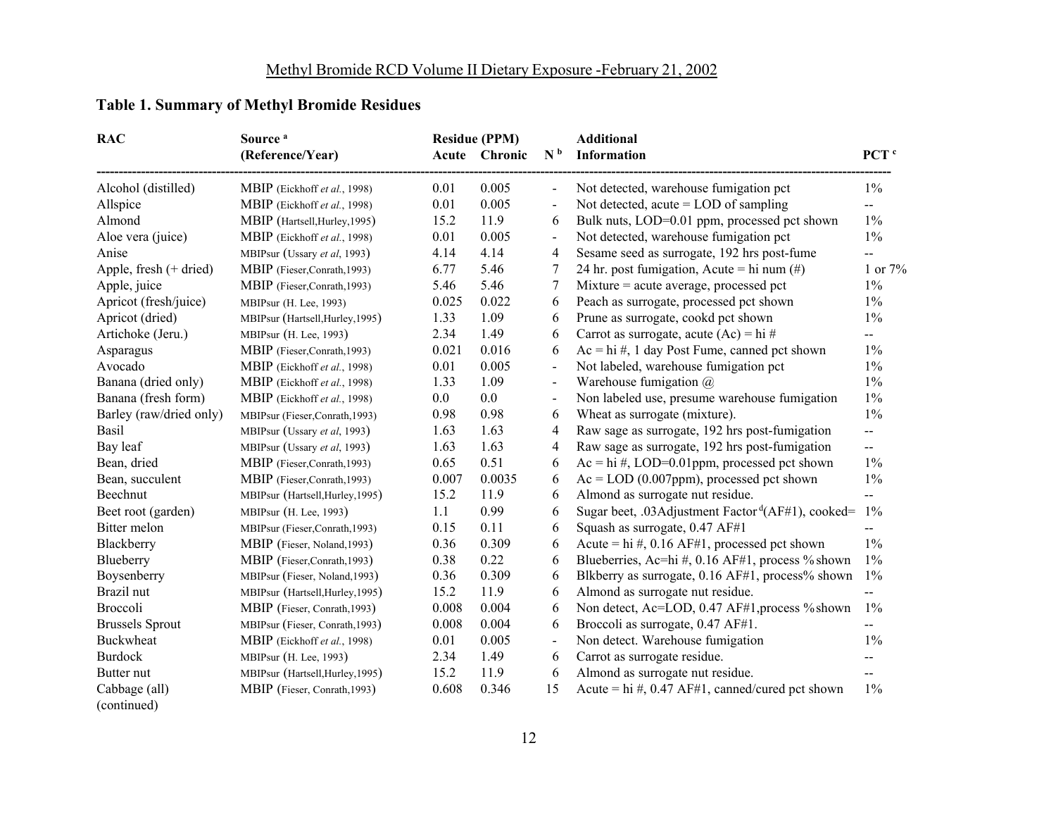## Table 1. Summary of Methyl Bromide Residues

| RAC | Source [a] (Reference/Year) | Residue (PPM) Acute | Chronic | N [b] | Additional Information | PCT [c] |
|---|---|---|---|---|---|---|
| Alcohol (distilled) | MBIP (Eickhoff *et al.*, 1998) | 0.01 | 0.005 | - | Not detected, warehouse fumigation pct | 1% |
| Allspice | MBIP (Eickhoff *et al.*, 1998) | 0.01 | 0.005 | - | Not detected, acute = LOD of sampling | -- |
| Almond | MBIP (Hartsell,Hurley,1995) | 15.2 | 11.9 | 6 | Bulk nuts, LOD=0.01 ppm, processed pct shown | 1% |
| Aloe vera (juice) | MBIP (Eickhoff *et al.*, 1998) | 0.01 | 0.005 | - | Not detected, warehouse fumigation pct | 1% |
| Anise | MBIPsur (Ussary *et al*, 1993) | 4.14 | 4.14 | 4 | Sesame seed as surrogate, 192 hrs post-fume | -- |
| Apple, fresh (+ dried) | MBIP (Fieser,Conrath,1993) | 6.77 | 5.46 | 7 | 24 hr. post fumigation, Acute = hi num (#) | 1 or 7% |
| Apple, juice | MBIP (Fieser,Conrath,1993) | 5.46 | 5.46 | 7 | Mixture = acute average, processed pct | 1% |
| Apricot (fresh/juice) | MBIPsur (H. Lee, 1993) | 0.025 | 0.022 | 6 | Peach as surrogate, processed pct shown | 1% |
| Apricot (dried) | MBIPsur (Hartsell,Hurley,1995) | 1.33 | 1.09 | 6 | Prune as surrogate, cookd pct shown | 1% |
| Artichoke (Jeru.) | MBIPsur (H. Lee, 1993) | 2.34 | 1.49 | 6 | Carrot as surrogate, acute (Ac) = hi # | -- |
| Asparagus | MBIP (Fieser,Conrath,1993) | 0.021 | 0.016 | 6 | Ac = hi #, 1 day Post Fume, canned pct shown | 1% |
| Avocado | MBIP (Eickhoff *et al.*, 1998) | 0.01 | 0.005 | - | Not labeled, warehouse fumigation pct | 1% |
| Banana (dried only) | MBIP (Eickhoff *et al.*, 1998) | 1.33 | 1.09 | - | Warehouse fumigation @ | 1% |
| Banana (fresh form) | MBIP (Eickhoff *et al.*, 1998) | 0.0 | 0.0 | - | Non labeled use, presume warehouse fumigation | 1% |
| Barley (raw/dried only) | MBIPsur (Fieser,Conrath,1993) | 0.98 | 0.98 | 6 | Wheat as surrogate (mixture). | 1% |
| Basil | MBIPsur (Ussary *et al*, 1993) | 1.63 | 1.63 | 4 | Raw sage as surrogate, 192 hrs post-fumigation | -- |
| Bay leaf | MBIPsur (Ussary *et al*, 1993) | 1.63 | 1.63 | 4 | Raw sage as surrogate, 192 hrs post-fumigation | -- |
| Bean, dried | MBIP (Fieser,Conrath,1993) | 0.65 | 0.51 | 6 | Ac = hi #, LOD=0.01ppm, processed pct shown | 1% |
| Bean, succulent | MBIP (Fieser,Conrath,1993) | 0.007 | 0.0035 | 6 | Ac = LOD (0.007ppm), processed pct shown | 1% |
| Beechnut | MBIPsur (Hartsell,Hurley,1995) | 15.2 | 11.9 | 6 | Almond as surrogate nut residue. | -- |
| Beet root (garden) | MBIPsur (H. Lee, 1993) | 1.1 | 0.99 | 6 | Sugar beet, .03Adjustment Factor [d](AF#1), cooked= | 1% |
| Bitter melon | MBIPsur (Fieser,Conrath,1993) | 0.15 | 0.11 | 6 | Squash as surrogate, 0.47 AF#1 | -- |
| Blackberry | MBIP (Fieser, Noland,1993) | 0.36 | 0.309 | 6 | Acute = hi #, 0.16 AF#1, processed pct shown | 1% |
| Blueberry | MBIP (Fieser,Conrath,1993) | 0.38 | 0.22 | 6 | Blueberries, Ac=hi #, 0.16 AF#1, process % shown | 1% |
| Boysenberry | MBIPsur (Fieser, Noland,1993) | 0.36 | 0.309 | 6 | Blkberry as surrogate, 0.16 AF#1, process% shown | 1% |
| Brazil nut | MBIPsur (Hartsell,Hurley,1995) | 15.2 | 11.9 | 6 | Almond as surrogate nut residue. | -- |
| Broccoli | MBIP (Fieser, Conrath,1993) | 0.008 | 0.004 | 6 | Non detect, Ac=LOD, 0.47 AF#1,process % shown | 1% |
| Brussels Sprout | MBIPsur (Fieser, Conrath,1993) | 0.008 | 0.004 | 6 | Broccoli as surrogate, 0.47 AF#1. | -- |
| Buckwheat | MBIP (Eickhoff *et al.*, 1998) | 0.01 | 0.005 | - | Non detect. Warehouse fumigation | 1% |
| Burdock | MBIPsur (H. Lee, 1993) | 2.34 | 1.49 | 6 | Carrot as surrogate residue. | -- |
| Butter nut | MBIPsur (Hartsell,Hurley,1995) | 15.2 | 11.9 | 6 | Almond as surrogate nut residue. | -- |
| Cabbage (all) | MBIP (Fieser, Conrath,1993) | 0.608 | 0.346 | 15 | Acute = hi #, 0.47 AF#1, canned/cured pct shown | 1% |

(continued)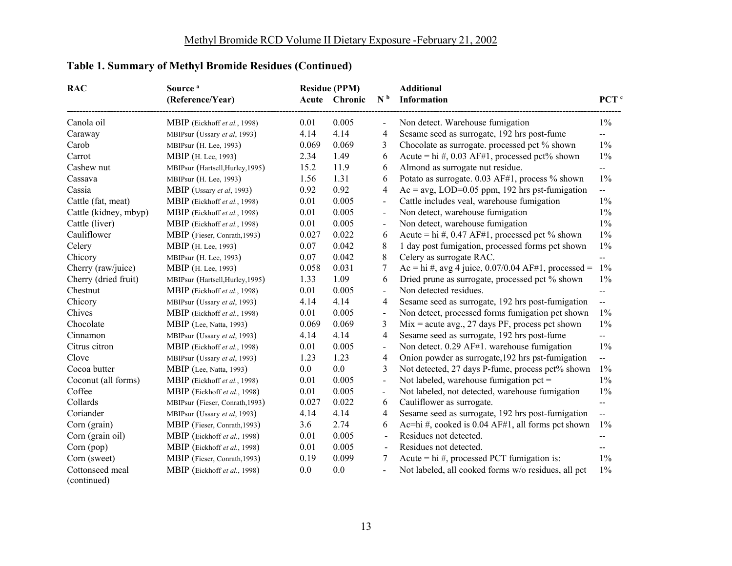## Table 1. Summary of Methyl Bromide Residues (Continued)

| RAC | Source [a] (Reference/Year) | Residue (PPM) Acute | Chronic | N [b] | Additional Information | PCT [c] |
|---|---|---|---|---|---|---|
| Canola oil | MBIP (Eickhoff *et al.*, 1998) | 0.01 | 0.005 | - | Non detect. Warehouse fumigation | 1% |
| Caraway | MBIPsur (Ussary *et al*, 1993) | 4.14 | 4.14 | 4 | Sesame seed as surrogate, 192 hrs post-fume | -- |
| Carob | MBIPsur (H. Lee, 1993) | 0.069 | 0.069 | 3 | Chocolate as surrogate. processed pct % shown | 1% |
| Carrot | MBIP (H. Lee, 1993) | 2.34 | 1.49 | 6 | Acute = hi #, 0.03 AF#1, processed pct% shown | 1% |
| Cashew nut | MBIPsur (Hartsell,Hurley,1995) | 15.2 | 11.9 | 6 | Almond as surrogate nut residue. | -- |
| Cassava | MBIPsur (H. Lee, 1993) | 1.56 | 1.31 | 6 | Potato as surrogate. 0.03 AF#1, process % shown | 1% |
| Cassia | MBIP (Ussary *et al*, 1993) | 0.92 | 0.92 | 4 | Ac = avg, LOD=0.05 ppm, 192 hrs pst-fumigation | -- |
| Cattle (fat, meat) | MBIP (Eickhoff *et al.*, 1998) | 0.01 | 0.005 | - | Cattle includes veal, warehouse fumigation | 1% |
| Cattle (kidney, mbyp) | MBIP (Eickhoff *et al.*, 1998) | 0.01 | 0.005 | - | Non detect, warehouse fumigation | 1% |
| Cattle (liver) | MBIP (Eickhoff *et al.*, 1998) | 0.01 | 0.005 | - | Non detect, warehouse fumigation | 1% |
| Cauliflower | MBIP (Fieser, Conrath,1993) | 0.027 | 0.022 | 6 | Acute = hi #, 0.47 AF#1, processed pct % shown | 1% |
| Celery | MBIP (H. Lee, 1993) | 0.07 | 0.042 | 8 | 1 day post fumigation, processed forms pct shown | 1% |
| Chicory | MBIPsur (H. Lee, 1993) | 0.07 | 0.042 | 8 | Celery as surrogate RAC. | -- |
| Cherry (raw/juice) | MBIP (H. Lee, 1993) | 0.058 | 0.031 | 7 | Ac = hi #, avg 4 juice, 0.07/0.04 AF#1, processed = | 1% |
| Cherry (dried fruit) | MBIPsur (Hartsell,Hurley,1995) | 1.33 | 1.09 | 6 | Dried prune as surrogate, processed pct % shown | 1% |
| Chestnut | MBIP (Eickhoff *et al.*, 1998) | 0.01 | 0.005 | - | Non detected residues. | -- |
| Chicory | MBIPsur (Ussary *et al*, 1993) | 4.14 | 4.14 | 4 | Sesame seed as surrogate, 192 hrs post-fumigation | -- |
| Chives | MBIP (Eickhoff *et al.*, 1998) | 0.01 | 0.005 | - | Non detect, processed forms fumigation pct shown | 1% |
| Chocolate | MBIP (Lee, Natta, 1993) | 0.069 | 0.069 | 3 | Mix = acute avg., 27 days PF, process pct shown | 1% |
| Cinnamon | MBIPsur (Ussary *et al*, 1993) | 4.14 | 4.14 | 4 | Sesame seed as surrogate, 192 hrs post-fume | -- |
| Citrus citron | MBIP (Eickhoff *et al.*, 1998) | 0.01 | 0.005 | - | Non detect. 0.29 AF#1. warehouse fumigation | 1% |
| Clove | MBIPsur (Ussary *et al*, 1993) | 1.23 | 1.23 | 4 | Onion powder as surrogate,192 hrs pst-fumigation | -- |
| Cocoa butter | MBIP (Lee, Natta, 1993) | 0.0 | 0.0 | 3 | Not detected, 27 days P-fume, process pct% shown | 1% |
| Coconut (all forms) | MBIP (Eickhoff *et al.*, 1998) | 0.01 | 0.005 | - | Not labeled, warehouse fumigation pct = | 1% |
| Coffee | MBIP (Eickhoff *et al.*, 1998) | 0.01 | 0.005 | - | Not labeled, not detected, warehouse fumigation | 1% |
| Collards | MBIPsur (Fieser, Conrath,1993) | 0.027 | 0.022 | 6 | Cauliflower as surrogate. | -- |
| Coriander | MBIPsur (Ussary *et al*, 1993) | 4.14 | 4.14 | 4 | Sesame seed as surrogate, 192 hrs post-fumigation | -- |
| Corn (grain) | MBIP (Fieser, Conrath,1993) | 3.6 | 2.74 | 6 | Ac=hi #, cooked is 0.04 AF#1, all forms pct shown | 1% |
| Corn (grain oil) | MBIP (Eickhoff *et al.*, 1998) | 0.01 | 0.005 | - | Residues not detected. | -- |
| Corn (pop) | MBIP (Eickhoff *et al.*, 1998) | 0.01 | 0.005 | - | Residues not detected. | -- |
| Corn (sweet) | MBIP (Fieser, Conrath,1993) | 0.19 | 0.099 | 7 | Acute = hi #, processed PCT fumigation is: | 1% |
| Cottonseed meal | MBIP (Eickhoff *et al.*, 1998) | 0.0 | 0.0 | - | Not labeled, all cooked forms w/o residues, all pct | 1% |

(continued)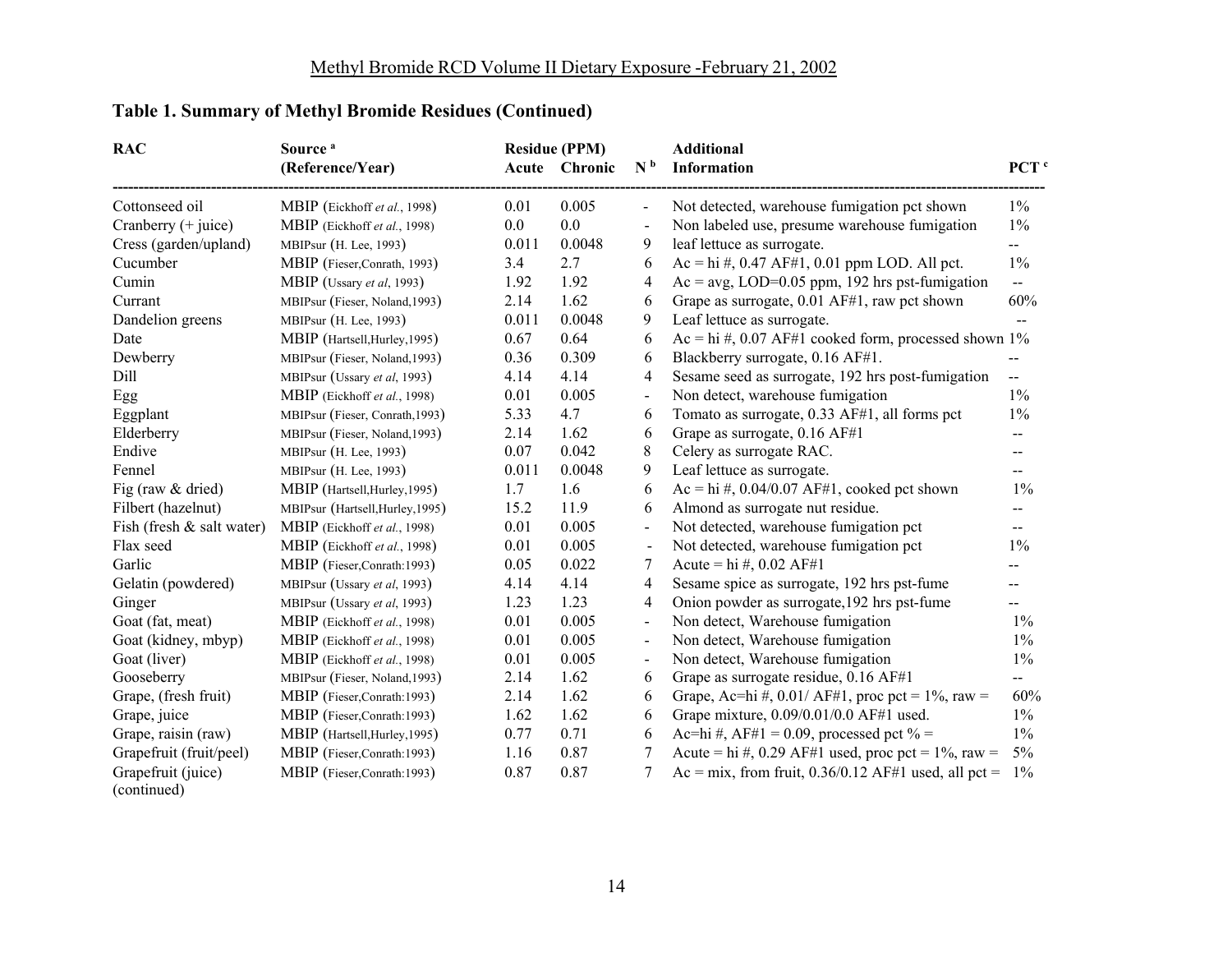## Table 1. Summary of Methyl Bromide Residues (Continued)

| RAC | Source [a] (Reference/Year) | Residue (PPM) Acute | Chronic | N [b] | Additional Information | PCT [c] |
|---|---|---|---|---|---|---|
| Cottonseed oil | MBIP (Eickhoff *et al.*, 1998) | 0.01 | 0.005 | - | Not detected, warehouse fumigation pct shown | 1% |
| Cranberry (+ juice) | MBIP (Eickhoff *et al.*, 1998) | 0.0 | 0.0 | - | Non labeled use, presume warehouse fumigation | 1% |
| Cress (garden/upland) | MBIPsur (H. Lee, 1993) | 0.011 | 0.0048 | 9 | leaf lettuce as surrogate. | -- |
| Cucumber | MBIP (Fieser,Conrath, 1993) | 3.4 | 2.7 | 6 | Ac = hi #, 0.47 AF#1, 0.01 ppm LOD. All pct. | 1% |
| Cumin | MBIP (Ussary *et al*, 1993) | 1.92 | 1.92 | 4 | Ac = avg, LOD=0.05 ppm, 192 hrs pst-fumigation | -- |
| Currant | MBIPsur (Fieser, Noland,1993) | 2.14 | 1.62 | 6 | Grape as surrogate, 0.01 AF#1, raw pct shown | 60% |
| Dandelion greens | MBIPsur (H. Lee, 1993) | 0.011 | 0.0048 | 9 | Leaf lettuce as surrogate. | -- |
| Date | MBIP (Hartsell,Hurley,1995) | 0.67 | 0.64 | 6 | Ac = hi #, 0.07 AF#1 cooked form, processed shown | 1% |
| Dewberry | MBIPsur (Fieser, Noland,1993) | 0.36 | 0.309 | 6 | Blackberry surrogate, 0.16 AF#1. | -- |
| Dill | MBIPsur (Ussary *et al*, 1993) | 4.14 | 4.14 | 4 | Sesame seed as surrogate, 192 hrs post-fumigation | -- |
| Egg | MBIP (Eickhoff *et al.*, 1998) | 0.01 | 0.005 | - | Non detect, warehouse fumigation | 1% |
| Eggplant | MBIPsur (Fieser, Conrath,1993) | 5.33 | 4.7 | 6 | Tomato as surrogate, 0.33 AF#1, all forms pct | 1% |
| Elderberry | MBIPsur (Fieser, Noland,1993) | 2.14 | 1.62 | 6 | Grape as surrogate, 0.16 AF#1 | -- |
| Endive | MBIPsur (H. Lee, 1993) | 0.07 | 0.042 | 8 | Celery as surrogate RAC. | -- |
| Fennel | MBIPsur (H. Lee, 1993) | 0.011 | 0.0048 | 9 | Leaf lettuce as surrogate. | -- |
| Fig (raw & dried) | MBIP (Hartsell,Hurley,1995) | 1.7 | 1.6 | 6 | Ac = hi #, 0.04/0.07 AF#1, cooked pct shown | 1% |
| Filbert (hazelnut) | MBIPsur (Hartsell,Hurley,1995) | 15.2 | 11.9 | 6 | Almond as surrogate nut residue. | -- |
| Fish (fresh & salt water) | MBIP (Eickhoff *et al.*, 1998) | 0.01 | 0.005 | - | Not detected, warehouse fumigation pct | -- |
| Flax seed | MBIP (Eickhoff *et al.*, 1998) | 0.01 | 0.005 | - | Not detected, warehouse fumigation pct | 1% |
| Garlic | MBIP (Fieser,Conrath:1993) | 0.05 | 0.022 | 7 | Acute = hi #, 0.02 AF#1 | -- |
| Gelatin (powdered) | MBIPsur (Ussary *et al*, 1993) | 4.14 | 4.14 | 4 | Sesame spice as surrogate, 192 hrs pst-fume | -- |
| Ginger | MBIPsur (Ussary *et al*, 1993) | 1.23 | 1.23 | 4 | Onion powder as surrogate,192 hrs pst-fume | -- |
| Goat (fat, meat) | MBIP (Eickhoff *et al.*, 1998) | 0.01 | 0.005 | - | Non detect, Warehouse fumigation | 1% |
| Goat (kidney, mbyp) | MBIP (Eickhoff *et al.*, 1998) | 0.01 | 0.005 | - | Non detect, Warehouse fumigation | 1% |
| Goat (liver) | MBIP (Eickhoff *et al.*, 1998) | 0.01 | 0.005 | - | Non detect, Warehouse fumigation | 1% |
| Gooseberry | MBIPsur (Fieser, Noland,1993) | 2.14 | 1.62 | 6 | Grape as surrogate residue, 0.16 AF#1 | -- |
| Grape, (fresh fruit) | MBIP (Fieser,Conrath:1993) | 2.14 | 1.62 | 6 | Grape, Ac=hi #, 0.01/ AF#1, proc pct = 1%, raw = | 60% |
| Grape, juice | MBIP (Fieser,Conrath:1993) | 1.62 | 1.62 | 6 | Grape mixture, 0.09/0.01/0.0 AF#1 used. | 1% |
| Grape, raisin (raw) | MBIP (Hartsell,Hurley,1995) | 0.77 | 0.71 | 6 | Ac=hi #, AF#1 = 0.09, processed pct % = | 1% |
| Grapefruit (fruit/peel) | MBIP (Fieser,Conrath:1993) | 1.16 | 0.87 | 7 | Acute = hi #, 0.29 AF#1 used, proc pct = 1%, raw = | 5% |
| Grapefruit (juice) (continued) | MBIP (Fieser,Conrath:1993) | 0.87 | 0.87 | 7 | Ac = mix, from fruit, 0.36/0.12 AF#1 used, all pct = | 1% |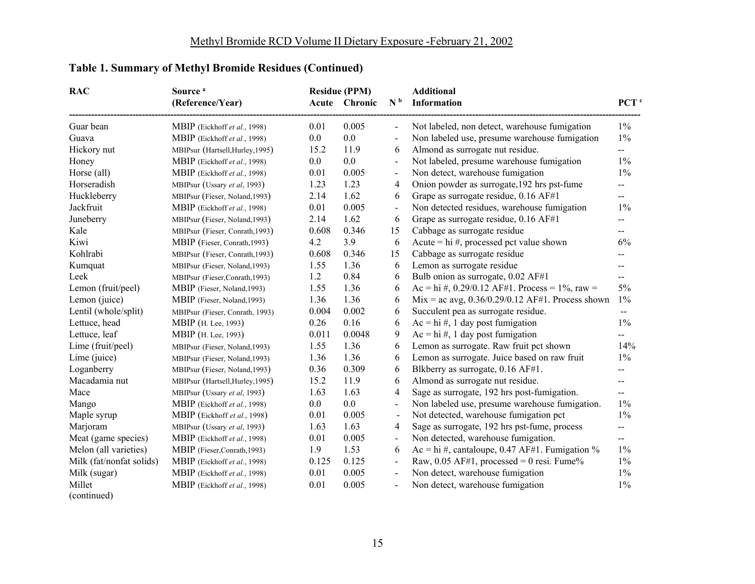## Table 1. Summary of Methyl Bromide Residues (Continued)

| RAC | Source [a] (Reference/Year) | Residue (PPM) Acute | Residue (PPM) Chronic | N [b] | Additional Information | PCT [c] |
|---|---|---|---|---|---|---|
| Guar bean | MBIP (Eickhoff *et al.*, 1998) | 0.01 | 0.005 | - | Not labeled, non detect, warehouse fumigation | 1% |
| Guava | MBIP (Eickhoff *et al.*, 1998) | 0.0 | 0.0 | - | Non labeled use, presume warehouse fumigation | 1% |
| Hickory nut | MBIPsur (Hartsell,Hurley,1995) | 15.2 | 11.9 | 6 | Almond as surrogate nut residue. | -- |
| Honey | MBIP (Eickhoff *et al.*, 1998) | 0.0 | 0.0 | - | Not labeled, presume warehouse fumigation | 1% |
| Horse (all) | MBIP (Eickhoff *et al.*, 1998) | 0.01 | 0.005 | - | Non detect, warehouse fumigation | 1% |
| Horseradish | MBIPsur (Ussary *et al*, 1993) | 1.23 | 1.23 | 4 | Onion powder as surrogate,192 hrs pst-fume | -- |
| Huckleberry | MBIPsur (Fieser, Noland,1993) | 2.14 | 1.62 | 6 | Grape as surrogate residue, 0.16 AF#1 | -- |
| Jackfruit | MBIP (Eickhoff *et al.*, 1998) | 0.01 | 0.005 | - | Non detected residues, warehouse fumigation | 1% |
| Juneberry | MBIPsur (Fieser, Noland,1993) | 2.14 | 1.62 | 6 | Grape as surrogate residue, 0.16 AF#1 | -- |
| Kale | MBIPsur (Fieser, Conrath,1993) | 0.608 | 0.346 | 15 | Cabbage as surrogate residue | -- |
| Kiwi | MBIP (Fieser, Conrath,1993) | 4.2 | 3.9 | 6 | Acute = hi #, processed pct value shown | 6% |
| Kohlrabi | MBIPsur (Fieser, Conrath,1993) | 0.608 | 0.346 | 15 | Cabbage as surrogate residue | -- |
| Kumquat | MBIPsur (Fieser, Noland,1993) | 1.55 | 1.36 | 6 | Lemon as surrogate residue | -- |
| Leek | MBIPsur (Fieser,Conrath,1993) | 1.2 | 0.84 | 6 | Bulb onion as surrogate, 0.02 AF#1 | -- |
| Lemon (fruit/peel) | MBIP (Fieser, Noland,1993) | 1.55 | 1.36 | 6 | Ac = hi #, 0.29/0.12 AF#1. Process = 1%, raw = | 5% |
| Lemon (juice) | MBIP (Fieser, Noland,1993) | 1.36 | 1.36 | 6 | Mix = ac avg, 0.36/0.29/0.12 AF#1. Process shown | 1% |
| Lentil (whole/split) | MBIPsur (Fieser, Conrath, 1993) | 0.004 | 0.002 | 6 | Succulent pea as surrogate residue. | -- |
| Lettuce, head | MBIP (H. Lee, 1993) | 0.26 | 0.16 | 6 | Ac = hi #, 1 day post fumigation | 1% |
| Lettuce, leaf | MBIP (H. Lee, 1993) | 0.011 | 0.0048 | 9 | Ac = hi #, 1 day post fumigation | -- |
| Lime (fruit/peel) | MBIPsur (Fieser, Noland,1993) | 1.55 | 1.36 | 6 | Lemon as surrogate. Raw fruit pct shown | 14% |
| Lime (juice) | MBIPsur (Fieser, Noland,1993) | 1.36 | 1.36 | 6 | Lemon as surrogate. Juice based on raw fruit | 1% |
| Loganberry | MBIPsur (Fieser, Noland,1993) | 0.36 | 0.309 | 6 | Blkberry as surrogate, 0.16 AF#1. | -- |
| Macadamia nut | MBIPsur (Hartsell,Hurley,1995) | 15.2 | 11.9 | 6 | Almond as surrogate nut residue. | -- |
| Mace | MBIPsur (Ussary *et al*, 1993) | 1.63 | 1.63 | 4 | Sage as surrogate, 192 hrs post-fumigation. | -- |
| Mango | MBIP (Eickhoff *et al.*, 1998) | 0.0 | 0.0 | - | Non labeled use, presume warehouse fumigation. | 1% |
| Maple syrup | MBIP (Eickhoff *et al.*, 1998) | 0.01 | 0.005 | - | Not detected, warehouse fumigation pct | 1% |
| Marjoram | MBIPsur (Ussary *et al*, 1993) | 1.63 | 1.63 | 4 | Sage as surrogate, 192 hrs pst-fume, process | -- |
| Meat (game species) | MBIP (Eickhoff *et al.*, 1998) | 0.01 | 0.005 | - | Non detected, warehouse fumigation. | -- |
| Melon (all varieties) | MBIP (Fieser,Conrath,1993) | 1.9 | 1.53 | 6 | Ac = hi #, cantaloupe, 0.47 AF#1. Fumigation % | 1% |
| Milk (fat/nonfat solids) | MBIP (Eickhoff *et al.*, 1998) | 0.125 | 0.125 | - | Raw, 0.05 AF#1, processed = 0 resi. Fume% | 1% |
| Milk (sugar) | MBIP (Eickhoff *et al.*, 1998) | 0.01 | 0.005 | - | Non detect, warehouse fumigation | 1% |
| Millet | MBIP (Eickhoff *et al.*, 1998) | 0.01 | 0.005 | - | Non detect, warehouse fumigation | 1% |

(continued)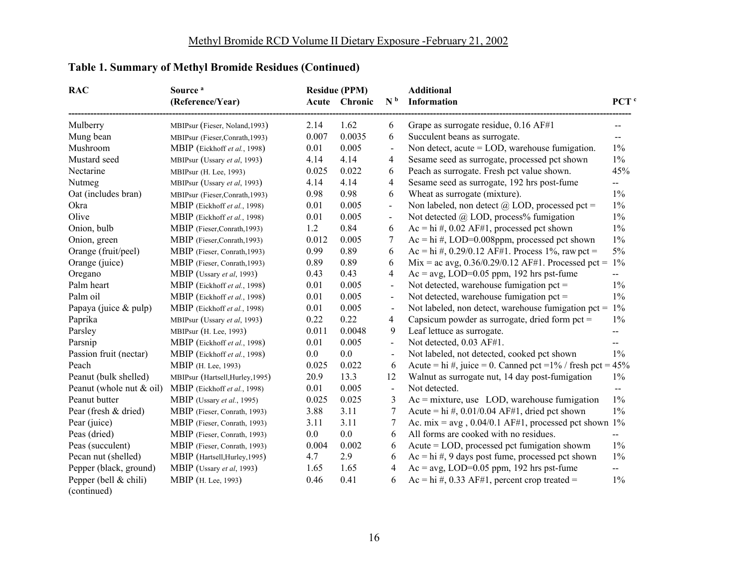## Table 1. Summary of Methyl Bromide Residues (Continued)

| RAC | Source [a] (Reference/Year) | Residue (PPM) Acute | Chronic | N [b] | Additional Information | PCT [c] |
|---|---|---|---|---|---|---|
| Mulberry | MBIPsur (Fieser, Noland,1993) | 2.14 | 1.62 | 6 | Grape as surrogate residue, 0.16 AF#1 | -- |
| Mung bean | MBIPsur (Fieser,Conrath,1993) | 0.007 | 0.0035 | 6 | Succulent beans as surrogate. | -- |
| Mushroom | MBIP (Eickhoff *et al.*, 1998) | 0.01 | 0.005 | - | Non detect, acute = LOD, warehouse fumigation. | 1% |
| Mustard seed | MBIPsur (Ussary *et al*, 1993) | 4.14 | 4.14 | 4 | Sesame seed as surrogate, processed pct shown | 1% |
| Nectarine | MBIPsur (H. Lee, 1993) | 0.025 | 0.022 | 6 | Peach as surrogate. Fresh pct value shown. | 45% |
| Nutmeg | MBIPsur (Ussary *et al*, 1993) | 4.14 | 4.14 | 4 | Sesame seed as surrogate, 192 hrs post-fume | -- |
| Oat (includes bran) | MBIPsur (Fieser,Conrath,1993) | 0.98 | 0.98 | 6 | Wheat as surrogate (mixture). | 1% |
| Okra | MBIP (Eickhoff *et al.*, 1998) | 0.01 | 0.005 | - | Non labeled, non detect @ LOD, processed pct = | 1% |
| Olive | MBIP (Eickhoff *et al.*, 1998) | 0.01 | 0.005 | - | Not detected @ LOD, process% fumigation | 1% |
| Onion, bulb | MBIP (Fieser,Conrath,1993) | 1.2 | 0.84 | 6 | Ac = hi #, 0.02 AF#1, processed pct shown | 1% |
| Onion, green | MBIP (Fieser,Conrath,1993) | 0.012 | 0.005 | 7 | Ac = hi #, LOD=0.008ppm, processed pct shown | 1% |
| Orange (fruit/peel) | MBIP (Fieser, Conrath,1993) | 0.99 | 0.89 | 6 | Ac = hi #, 0.29/0.12 AF#1. Process 1%, raw pct = | 5% |
| Orange (juice) | MBIP (Fieser, Conrath,1993) | 0.89 | 0.89 | 6 | Mix = ac avg, 0.36/0.29/0.12 AF#1. Processed pct = | 1% |
| Oregano | MBIP (Ussary *et al*, 1993) | 0.43 | 0.43 | 4 | Ac = avg, LOD=0.05 ppm, 192 hrs pst-fume | -- |
| Palm heart | MBIP (Eickhoff *et al.*, 1998) | 0.01 | 0.005 | - | Not detected, warehouse fumigation pct = | 1% |
| Palm oil | MBIP (Eickhoff *et al.*, 1998) | 0.01 | 0.005 | - | Not detected, warehouse fumigation pct = | 1% |
| Papaya (juice & pulp) | MBIP (Eickhoff *et al.*, 1998) | 0.01 | 0.005 | - | Not labeled, non detect, warehouse fumigation pct = | 1% |
| Paprika | MBIPsur (Ussary *et al*, 1993) | 0.22 | 0.22 | 4 | Capsicum powder as surrogate, dried form pct = | 1% |
| Parsley | MBIPsur (H. Lee, 1993) | 0.011 | 0.0048 | 9 | Leaf lettuce as surrogate. | -- |
| Parsnip | MBIP (Eickhoff *et al.*, 1998) | 0.01 | 0.005 | - | Not detected, 0.03 AF#1. | -- |
| Passion fruit (nectar) | MBIP (Eickhoff *et al.*, 1998) | 0.0 | 0.0 | - | Not labeled, not detected, cooked pct shown | 1% |
| Peach | MBIP (H. Lee, 1993) | 0.025 | 0.022 | 6 | Acute = hi #, juice = 0. Canned pct =1% / fresh pct = | 45% |
| Peanut (bulk shelled) | MBIPsur (Hartsell,Hurley,1995) | 20.9 | 13.3 | 12 | Walnut as surrogate nut, 14 day post-fumigation | 1% |
| Peanut (whole nut & oil) | MBIP (Eickhoff *et al.*, 1998) | 0.01 | 0.005 | - | Not detected. | -- |
| Peanut butter | MBIP (Ussary *et al.*, 1995) | 0.025 | 0.025 | 3 | Ac = mixture, use LOD, warehouse fumigation | 1% |
| Pear (fresh & dried) | MBIP (Fieser, Conrath, 1993) | 3.88 | 3.11 | 7 | Acute = hi #, 0.01/0.04 AF#1, dried pct shown | 1% |
| Pear (juice) | MBIP (Fieser, Conrath, 1993) | 3.11 | 3.11 | 7 | Ac. mix = avg , 0.04/0.1 AF#1, processed pct shown | 1% |
| Peas (dried) | MBIP (Fieser, Conrath, 1993) | 0.0 | 0.0 | 6 | All forms are cooked with no residues. | -- |
| Peas (succulent) | MBIP (Fieser, Conrath, 1993) | 0.004 | 0.002 | 6 | Acute = LOD, processed pct fumigation showm | 1% |
| Pecan nut (shelled) | MBIP (Hartsell,Hurley,1995) | 4.7 | 2.9 | 6 | Ac = hi #, 9 days post fume, processed pct shown | 1% |
| Pepper (black, ground) | MBIP (Ussary *et al*, 1993) | 1.65 | 1.65 | 4 | Ac = avg, LOD=0.05 ppm, 192 hrs pst-fume | -- |
| Pepper (bell & chili) (continued) | MBIP (H. Lee, 1993) | 0.46 | 0.41 | 6 | Ac = hi #, 0.33 AF#1, percent crop treated = | 1% |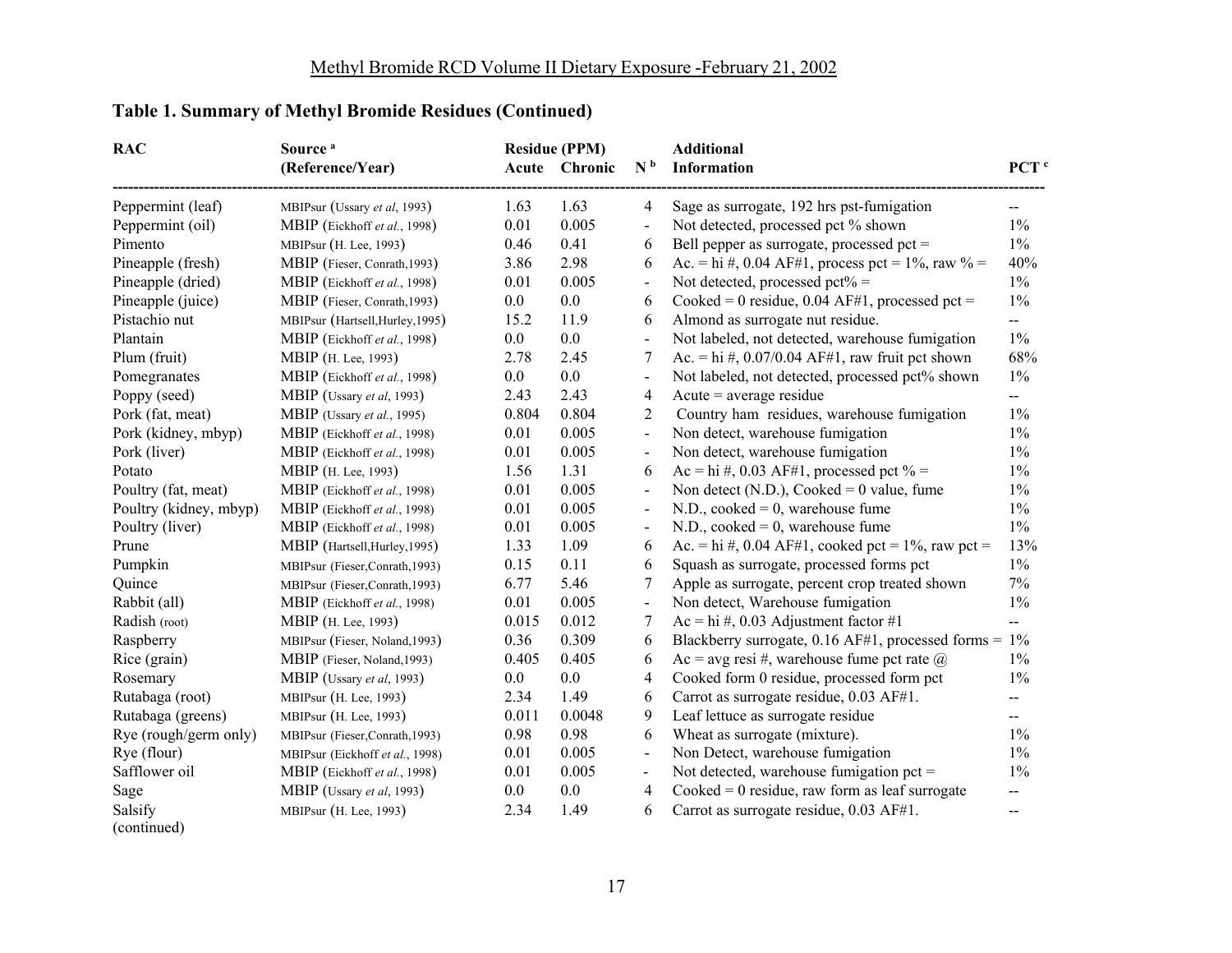## Table 1. Summary of Methyl Bromide Residues (Continued)

| RAC | Source [a] (Reference/Year) | Residue (PPM) Acute | Chronic | N [b] | Additional Information | PCT [c] |
|---|---|---|---|---|---|---|
| Peppermint (leaf) | MBIPsur (Ussary *et al*, 1993) | 1.63 | 1.63 | 4 | Sage as surrogate, 192 hrs pst-fumigation | -- |
| Peppermint (oil) | MBIP (Eickhoff *et al.*, 1998) | 0.01 | 0.005 | - | Not detected, processed pct % shown | 1% |
| Pimento | MBIPsur (H. Lee, 1993) | 0.46 | 0.41 | 6 | Bell pepper as surrogate, processed pct = | 1% |
| Pineapple (fresh) | MBIP (Fieser, Conrath,1993) | 3.86 | 2.98 | 6 | Ac. = hi #, 0.04 AF#1, process pct = 1%, raw % = | 40% |
| Pineapple (dried) | MBIP (Eickhoff *et al.*, 1998) | 0.01 | 0.005 | - | Not detected, processed pct% = | 1% |
| Pineapple (juice) | MBIP (Fieser, Conrath,1993) | 0.0 | 0.0 | 6 | Cooked = 0 residue, 0.04 AF#1, processed pct = | 1% |
| Pistachio nut | MBIPsur (Hartsell,Hurley,1995) | 15.2 | 11.9 | 6 | Almond as surrogate nut residue. | -- |
| Plantain | MBIP (Eickhoff *et al.*, 1998) | 0.0 | 0.0 | - | Not labeled, not detected, warehouse fumigation | 1% |
| Plum (fruit) | MBIP (H. Lee, 1993) | 2.78 | 2.45 | 7 | Ac. = hi #, 0.07/0.04 AF#1, raw fruit pct shown | 68% |
| Pomegranates | MBIP (Eickhoff *et al.*, 1998) | 0.0 | 0.0 | - | Not labeled, not detected, processed pct% shown | 1% |
| Poppy (seed) | MBIP (Ussary *et al*, 1993) | 2.43 | 2.43 | 4 | Acute = average residue | -- |
| Pork (fat, meat) | MBIP (Ussary *et al.*, 1995) | 0.804 | 0.804 | 2 | Country ham residues, warehouse fumigation | 1% |
| Pork (kidney, mbyp) | MBIP (Eickhoff *et al.*, 1998) | 0.01 | 0.005 | - | Non detect, warehouse fumigation | 1% |
| Pork (liver) | MBIP (Eickhoff *et al.*, 1998) | 0.01 | 0.005 | - | Non detect, warehouse fumigation | 1% |
| Potato | MBIP (H. Lee, 1993) | 1.56 | 1.31 | 6 | Ac = hi #, 0.03 AF#1, processed pct % = | 1% |
| Poultry (fat, meat) | MBIP (Eickhoff *et al.*, 1998) | 0.01 | 0.005 | - | Non detect (N.D.), Cooked = 0 value, fume | 1% |
| Poultry (kidney, mbyp) | MBIP (Eickhoff *et al.*, 1998) | 0.01 | 0.005 | - | N.D., cooked = 0, warehouse fume | 1% |
| Poultry (liver) | MBIP (Eickhoff *et al.*, 1998) | 0.01 | 0.005 | - | N.D., cooked = 0, warehouse fume | 1% |
| Prune | MBIP (Hartsell,Hurley,1995) | 1.33 | 1.09 | 6 | Ac. = hi #, 0.04 AF#1, cooked pct = 1%, raw pct = | 13% |
| Pumpkin | MBIPsur (Fieser,Conrath,1993) | 0.15 | 0.11 | 6 | Squash as surrogate, processed forms pct | 1% |
| Quince | MBIPsur (Fieser,Conrath,1993) | 6.77 | 5.46 | 7 | Apple as surrogate, percent crop treated shown | 7% |
| Rabbit (all) | MBIP (Eickhoff *et al.*, 1998) | 0.01 | 0.005 | - | Non detect, Warehouse fumigation | 1% |
| Radish (root) | MBIP (H. Lee, 1993) | 0.015 | 0.012 | 7 | Ac = hi #, 0.03 Adjustment factor #1 | -- |
| Raspberry | MBIPsur (Fieser, Noland,1993) | 0.36 | 0.309 | 6 | Blackberry surrogate, 0.16 AF#1, processed forms = | 1% |
| Rice (grain) | MBIP (Fieser, Noland,1993) | 0.405 | 0.405 | 6 | Ac = avg resi #, warehouse fume pct rate @ | 1% |
| Rosemary | MBIP (Ussary *et al*, 1993) | 0.0 | 0.0 | 4 | Cooked form 0 residue, processed form pct | 1% |
| Rutabaga (root) | MBIPsur (H. Lee, 1993) | 2.34 | 1.49 | 6 | Carrot as surrogate residue, 0.03 AF#1. | -- |
| Rutabaga (greens) | MBIPsur (H. Lee, 1993) | 0.011 | 0.0048 | 9 | Leaf lettuce as surrogate residue | -- |
| Rye (rough/germ only) | MBIPsur (Fieser,Conrath,1993) | 0.98 | 0.98 | 6 | Wheat as surrogate (mixture). | 1% |
| Rye (flour) | MBIPsur (Eickhoff *et al.*, 1998) | 0.01 | 0.005 | - | Non Detect, warehouse fumigation | 1% |
| Safflower oil | MBIP (Eickhoff *et al.*, 1998) | 0.01 | 0.005 | - | Not detected, warehouse fumigation pct = | 1% |
| Sage | MBIP (Ussary *et al*, 1993) | 0.0 | 0.0 | 4 | Cooked = 0 residue, raw form as leaf surrogate | -- |
| Salsify | MBIPsur (H. Lee, 1993) | 2.34 | 1.49 | 6 | Carrot as surrogate residue, 0.03 AF#1. | -- |

(continued)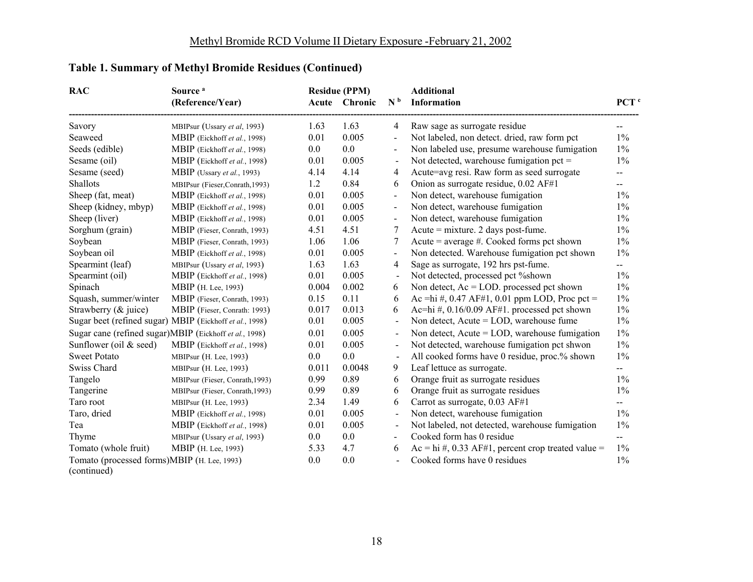### Table 1. Summary of Methyl Bromide Residues (Continued)

| RAC | Source [a] (Reference/Year) | Residue (PPM) Acute | Residue (PPM) Chronic | N [b] | Additional Information | PCT [c] |
|---|---|---|---|---|---|---|
| Savory | MBIPsur (Ussary *et al*, 1993) | 1.63 | 1.63 | 4 | Raw sage as surrogate residue | -- |
| Seaweed | MBIP (Eickhoff *et al.*, 1998) | 0.01 | 0.005 | - | Not labeled, non detect. dried, raw form pct | 1% |
| Seeds (edible) | MBIP (Eickhoff *et al.*, 1998) | 0.0 | 0.0 | - | Non labeled use, presume warehouse fumigation | 1% |
| Sesame (oil) | MBIP (Eickhoff *et al.*, 1998) | 0.01 | 0.005 | - | Not detected, warehouse fumigation pct = | 1% |
| Sesame (seed) | MBIP (Ussary *et al.*, 1993) | 4.14 | 4.14 | 4 | Acute=avg resi. Raw form as seed surrogate | -- |
| Shallots | MBIPsur (Fieser,Conrath,1993) | 1.2 | 0.84 | 6 | Onion as surrogate residue, 0.02 AF#1 | -- |
| Sheep (fat, meat) | MBIP (Eickhoff *et al.*, 1998) | 0.01 | 0.005 | - | Non detect, warehouse fumigation | 1% |
| Sheep (kidney, mbyp) | MBIP (Eickhoff *et al.*, 1998) | 0.01 | 0.005 | - | Non detect, warehouse fumigation | 1% |
| Sheep (liver) | MBIP (Eickhoff *et al.*, 1998) | 0.01 | 0.005 | - | Non detect, warehouse fumigation | 1% |
| Sorghum (grain) | MBIP (Fieser, Conrath, 1993) | 4.51 | 4.51 | 7 | Acute = mixture. 2 days post-fume. | 1% |
| Soybean | MBIP (Fieser, Conrath, 1993) | 1.06 | 1.06 | 7 | Acute = average #. Cooked forms pct shown | 1% |
| Soybean oil | MBIP (Eickhoff *et al.*, 1998) | 0.01 | 0.005 | - | Non detected. Warehouse fumigation pct shown | 1% |
| Spearmint (leaf) | MBIPsur (Ussary *et al*, 1993) | 1.63 | 1.63 | 4 | Sage as surrogate, 192 hrs pst-fume. | -- |
| Spearmint (oil) | MBIP (Eickhoff *et al.*, 1998) | 0.01 | 0.005 | - | Not detected, processed pct %shown | 1% |
| Spinach | MBIP (H. Lee, 1993) | 0.004 | 0.002 | 6 | Non detect, Ac = LOD. processed pct shown | 1% |
| Squash, summer/winter | MBIP (Fieser, Conrath, 1993) | 0.15 | 0.11 | 6 | Ac =hi #, 0.47 AF#1, 0.01 ppm LOD, Proc pct = | 1% |
| Strawberry (& juice) | MBIP (Fieser, Conrath: 1993) | 0.017 | 0.013 | 6 | Ac=hi #, 0.16/0.09 AF#1. processed pct shown | 1% |
| Sugar beet (refined sugar) | MBIP (Eickhoff *et al.*, 1998) | 0.01 | 0.005 | - | Non detect, Acute = LOD, warehouse fume | 1% |
| Sugar cane (refined sugar) | MBIP (Eickhoff *et al.*, 1998) | 0.01 | 0.005 | - | Non detect, Acute = LOD, warehouse fumigation | 1% |
| Sunflower (oil & seed) | MBIP (Eickhoff *et al.*, 1998) | 0.01 | 0.005 | - | Not detected, warehouse fumigation pct shwon | 1% |
| Sweet Potato | MBIPsur (H. Lee, 1993) | 0.0 | 0.0 | - | All cooked forms have 0 residue, proc.% shown | 1% |
| Swiss Chard | MBIPsur (H. Lee, 1993) | 0.011 | 0.0048 | 9 | Leaf lettuce as surrogate. | -- |
| Tangelo | MBIPsur (Fieser, Conrath,1993) | 0.99 | 0.89 | 6 | Orange fruit as surrogate residues | 1% |
| Tangerine | MBIPsur (Fieser, Conrath,1993) | 0.99 | 0.89 | 6 | Orange fruit as surrogate residues | 1% |
| Taro root | MBIPsur (H. Lee, 1993) | 2.34 | 1.49 | 6 | Carrot as surrogate, 0.03 AF#1 | -- |
| Taro, dried | MBIP (Eickhoff *et al.*, 1998) | 0.01 | 0.005 | - | Non detect, warehouse fumigation | 1% |
| Tea | MBIP (Eickhoff *et al.*, 1998) | 0.01 | 0.005 | - | Not labeled, not detected, warehouse fumigation | 1% |
| Thyme | MBIPsur (Ussary *et al*, 1993) | 0.0 | 0.0 | - | Cooked form has 0 residue | -- |
| Tomato (whole fruit) | MBIP (H. Lee, 1993) | 5.33 | 4.7 | 6 | Ac = hi #, 0.33 AF#1, percent crop treated value = | 1% |
| Tomato (processed forms) | MBIP (H. Lee, 1993) | 0.0 | 0.0 | - | Cooked forms have 0 residues | 1% |

(continued)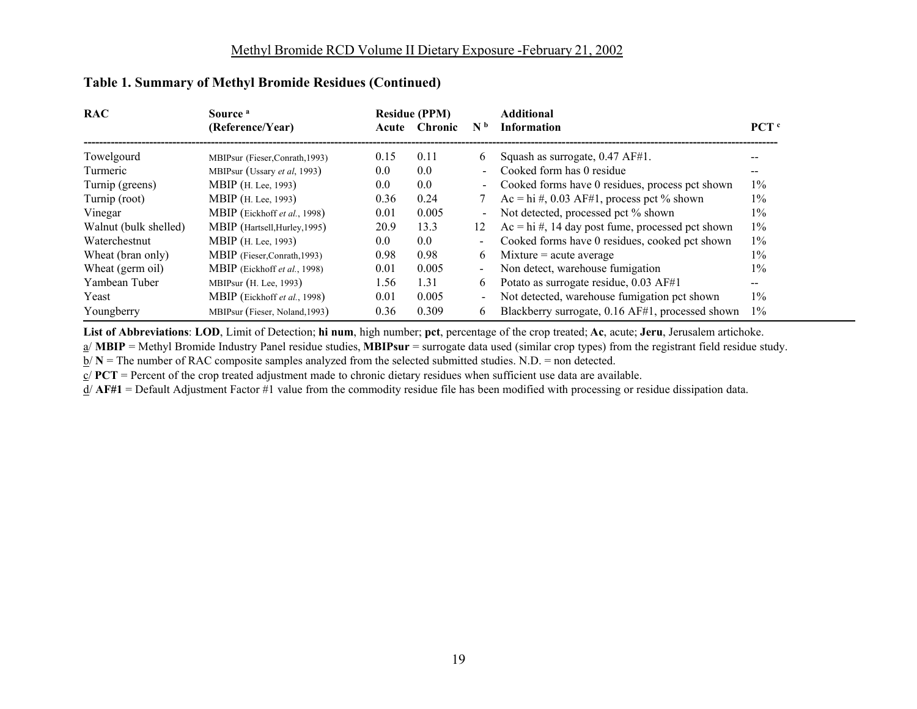**Table 1. Summary of Methyl Bromide Residues (Continued)**

| RAC | Source [a] (Reference/Year) | Residue (PPM) Acute | Residue (PPM) Chronic | N [b] | Additional Information | PCT [c] |
|---|---|---|---|---|---|---|
| Towelgourd | MBIPsur (Fieser,Conrath,1993) | 0.15 | 0.11 | 6 | Squash as surrogate, 0.47 AF#1. | -- |
| Turmeric | MBIPsur (Ussary *et al*, 1993) | 0.0 | 0.0 | - | Cooked form has 0 residue | -- |
| Turnip (greens) | MBIP (H. Lee, 1993) | 0.0 | 0.0 | - | Cooked forms have 0 residues, process pct shown | 1% |
| Turnip (root) | MBIP (H. Lee, 1993) | 0.36 | 0.24 | 7 | Ac = hi #, 0.03 AF#1, process pct % shown | 1% |
| Vinegar | MBIP (Eickhoff *et al.*, 1998) | 0.01 | 0.005 | - | Not detected, processed pct % shown | 1% |
| Walnut (bulk shelled) | MBIP (Hartsell,Hurley,1995) | 20.9 | 13.3 | 12 | Ac = hi #, 14 day post fume, processed pct shown | 1% |
| Waterchestnut | MBIP (H. Lee, 1993) | 0.0 | 0.0 | - | Cooked forms have 0 residues, cooked pct shown | 1% |
| Wheat (bran only) | MBIP (Fieser,Conrath,1993) | 0.98 | 0.98 | 6 | Mixture = acute average | 1% |
| Wheat (germ oil) | MBIP (Eickhoff *et al.*, 1998) | 0.01 | 0.005 | - | Non detect, warehouse fumigation | 1% |
| Yambean Tuber | MBIPsur (H. Lee, 1993) | 1.56 | 1.31 | 6 | Potato as surrogate residue, 0.03 AF#1 | -- |
| Yeast | MBIP (Eickhoff *et al.*, 1998) | 0.01 | 0.005 | - | Not detected, warehouse fumigation pct shown | 1% |
| Youngberry | MBIPsur (Fieser, Noland,1993) | 0.36 | 0.309 | 6 | Blackberry surrogate, 0.16 AF#1, processed shown | 1% |

**List of Abbreviations**: **LOD**, Limit of Detection; **hi num**, high number; **pct**, percentage of the crop treated; **Ac**, acute; **Jeru**, Jerusalem artichoke.

a/ **MBIP** = Methyl Bromide Industry Panel residue studies, **MBIPsur** = surrogate data used (similar crop types) from the registrant field residue study.

b/ **N** = The number of RAC composite samples analyzed from the selected submitted studies. N.D. = non detected.

c/ **PCT** = Percent of the crop treated adjustment made to chronic dietary residues when sufficient use data are available.

d/ **AF#1** = Default Adjustment Factor #1 value from the commodity residue file has been modified with processing or residue dissipation data.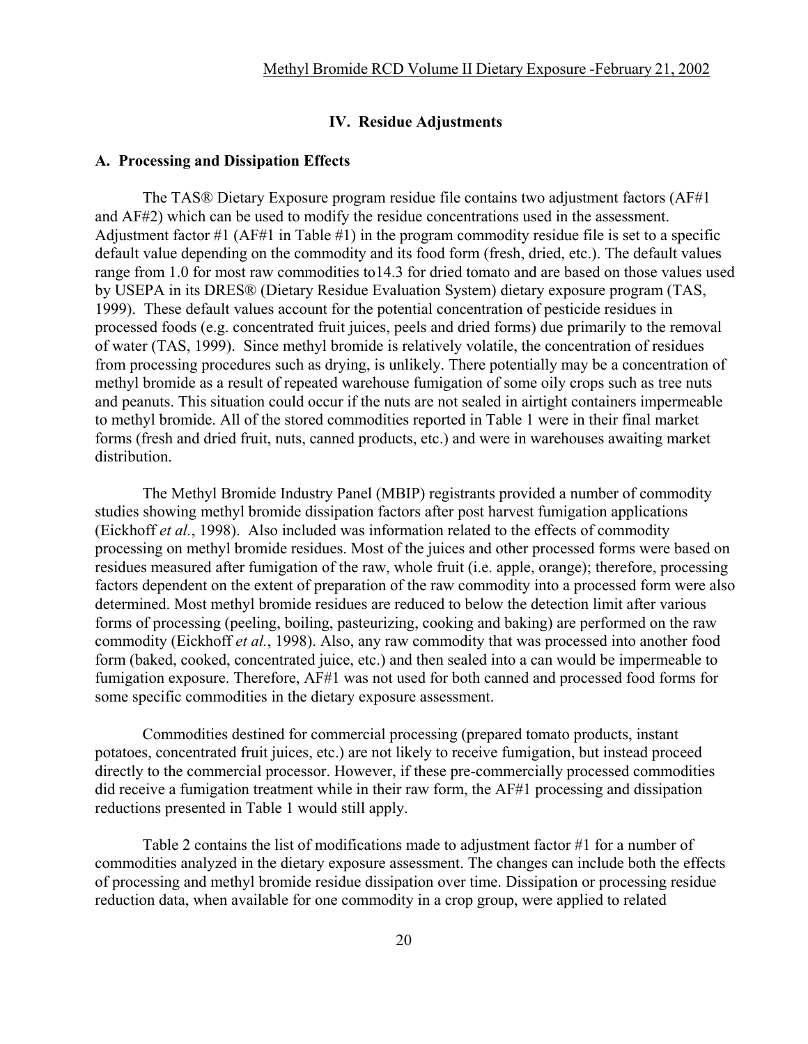## IV. Residue Adjustments

### A. Processing and Dissipation Effects

The TAS® Dietary Exposure program residue file contains two adjustment factors (AF#1 and AF#2) which can be used to modify the residue concentrations used in the assessment. Adjustment factor #1 (AF#1 in Table #1) in the program commodity residue file is set to a specific default value depending on the commodity and its food form (fresh, dried, etc.). The default values range from 1.0 for most raw commodities to14.3 for dried tomato and are based on those values used by USEPA in its DRES® (Dietary Residue Evaluation System) dietary exposure program (TAS, 1999). These default values account for the potential concentration of pesticide residues in processed foods (e.g. concentrated fruit juices, peels and dried forms) due primarily to the removal of water (TAS, 1999). Since methyl bromide is relatively volatile, the concentration of residues from processing procedures such as drying, is unlikely. There potentially may be a concentration of methyl bromide as a result of repeated warehouse fumigation of some oily crops such as tree nuts and peanuts. This situation could occur if the nuts are not sealed in airtight containers impermeable to methyl bromide. All of the stored commodities reported in Table 1 were in their final market forms (fresh and dried fruit, nuts, canned products, etc.) and were in warehouses awaiting market distribution.

The Methyl Bromide Industry Panel (MBIP) registrants provided a number of commodity studies showing methyl bromide dissipation factors after post harvest fumigation applications (Eickhoff *et al.*, 1998). Also included was information related to the effects of commodity processing on methyl bromide residues. Most of the juices and other processed forms were based on residues measured after fumigation of the raw, whole fruit (i.e. apple, orange); therefore, processing factors dependent on the extent of preparation of the raw commodity into a processed form were also determined. Most methyl bromide residues are reduced to below the detection limit after various forms of processing (peeling, boiling, pasteurizing, cooking and baking) are performed on the raw commodity (Eickhoff *et al.*, 1998). Also, any raw commodity that was processed into another food form (baked, cooked, concentrated juice, etc.) and then sealed into a can would be impermeable to fumigation exposure. Therefore, AF#1 was not used for both canned and processed food forms for some specific commodities in the dietary exposure assessment.

Commodities destined for commercial processing (prepared tomato products, instant potatoes, concentrated fruit juices, etc.) are not likely to receive fumigation, but instead proceed directly to the commercial processor. However, if these pre-commercially processed commodities did receive a fumigation treatment while in their raw form, the AF#1 processing and dissipation reductions presented in Table 1 would still apply.

Table 2 contains the list of modifications made to adjustment factor #1 for a number of commodities analyzed in the dietary exposure assessment. The changes can include both the effects of processing and methyl bromide residue dissipation over time. Dissipation or processing residue reduction data, when available for one commodity in a crop group, were applied to related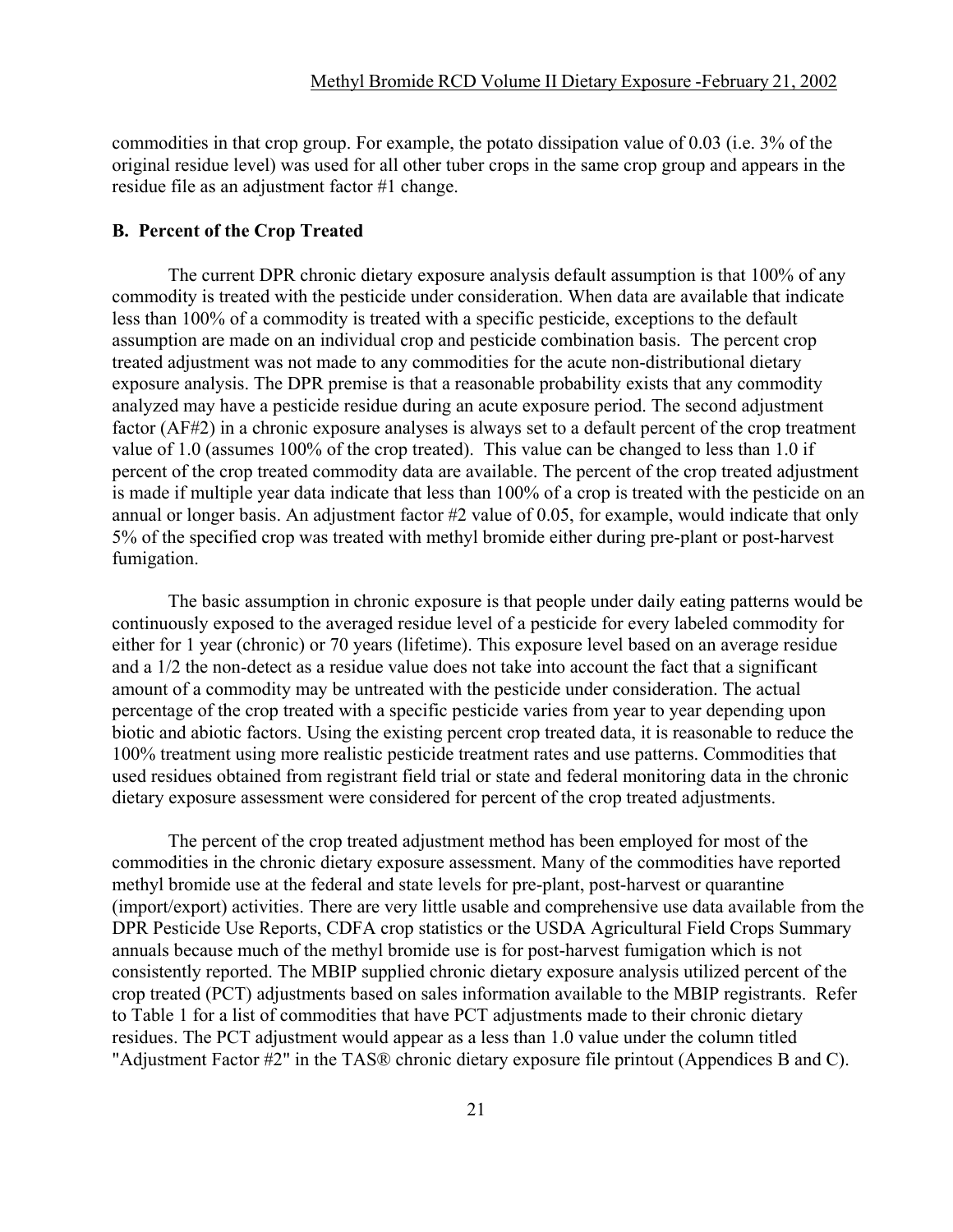commodities in that crop group. For example, the potato dissipation value of 0.03 (i.e. 3% of the original residue level) was used for all other tuber crops in the same crop group and appears in the residue file as an adjustment factor #1 change.

### B. Percent of the Crop Treated

The current DPR chronic dietary exposure analysis default assumption is that 100% of any commodity is treated with the pesticide under consideration. When data are available that indicate less than 100% of a commodity is treated with a specific pesticide, exceptions to the default assumption are made on an individual crop and pesticide combination basis. The percent crop treated adjustment was not made to any commodities for the acute non-distributional dietary exposure analysis. The DPR premise is that a reasonable probability exists that any commodity analyzed may have a pesticide residue during an acute exposure period. The second adjustment factor (AF#2) in a chronic exposure analyses is always set to a default percent of the crop treatment value of 1.0 (assumes 100% of the crop treated). This value can be changed to less than 1.0 if percent of the crop treated commodity data are available. The percent of the crop treated adjustment is made if multiple year data indicate that less than 100% of a crop is treated with the pesticide on an annual or longer basis. An adjustment factor #2 value of 0.05, for example, would indicate that only 5% of the specified crop was treated with methyl bromide either during pre-plant or post-harvest fumigation.

The basic assumption in chronic exposure is that people under daily eating patterns would be continuously exposed to the averaged residue level of a pesticide for every labeled commodity for either for 1 year (chronic) or 70 years (lifetime). This exposure level based on an average residue and a 1/2 the non-detect as a residue value does not take into account the fact that a significant amount of a commodity may be untreated with the pesticide under consideration. The actual percentage of the crop treated with a specific pesticide varies from year to year depending upon biotic and abiotic factors. Using the existing percent crop treated data, it is reasonable to reduce the 100% treatment using more realistic pesticide treatment rates and use patterns. Commodities that used residues obtained from registrant field trial or state and federal monitoring data in the chronic dietary exposure assessment were considered for percent of the crop treated adjustments.

The percent of the crop treated adjustment method has been employed for most of the commodities in the chronic dietary exposure assessment. Many of the commodities have reported methyl bromide use at the federal and state levels for pre-plant, post-harvest or quarantine (import/export) activities. There are very little usable and comprehensive use data available from the DPR Pesticide Use Reports, CDFA crop statistics or the USDA Agricultural Field Crops Summary annuals because much of the methyl bromide use is for post-harvest fumigation which is not consistently reported. The MBIP supplied chronic dietary exposure analysis utilized percent of the crop treated (PCT) adjustments based on sales information available to the MBIP registrants. Refer to Table 1 for a list of commodities that have PCT adjustments made to their chronic dietary residues. The PCT adjustment would appear as a less than 1.0 value under the column titled "Adjustment Factor #2" in the TAS® chronic dietary exposure file printout (Appendices B and C).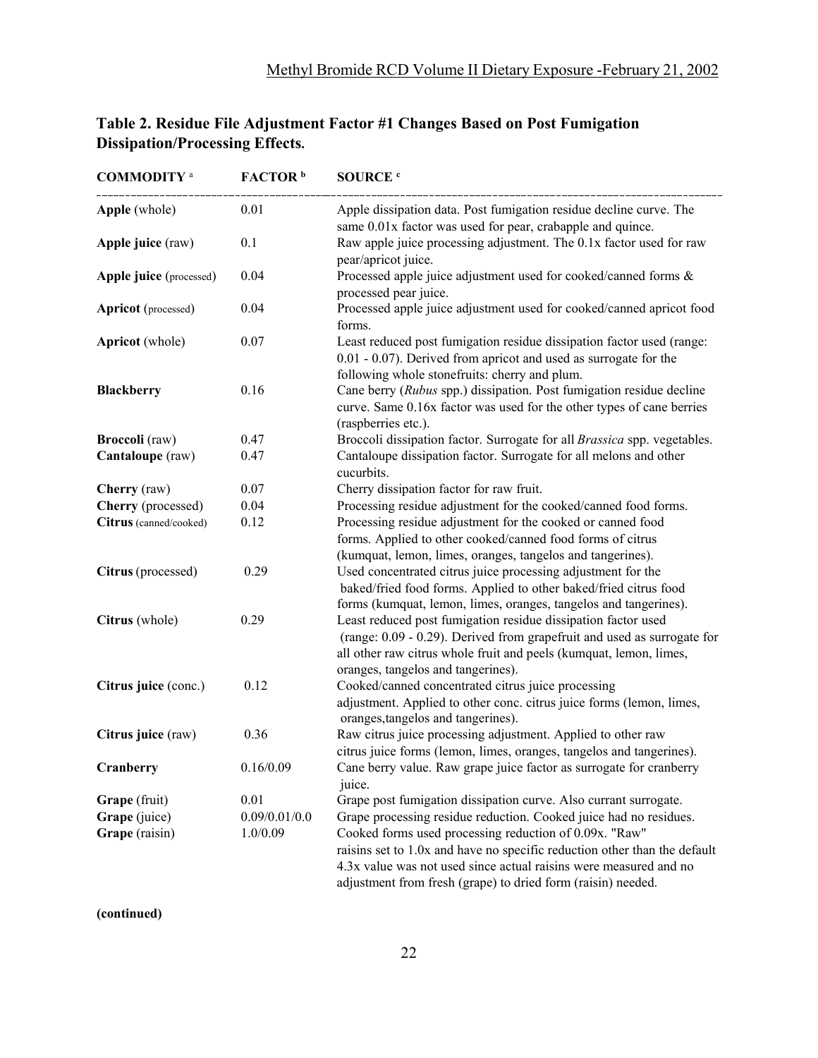## Table 2. Residue File Adjustment Factor #1 Changes Based on Post Fumigation Dissipation/Processing Effects.

| COMMODITY [a] | FACTOR [b] | SOURCE [c] |
|---|---|---|
| **Apple** (whole) | 0.01 | Apple dissipation data. Post fumigation residue decline curve. The same 0.01x factor was used for pear, crabapple and quince. |
| **Apple juice** (raw) | 0.1 | Raw apple juice processing adjustment. The 0.1x factor used for raw pear/apricot juice. |
| **Apple juice** (processed) | 0.04 | Processed apple juice adjustment used for cooked/canned forms & processed pear juice. |
| **Apricot** (processed) | 0.04 | Processed apple juice adjustment used for cooked/canned apricot food forms. |
| **Apricot** (whole) | 0.07 | Least reduced post fumigation residue dissipation factor used (range: 0.01 - 0.07). Derived from apricot and used as surrogate for the following whole stonefruits: cherry and plum. |
| **Blackberry** | 0.16 | Cane berry (*Rubus* spp.) dissipation. Post fumigation residue decline curve. Same 0.16x factor was used for the other types of cane berries (raspberries etc.). |
| **Broccoli** (raw) | 0.47 | Broccoli dissipation factor. Surrogate for all *Brassica* spp. vegetables. |
| **Cantaloupe** (raw) | 0.47 | Cantaloupe dissipation factor. Surrogate for all melons and other cucurbits. |
| **Cherry** (raw) | 0.07 | Cherry dissipation factor for raw fruit. |
| **Cherry** (processed) | 0.04 | Processing residue adjustment for the cooked/canned food forms. |
| **Citrus** (canned/cooked) | 0.12 | Processing residue adjustment for the cooked or canned food forms. Applied to other cooked/canned food forms of citrus (kumquat, lemon, limes, oranges, tangelos and tangerines). |
| **Citrus** (processed) | 0.29 | Used concentrated citrus juice processing adjustment for the baked/fried food forms. Applied to other baked/fried citrus food forms (kumquat, lemon, limes, oranges, tangelos and tangerines). |
| **Citrus** (whole) | 0.29 | Least reduced post fumigation residue dissipation factor used (range: 0.09 - 0.29). Derived from grapefruit and used as surrogate for all other raw citrus whole fruit and peels (kumquat, lemon, limes, oranges, tangelos and tangerines). |
| **Citrus juice** (conc.) | 0.12 | Cooked/canned concentrated citrus juice processing adjustment. Applied to other conc. citrus juice forms (lemon, limes, oranges,tangelos and tangerines). |
| **Citrus juice** (raw) | 0.36 | Raw citrus juice processing adjustment. Applied to other raw citrus juice forms (lemon, limes, oranges, tangelos and tangerines). |
| **Cranberry** | 0.16/0.09 | Cane berry value. Raw grape juice factor as surrogate for cranberry juice. |
| **Grape** (fruit) | 0.01 | Grape post fumigation dissipation curve. Also currant surrogate. |
| **Grape** (juice) | 0.09/0.01/0.0 | Grape processing residue reduction. Cooked juice had no residues. |
| **Grape** (raisin) | 1.0/0.09 | Cooked forms used processing reduction of 0.09x. "Raw" raisins set to 1.0x and have no specific reduction other than the default 4.3x value was not used since actual raisins were measured and no adjustment from fresh (grape) to dried form (raisin) needed. |

**(continued)**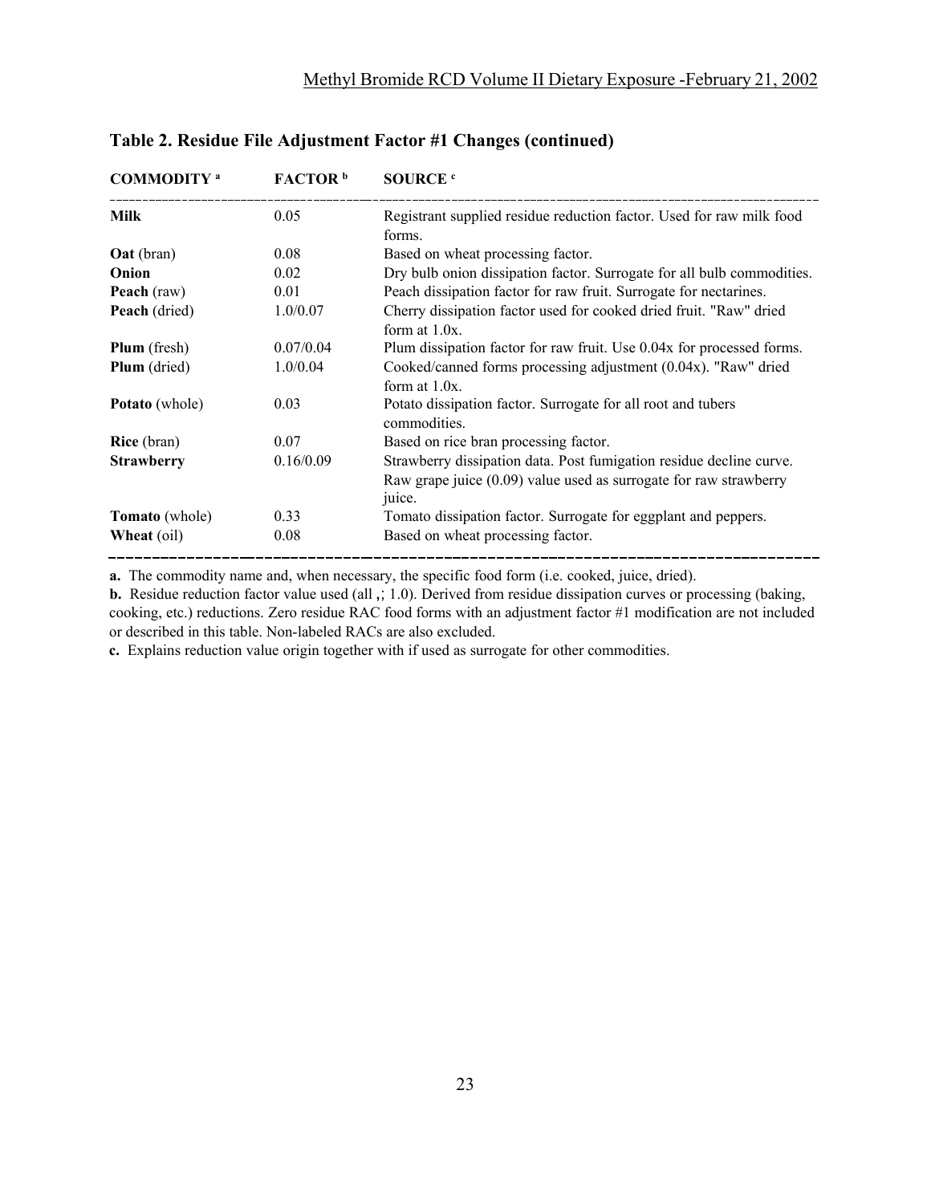## Table 2. Residue File Adjustment Factor #1 Changes (continued)

| COMMODITY [a] | FACTOR [b] | SOURCE [c] |
|---|---|---|
| **Milk** | 0.05 | Registrant supplied residue reduction factor. Used for raw milk food forms. |
| **Oat** (bran) | 0.08 | Based on wheat processing factor. |
| **Onion** | 0.02 | Dry bulb onion dissipation factor. Surrogate for all bulb commodities. |
| **Peach** (raw) | 0.01 | Peach dissipation factor for raw fruit. Surrogate for nectarines. |
| **Peach** (dried) | 1.0/0.07 | Cherry dissipation factor used for cooked dried fruit. "Raw" dried form at 1.0x. |
| **Plum** (fresh) | 0.07/0.04 | Plum dissipation factor for raw fruit. Use 0.04x for processed forms. |
| **Plum** (dried) | 1.0/0.04 | Cooked/canned forms processing adjustment (0.04x). "Raw" dried form at 1.0x. |
| **Potato** (whole) | 0.03 | Potato dissipation factor. Surrogate for all root and tubers commodities. |
| **Rice** (bran) | 0.07 | Based on rice bran processing factor. |
| **Strawberry** | 0.16/0.09 | Strawberry dissipation data. Post fumigation residue decline curve. Raw grape juice (0.09) value used as surrogate for raw strawberry juice. |
| **Tomato** (whole) | 0.33 | Tomato dissipation factor. Surrogate for eggplant and peppers. |
| **Wheat** (oil) | 0.08 | Based on wheat processing factor. |

**a.** The commodity name and, when necessary, the specific food form (i.e. cooked, juice, dried).

**b.** Residue reduction factor value used (all ,; 1.0). Derived from residue dissipation curves or processing (baking, cooking, etc.) reductions. Zero residue RAC food forms with an adjustment factor #1 modification are not included or described in this table. Non-labeled RACs are also excluded.

**c.** Explains reduction value origin together with if used as surrogate for other commodities.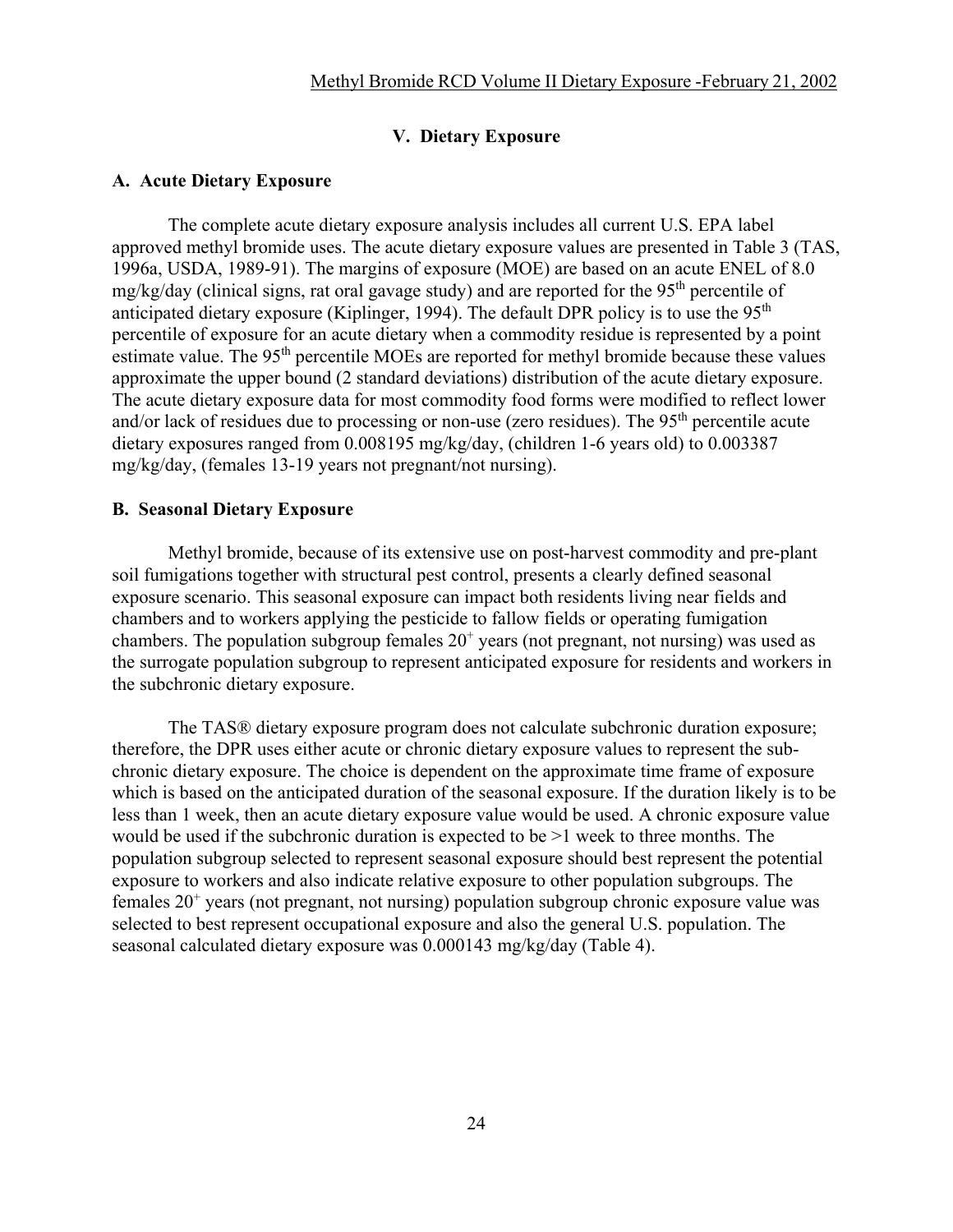## V. Dietary Exposure

### A. Acute Dietary Exposure

The complete acute dietary exposure analysis includes all current U.S. EPA label approved methyl bromide uses. The acute dietary exposure values are presented in Table 3 (TAS, 1996a, USDA, 1989-91). The margins of exposure (MOE) are based on an acute ENEL of 8.0 mg/kg/day (clinical signs, rat oral gavage study) and are reported for the 95th percentile of anticipated dietary exposure (Kiplinger, 1994). The default DPR policy is to use the 95th percentile of exposure for an acute dietary when a commodity residue is represented by a point estimate value. The 95th percentile MOEs are reported for methyl bromide because these values approximate the upper bound (2 standard deviations) distribution of the acute dietary exposure. The acute dietary exposure data for most commodity food forms were modified to reflect lower and/or lack of residues due to processing or non-use (zero residues). The 95th percentile acute dietary exposures ranged from 0.008195 mg/kg/day, (children 1-6 years old) to 0.003387 mg/kg/day, (females 13-19 years not pregnant/not nursing).

### B. Seasonal Dietary Exposure

Methyl bromide, because of its extensive use on post-harvest commodity and pre-plant soil fumigations together with structural pest control, presents a clearly defined seasonal exposure scenario. This seasonal exposure can impact both residents living near fields and chambers and to workers applying the pesticide to fallow fields or operating fumigation chambers. The population subgroup females $20^{+}$ years (not pregnant, not nursing) was used as the surrogate population subgroup to represent anticipated exposure for residents and workers in the subchronic dietary exposure.

The TAS® dietary exposure program does not calculate subchronic duration exposure; therefore, the DPR uses either acute or chronic dietary exposure values to represent the sub-chronic dietary exposure. The choice is dependent on the approximate time frame of exposure which is based on the anticipated duration of the seasonal exposure. If the duration likely is to be less than 1 week, then an acute dietary exposure value would be used. A chronic exposure value would be used if the subchronic duration is expected to be >1 week to three months. The population subgroup selected to represent seasonal exposure should best represent the potential exposure to workers and also indicate relative exposure to other population subgroups. The females $20^{+}$ years (not pregnant, not nursing) population subgroup chronic exposure value was selected to best represent occupational exposure and also the general U.S. population. The seasonal calculated dietary exposure was 0.000143 mg/kg/day (Table 4).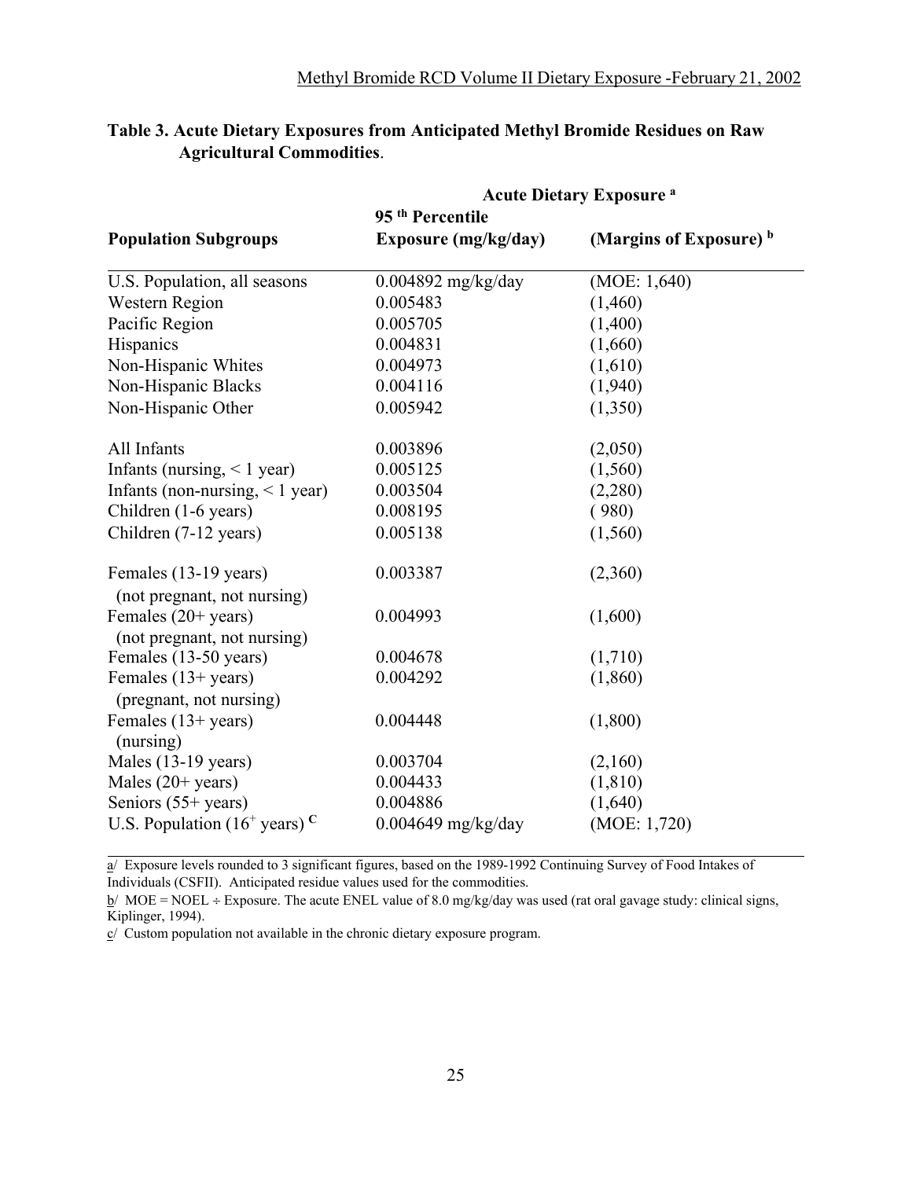**Table 3. Acute Dietary Exposures from Anticipated Methyl Bromide Residues on Raw Agricultural Commodities**.

| Population Subgroups | Acute Dietary Exposure [a] | |
|---|---|---|
| | 95 [th] Percentile Exposure (mg/kg/day) | (Margins of Exposure) [b] |
| U.S. Population, all seasons | 0.004892 mg/kg/day | (MOE: 1,640) |
| Western Region | 0.005483 | (1,460) |
| Pacific Region | 0.005705 | (1,400) |
| Hispanics | 0.004831 | (1,660) |
| Non-Hispanic Whites | 0.004973 | (1,610) |
| Non-Hispanic Blacks | 0.004116 | (1,940) |
| Non-Hispanic Other | 0.005942 | (1,350) |
| All Infants | 0.003896 | (2,050) |
| Infants (nursing, < 1 year) | 0.005125 | (1,560) |
| Infants (non-nursing, < 1 year) | 0.003504 | (2,280) |
| Children (1-6 years) | 0.008195 | ( 980) |
| Children (7-12 years) | 0.005138 | (1,560) |
| Females (13-19 years) (not pregnant, not nursing) | 0.003387 | (2,360) |
| Females (20+ years) (not pregnant, not nursing) | 0.004993 | (1,600) |
| Females (13-50 years) | 0.004678 | (1,710) |
| Females (13+ years) (pregnant, not nursing) | 0.004292 | (1,860) |
| Females (13+ years) (nursing) | 0.004448 | (1,800) |
| Males (13-19 years) | 0.003704 | (2,160) |
| Males (20+ years) | 0.004433 | (1,810) |
| Seniors (55+ years) | 0.004886 | (1,640) |
| U.S. Population ($16^+$ years) [C] | 0.004649 mg/kg/day | (MOE: 1,720) |

a/ Exposure levels rounded to 3 significant figures, based on the 1989-1992 Continuing Survey of Food Intakes of Individuals (CSFII). Anticipated residue values used for the commodities.

b/ MOE = NOEL ÷ Exposure. The acute ENEL value of 8.0 mg/kg/day was used (rat oral gavage study: clinical signs, Kiplinger, 1994).

c/ Custom population not available in the chronic dietary exposure program.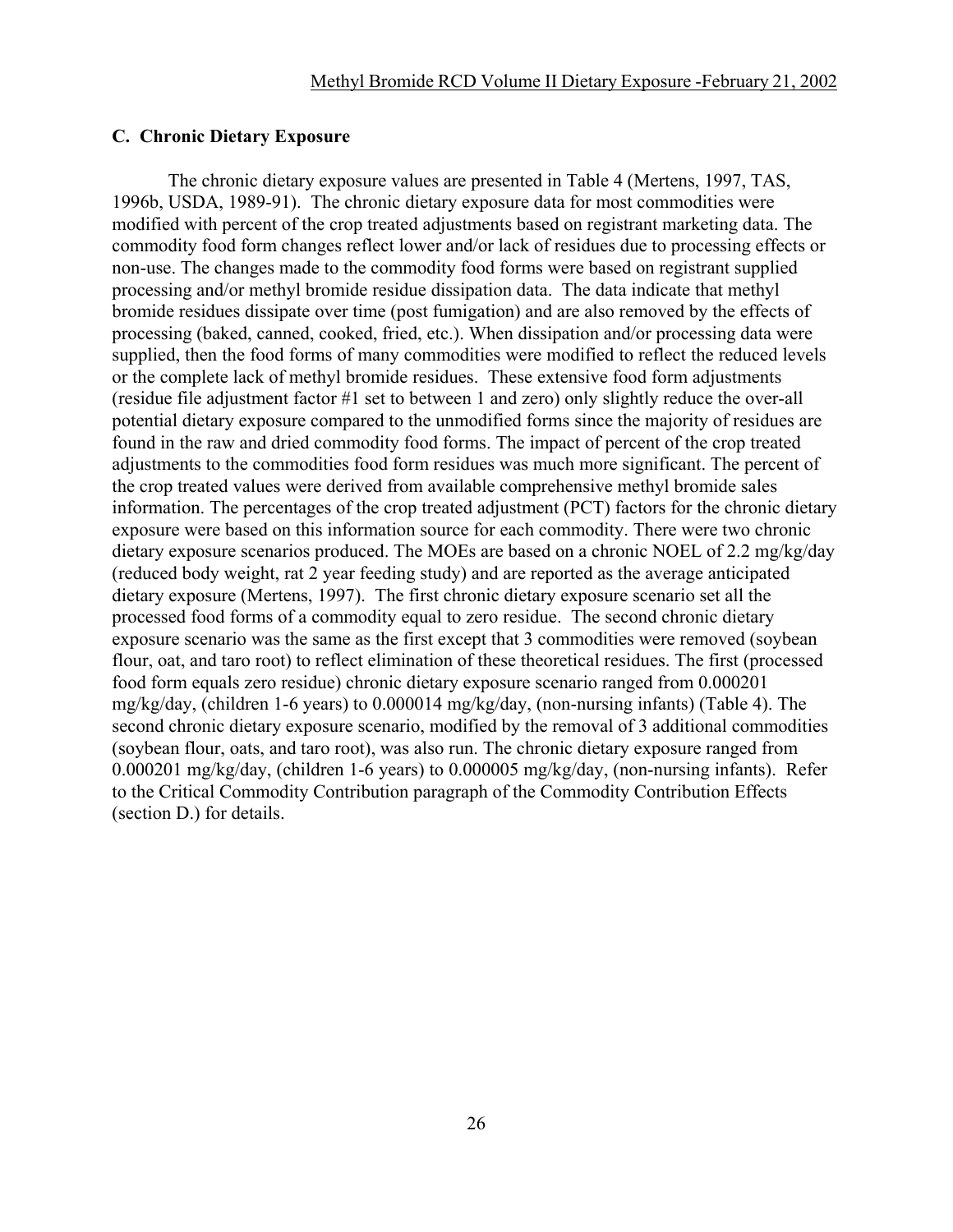### C. Chronic Dietary Exposure

The chronic dietary exposure values are presented in Table 4 (Mertens, 1997, TAS, 1996b, USDA, 1989-91). The chronic dietary exposure data for most commodities were modified with percent of the crop treated adjustments based on registrant marketing data. The commodity food form changes reflect lower and/or lack of residues due to processing effects or non-use. The changes made to the commodity food forms were based on registrant supplied processing and/or methyl bromide residue dissipation data. The data indicate that methyl bromide residues dissipate over time (post fumigation) and are also removed by the effects of processing (baked, canned, cooked, fried, etc.). When dissipation and/or processing data were supplied, then the food forms of many commodities were modified to reflect the reduced levels or the complete lack of methyl bromide residues. These extensive food form adjustments (residue file adjustment factor #1 set to between 1 and zero) only slightly reduce the over-all potential dietary exposure compared to the unmodified forms since the majority of residues are found in the raw and dried commodity food forms. The impact of percent of the crop treated adjustments to the commodities food form residues was much more significant. The percent of the crop treated values were derived from available comprehensive methyl bromide sales information. The percentages of the crop treated adjustment (PCT) factors for the chronic dietary exposure were based on this information source for each commodity. There were two chronic dietary exposure scenarios produced. The MOEs are based on a chronic NOEL of 2.2 mg/kg/day (reduced body weight, rat 2 year feeding study) and are reported as the average anticipated dietary exposure (Mertens, 1997). The first chronic dietary exposure scenario set all the processed food forms of a commodity equal to zero residue. The second chronic dietary exposure scenario was the same as the first except that 3 commodities were removed (soybean flour, oat, and taro root) to reflect elimination of these theoretical residues. The first (processed food form equals zero residue) chronic dietary exposure scenario ranged from 0.000201 mg/kg/day, (children 1-6 years) to 0.000014 mg/kg/day, (non-nursing infants) (Table 4). The second chronic dietary exposure scenario, modified by the removal of 3 additional commodities (soybean flour, oats, and taro root), was also run. The chronic dietary exposure ranged from 0.000201 mg/kg/day, (children 1-6 years) to 0.000005 mg/kg/day, (non-nursing infants). Refer to the Critical Commodity Contribution paragraph of the Commodity Contribution Effects (section D.) for details.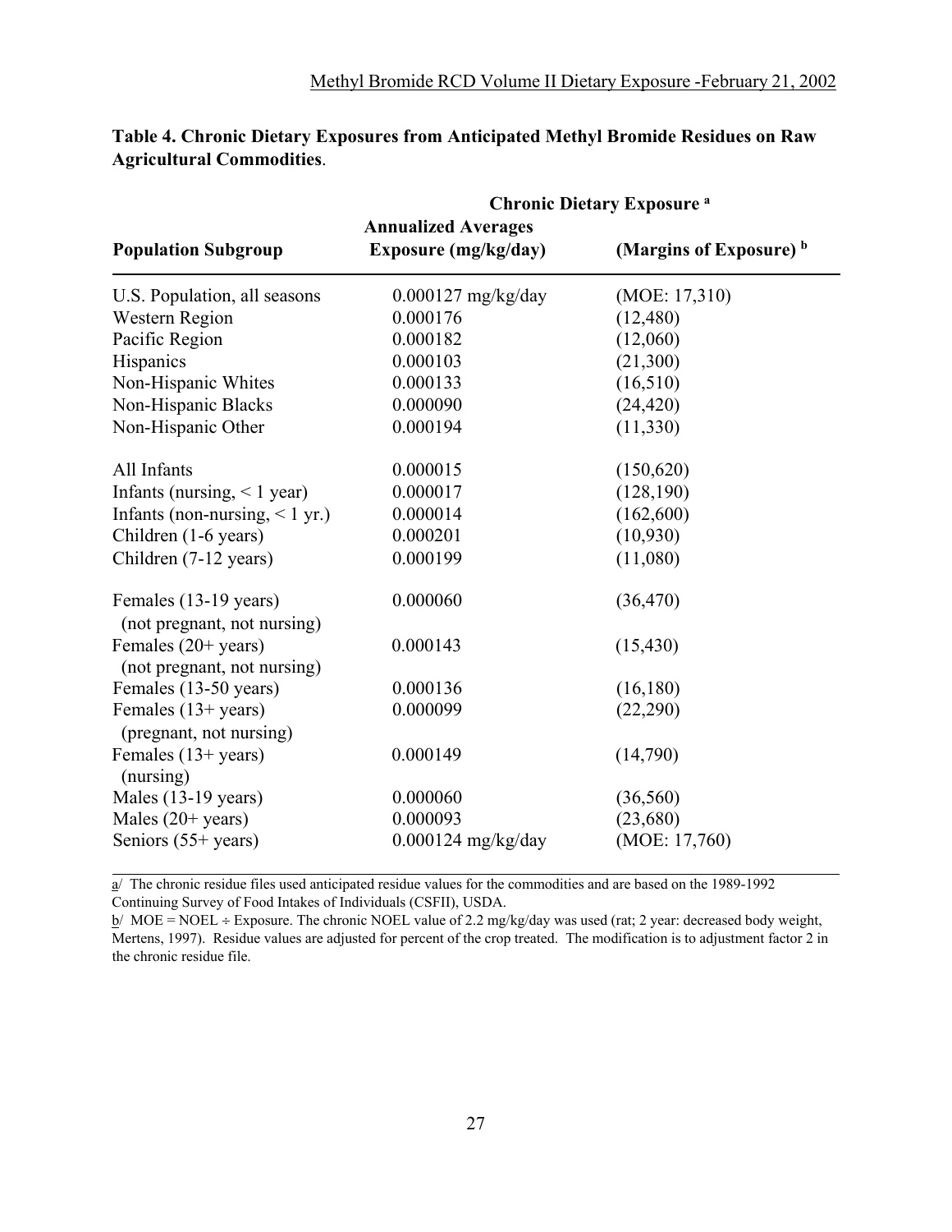**Table 4. Chronic Dietary Exposures from Anticipated Methyl Bromide Residues on Raw Agricultural Commodities**.

| | Chronic Dietary Exposure [a] | |
|---|---|---|
| **Population Subgroup** | **Annualized Averages Exposure (mg/kg/day)** | **(Margins of Exposure) [b]** |
| U.S. Population, all seasons | 0.000127 mg/kg/day | (MOE: 17,310) |
| Western Region | 0.000176 | (12,480) |
| Pacific Region | 0.000182 | (12,060) |
| Hispanics | 0.000103 | (21,300) |
| Non-Hispanic Whites | 0.000133 | (16,510) |
| Non-Hispanic Blacks | 0.000090 | (24,420) |
| Non-Hispanic Other | 0.000194 | (11,330) |
| All Infants | 0.000015 | (150,620) |
| Infants (nursing, < 1 year) | 0.000017 | (128,190) |
| Infants (non-nursing, < 1 yr.) | 0.000014 | (162,600) |
| Children (1-6 years) | 0.000201 | (10,930) |
| Children (7-12 years) | 0.000199 | (11,080) |
| Females (13-19 years) (not pregnant, not nursing) | 0.000060 | (36,470) |
| Females (20+ years) (not pregnant, not nursing) | 0.000143 | (15,430) |
| Females (13-50 years) | 0.000136 | (16,180) |
| Females (13+ years) (pregnant, not nursing) | 0.000099 | (22,290) |
| Females (13+ years) (nursing) | 0.000149 | (14,790) |
| Males (13-19 years) | 0.000060 | (36,560) |
| Males (20+ years) | 0.000093 | (23,680) |
| Seniors (55+ years) | 0.000124 mg/kg/day | (MOE: 17,760) |

a/ The chronic residue files used anticipated residue values for the commodities and are based on the 1989-1992 Continuing Survey of Food Intakes of Individuals (CSFII), USDA.

b/ MOE = NOEL ÷ Exposure. The chronic NOEL value of 2.2 mg/kg/day was used (rat; 2 year: decreased body weight, Mertens, 1997). Residue values are adjusted for percent of the crop treated. The modification is to adjustment factor 2 in the chronic residue file.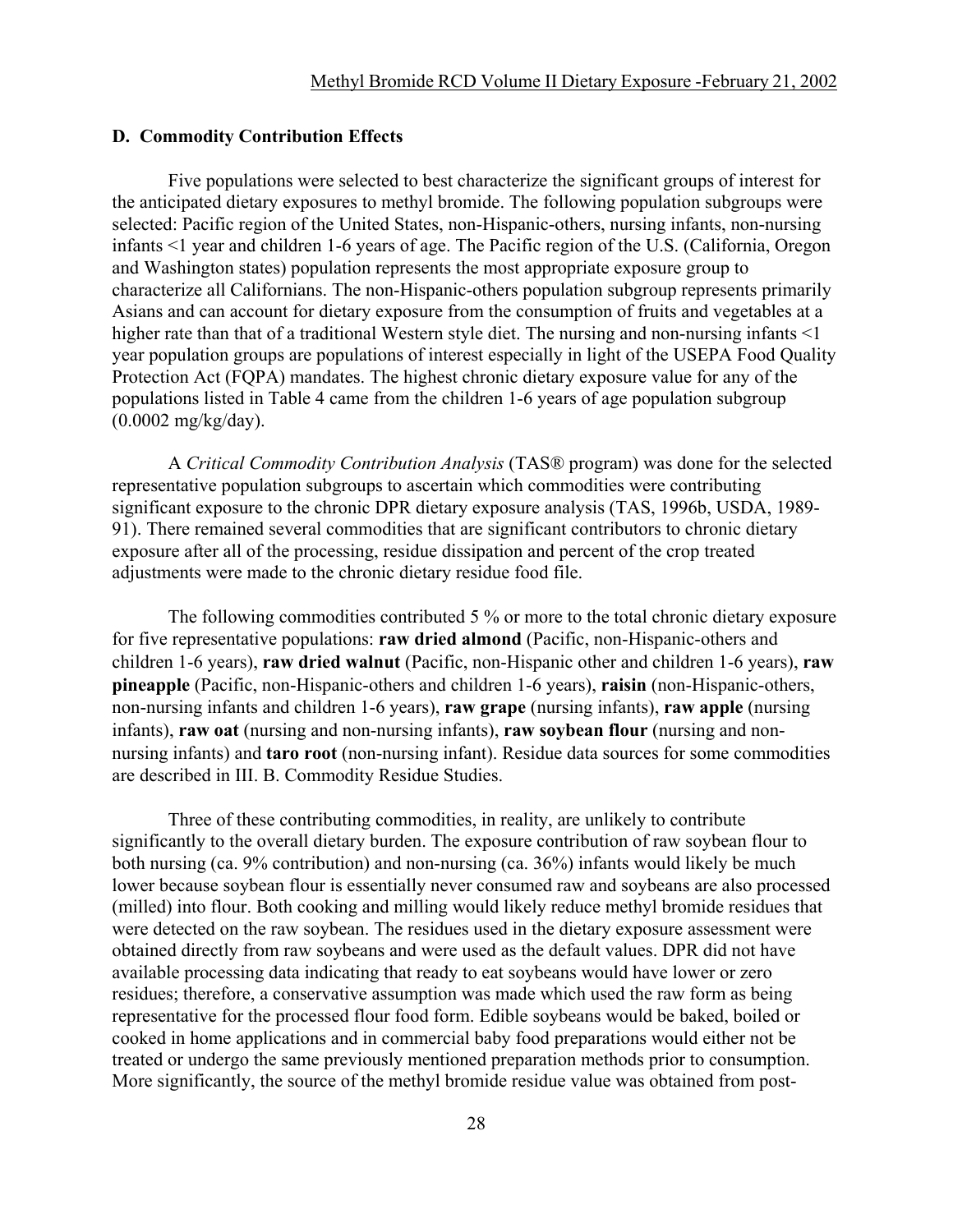### D. Commodity Contribution Effects

Five populations were selected to best characterize the significant groups of interest for the anticipated dietary exposures to methyl bromide. The following population subgroups were selected: Pacific region of the United States, non-Hispanic-others, nursing infants, non-nursing infants <1 year and children 1-6 years of age. The Pacific region of the U.S. (California, Oregon and Washington states) population represents the most appropriate exposure group to characterize all Californians. The non-Hispanic-others population subgroup represents primarily Asians and can account for dietary exposure from the consumption of fruits and vegetables at a higher rate than that of a traditional Western style diet. The nursing and non-nursing infants <1 year population groups are populations of interest especially in light of the USEPA Food Quality Protection Act (FQPA) mandates. The highest chronic dietary exposure value for any of the populations listed in Table 4 came from the children 1-6 years of age population subgroup (0.0002 mg/kg/day).

A *Critical Commodity Contribution Analysis* (TAS® program) was done for the selected representative population subgroups to ascertain which commodities were contributing significant exposure to the chronic DPR dietary exposure analysis (TAS, 1996b, USDA, 1989-91). There remained several commodities that are significant contributors to chronic dietary exposure after all of the processing, residue dissipation and percent of the crop treated adjustments were made to the chronic dietary residue food file.

The following commodities contributed 5 % or more to the total chronic dietary exposure for five representative populations: **raw dried almond** (Pacific, non-Hispanic-others and children 1-6 years), **raw dried walnut** (Pacific, non-Hispanic other and children 1-6 years), **raw pineapple** (Pacific, non-Hispanic-others and children 1-6 years), **raisin** (non-Hispanic-others, non-nursing infants and children 1-6 years), **raw grape** (nursing infants), **raw apple** (nursing infants), **raw oat** (nursing and non-nursing infants), **raw soybean flour** (nursing and non-nursing infants) and **taro root** (non-nursing infant). Residue data sources for some commodities are described in III. B. Commodity Residue Studies.

Three of these contributing commodities, in reality, are unlikely to contribute significantly to the overall dietary burden. The exposure contribution of raw soybean flour to both nursing (ca. 9% contribution) and non-nursing (ca. 36%) infants would likely be much lower because soybean flour is essentially never consumed raw and soybeans are also processed (milled) into flour. Both cooking and milling would likely reduce methyl bromide residues that were detected on the raw soybean. The residues used in the dietary exposure assessment were obtained directly from raw soybeans and were used as the default values. DPR did not have available processing data indicating that ready to eat soybeans would have lower or zero residues; therefore, a conservative assumption was made which used the raw form as being representative for the processed flour food form. Edible soybeans would be baked, boiled or cooked in home applications and in commercial baby food preparations would either not be treated or undergo the same previously mentioned preparation methods prior to consumption. More significantly, the source of the methyl bromide residue value was obtained from post-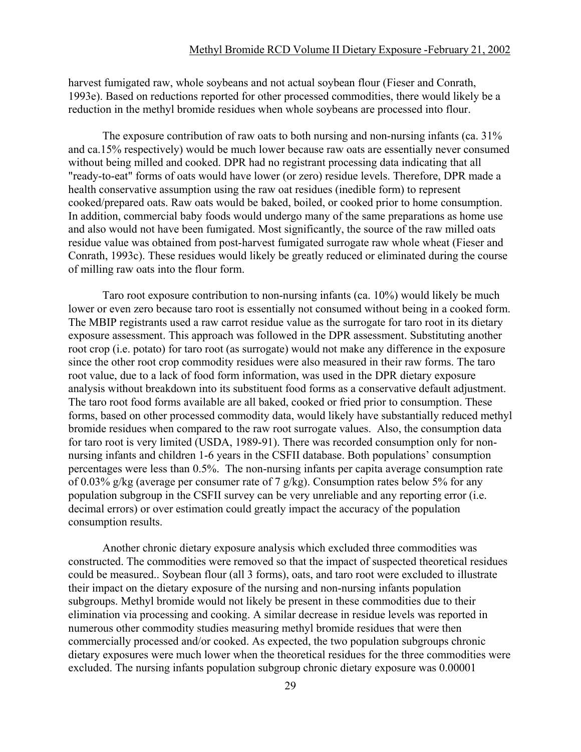harvest fumigated raw, whole soybeans and not actual soybean flour (Fieser and Conrath, 1993e). Based on reductions reported for other processed commodities, there would likely be a reduction in the methyl bromide residues when whole soybeans are processed into flour.

The exposure contribution of raw oats to both nursing and non-nursing infants (ca. 31% and ca.15% respectively) would be much lower because raw oats are essentially never consumed without being milled and cooked. DPR had no registrant processing data indicating that all "ready-to-eat" forms of oats would have lower (or zero) residue levels. Therefore, DPR made a health conservative assumption using the raw oat residues (inedible form) to represent cooked/prepared oats. Raw oats would be baked, boiled, or cooked prior to home consumption. In addition, commercial baby foods would undergo many of the same preparations as home use and also would not have been fumigated. Most significantly, the source of the raw milled oats residue value was obtained from post-harvest fumigated surrogate raw whole wheat (Fieser and Conrath, 1993c). These residues would likely be greatly reduced or eliminated during the course of milling raw oats into the flour form.

Taro root exposure contribution to non-nursing infants (ca. 10%) would likely be much lower or even zero because taro root is essentially not consumed without being in a cooked form. The MBIP registrants used a raw carrot residue value as the surrogate for taro root in its dietary exposure assessment. This approach was followed in the DPR assessment. Substituting another root crop (i.e. potato) for taro root (as surrogate) would not make any difference in the exposure since the other root crop commodity residues were also measured in their raw forms. The taro root value, due to a lack of food form information, was used in the DPR dietary exposure analysis without breakdown into its substituent food forms as a conservative default adjustment. The taro root food forms available are all baked, cooked or fried prior to consumption. These forms, based on other processed commodity data, would likely have substantially reduced methyl bromide residues when compared to the raw root surrogate values. Also, the consumption data for taro root is very limited (USDA, 1989-91). There was recorded consumption only for non-nursing infants and children 1-6 years in the CSFII database. Both populations' consumption percentages were less than 0.5%. The non-nursing infants per capita average consumption rate of 0.03% g/kg (average per consumer rate of 7 g/kg). Consumption rates below 5% for any population subgroup in the CSFII survey can be very unreliable and any reporting error (i.e. decimal errors) or over estimation could greatly impact the accuracy of the population consumption results.

Another chronic dietary exposure analysis which excluded three commodities was constructed. The commodities were removed so that the impact of suspected theoretical residues could be measured.. Soybean flour (all 3 forms), oats, and taro root were excluded to illustrate their impact on the dietary exposure of the nursing and non-nursing infants population subgroups. Methyl bromide would not likely be present in these commodities due to their elimination via processing and cooking. A similar decrease in residue levels was reported in numerous other commodity studies measuring methyl bromide residues that were then commercially processed and/or cooked. As expected, the two population subgroups chronic dietary exposures were much lower when the theoretical residues for the three commodities were excluded. The nursing infants population subgroup chronic dietary exposure was 0.00001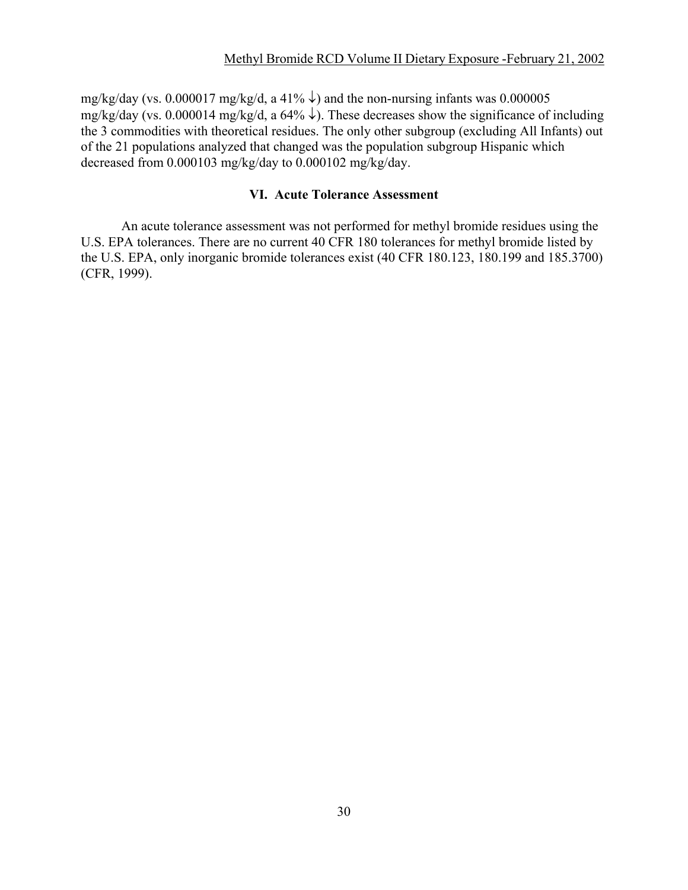mg/kg/day (vs. 0.000017 mg/kg/d, a 41% ↓) and the non-nursing infants was 0.000005 mg/kg/day (vs. 0.000014 mg/kg/d, a 64% ↓). These decreases show the significance of including the 3 commodities with theoretical residues. The only other subgroup (excluding All Infants) out of the 21 populations analyzed that changed was the population subgroup Hispanic which decreased from 0.000103 mg/kg/day to 0.000102 mg/kg/day.

## VI. Acute Tolerance Assessment

An acute tolerance assessment was not performed for methyl bromide residues using the U.S. EPA tolerances. There are no current 40 CFR 180 tolerances for methyl bromide listed by the U.S. EPA, only inorganic bromide tolerances exist (40 CFR 180.123, 180.199 and 185.3700) (CFR, 1999).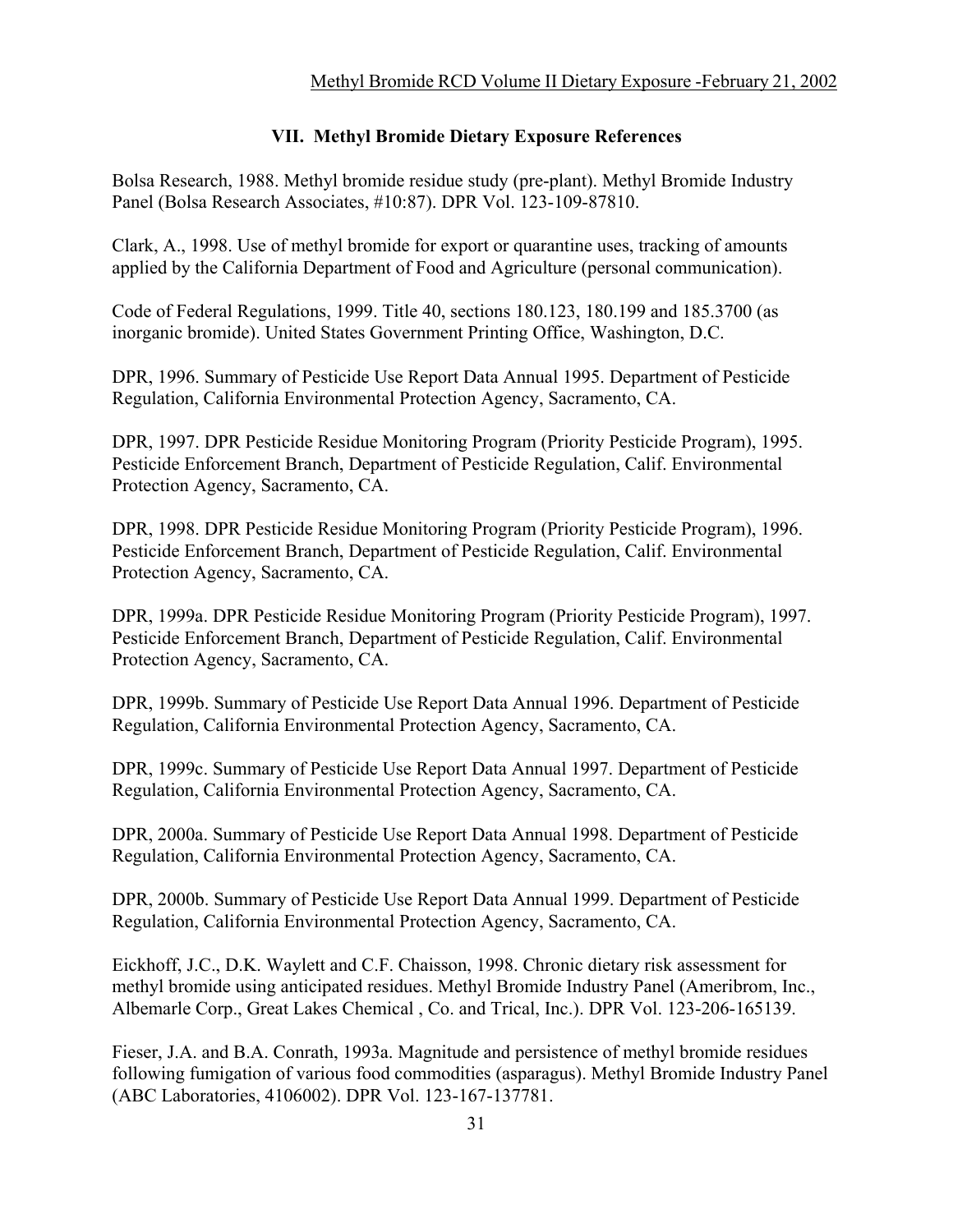## VII. Methyl Bromide Dietary Exposure References

Bolsa Research, 1988. Methyl bromide residue study (pre-plant). Methyl Bromide Industry Panel (Bolsa Research Associates, #10:87). DPR Vol. 123-109-87810.

Clark, A., 1998. Use of methyl bromide for export or quarantine uses, tracking of amounts applied by the California Department of Food and Agriculture (personal communication).

Code of Federal Regulations, 1999. Title 40, sections 180.123, 180.199 and 185.3700 (as inorganic bromide). United States Government Printing Office, Washington, D.C.

DPR, 1996. Summary of Pesticide Use Report Data Annual 1995. Department of Pesticide Regulation, California Environmental Protection Agency, Sacramento, CA.

DPR, 1997. DPR Pesticide Residue Monitoring Program (Priority Pesticide Program), 1995. Pesticide Enforcement Branch, Department of Pesticide Regulation, Calif. Environmental Protection Agency, Sacramento, CA.

DPR, 1998. DPR Pesticide Residue Monitoring Program (Priority Pesticide Program), 1996. Pesticide Enforcement Branch, Department of Pesticide Regulation, Calif. Environmental Protection Agency, Sacramento, CA.

DPR, 1999a. DPR Pesticide Residue Monitoring Program (Priority Pesticide Program), 1997. Pesticide Enforcement Branch, Department of Pesticide Regulation, Calif. Environmental Protection Agency, Sacramento, CA.

DPR, 1999b. Summary of Pesticide Use Report Data Annual 1996. Department of Pesticide Regulation, California Environmental Protection Agency, Sacramento, CA.

DPR, 1999c. Summary of Pesticide Use Report Data Annual 1997. Department of Pesticide Regulation, California Environmental Protection Agency, Sacramento, CA.

DPR, 2000a. Summary of Pesticide Use Report Data Annual 1998. Department of Pesticide Regulation, California Environmental Protection Agency, Sacramento, CA.

DPR, 2000b. Summary of Pesticide Use Report Data Annual 1999. Department of Pesticide Regulation, California Environmental Protection Agency, Sacramento, CA.

Eickhoff, J.C., D.K. Waylett and C.F. Chaisson, 1998. Chronic dietary risk assessment for methyl bromide using anticipated residues. Methyl Bromide Industry Panel (Ameribrom, Inc., Albemarle Corp., Great Lakes Chemical , Co. and Trical, Inc.). DPR Vol. 123-206-165139.

Fieser, J.A. and B.A. Conrath, 1993a. Magnitude and persistence of methyl bromide residues following fumigation of various food commodities (asparagus). Methyl Bromide Industry Panel (ABC Laboratories, 4106002). DPR Vol. 123-167-137781.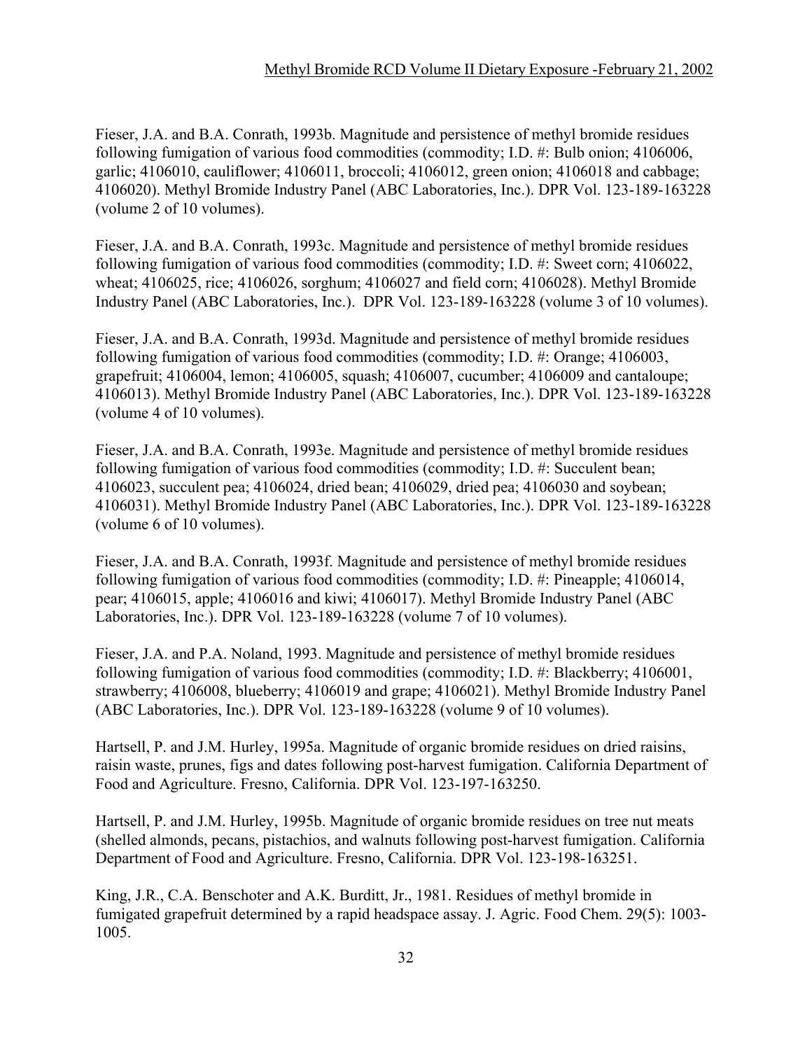Fieser, J.A. and B.A. Conrath, 1993b. Magnitude and persistence of methyl bromide residues following fumigation of various food commodities (commodity; I.D. #: Bulb onion; 4106006, garlic; 4106010, cauliflower; 4106011, broccoli; 4106012, green onion; 4106018 and cabbage; 4106020). Methyl Bromide Industry Panel (ABC Laboratories, Inc.). DPR Vol. 123-189-163228 (volume 2 of 10 volumes).

Fieser, J.A. and B.A. Conrath, 1993c. Magnitude and persistence of methyl bromide residues following fumigation of various food commodities (commodity; I.D. #: Sweet corn; 4106022, wheat; 4106025, rice; 4106026, sorghum; 4106027 and field corn; 4106028). Methyl Bromide Industry Panel (ABC Laboratories, Inc.). DPR Vol. 123-189-163228 (volume 3 of 10 volumes).

Fieser, J.A. and B.A. Conrath, 1993d. Magnitude and persistence of methyl bromide residues following fumigation of various food commodities (commodity; I.D. #: Orange; 4106003, grapefruit; 4106004, lemon; 4106005, squash; 4106007, cucumber; 4106009 and cantaloupe; 4106013). Methyl Bromide Industry Panel (ABC Laboratories, Inc.). DPR Vol. 123-189-163228 (volume 4 of 10 volumes).

Fieser, J.A. and B.A. Conrath, 1993e. Magnitude and persistence of methyl bromide residues following fumigation of various food commodities (commodity; I.D. #: Succulent bean; 4106023, succulent pea; 4106024, dried bean; 4106029, dried pea; 4106030 and soybean; 4106031). Methyl Bromide Industry Panel (ABC Laboratories, Inc.). DPR Vol. 123-189-163228 (volume 6 of 10 volumes).

Fieser, J.A. and B.A. Conrath, 1993f. Magnitude and persistence of methyl bromide residues following fumigation of various food commodities (commodity; I.D. #: Pineapple; 4106014, pear; 4106015, apple; 4106016 and kiwi; 4106017). Methyl Bromide Industry Panel (ABC Laboratories, Inc.). DPR Vol. 123-189-163228 (volume 7 of 10 volumes).

Fieser, J.A. and P.A. Noland, 1993. Magnitude and persistence of methyl bromide residues following fumigation of various food commodities (commodity; I.D. #: Blackberry; 4106001, strawberry; 4106008, blueberry; 4106019 and grape; 4106021). Methyl Bromide Industry Panel (ABC Laboratories, Inc.). DPR Vol. 123-189-163228 (volume 9 of 10 volumes).

Hartsell, P. and J.M. Hurley, 1995a. Magnitude of organic bromide residues on dried raisins, raisin waste, prunes, figs and dates following post-harvest fumigation. California Department of Food and Agriculture. Fresno, California. DPR Vol. 123-197-163250.

Hartsell, P. and J.M. Hurley, 1995b. Magnitude of organic bromide residues on tree nut meats (shelled almonds, pecans, pistachios, and walnuts following post-harvest fumigation. California Department of Food and Agriculture. Fresno, California. DPR Vol. 123-198-163251.

King, J.R., C.A. Benschoter and A.K. Burditt, Jr., 1981. Residues of methyl bromide in fumigated grapefruit determined by a rapid headspace assay. J. Agric. Food Chem. 29(5): 1003-1005.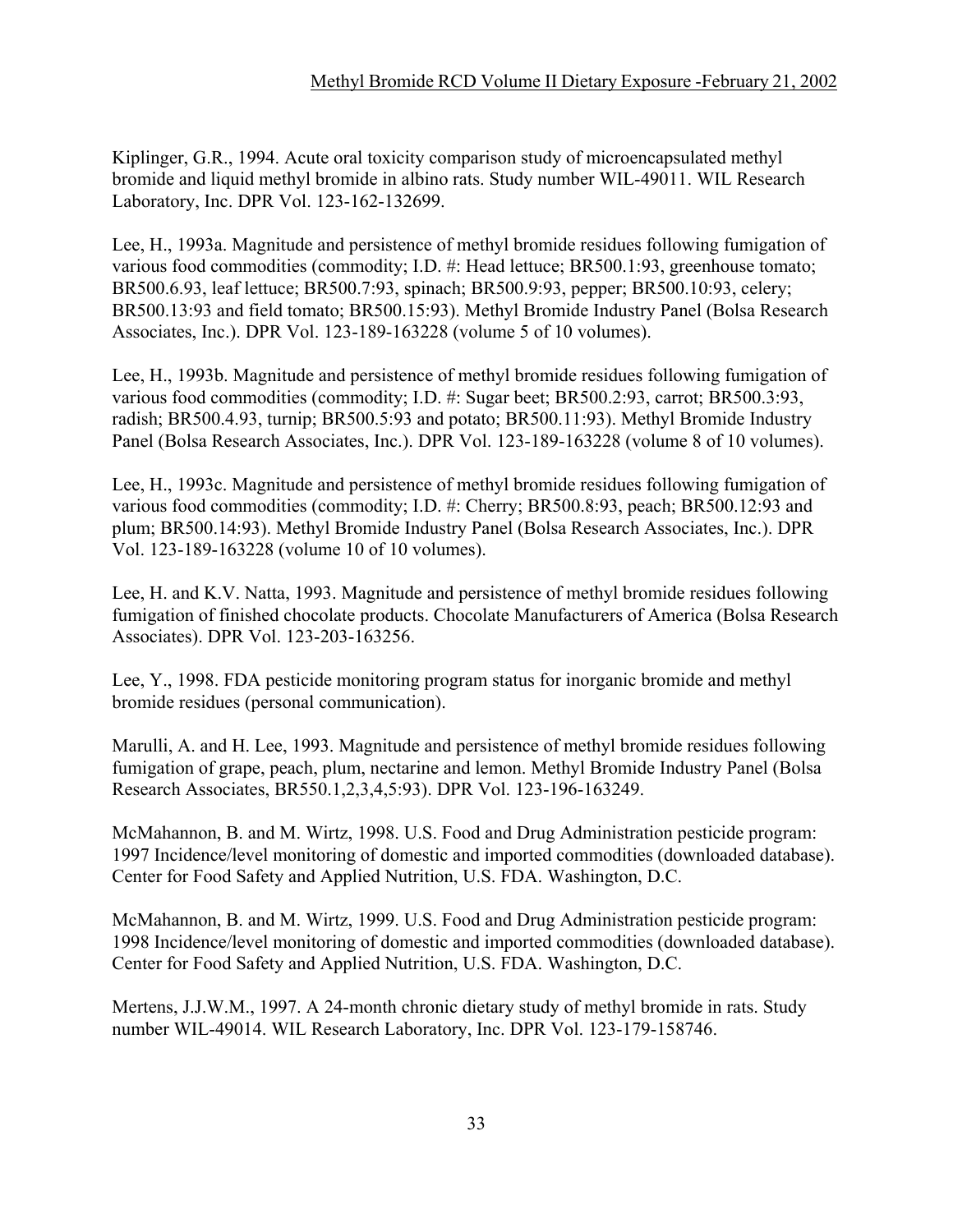Kiplinger, G.R., 1994. Acute oral toxicity comparison study of microencapsulated methyl bromide and liquid methyl bromide in albino rats. Study number WIL-49011. WIL Research Laboratory, Inc. DPR Vol. 123-162-132699.

Lee, H., 1993a. Magnitude and persistence of methyl bromide residues following fumigation of various food commodities (commodity; I.D. #: Head lettuce; BR500.1:93, greenhouse tomato; BR500.6.93, leaf lettuce; BR500.7:93, spinach; BR500.9:93, pepper; BR500.10:93, celery; BR500.13:93 and field tomato; BR500.15:93). Methyl Bromide Industry Panel (Bolsa Research Associates, Inc.). DPR Vol. 123-189-163228 (volume 5 of 10 volumes).

Lee, H., 1993b. Magnitude and persistence of methyl bromide residues following fumigation of various food commodities (commodity; I.D. #: Sugar beet; BR500.2:93, carrot; BR500.3:93, radish; BR500.4.93, turnip; BR500.5:93 and potato; BR500.11:93). Methyl Bromide Industry Panel (Bolsa Research Associates, Inc.). DPR Vol. 123-189-163228 (volume 8 of 10 volumes).

Lee, H., 1993c. Magnitude and persistence of methyl bromide residues following fumigation of various food commodities (commodity; I.D. #: Cherry; BR500.8:93, peach; BR500.12:93 and plum; BR500.14:93). Methyl Bromide Industry Panel (Bolsa Research Associates, Inc.). DPR Vol. 123-189-163228 (volume 10 of 10 volumes).

Lee, H. and K.V. Natta, 1993. Magnitude and persistence of methyl bromide residues following fumigation of finished chocolate products. Chocolate Manufacturers of America (Bolsa Research Associates). DPR Vol. 123-203-163256.

Lee, Y., 1998. FDA pesticide monitoring program status for inorganic bromide and methyl bromide residues (personal communication).

Marulli, A. and H. Lee, 1993. Magnitude and persistence of methyl bromide residues following fumigation of grape, peach, plum, nectarine and lemon. Methyl Bromide Industry Panel (Bolsa Research Associates, BR550.1,2,3,4,5:93). DPR Vol. 123-196-163249.

McMahannon, B. and M. Wirtz, 1998. U.S. Food and Drug Administration pesticide program: 1997 Incidence/level monitoring of domestic and imported commodities (downloaded database). Center for Food Safety and Applied Nutrition, U.S. FDA. Washington, D.C.

McMahannon, B. and M. Wirtz, 1999. U.S. Food and Drug Administration pesticide program: 1998 Incidence/level monitoring of domestic and imported commodities (downloaded database). Center for Food Safety and Applied Nutrition, U.S. FDA. Washington, D.C.

Mertens, J.J.W.M., 1997. A 24-month chronic dietary study of methyl bromide in rats. Study number WIL-49014. WIL Research Laboratory, Inc. DPR Vol. 123-179-158746.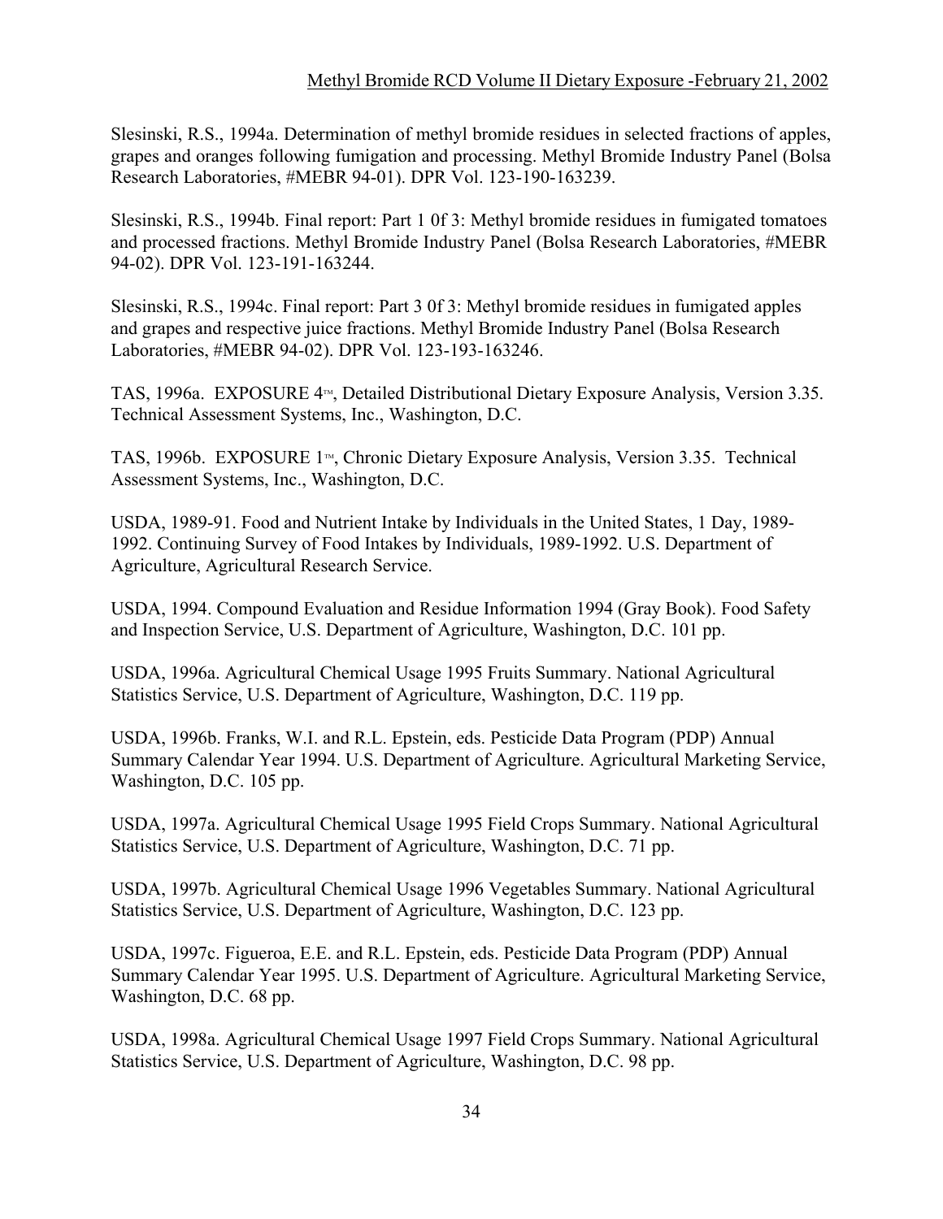Slesinski, R.S., 1994a. Determination of methyl bromide residues in selected fractions of apples, grapes and oranges following fumigation and processing. Methyl Bromide Industry Panel (Bolsa Research Laboratories, #MEBR 94-01). DPR Vol. 123-190-163239.

Slesinski, R.S., 1994b. Final report: Part 1 0f 3: Methyl bromide residues in fumigated tomatoes and processed fractions. Methyl Bromide Industry Panel (Bolsa Research Laboratories, #MEBR 94-02). DPR Vol. 123-191-163244.

Slesinski, R.S., 1994c. Final report: Part 3 0f 3: Methyl bromide residues in fumigated apples and grapes and respective juice fractions. Methyl Bromide Industry Panel (Bolsa Research Laboratories, #MEBR 94-02). DPR Vol. 123-193-163246.

TAS, 1996a. EXPOSURE 4™, Detailed Distributional Dietary Exposure Analysis, Version 3.35. Technical Assessment Systems, Inc., Washington, D.C.

TAS, 1996b. EXPOSURE 1™, Chronic Dietary Exposure Analysis, Version 3.35. Technical Assessment Systems, Inc., Washington, D.C.

USDA, 1989-91. Food and Nutrient Intake by Individuals in the United States, 1 Day, 1989-1992. Continuing Survey of Food Intakes by Individuals, 1989-1992. U.S. Department of Agriculture, Agricultural Research Service.

USDA, 1994. Compound Evaluation and Residue Information 1994 (Gray Book). Food Safety and Inspection Service, U.S. Department of Agriculture, Washington, D.C. 101 pp.

USDA, 1996a. Agricultural Chemical Usage 1995 Fruits Summary. National Agricultural Statistics Service, U.S. Department of Agriculture, Washington, D.C. 119 pp.

USDA, 1996b. Franks, W.I. and R.L. Epstein, eds. Pesticide Data Program (PDP) Annual Summary Calendar Year 1994. U.S. Department of Agriculture. Agricultural Marketing Service, Washington, D.C. 105 pp.

USDA, 1997a. Agricultural Chemical Usage 1995 Field Crops Summary. National Agricultural Statistics Service, U.S. Department of Agriculture, Washington, D.C. 71 pp.

USDA, 1997b. Agricultural Chemical Usage 1996 Vegetables Summary. National Agricultural Statistics Service, U.S. Department of Agriculture, Washington, D.C. 123 pp.

USDA, 1997c. Figueroa, E.E. and R.L. Epstein, eds. Pesticide Data Program (PDP) Annual Summary Calendar Year 1995. U.S. Department of Agriculture. Agricultural Marketing Service, Washington, D.C. 68 pp.

USDA, 1998a. Agricultural Chemical Usage 1997 Field Crops Summary. National Agricultural Statistics Service, U.S. Department of Agriculture, Washington, D.C. 98 pp.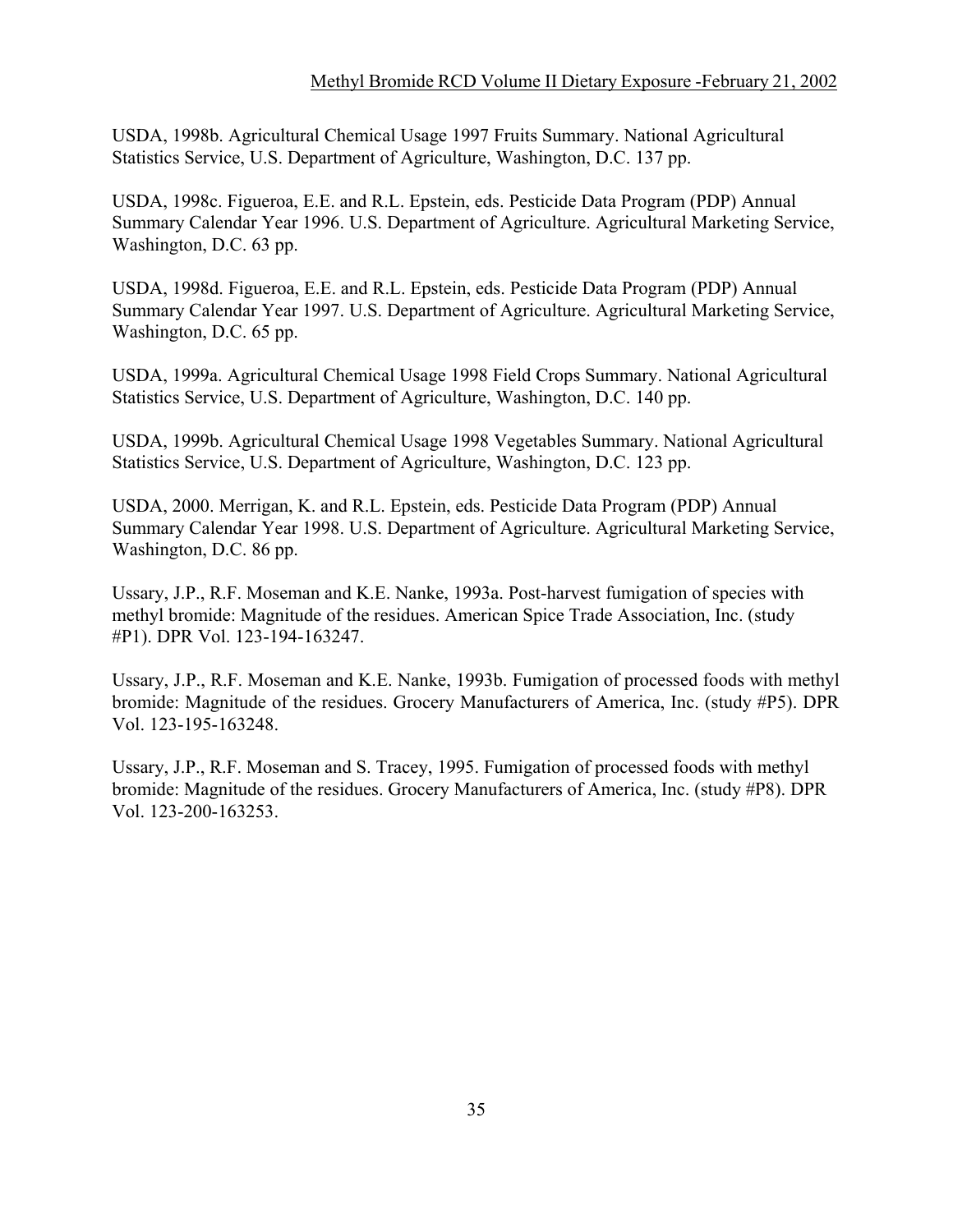USDA, 1998b. Agricultural Chemical Usage 1997 Fruits Summary. National Agricultural Statistics Service, U.S. Department of Agriculture, Washington, D.C. 137 pp.

USDA, 1998c. Figueroa, E.E. and R.L. Epstein, eds. Pesticide Data Program (PDP) Annual Summary Calendar Year 1996. U.S. Department of Agriculture. Agricultural Marketing Service, Washington, D.C. 63 pp.

USDA, 1998d. Figueroa, E.E. and R.L. Epstein, eds. Pesticide Data Program (PDP) Annual Summary Calendar Year 1997. U.S. Department of Agriculture. Agricultural Marketing Service, Washington, D.C. 65 pp.

USDA, 1999a. Agricultural Chemical Usage 1998 Field Crops Summary. National Agricultural Statistics Service, U.S. Department of Agriculture, Washington, D.C. 140 pp.

USDA, 1999b. Agricultural Chemical Usage 1998 Vegetables Summary. National Agricultural Statistics Service, U.S. Department of Agriculture, Washington, D.C. 123 pp.

USDA, 2000. Merrigan, K. and R.L. Epstein, eds. Pesticide Data Program (PDP) Annual Summary Calendar Year 1998. U.S. Department of Agriculture. Agricultural Marketing Service, Washington, D.C. 86 pp.

Ussary, J.P., R.F. Moseman and K.E. Nanke, 1993a. Post-harvest fumigation of species with methyl bromide: Magnitude of the residues. American Spice Trade Association, Inc. (study #P1). DPR Vol. 123-194-163247.

Ussary, J.P., R.F. Moseman and K.E. Nanke, 1993b. Fumigation of processed foods with methyl bromide: Magnitude of the residues. Grocery Manufacturers of America, Inc. (study #P5). DPR Vol. 123-195-163248.

Ussary, J.P., R.F. Moseman and S. Tracey, 1995. Fumigation of processed foods with methyl bromide: Magnitude of the residues. Grocery Manufacturers of America, Inc. (study #P8). DPR Vol. 123-200-163253.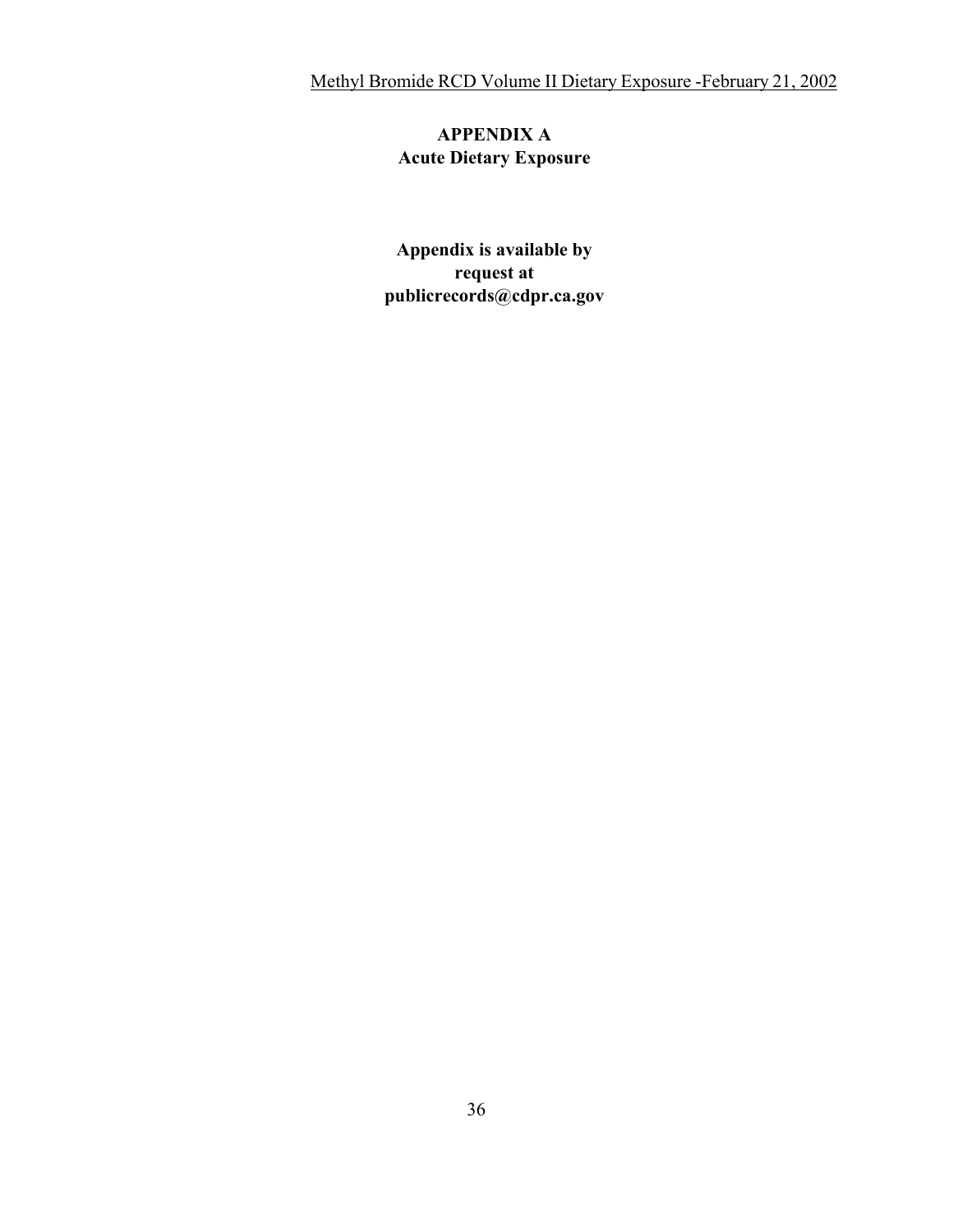# APPENDIX A
## Acute Dietary Exposure

**Appendix is available by request at publicrecords@cdpr.ca.gov**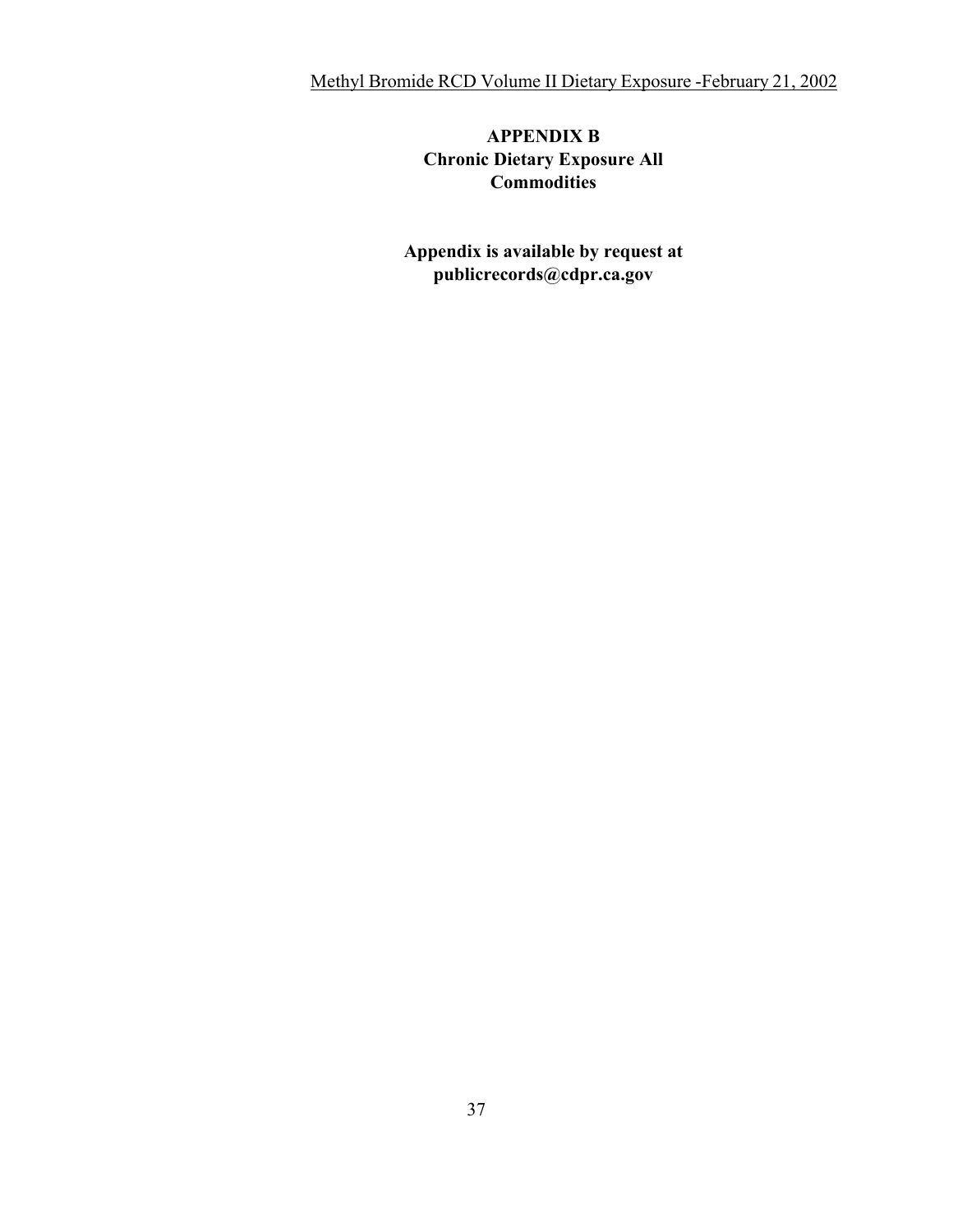# APPENDIX B
## Chronic Dietary Exposure All Commodities

**Appendix is available by request at publicrecords@cdpr.ca.gov**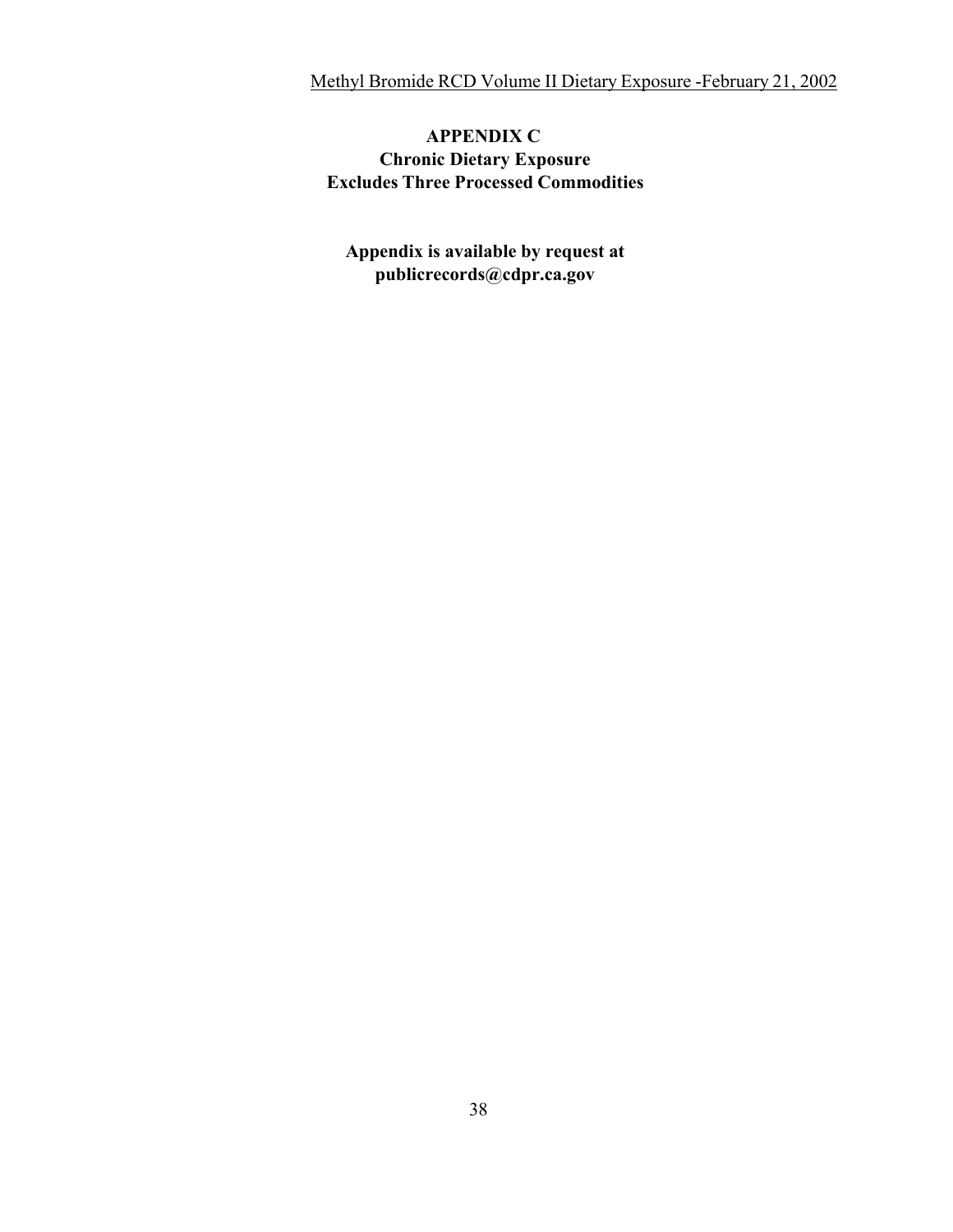# APPENDIX C
## Chronic Dietary Exposure
## Excludes Three Processed Commodities

**Appendix is available by request at publicrecords@cdpr.ca.gov**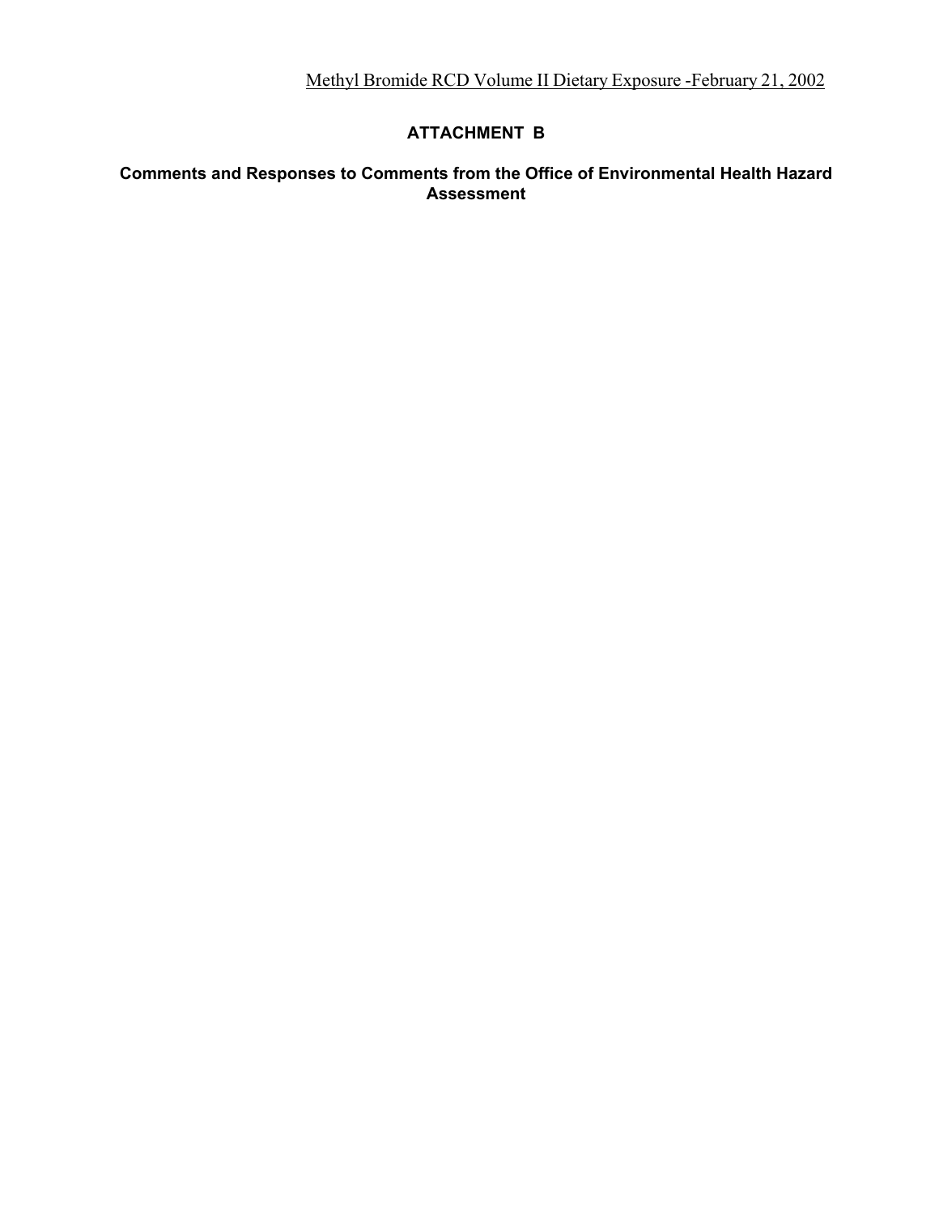## ATTACHMENT B

## Comments and Responses to Comments from the Office of Environmental Health Hazard Assessment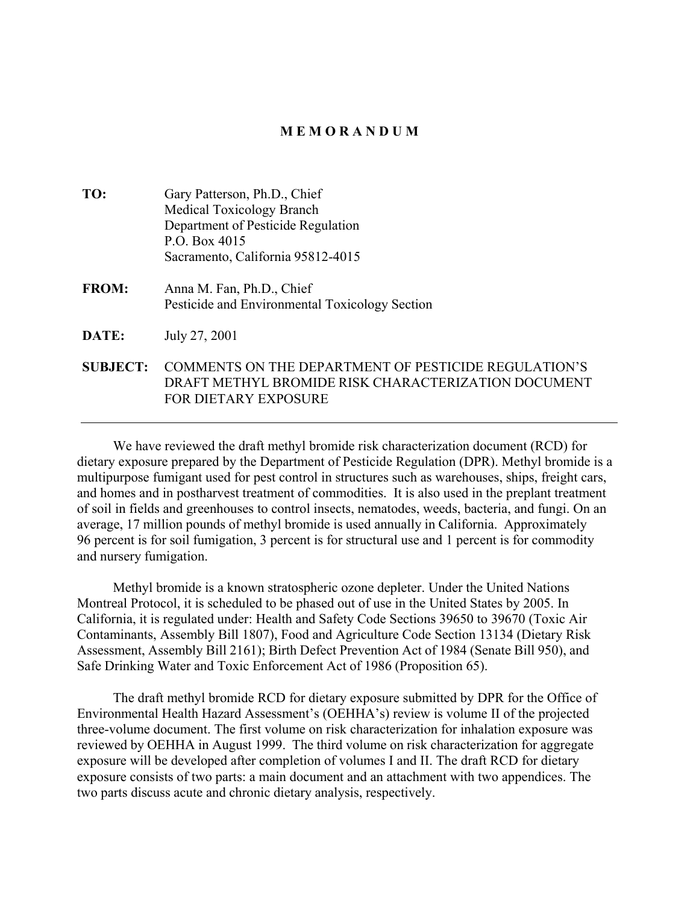# M E M O R A N D U M

**TO:** Gary Patterson, Ph.D., Chief
Medical Toxicology Branch
Department of Pesticide Regulation
P.O. Box 4015
Sacramento, California 95812-4015

**FROM:** Anna M. Fan, Ph.D., Chief
Pesticide and Environmental Toxicology Section

**DATE:** July 27, 2001

**SUBJECT:** COMMENTS ON THE DEPARTMENT OF PESTICIDE REGULATION'S DRAFT METHYL BROMIDE RISK CHARACTERIZATION DOCUMENT FOR DIETARY EXPOSURE

---

We have reviewed the draft methyl bromide risk characterization document (RCD) for dietary exposure prepared by the Department of Pesticide Regulation (DPR). Methyl bromide is a multipurpose fumigant used for pest control in structures such as warehouses, ships, freight cars, and homes and in postharvest treatment of commodities. It is also used in the preplant treatment of soil in fields and greenhouses to control insects, nematodes, weeds, bacteria, and fungi. On an average, 17 million pounds of methyl bromide is used annually in California. Approximately 96 percent is for soil fumigation, 3 percent is for structural use and 1 percent is for commodity and nursery fumigation.

Methyl bromide is a known stratospheric ozone depleter. Under the United Nations Montreal Protocol, it is scheduled to be phased out of use in the United States by 2005. In California, it is regulated under: Health and Safety Code Sections 39650 to 39670 (Toxic Air Contaminants, Assembly Bill 1807), Food and Agriculture Code Section 13134 (Dietary Risk Assessment, Assembly Bill 2161); Birth Defect Prevention Act of 1984 (Senate Bill 950), and Safe Drinking Water and Toxic Enforcement Act of 1986 (Proposition 65).

The draft methyl bromide RCD for dietary exposure submitted by DPR for the Office of Environmental Health Hazard Assessment's (OEHHA's) review is volume II of the projected three-volume document. The first volume on risk characterization for inhalation exposure was reviewed by OEHHA in August 1999. The third volume on risk characterization for aggregate exposure will be developed after completion of volumes I and II. The draft RCD for dietary exposure consists of two parts: a main document and an attachment with two appendices. The two parts discuss acute and chronic dietary analysis, respectively.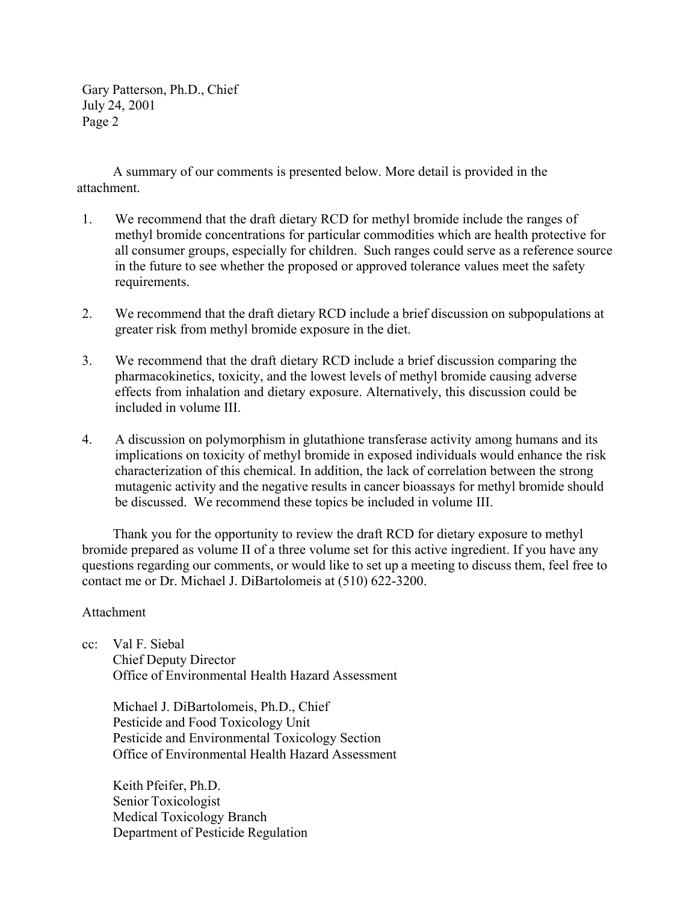A summary of our comments is presented below. More detail is provided in the attachment.

1. We recommend that the draft dietary RCD for methyl bromide include the ranges of methyl bromide concentrations for particular commodities which are health protective for all consumer groups, especially for children. Such ranges could serve as a reference source in the future to see whether the proposed or approved tolerance values meet the safety requirements.

2. We recommend that the draft dietary RCD include a brief discussion on subpopulations at greater risk from methyl bromide exposure in the diet.

3. We recommend that the draft dietary RCD include a brief discussion comparing the pharmacokinetics, toxicity, and the lowest levels of methyl bromide causing adverse effects from inhalation and dietary exposure. Alternatively, this discussion could be included in volume III.

4. A discussion on polymorphism in glutathione transferase activity among humans and its implications on toxicity of methyl bromide in exposed individuals would enhance the risk characterization of this chemical. In addition, the lack of correlation between the strong mutagenic activity and the negative results in cancer bioassays for methyl bromide should be discussed. We recommend these topics be included in volume III.

Thank you for the opportunity to review the draft RCD for dietary exposure to methyl bromide prepared as volume II of a three volume set for this active ingredient. If you have any questions regarding our comments, or would like to set up a meeting to discuss them, feel free to contact me or Dr. Michael J. DiBartolomeis at (510) 622-3200.

Attachment

cc: Val F. Siebal
Chief Deputy Director
Office of Environmental Health Hazard Assessment

Michael J. DiBartolomeis, Ph.D., Chief
Pesticide and Food Toxicology Unit
Pesticide and Environmental Toxicology Section
Office of Environmental Health Hazard Assessment

Keith Pfeifer, Ph.D.
Senior Toxicologist
Medical Toxicology Branch
Department of Pesticide Regulation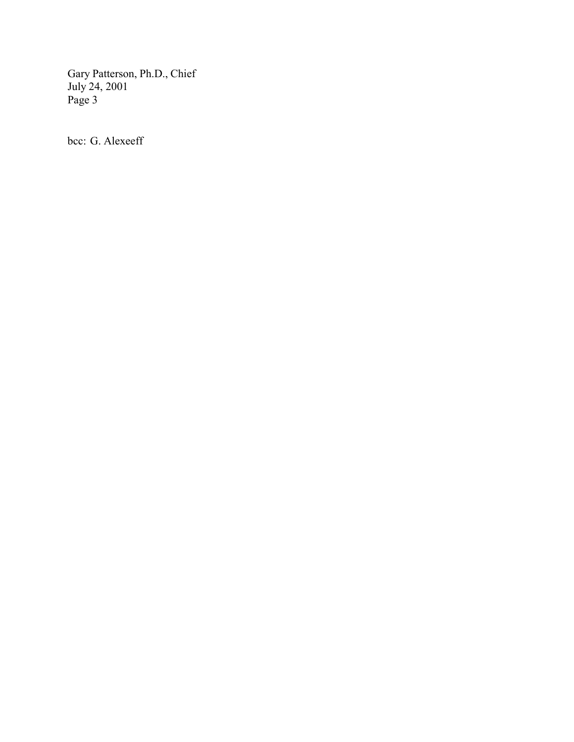bcc: G. Alexeeff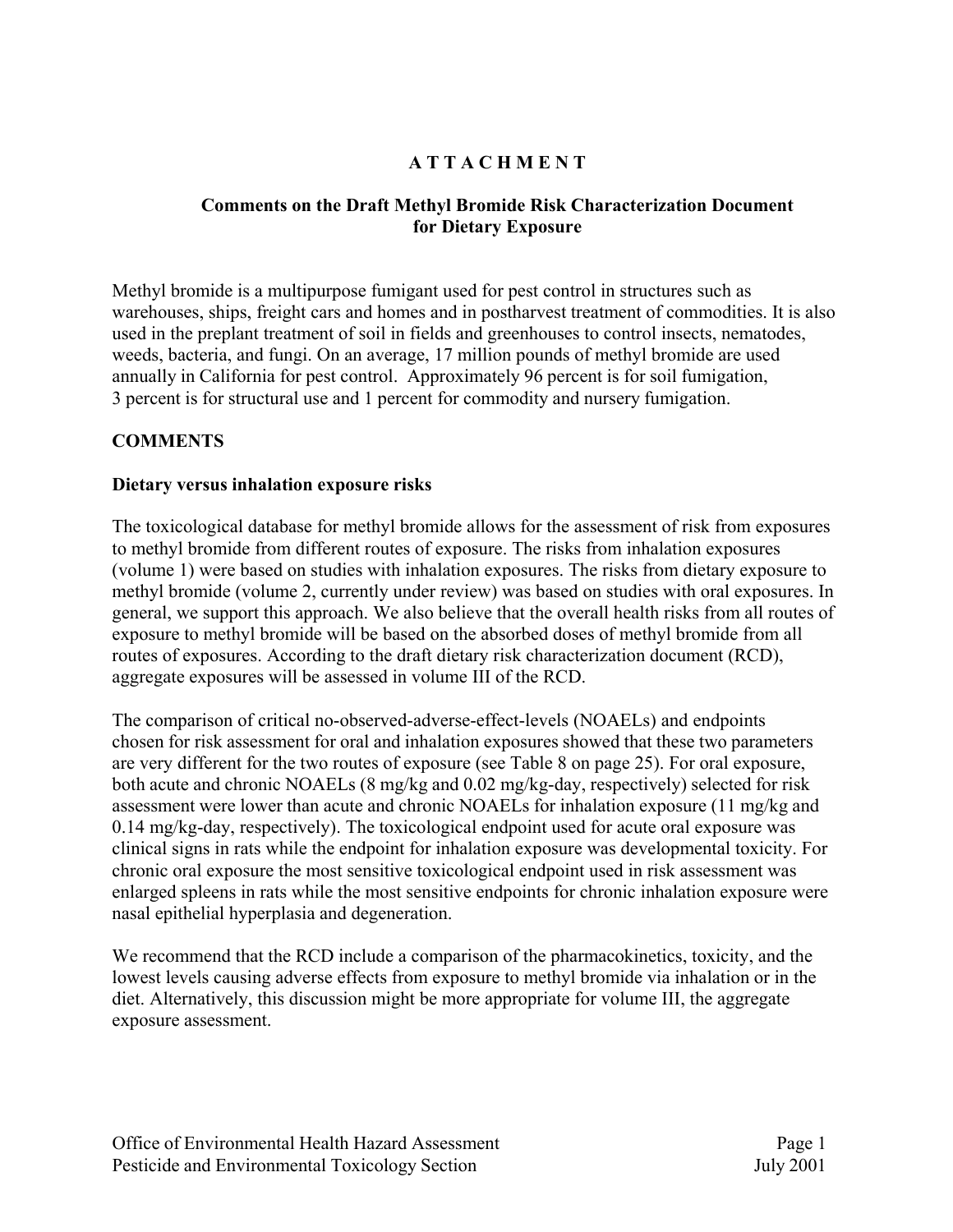# ATTACHMENT

## Comments on the Draft Methyl Bromide Risk Characterization Document for Dietary Exposure

Methyl bromide is a multipurpose fumigant used for pest control in structures such as warehouses, ships, freight cars and homes and in postharvest treatment of commodities. It is also used in the preplant treatment of soil in fields and greenhouses to control insects, nematodes, weeds, bacteria, and fungi. On an average, 17 million pounds of methyl bromide are used annually in California for pest control. Approximately 96 percent is for soil fumigation, 3 percent is for structural use and 1 percent for commodity and nursery fumigation.

## COMMENTS

### Dietary versus inhalation exposure risks

The toxicological database for methyl bromide allows for the assessment of risk from exposures to methyl bromide from different routes of exposure. The risks from inhalation exposures (volume 1) were based on studies with inhalation exposures. The risks from dietary exposure to methyl bromide (volume 2, currently under review) was based on studies with oral exposures. In general, we support this approach. We also believe that the overall health risks from all routes of exposure to methyl bromide will be based on the absorbed doses of methyl bromide from all routes of exposures. According to the draft dietary risk characterization document (RCD), aggregate exposures will be assessed in volume III of the RCD.

The comparison of critical no-observed-adverse-effect-levels (NOAELs) and endpoints chosen for risk assessment for oral and inhalation exposures showed that these two parameters are very different for the two routes of exposure (see Table 8 on page 25). For oral exposure, both acute and chronic NOAELs (8 mg/kg and 0.02 mg/kg-day, respectively) selected for risk assessment were lower than acute and chronic NOAELs for inhalation exposure (11 mg/kg and 0.14 mg/kg-day, respectively). The toxicological endpoint used for acute oral exposure was clinical signs in rats while the endpoint for inhalation exposure was developmental toxicity. For chronic oral exposure the most sensitive toxicological endpoint used in risk assessment was enlarged spleens in rats while the most sensitive endpoints for chronic inhalation exposure were nasal epithelial hyperplasia and degeneration.

We recommend that the RCD include a comparison of the pharmacokinetics, toxicity, and the lowest levels causing adverse effects from exposure to methyl bromide via inhalation or in the diet. Alternatively, this discussion might be more appropriate for volume III, the aggregate exposure assessment.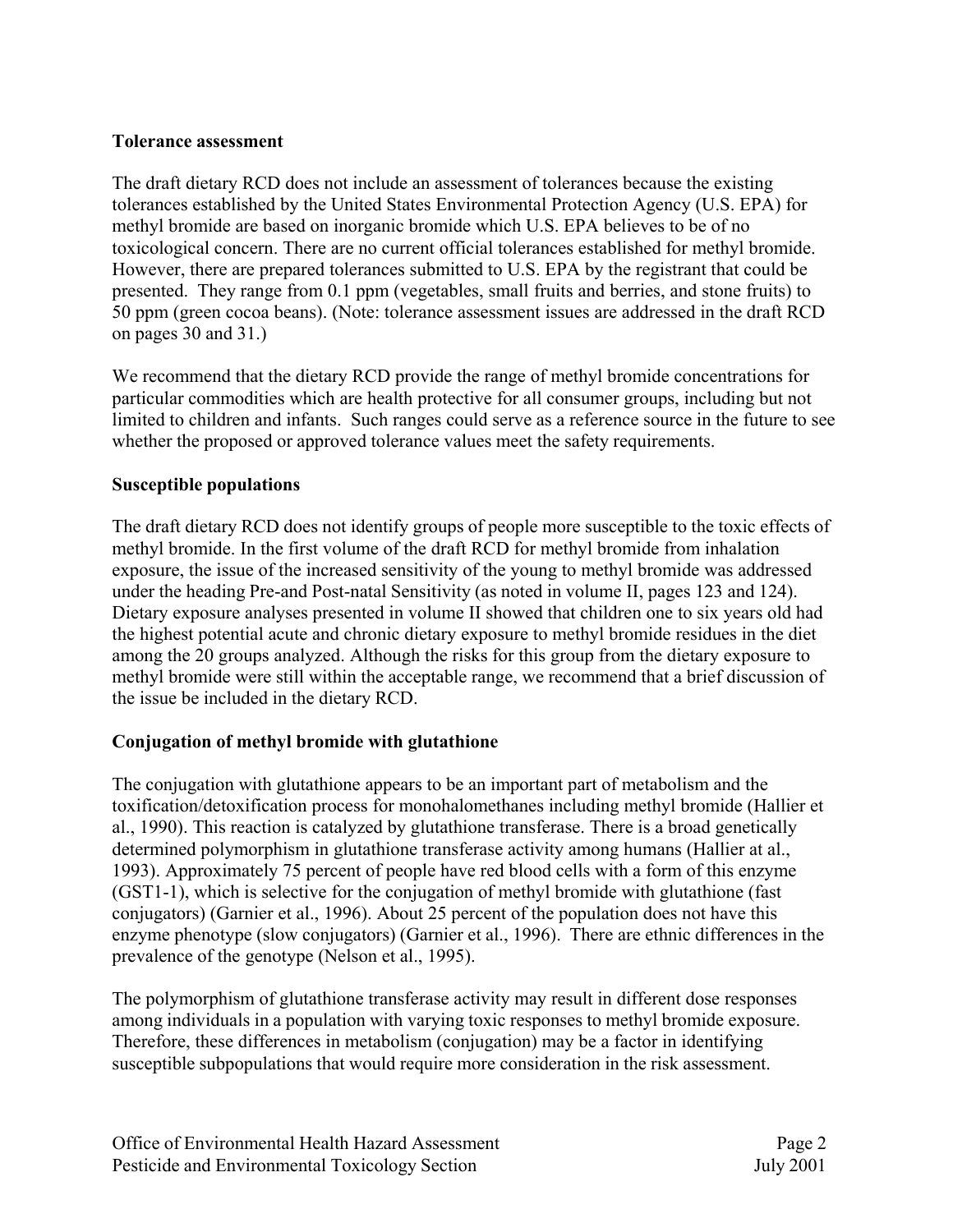**Tolerance assessment**

The draft dietary RCD does not include an assessment of tolerances because the existing tolerances established by the United States Environmental Protection Agency (U.S. EPA) for methyl bromide are based on inorganic bromide which U.S. EPA believes to be of no toxicological concern. There are no current official tolerances established for methyl bromide. However, there are prepared tolerances submitted to U.S. EPA by the registrant that could be presented. They range from 0.1 ppm (vegetables, small fruits and berries, and stone fruits) to 50 ppm (green cocoa beans). (Note: tolerance assessment issues are addressed in the draft RCD on pages 30 and 31.)

We recommend that the dietary RCD provide the range of methyl bromide concentrations for particular commodities which are health protective for all consumer groups, including but not limited to children and infants. Such ranges could serve as a reference source in the future to see whether the proposed or approved tolerance values meet the safety requirements.

**Susceptible populations**

The draft dietary RCD does not identify groups of people more susceptible to the toxic effects of methyl bromide. In the first volume of the draft RCD for methyl bromide from inhalation exposure, the issue of the increased sensitivity of the young to methyl bromide was addressed under the heading Pre-and Post-natal Sensitivity (as noted in volume II, pages 123 and 124). Dietary exposure analyses presented in volume II showed that children one to six years old had the highest potential acute and chronic dietary exposure to methyl bromide residues in the diet among the 20 groups analyzed. Although the risks for this group from the dietary exposure to methyl bromide were still within the acceptable range, we recommend that a brief discussion of the issue be included in the dietary RCD.

**Conjugation of methyl bromide with glutathione**

The conjugation with glutathione appears to be an important part of metabolism and the toxification/detoxification process for monohalomethanes including methyl bromide (Hallier et al., 1990). This reaction is catalyzed by glutathione transferase. There is a broad genetically determined polymorphism in glutathione transferase activity among humans (Hallier at al., 1993). Approximately 75 percent of people have red blood cells with a form of this enzyme (GST1-1), which is selective for the conjugation of methyl bromide with glutathione (fast conjugators) (Garnier et al., 1996). About 25 percent of the population does not have this enzyme phenotype (slow conjugators) (Garnier et al., 1996). There are ethnic differences in the prevalence of the genotype (Nelson et al., 1995).

The polymorphism of glutathione transferase activity may result in different dose responses among individuals in a population with varying toxic responses to methyl bromide exposure. Therefore, these differences in metabolism (conjugation) may be a factor in identifying susceptible subpopulations that would require more consideration in the risk assessment.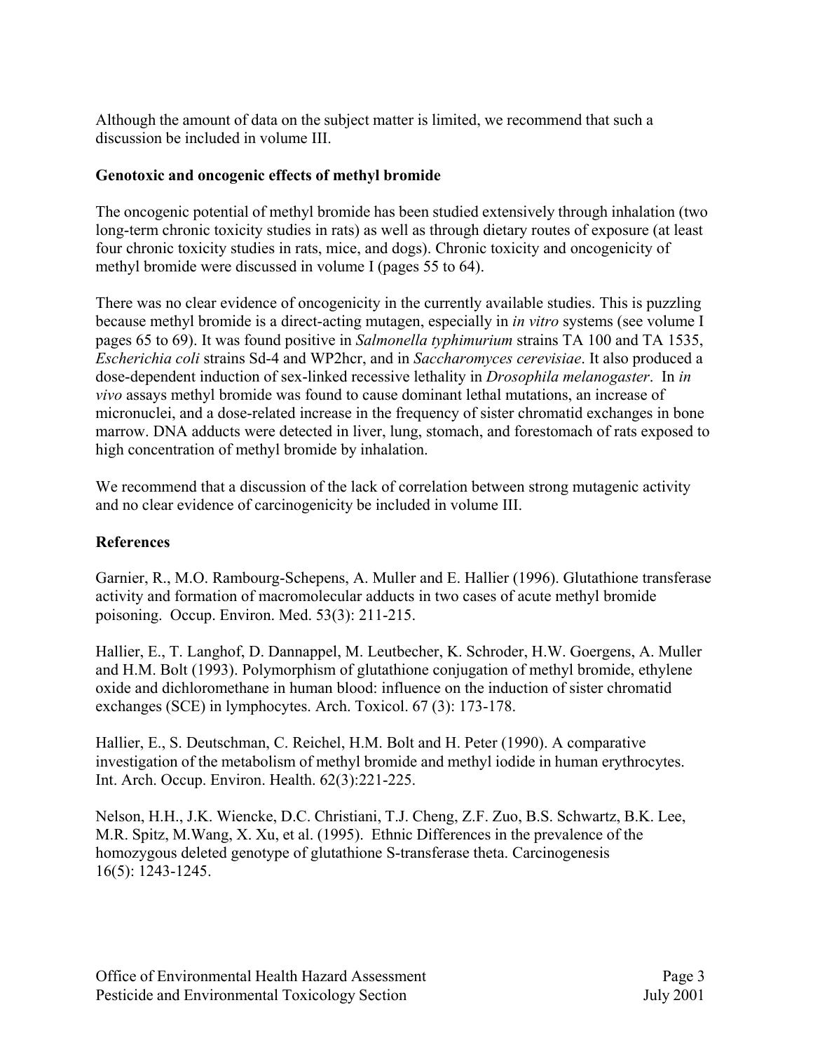Although the amount of data on the subject matter is limited, we recommend that such a discussion be included in volume III.

**Genotoxic and oncogenic effects of methyl bromide**

The oncogenic potential of methyl bromide has been studied extensively through inhalation (two long-term chronic toxicity studies in rats) as well as through dietary routes of exposure (at least four chronic toxicity studies in rats, mice, and dogs). Chronic toxicity and oncogenicity of methyl bromide were discussed in volume I (pages 55 to 64).

There was no clear evidence of oncogenicity in the currently available studies. This is puzzling because methyl bromide is a direct-acting mutagen, especially in *in vitro* systems (see volume I pages 65 to 69). It was found positive in *Salmonella typhimurium* strains TA 100 and TA 1535, *Escherichia coli* strains Sd-4 and WP2hcr, and in *Saccharomyces cerevisiae*. It also produced a dose-dependent induction of sex-linked recessive lethality in *Drosophila melanogaster*. In *in vivo* assays methyl bromide was found to cause dominant lethal mutations, an increase of micronuclei, and a dose-related increase in the frequency of sister chromatid exchanges in bone marrow. DNA adducts were detected in liver, lung, stomach, and forestomach of rats exposed to high concentration of methyl bromide by inhalation.

We recommend that a discussion of the lack of correlation between strong mutagenic activity and no clear evidence of carcinogenicity be included in volume III.

**References**

Garnier, R., M.O. Rambourg-Schepens, A. Muller and E. Hallier (1996). Glutathione transferase activity and formation of macromolecular adducts in two cases of acute methyl bromide poisoning. Occup. Environ. Med. 53(3): 211-215.

Hallier, E., T. Langhof, D. Dannappel, M. Leutbecher, K. Schroder, H.W. Goergens, A. Muller and H.M. Bolt (1993). Polymorphism of glutathione conjugation of methyl bromide, ethylene oxide and dichloromethane in human blood: influence on the induction of sister chromatid exchanges (SCE) in lymphocytes. Arch. Toxicol. 67 (3): 173-178.

Hallier, E., S. Deutschman, C. Reichel, H.M. Bolt and H. Peter (1990). A comparative investigation of the metabolism of methyl bromide and methyl iodide in human erythrocytes. Int. Arch. Occup. Environ. Health. 62(3):221-225.

Nelson, H.H., J.K. Wiencke, D.C. Christiani, T.J. Cheng, Z.F. Zuo, B.S. Schwartz, B.K. Lee, M.R. Spitz, M.Wang, X. Xu, et al. (1995). Ethnic Differences in the prevalence of the homozygous deleted genotype of glutathione S-transferase theta. Carcinogenesis 16(5): 1243-1245.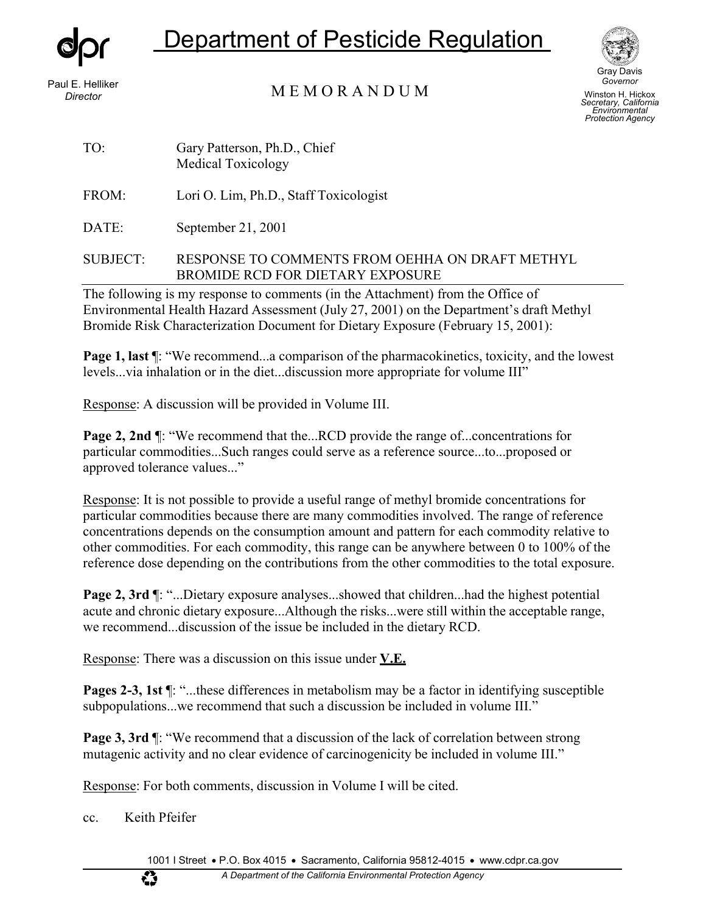# Department of Pesticide Regulation

Paul E. Helliker
*Director*

Gray Davis
*Governor*

Winston H. Hickox
*Secretary, California Environmental Protection Agency*

## MEMORANDUM

TO: Gary Patterson, Ph.D., Chief
Medical Toxicology

FROM: Lori O. Lim, Ph.D., Staff Toxicologist

DATE: September 21, 2001

SUBJECT: RESPONSE TO COMMENTS FROM OEHHA ON DRAFT METHYL BROMIDE RCD FOR DIETARY EXPOSURE

The following is my response to comments (in the Attachment) from the Office of Environmental Health Hazard Assessment (July 27, 2001) on the Department's draft Methyl Bromide Risk Characterization Document for Dietary Exposure (February 15, 2001):

**Page 1, last ¶**: "We recommend...a comparison of the pharmacokinetics, toxicity, and the lowest levels...via inhalation or in the diet...discussion more appropriate for volume III"

Response: A discussion will be provided in Volume III.

**Page 2, 2nd ¶**: "We recommend that the...RCD provide the range of...concentrations for particular commodities...Such ranges could serve as a reference source...to...proposed or approved tolerance values..."

Response: It is not possible to provide a useful range of methyl bromide concentrations for particular commodities because there are many commodities involved. The range of reference concentrations depends on the consumption amount and pattern for each commodity relative to other commodities. For each commodity, this range can be anywhere between 0 to 100% of the reference dose depending on the contributions from the other commodities to the total exposure.

**Page 2, 3rd ¶**: "...Dietary exposure analyses...showed that children...had the highest potential acute and chronic dietary exposure...Although the risks...were still within the acceptable range, we recommend...discussion of the issue be included in the dietary RCD.

Response: There was a discussion on this issue under **V.E.**

**Pages 2-3, 1st ¶**: "...these differences in metabolism may be a factor in identifying susceptible subpopulations...we recommend that such a discussion be included in volume III."

**Page 3, 3rd ¶**: "We recommend that a discussion of the lack of correlation between strong mutagenic activity and no clear evidence of carcinogenicity be included in volume III."

Response: For both comments, discussion in Volume I will be cited.

cc. Keith Pfeifer

1001 I Street • P.O. Box 4015 • Sacramento, California 95812-4015 • www.cdpr.ca.gov

*A Department of the California Environmental Protection Agency*